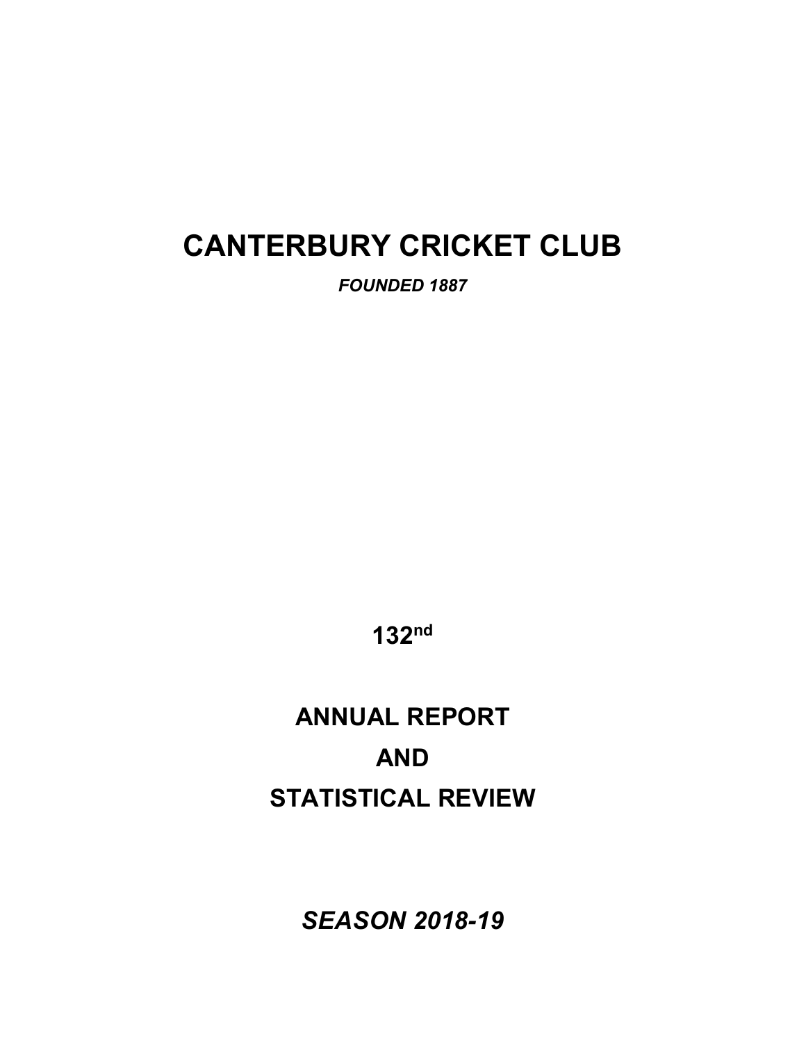# CANTERBURY CRICKET CLUB

***FOUNDED 1887***

**132nd**

## ANNUAL REPORT

## AND

## STATISTICAL REVIEW

***SEASON 2018-19***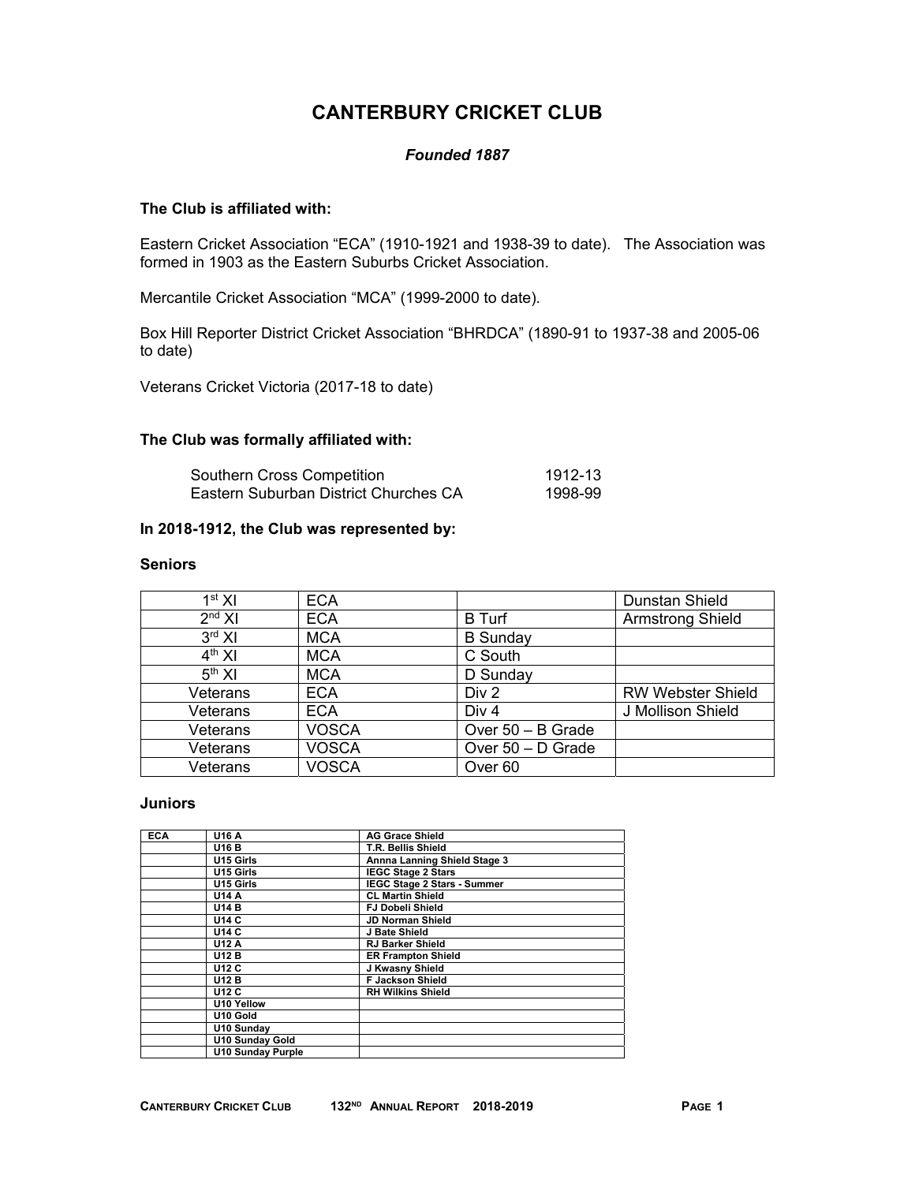# CANTERBURY CRICKET CLUB

*Founded 1887*

**The Club is affiliated with:**

Eastern Cricket Association "ECA" (1910-1921 and 1938-39 to date). The Association was formed in 1903 as the Eastern Suburbs Cricket Association.

Mercantile Cricket Association "MCA" (1999-2000 to date).

Box Hill Reporter District Cricket Association "BHRDCA" (1890-91 to 1937-38 and 2005-06 to date)

Veterans Cricket Victoria (2017-18 to date)

**The Club was formally affiliated with:**

| | |
|---|---|
| Southern Cross Competition | 1912-13 |
| Eastern Suburban District Churches CA | 1998-99 |

**In 2018-1912, the Club was represented by:**

**Seniors**

| | | | |
|---|---|---|---|
| 1st XI | ECA | | Dunstan Shield |
| 2nd XI | ECA | B Turf | Armstrong Shield |
| 3rd XI | MCA | B Sunday | |
| 4th XI | MCA | C South | |
| 5th XI | MCA | D Sunday | |
| Veterans | ECA | Div 2 | RW Webster Shield |
| Veterans | ECA | Div 4 | J Mollison Shield |
| Veterans | VOSCA | Over 50 – B Grade | |
| Veterans | VOSCA | Over 50 – D Grade | |
| Veterans | VOSCA | Over 60 | |

**Juniors**

| | | |
|---|---|---|
| **ECA** | **U16 A** | **AG Grace Shield** |
| | **U16 B** | **T.R. Bellis Shield** |
| | **U15 Girls** | **Annna Lanning Shield Stage 3** |
| | **U15 Girls** | **IEGC Stage 2 Stars** |
| | **U15 Girls** | **IEGC Stage 2 Stars - Summer** |
| | **U14 A** | **CL Martin Shield** |
| | **U14 B** | **FJ Dobeli Shield** |
| | **U14 C** | **JD Norman Shield** |
| | **U14 C** | **J Bate Shield** |
| | **U12 A** | **RJ Barker Shield** |
| | **U12 B** | **ER Frampton Shield** |
| | **U12 C** | **J Kwasny Shield** |
| | **U12 B** | **F Jackson Shield** |
| | **U12 C** | **RH Wilkins Shield** |
| | **U10 Yellow** | |
| | **U10 Gold** | |
| | **U10 Sunday** | |
| | **U10 Sunday Gold** | |
| | **U10 Sunday Purple** | |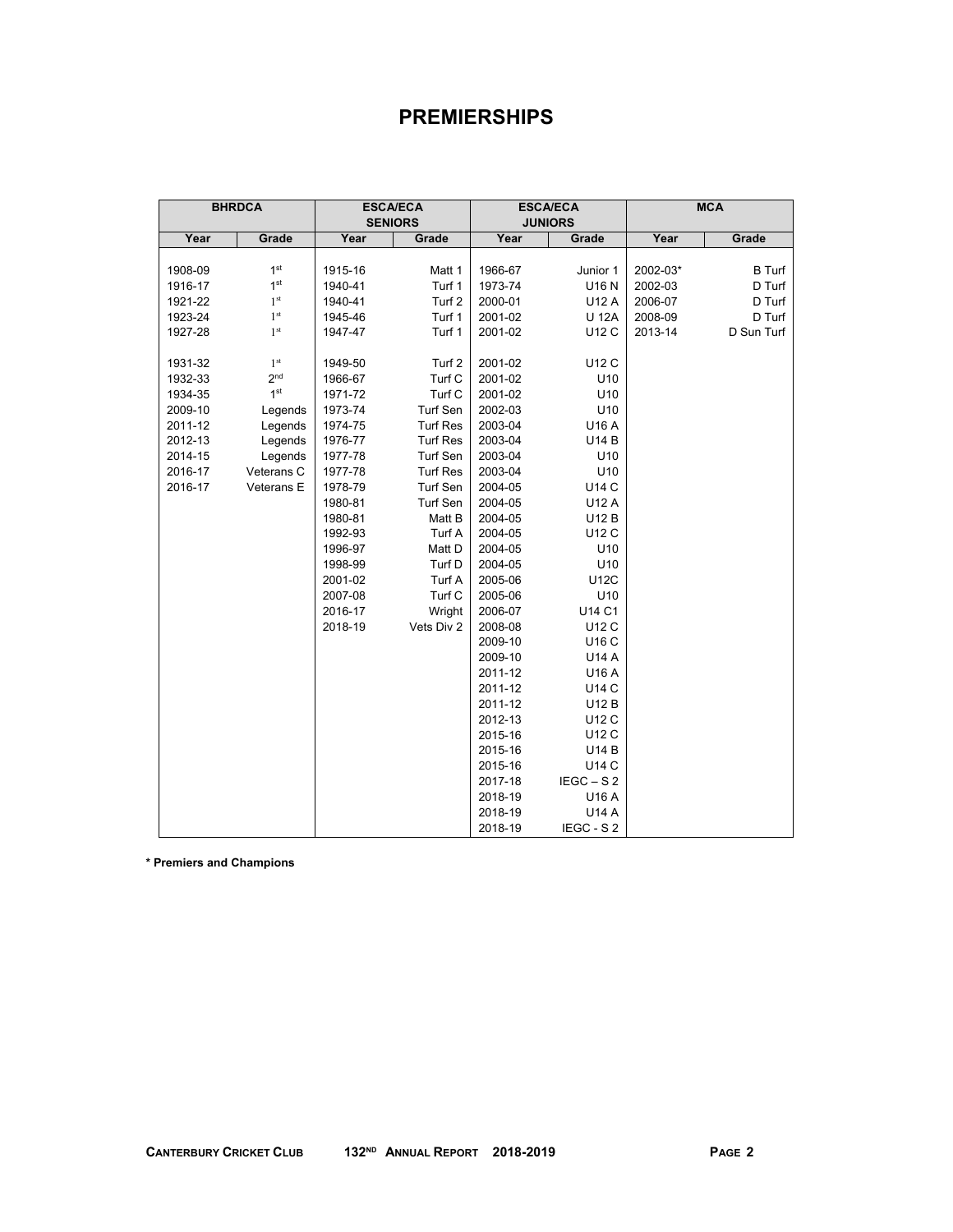# PREMIERSHIPS

| BHRDCA | | ESCA/ECA SENIORS | | ESCA/ECA JUNIORS | | MCA | |
|---|---|---|---|---|---|---|---|
| Year | Grade | Year | Grade | Year | Grade | Year | Grade |
| 1908-09 | 1st | 1915-16 | Matt 1 | 1966-67 | Junior 1 | 2002-03* | B Turf |
| 1916-17 | 1st | 1940-41 | Turf 1 | 1973-74 | U16 N | 2002-03 | D Turf |
| 1921-22 | 1st | 1940-41 | Turf 2 | 2000-01 | U12 A | 2006-07 | D Turf |
| 1923-24 | 1st | 1945-46 | Turf 1 | 2001-02 | U 12A | 2008-09 | D Turf |
| 1927-28 | 1st | 1947-47 | Turf 1 | 2001-02 | U12 C | 2013-14 | D Sun Turf |
| 1931-32 | 1st | 1949-50 | Turf 2 | 2001-02 | U12 C | | |
| 1932-33 | 2nd | 1966-67 | Turf C | 2001-02 | U10 | | |
| 1934-35 | 1st | 1971-72 | Turf C | 2001-02 | U10 | | |
| 2009-10 | Legends | 1973-74 | Turf Sen | 2002-03 | U10 | | |
| 2011-12 | Legends | 1974-75 | Turf Res | 2003-04 | U16 A | | |
| 2012-13 | Legends | 1976-77 | Turf Res | 2003-04 | U14 B | | |
| 2014-15 | Legends | 1977-78 | Turf Sen | 2003-04 | U10 | | |
| 2016-17 | Veterans C | 1977-78 | Turf Res | 2003-04 | U10 | | |
| 2016-17 | Veterans E | 1978-79 | Turf Sen | 2004-05 | U14 C | | |
| | | 1980-81 | Turf Sen | 2004-05 | U12 A | | |
| | | 1980-81 | Matt B | 2004-05 | U12 B | | |
| | | 1992-93 | Turf A | 2004-05 | U12 C | | |
| | | 1996-97 | Matt D | 2004-05 | U10 | | |
| | | 1998-99 | Turf D | 2004-05 | U10 | | |
| | | 2001-02 | Turf A | 2005-06 | U12C | | |
| | | 2007-08 | Turf C | 2005-06 | U10 | | |
| | | 2016-17 | Wright | 2006-07 | U14 C1 | | |
| | | 2018-19 | Vets Div 2 | 2008-08 | U12 C | | |
| | | | | 2009-10 | U16 C | | |
| | | | | 2009-10 | U14 A | | |
| | | | | 2011-12 | U16 A | | |
| | | | | 2011-12 | U14 C | | |
| | | | | 2011-12 | U12 B | | |
| | | | | 2012-13 | U12 C | | |
| | | | | 2015-16 | U12 C | | |
| | | | | 2015-16 | U14 B | | |
| | | | | 2015-16 | U14 C | | |
| | | | | 2017-18 | IEGC – S 2 | | |
| | | | | 2018-19 | U16 A | | |
| | | | | 2018-19 | U14 A | | |
| | | | | 2018-19 | IEGC - S 2 | | |

**\* Premiers and Champions**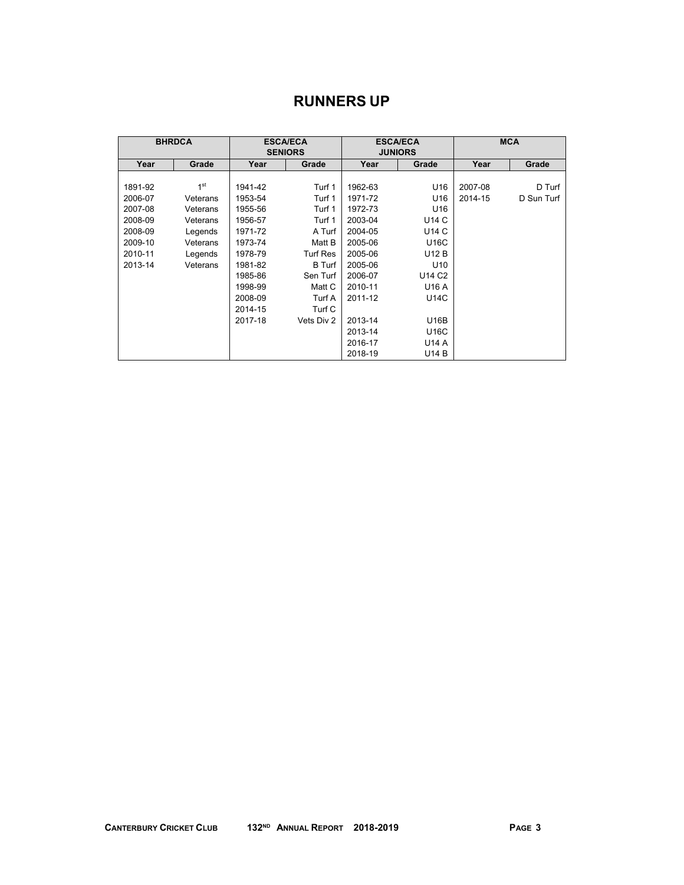# RUNNERS UP

| BHRDCA | | ESCA/ECA SENIORS | | ESCA/ECA JUNIORS | | MCA | |
|---|---|---|---|---|---|---|---|
| Year | Grade | Year | Grade | Year | Grade | Year | Grade |
| 1891-92 | 1st | 1941-42 | Turf 1 | 1962-63 | U16 | 2007-08 | D Turf |
| 2006-07 | Veterans | 1953-54 | Turf 1 | 1971-72 | U16 | 2014-15 | D Sun Turf |
| 2007-08 | Veterans | 1955-56 | Turf 1 | 1972-73 | U16 | | |
| 2008-09 | Veterans | 1956-57 | Turf 1 | 2003-04 | U14 C | | |
| 2008-09 | Legends | 1971-72 | A Turf | 2004-05 | U14 C | | |
| 2009-10 | Veterans | 1973-74 | Matt B | 2005-06 | U16C | | |
| 2010-11 | Legends | 1978-79 | Turf Res | 2005-06 | U12 B | | |
| 2013-14 | Veterans | 1981-82 | B Turf | 2005-06 | U10 | | |
| | | 1985-86 | Sen Turf | 2006-07 | U14 C2 | | |
| | | 1998-99 | Matt C | 2010-11 | U16 A | | |
| | | 2008-09 | Turf A | 2011-12 | U14C | | |
| | | 2014-15 | Turf C | | | | |
| | | 2017-18 | Vets Div 2 | 2013-14 | U16B | | |
| | | | | 2013-14 | U16C | | |
| | | | | 2016-17 | U14 A | | |
| | | | | 2018-19 | U14 B | | |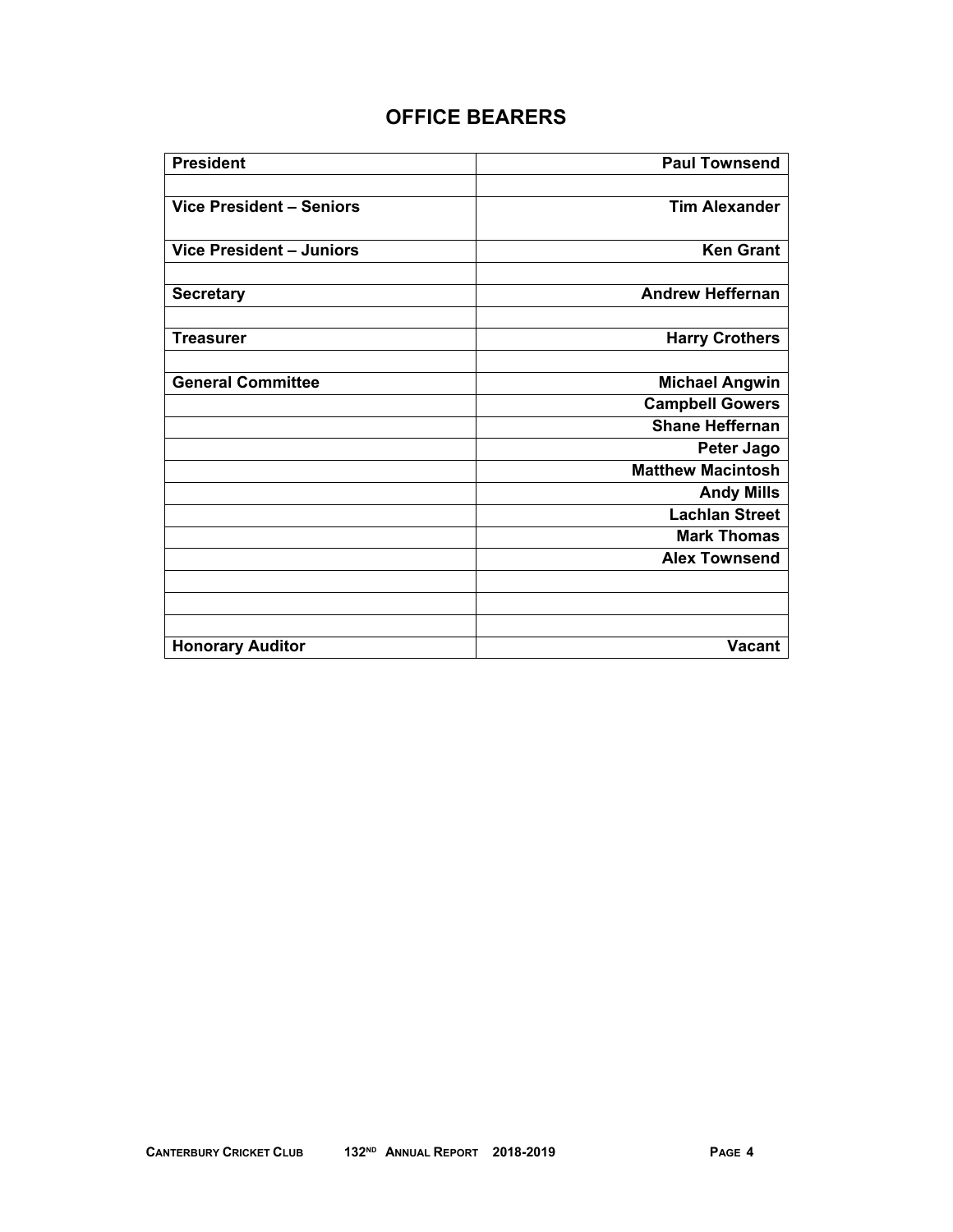# OFFICE BEARERS

| | |
|---|---|
| **President** | **Paul Townsend** |
| | |
| **Vice President – Seniors** | **Tim Alexander** |
| **Vice President – Juniors** | **Ken Grant** |
| | |
| **Secretary** | **Andrew Heffernan** |
| | |
| **Treasurer** | **Harry Crothers** |
| | |
| **General Committee** | **Michael Angwin** |
| | **Campbell Gowers** |
| | **Shane Heffernan** |
| | **Peter Jago** |
| | **Matthew Macintosh** |
| | **Andy Mills** |
| | **Lachlan Street** |
| | **Mark Thomas** |
| | **Alex Townsend** |
| | |
| | |
| | |
| **Honorary Auditor** | **Vacant** |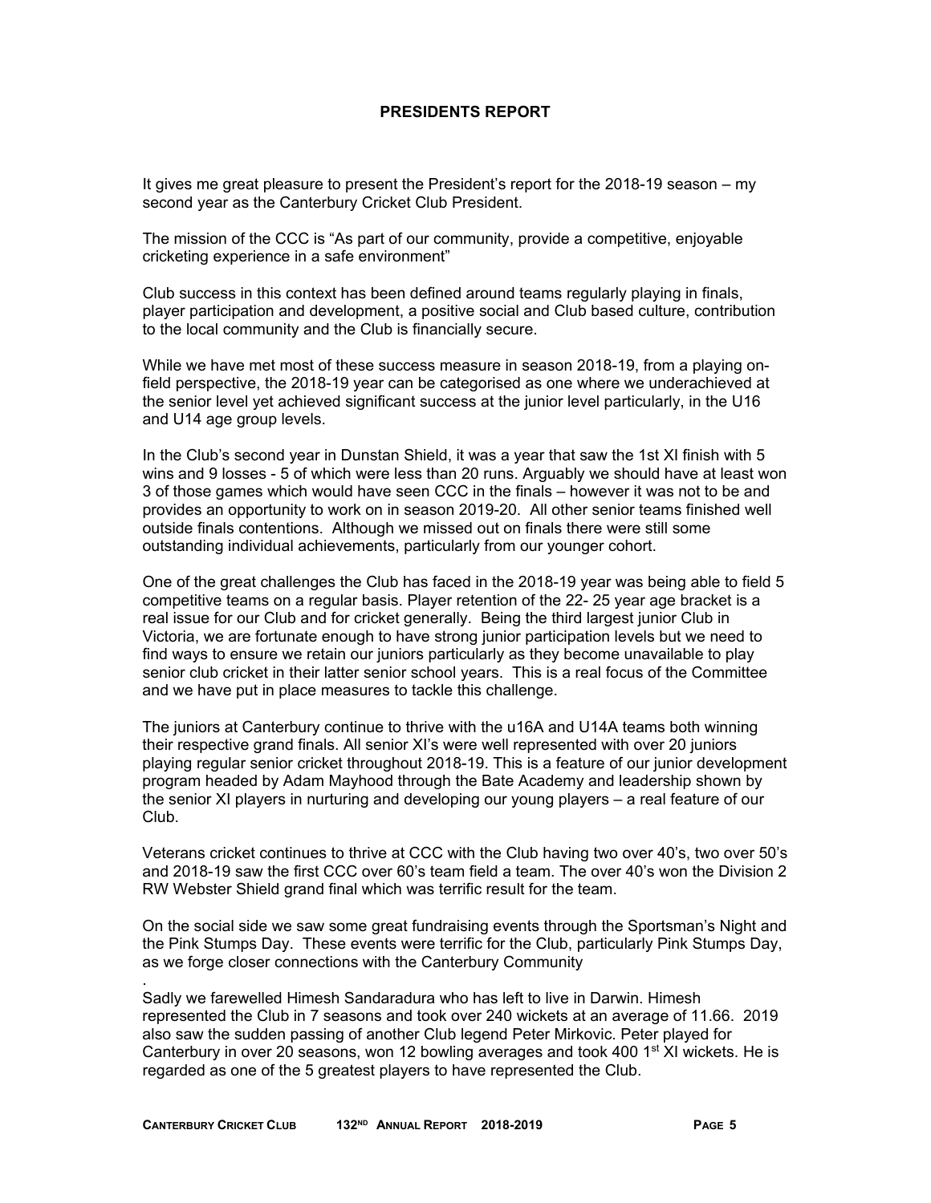## PRESIDENTS REPORT

It gives me great pleasure to present the President's report for the 2018-19 season – my second year as the Canterbury Cricket Club President.

The mission of the CCC is "As part of our community, provide a competitive, enjoyable cricketing experience in a safe environment"

Club success in this context has been defined around teams regularly playing in finals, player participation and development, a positive social and Club based culture, contribution to the local community and the Club is financially secure.

While we have met most of these success measure in season 2018-19, from a playing on-field perspective, the 2018-19 year can be categorised as one where we underachieved at the senior level yet achieved significant success at the junior level particularly, in the U16 and U14 age group levels.

In the Club's second year in Dunstan Shield, it was a year that saw the 1st XI finish with 5 wins and 9 losses - 5 of which were less than 20 runs. Arguably we should have at least won 3 of those games which would have seen CCC in the finals – however it was not to be and provides an opportunity to work on in season 2019-20. All other senior teams finished well outside finals contentions. Although we missed out on finals there were still some outstanding individual achievements, particularly from our younger cohort.

One of the great challenges the Club has faced in the 2018-19 year was being able to field 5 competitive teams on a regular basis. Player retention of the 22- 25 year age bracket is a real issue for our Club and for cricket generally. Being the third largest junior Club in Victoria, we are fortunate enough to have strong junior participation levels but we need to find ways to ensure we retain our juniors particularly as they become unavailable to play senior club cricket in their latter senior school years. This is a real focus of the Committee and we have put in place measures to tackle this challenge.

The juniors at Canterbury continue to thrive with the u16A and U14A teams both winning their respective grand finals. All senior XI's were well represented with over 20 juniors playing regular senior cricket throughout 2018-19. This is a feature of our junior development program headed by Adam Mayhood through the Bate Academy and leadership shown by the senior XI players in nurturing and developing our young players – a real feature of our Club.

Veterans cricket continues to thrive at CCC with the Club having two over 40's, two over 50's and 2018-19 saw the first CCC over 60's team field a team. The over 40's won the Division 2 RW Webster Shield grand final which was terrific result for the team.

On the social side we saw some great fundraising events through the Sportsman's Night and the Pink Stumps Day. These events were terrific for the Club, particularly Pink Stumps Day, as we forge closer connections with the Canterbury Community

.

Sadly we farewelled Himesh Sandaradura who has left to live in Darwin. Himesh represented the Club in 7 seasons and took over 240 wickets at an average of 11.66. 2019 also saw the sudden passing of another Club legend Peter Mirkovic. Peter played for Canterbury in over 20 seasons, won 12 bowling averages and took 400 1st XI wickets. He is regarded as one of the 5 greatest players to have represented the Club.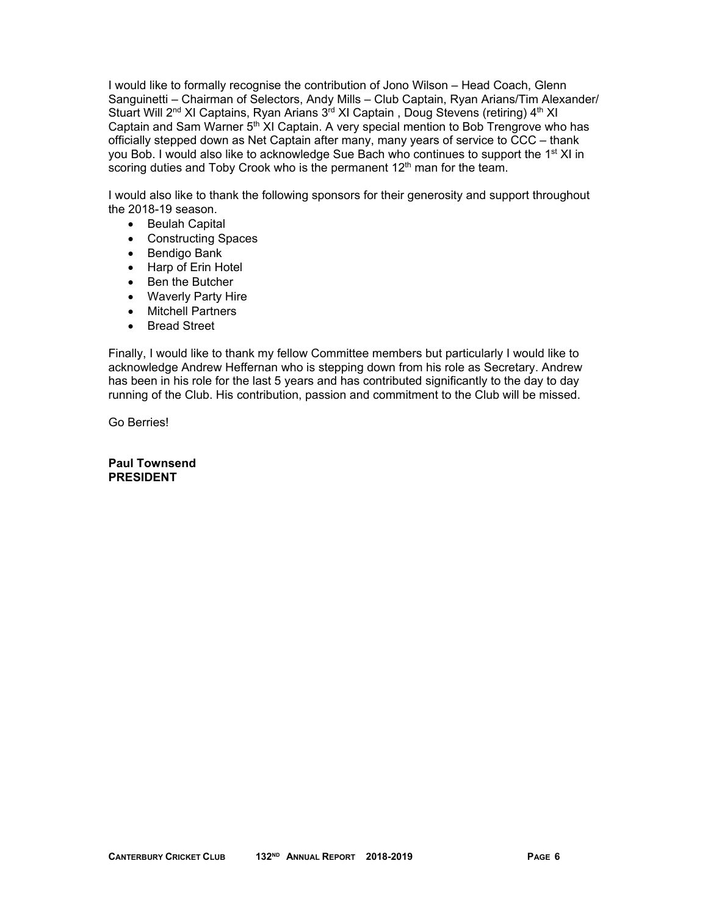I would like to formally recognise the contribution of Jono Wilson – Head Coach, Glenn Sanguinetti – Chairman of Selectors, Andy Mills – Club Captain, Ryan Arians/Tim Alexander/ Stuart Will 2nd XI Captains, Ryan Arians 3rd XI Captain , Doug Stevens (retiring) 4th XI Captain and Sam Warner 5th XI Captain. A very special mention to Bob Trengrove who has officially stepped down as Net Captain after many, many years of service to CCC – thank you Bob. I would also like to acknowledge Sue Bach who continues to support the 1st XI in scoring duties and Toby Crook who is the permanent 12th man for the team.

I would also like to thank the following sponsors for their generosity and support throughout the 2018-19 season.

- Beulah Capital
- Constructing Spaces
- Bendigo Bank
- Harp of Erin Hotel
- Ben the Butcher
- Waverly Party Hire
- Mitchell Partners
- Bread Street

Finally, I would like to thank my fellow Committee members but particularly I would like to acknowledge Andrew Heffernan who is stepping down from his role as Secretary. Andrew has been in his role for the last 5 years and has contributed significantly to the day to day running of the Club. His contribution, passion and commitment to the Club will be missed.

Go Berries!

**Paul Townsend**
**PRESIDENT**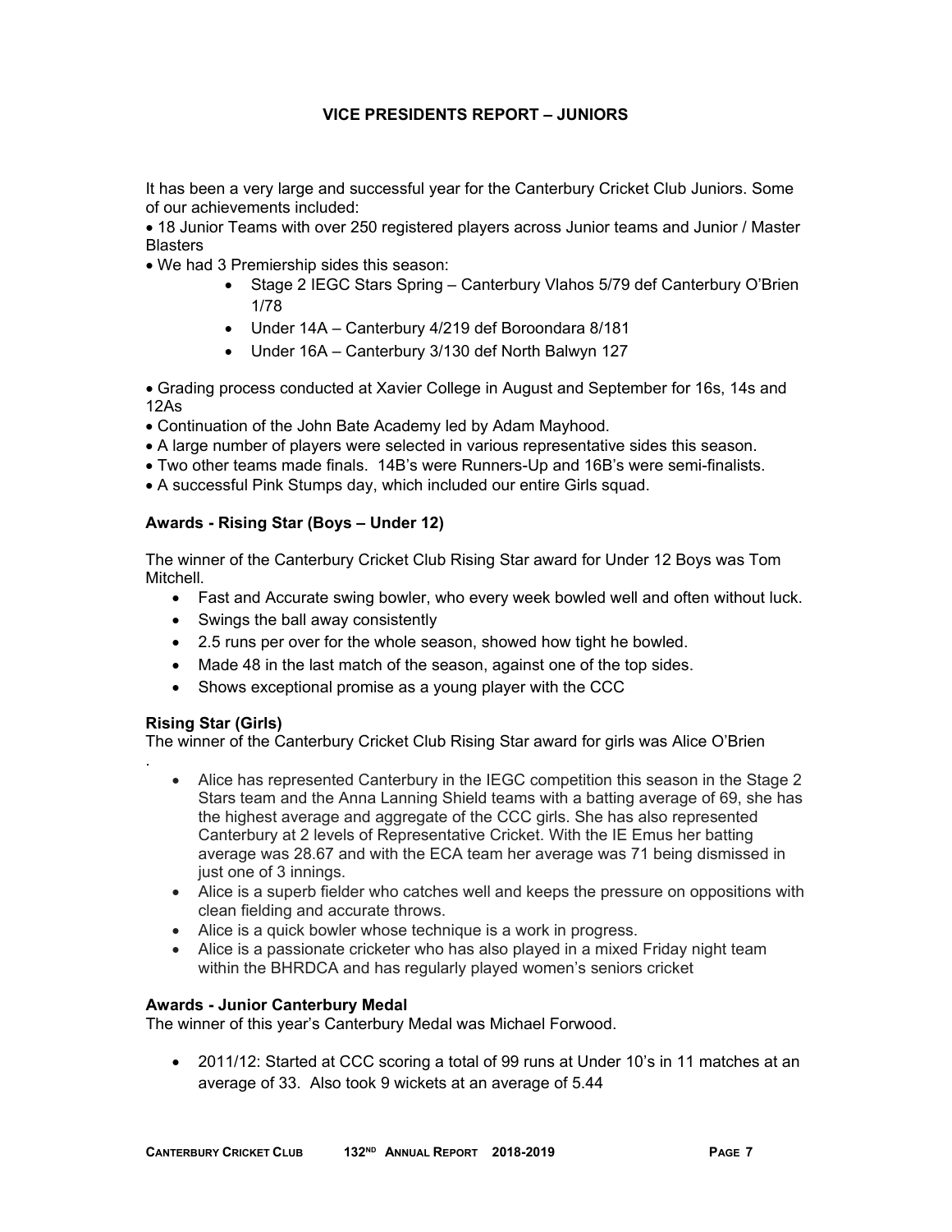# VICE PRESIDENTS REPORT – JUNIORS

It has been a very large and successful year for the Canterbury Cricket Club Juniors. Some of our achievements included:

- 18 Junior Teams with over 250 registered players across Junior teams and Junior / Master Blasters
- We had 3 Premiership sides this season:
  - Stage 2 IEGC Stars Spring – Canterbury Vlahos 5/79 def Canterbury O'Brien 1/78
  - Under 14A – Canterbury 4/219 def Boroondara 8/181
  - Under 16A – Canterbury 3/130 def North Balwyn 127
- Grading process conducted at Xavier College in August and September for 16s, 14s and 12As
- Continuation of the John Bate Academy led by Adam Mayhood.
- A large number of players were selected in various representative sides this season.
- Two other teams made finals. 14B's were Runners-Up and 16B's were semi-finalists.
- A successful Pink Stumps day, which included our entire Girls squad.

### Awards - Rising Star (Boys – Under 12)

The winner of the Canterbury Cricket Club Rising Star award for Under 12 Boys was Tom Mitchell.

- Fast and Accurate swing bowler, who every week bowled well and often without luck.
- Swings the ball away consistently
- 2.5 runs per over for the whole season, showed how tight he bowled.
- Made 48 in the last match of the season, against one of the top sides.
- Shows exceptional promise as a young player with the CCC

### Rising Star (Girls)

The winner of the Canterbury Cricket Club Rising Star award for girls was Alice O'Brien

.

- Alice has represented Canterbury in the IEGC competition this season in the Stage 2 Stars team and the Anna Lanning Shield teams with a batting average of 69, she has the highest average and aggregate of the CCC girls. She has also represented Canterbury at 2 levels of Representative Cricket. With the IE Emus her batting average was 28.67 and with the ECA team her average was 71 being dismissed in just one of 3 innings.
- Alice is a superb fielder who catches well and keeps the pressure on oppositions with clean fielding and accurate throws.
- Alice is a quick bowler whose technique is a work in progress.
- Alice is a passionate cricketer who has also played in a mixed Friday night team within the BHRDCA and has regularly played women's seniors cricket

### Awards - Junior Canterbury Medal

The winner of this year's Canterbury Medal was Michael Forwood.

- 2011/12: Started at CCC scoring a total of 99 runs at Under 10's in 11 matches at an average of 33. Also took 9 wickets at an average of 5.44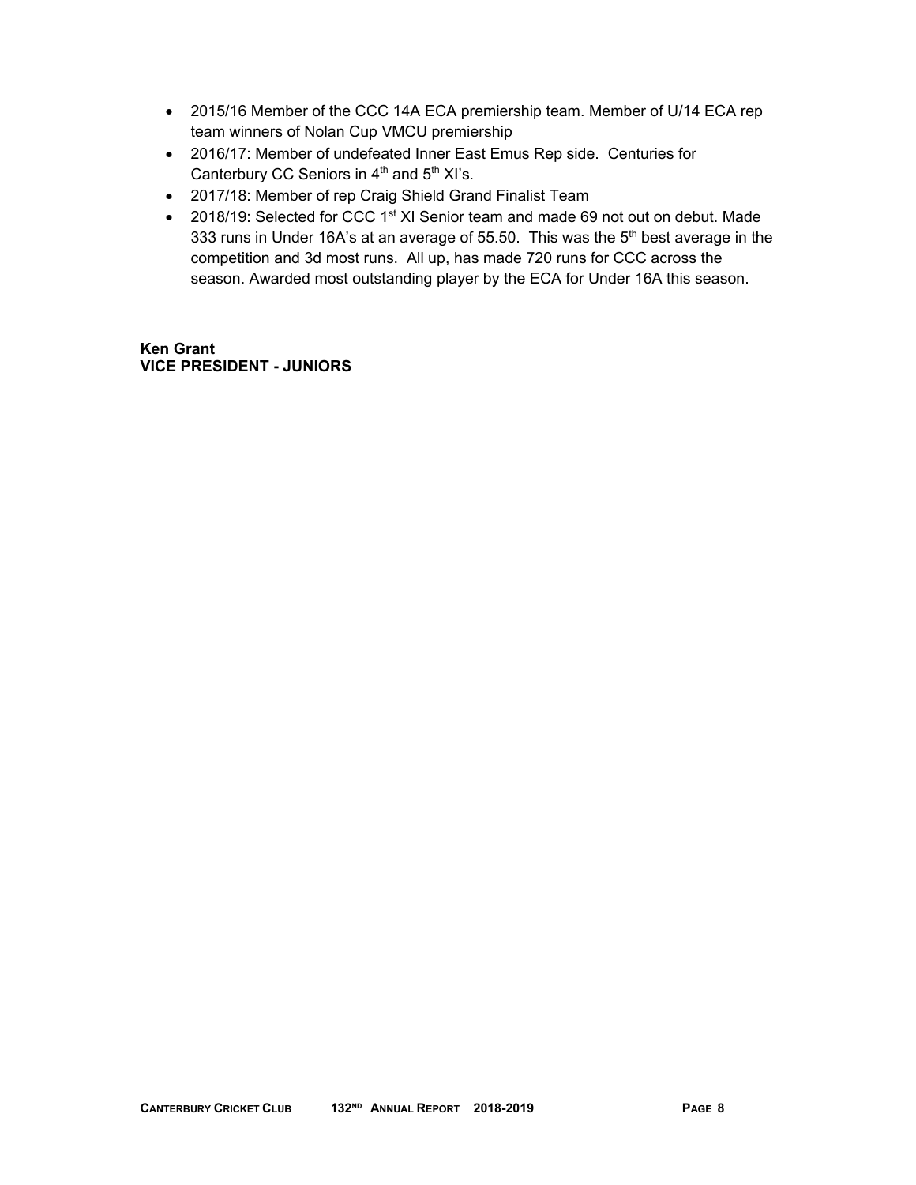- 2015/16 Member of the CCC 14A ECA premiership team. Member of U/14 ECA rep team winners of Nolan Cup VMCU premiership
- 2016/17: Member of undefeated Inner East Emus Rep side. Centuries for Canterbury CC Seniors in 4th and 5th XI's.
- 2017/18: Member of rep Craig Shield Grand Finalist Team
- 2018/19: Selected for CCC 1st XI Senior team and made 69 not out on debut. Made 333 runs in Under 16A's at an average of 55.50. This was the 5th best average in the competition and 3d most runs. All up, has made 720 runs for CCC across the season. Awarded most outstanding player by the ECA for Under 16A this season.

**Ken Grant**
**VICE PRESIDENT - JUNIORS**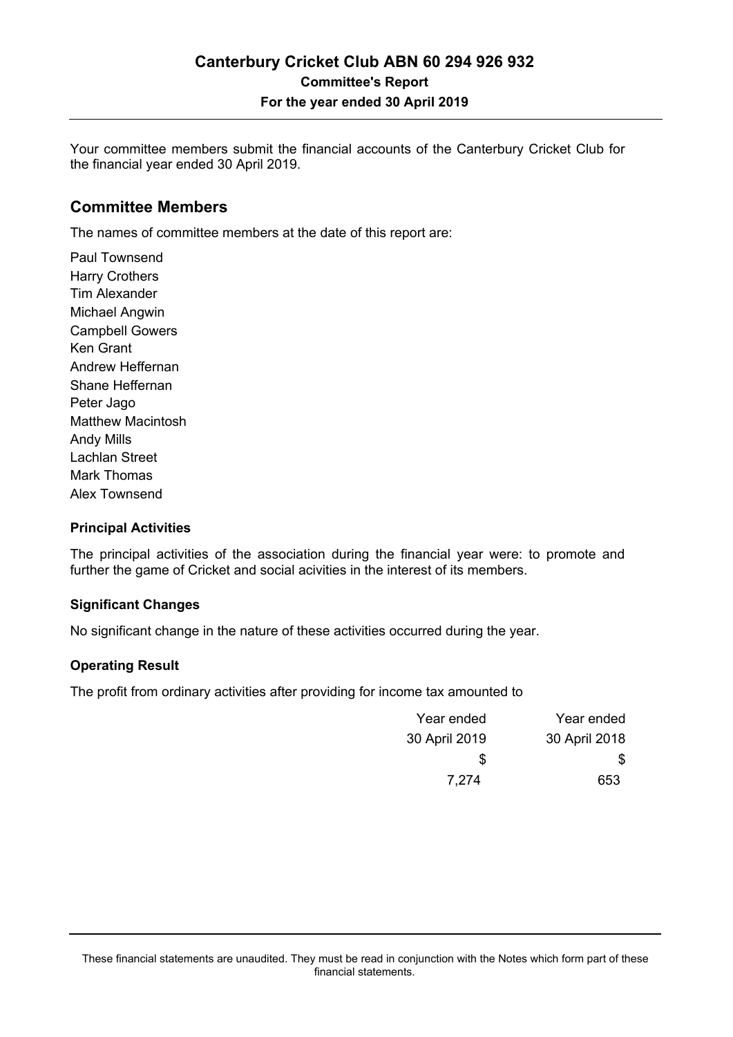# Canterbury Cricket Club ABN 60 294 926 932

**Committee's Report**

**For the year ended 30 April 2019**

Your committee members submit the financial accounts of the Canterbury Cricket Club for the financial year ended 30 April 2019.

## Committee Members

The names of committee members at the date of this report are:

Paul Townsend
Harry Crothers
Tim Alexander
Michael Angwin
Campbell Gowers
Ken Grant
Andrew Heffernan
Shane Heffernan
Peter Jago
Matthew Macintosh
Andy Mills
Lachlan Street
Mark Thomas
Alex Townsend

### Principal Activities

The principal activities of the association during the financial year were: to promote and further the game of Cricket and social acivities in the interest of its members.

### Significant Changes

No significant change in the nature of these activities occurred during the year.

### Operating Result

The profit from ordinary activities after providing for income tax amounted to

| Year ended 30 April 2019 | Year ended 30 April 2018 |
|---|---|
| $ | $ |
| 7,274 | 653 |

These financial statements are unaudited. They must be read in conjunction with the Notes which form part of these financial statements.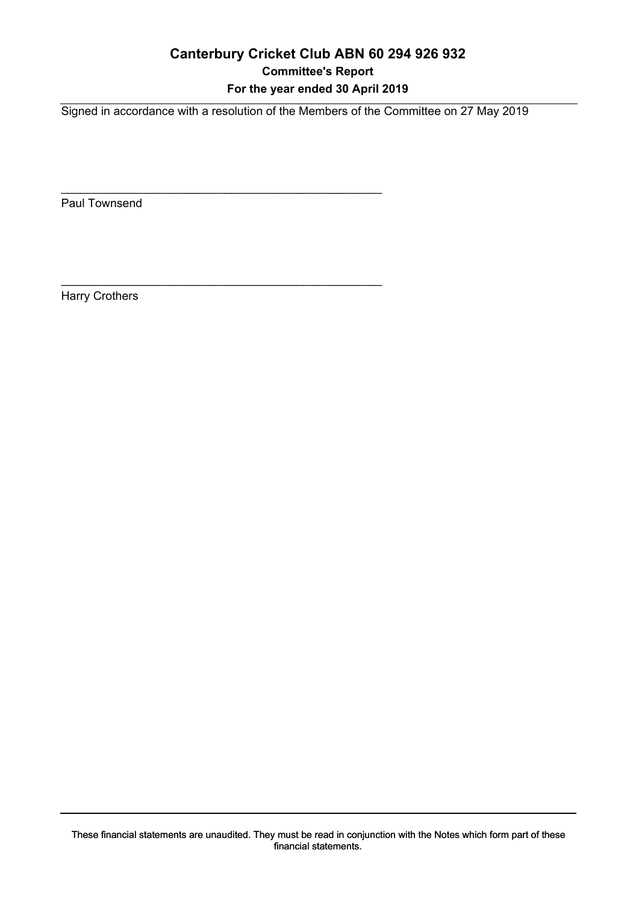# Canterbury Cricket Club ABN 60 294 926 932

## Committee's Report

### For the year ended 30 April 2019

Signed in accordance with a resolution of the Members of the Committee on 27 May 2019

\_\_\_\_\_\_\_\_\_\_\_\_\_\_\_\_\_\_\_\_\_\_\_\_\_\_\_\_\_\_\_\_\_\_\_\_\_\_\_\_\_\_\_\_\_\_\_\_

Paul Townsend

\_\_\_\_\_\_\_\_\_\_\_\_\_\_\_\_\_\_\_\_\_\_\_\_\_\_\_\_\_\_\_\_\_\_\_\_\_\_\_\_\_\_\_\_\_\_\_\_

Harry Crothers

These financial statements are unaudited. They must be read in conjunction with the Notes which form part of these financial statements.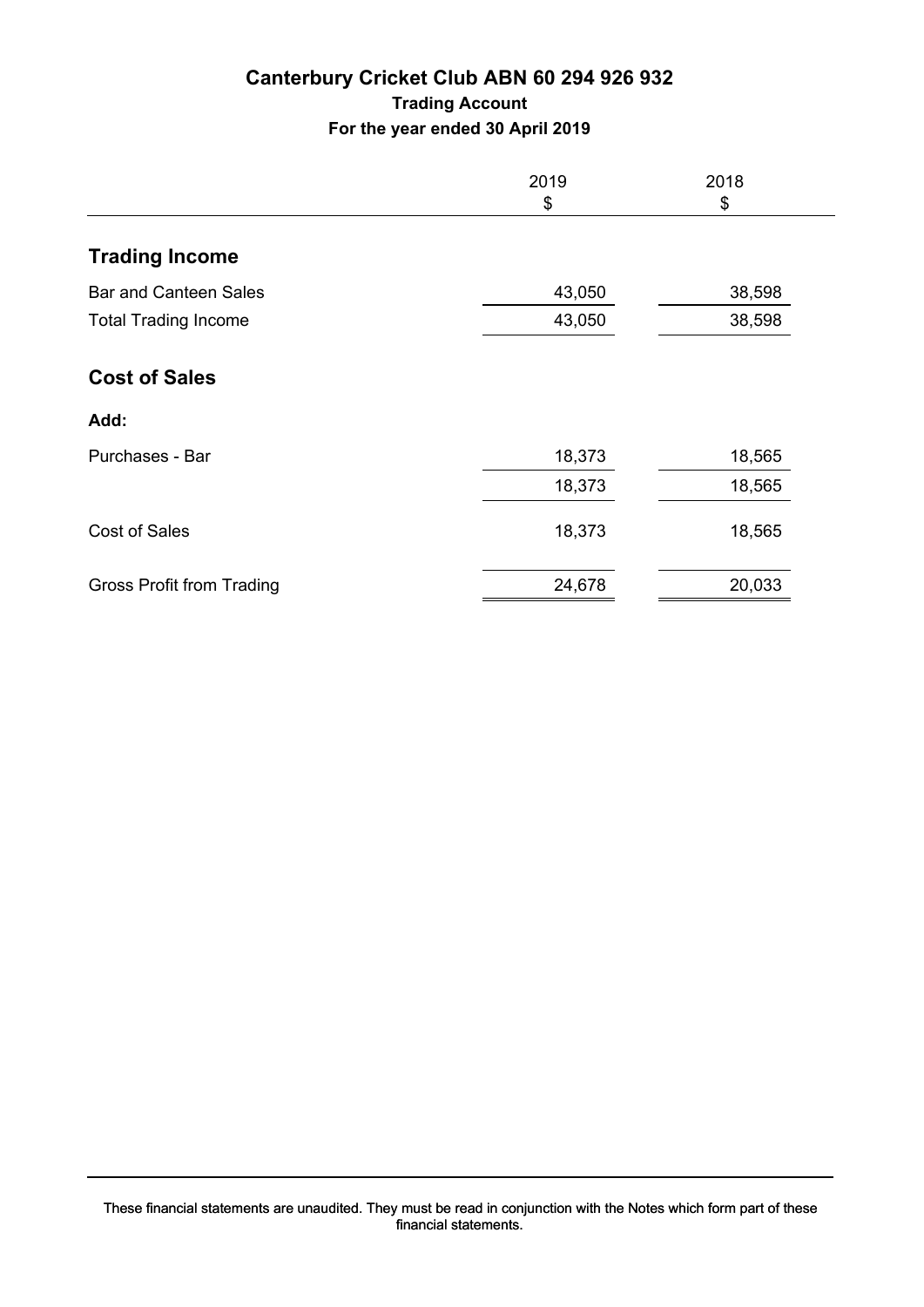# Canterbury Cricket Club ABN 60 294 926 932

## Trading Account

### For the year ended 30 April 2019

| | 2019<br>$ | 2018<br>$ |
|---|---|---|
| **Trading Income** | | |
| Bar and Canteen Sales | 43,050 | 38,598 |
| Total Trading Income | 43,050 | 38,598 |
| **Cost of Sales** | | |
| **Add:** | | |
| Purchases - Bar | 18,373 | 18,565 |
| | 18,373 | 18,565 |
| Cost of Sales | 18,373 | 18,565 |
| Gross Profit from Trading | 24,678 | 20,033 |

These financial statements are unaudited. They must be read in conjunction with the Notes which form part of these financial statements.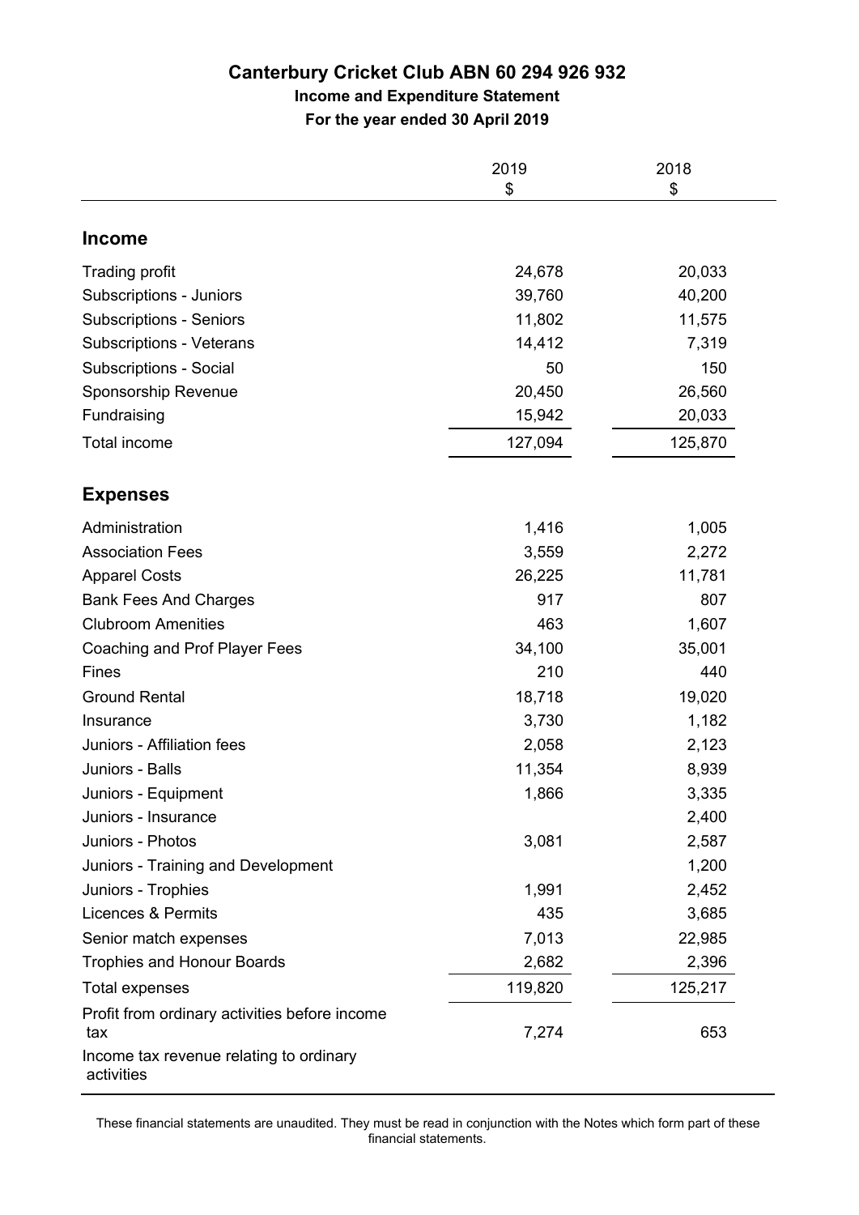# Canterbury Cricket Club ABN 60 294 926 932

## Income and Expenditure Statement

### For the year ended 30 April 2019

| | 2019<br>$ | 2018<br>$ |
|---|---|---|
| **Income** | | |
| Trading profit | 24,678 | 20,033 |
| Subscriptions - Juniors | 39,760 | 40,200 |
| Subscriptions - Seniors | 11,802 | 11,575 |
| Subscriptions - Veterans | 14,412 | 7,319 |
| Subscriptions - Social | 50 | 150 |
| Sponsorship Revenue | 20,450 | 26,560 |
| Fundraising | 15,942 | 20,033 |
| Total income | 127,094 | 125,870 |
| **Expenses** | | |
| Administration | 1,416 | 1,005 |
| Association Fees | 3,559 | 2,272 |
| Apparel Costs | 26,225 | 11,781 |
| Bank Fees And Charges | 917 | 807 |
| Clubroom Amenities | 463 | 1,607 |
| Coaching and Prof Player Fees | 34,100 | 35,001 |
| Fines | 210 | 440 |
| Ground Rental | 18,718 | 19,020 |
| Insurance | 3,730 | 1,182 |
| Juniors - Affiliation fees | 2,058 | 2,123 |
| Juniors - Balls | 11,354 | 8,939 |
| Juniors - Equipment | 1,866 | 3,335 |
| Juniors - Insurance | | 2,400 |
| Juniors - Photos | 3,081 | 2,587 |
| Juniors - Training and Development | | 1,200 |
| Juniors - Trophies | 1,991 | 2,452 |
| Licences & Permits | 435 | 3,685 |
| Senior match expenses | 7,013 | 22,985 |
| Trophies and Honour Boards | 2,682 | 2,396 |
| Total expenses | 119,820 | 125,217 |
| Profit from ordinary activities before income tax | 7,274 | 653 |
| Income tax revenue relating to ordinary activities | | |

These financial statements are unaudited. They must be read in conjunction with the Notes which form part of these financial statements.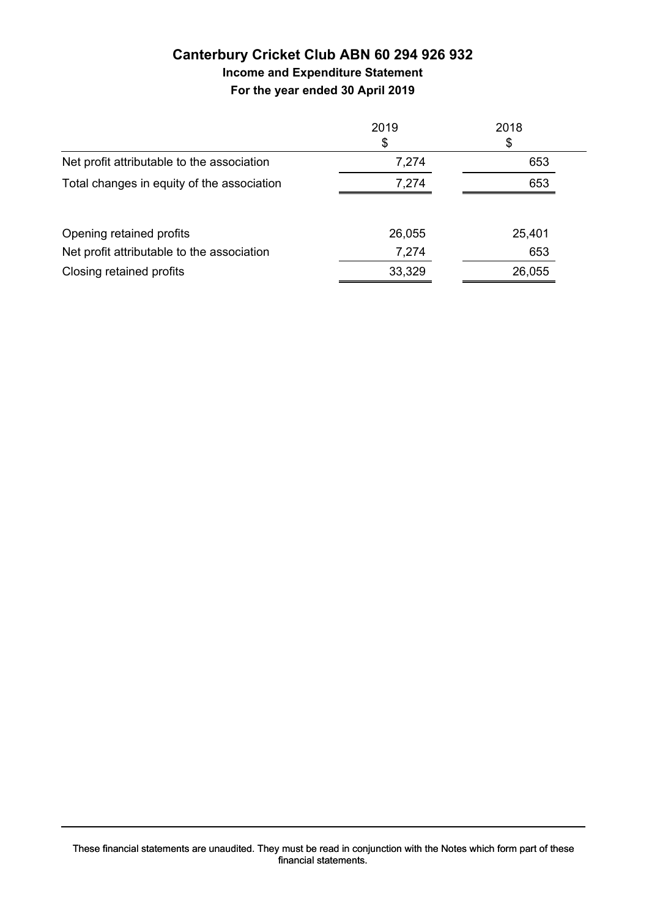# Canterbury Cricket Club ABN 60 294 926 932

## Income and Expenditure Statement

### For the year ended 30 April 2019

| | 2019<br>$ | 2018<br>$ |
|---|---|---|
| Net profit attributable to the association | 7,274 | 653 |
| Total changes in equity of the association | 7,274 | 653 |
| | | |
| Opening retained profits | 26,055 | 25,401 |
| Net profit attributable to the association | 7,274 | 653 |
| Closing retained profits | 33,329 | 26,055 |

These financial statements are unaudited. They must be read in conjunction with the Notes which form part of these financial statements.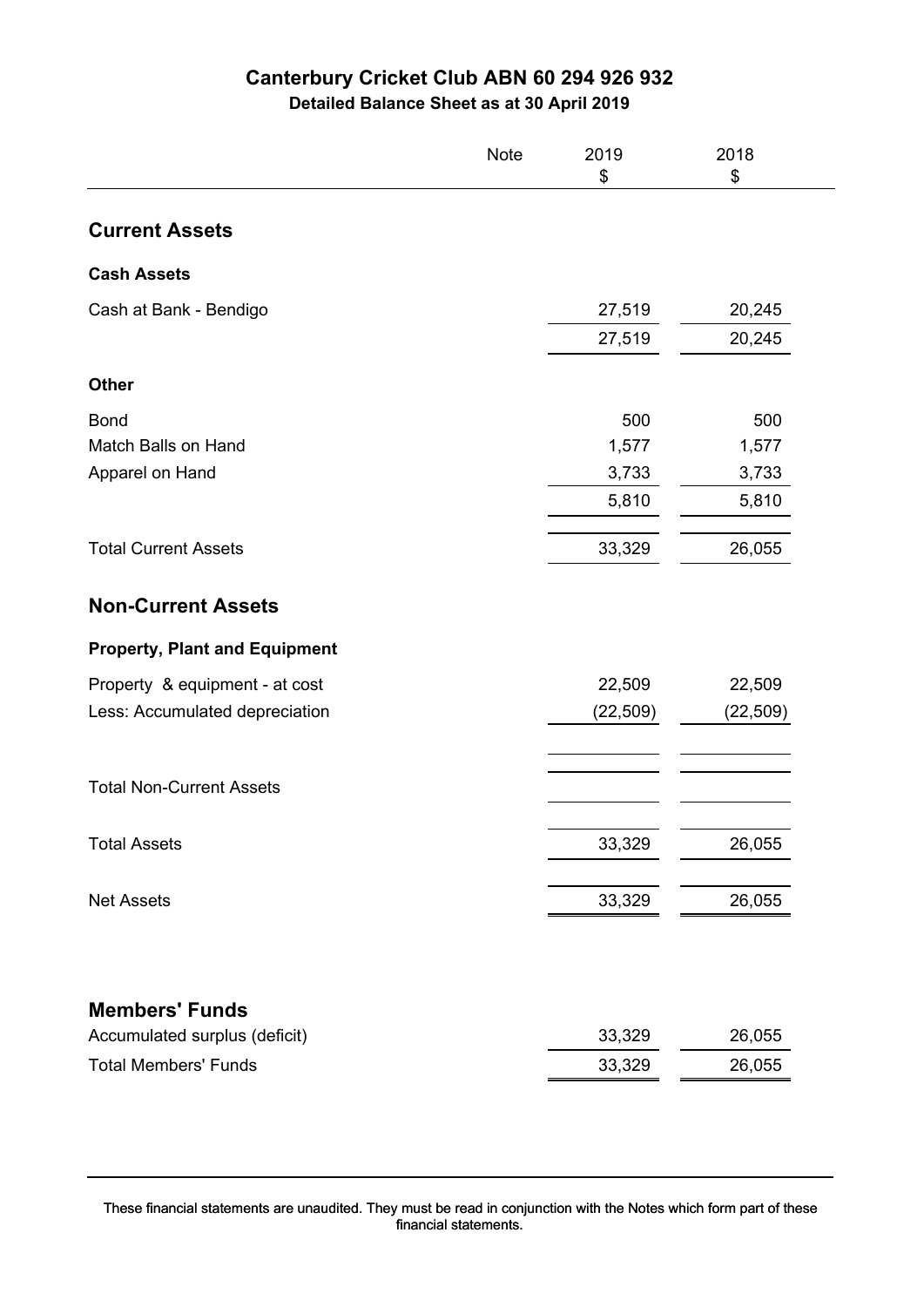# Canterbury Cricket Club ABN 60 294 926 932

**Detailed Balance Sheet as at 30 April 2019**

| | Note | 2019 $ | 2018 $ |
|---|---|---|---|
| **Current Assets** | | | |
| **Cash Assets** | | | |
| Cash at Bank - Bendigo | | 27,519 | 20,245 |
| | | 27,519 | 20,245 |
| **Other** | | | |
| Bond | | 500 | 500 |
| Match Balls on Hand | | 1,577 | 1,577 |
| Apparel on Hand | | 3,733 | 3,733 |
| | | 5,810 | 5,810 |
| Total Current Assets | | 33,329 | 26,055 |
| **Non-Current Assets** | | | |
| **Property, Plant and Equipment** | | | |
| Property & equipment - at cost | | 22,509 | 22,509 |
| Less: Accumulated depreciation | | (22,509) | (22,509) |
| Total Non-Current Assets | | | |
| Total Assets | | 33,329 | 26,055 |
| Net Assets | | 33,329 | 26,055 |
| **Members' Funds** | | | |
| Accumulated surplus (deficit) | | 33,329 | 26,055 |
| Total Members' Funds | | 33,329 | 26,055 |

These financial statements are unaudited. They must be read in conjunction with the Notes which form part of these financial statements.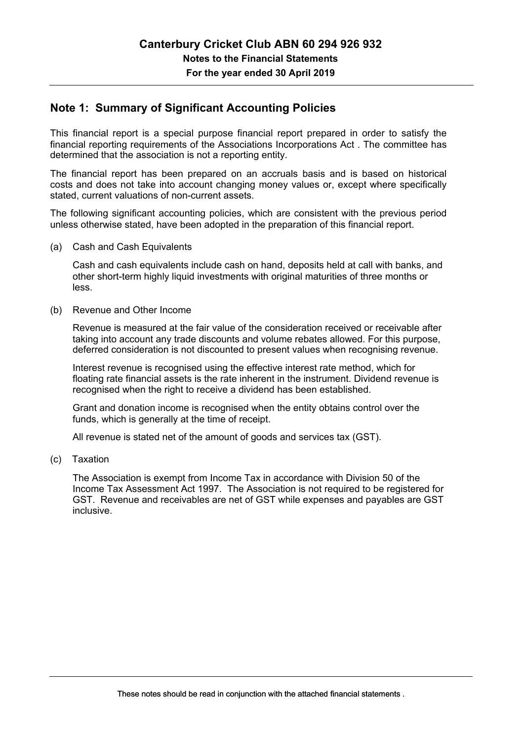# Canterbury Cricket Club ABN 60 294 926 932

**Notes to the Financial Statements**

**For the year ended 30 April 2019**

## Note 1: Summary of Significant Accounting Policies

This financial report is a special purpose financial report prepared in order to satisfy the financial reporting requirements of the Associations Incorporations Act . The committee has determined that the association is not a reporting entity.

The financial report has been prepared on an accruals basis and is based on historical costs and does not take into account changing money values or, except where specifically stated, current valuations of non-current assets.

The following significant accounting policies, which are consistent with the previous period unless otherwise stated, have been adopted in the preparation of this financial report.

(a) Cash and Cash Equivalents

Cash and cash equivalents include cash on hand, deposits held at call with banks, and other short-term highly liquid investments with original maturities of three months or less.

(b) Revenue and Other Income

Revenue is measured at the fair value of the consideration received or receivable after taking into account any trade discounts and volume rebates allowed. For this purpose, deferred consideration is not discounted to present values when recognising revenue.

Interest revenue is recognised using the effective interest rate method, which for floating rate financial assets is the rate inherent in the instrument. Dividend revenue is recognised when the right to receive a dividend has been established.

Grant and donation income is recognised when the entity obtains control over the funds, which is generally at the time of receipt.

All revenue is stated net of the amount of goods and services tax (GST).

(c) Taxation

The Association is exempt from Income Tax in accordance with Division 50 of the Income Tax Assessment Act 1997. The Association is not required to be registered for GST. Revenue and receivables are net of GST while expenses and payables are GST inclusive.

These notes should be read in conjunction with the attached financial statements .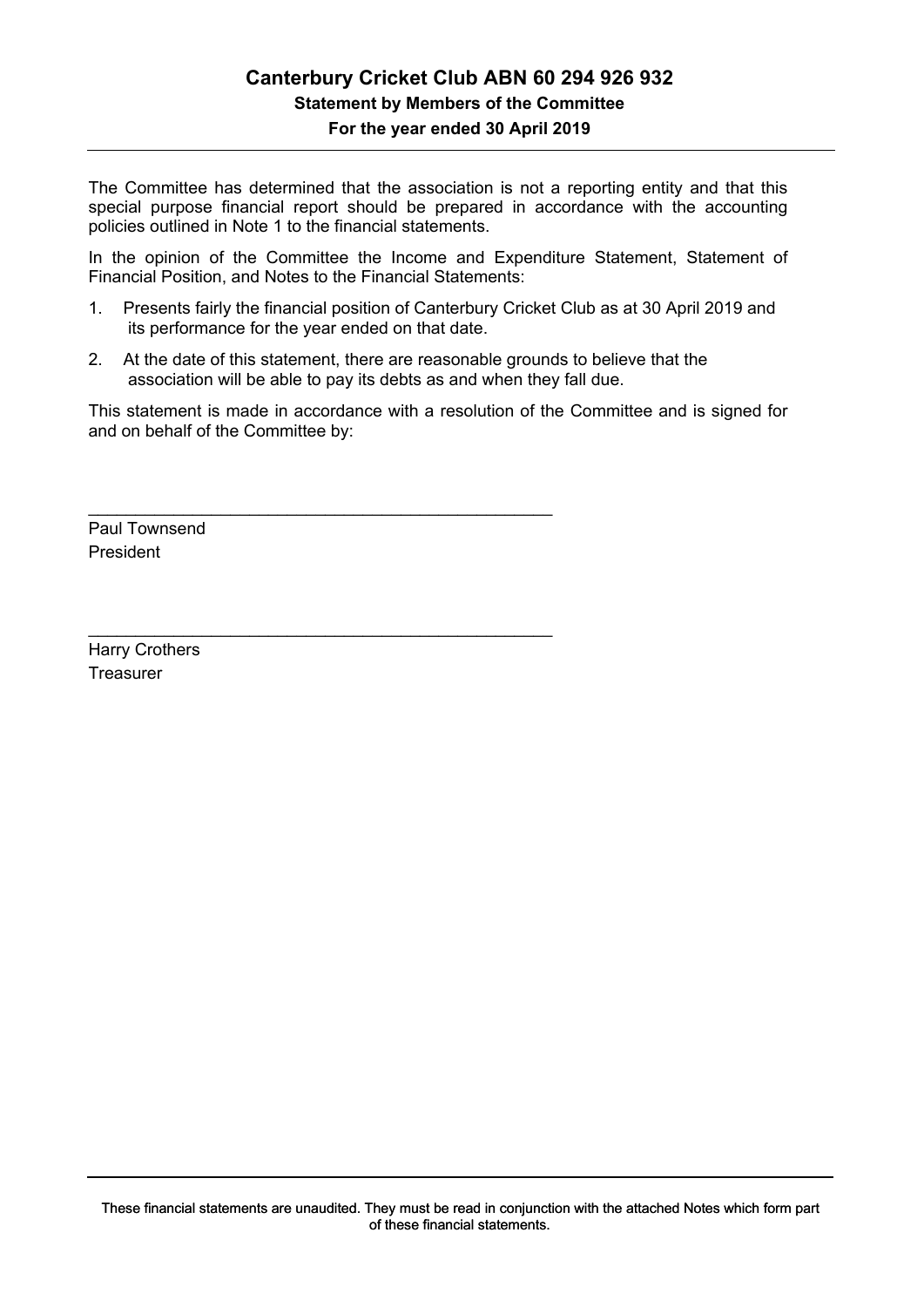# Canterbury Cricket Club ABN 60 294 926 932

### Statement by Members of the Committee

### For the year ended 30 April 2019

The Committee has determined that the association is not a reporting entity and that this special purpose financial report should be prepared in accordance with the accounting policies outlined in Note 1 to the financial statements.

In the opinion of the Committee the Income and Expenditure Statement, Statement of Financial Position, and Notes to the Financial Statements:

1. Presents fairly the financial position of Canterbury Cricket Club as at 30 April 2019 and its performance for the year ended on that date.
2. At the date of this statement, there are reasonable grounds to believe that the association will be able to pay its debts as and when they fall due.

This statement is made in accordance with a resolution of the Committee and is signed for and on behalf of the Committee by:

\_\_\_\_\_\_\_\_\_\_\_\_\_\_\_\_\_\_\_\_\_\_\_\_\_\_\_\_\_\_\_\_\_\_\_\_\_\_\_\_\_\_\_\_\_\_\_\_

Paul Townsend
President

\_\_\_\_\_\_\_\_\_\_\_\_\_\_\_\_\_\_\_\_\_\_\_\_\_\_\_\_\_\_\_\_\_\_\_\_\_\_\_\_\_\_\_\_\_\_\_\_

Harry Crothers
Treasurer

These financial statements are unaudited. They must be read in conjunction with the attached Notes which form part of these financial statements.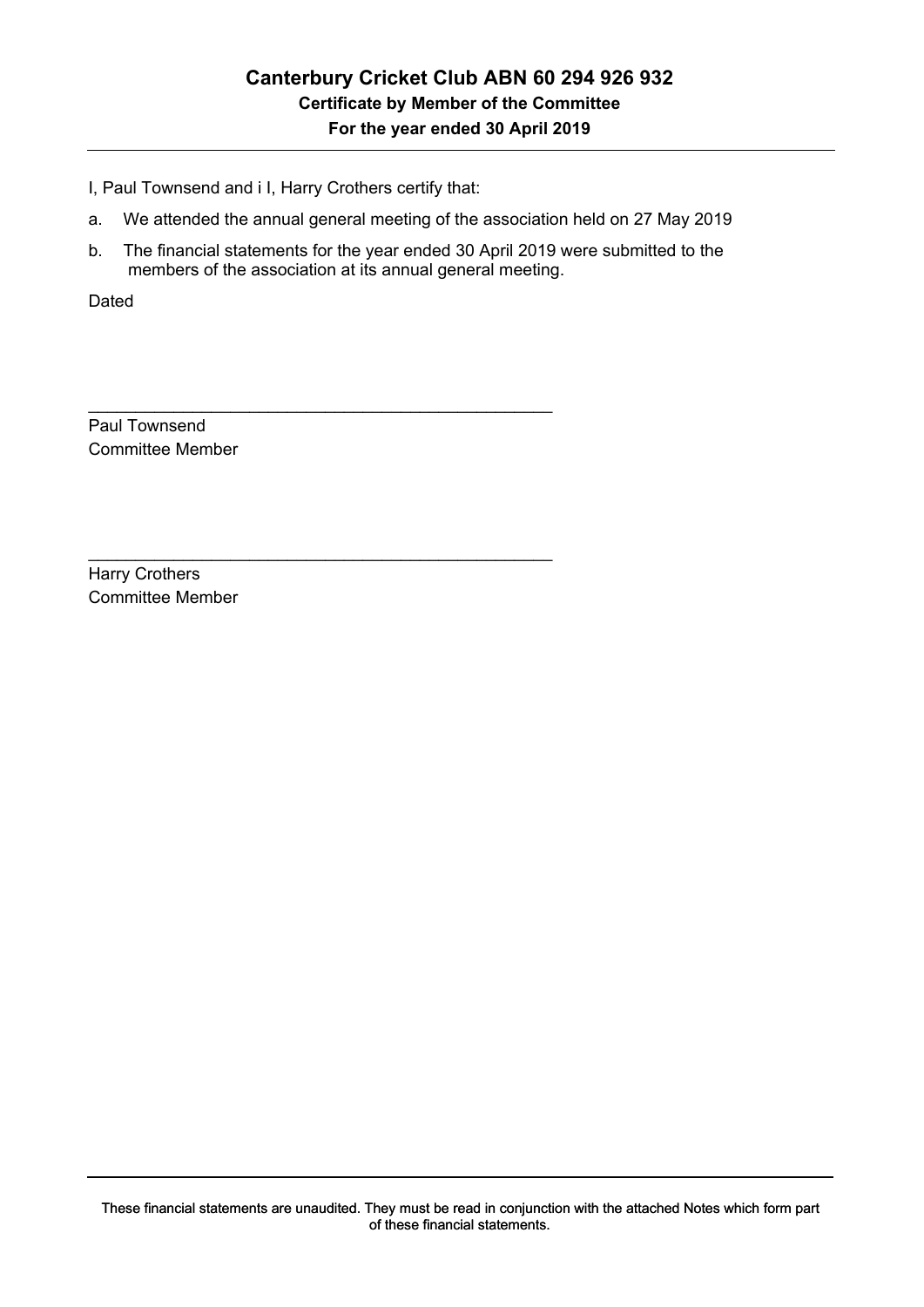# Canterbury Cricket Club ABN 60 294 926 932

## Certificate by Member of the Committee

## For the year ended 30 April 2019

I, Paul Townsend and i I, Harry Crothers certify that:

a. We attended the annual general meeting of the association held on 27 May 2019

b. The financial statements for the year ended 30 April 2019 were submitted to the members of the association at its annual general meeting.

Dated

\_\_\_\_\_\_\_\_\_\_\_\_\_\_\_\_\_\_\_\_\_\_\_\_\_\_\_\_\_\_\_\_\_\_\_\_\_\_\_\_\_\_\_\_\_\_\_\_

Paul Townsend
Committee Member

\_\_\_\_\_\_\_\_\_\_\_\_\_\_\_\_\_\_\_\_\_\_\_\_\_\_\_\_\_\_\_\_\_\_\_\_\_\_\_\_\_\_\_\_\_\_\_\_

Harry Crothers
Committee Member

These financial statements are unaudited. They must be read in conjunction with the attached Notes which form part of these financial statements.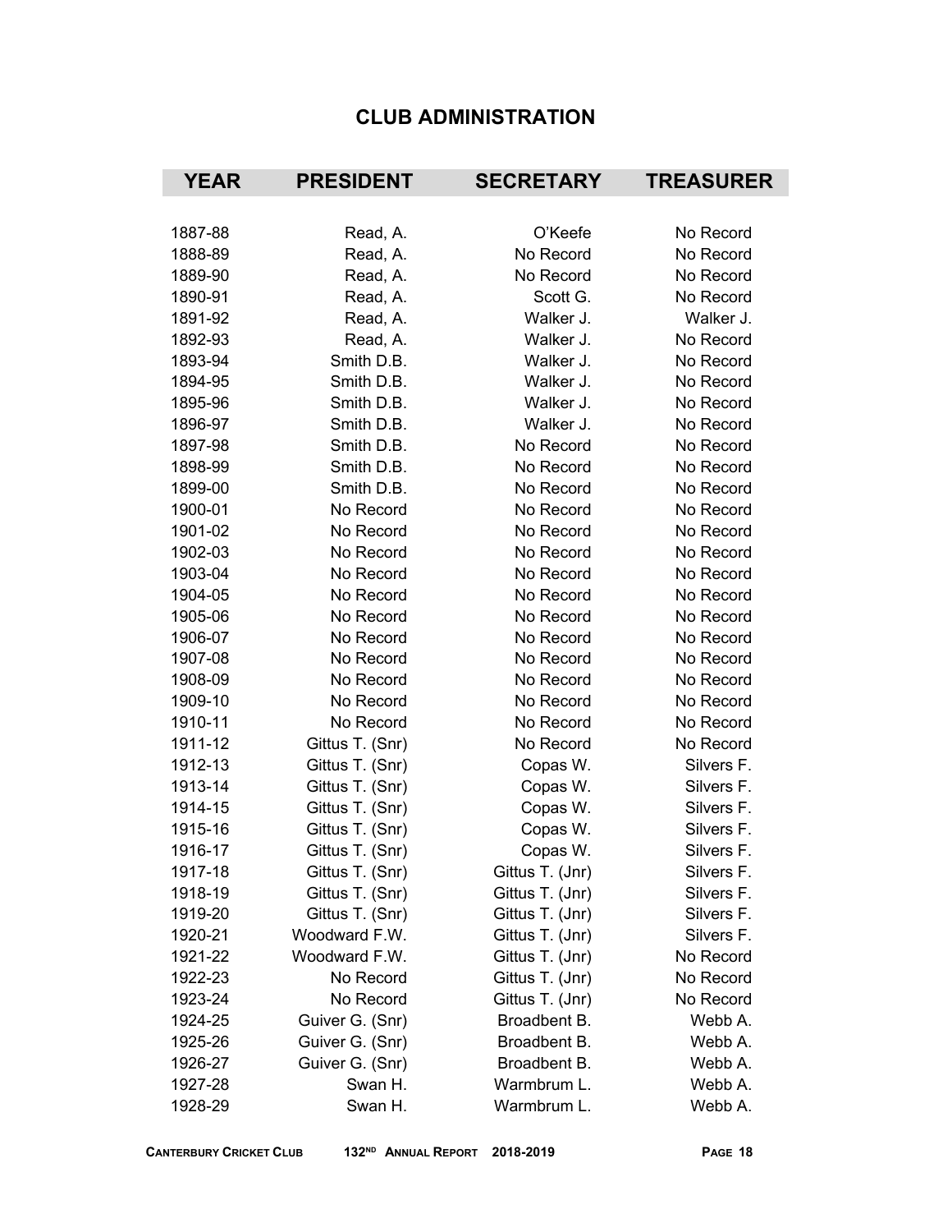## CLUB ADMINISTRATION

| YEAR | PRESIDENT | SECRETARY | TREASURER |
|---|---|---|---|
| 1887-88 | Read, A. | O'Keefe | No Record |
| 1888-89 | Read, A. | No Record | No Record |
| 1889-90 | Read, A. | No Record | No Record |
| 1890-91 | Read, A. | Scott G. | No Record |
| 1891-92 | Read, A. | Walker J. | Walker J. |
| 1892-93 | Read, A. | Walker J. | No Record |
| 1893-94 | Smith D.B. | Walker J. | No Record |
| 1894-95 | Smith D.B. | Walker J. | No Record |
| 1895-96 | Smith D.B. | Walker J. | No Record |
| 1896-97 | Smith D.B. | Walker J. | No Record |
| 1897-98 | Smith D.B. | No Record | No Record |
| 1898-99 | Smith D.B. | No Record | No Record |
| 1899-00 | Smith D.B. | No Record | No Record |
| 1900-01 | No Record | No Record | No Record |
| 1901-02 | No Record | No Record | No Record |
| 1902-03 | No Record | No Record | No Record |
| 1903-04 | No Record | No Record | No Record |
| 1904-05 | No Record | No Record | No Record |
| 1905-06 | No Record | No Record | No Record |
| 1906-07 | No Record | No Record | No Record |
| 1907-08 | No Record | No Record | No Record |
| 1908-09 | No Record | No Record | No Record |
| 1909-10 | No Record | No Record | No Record |
| 1910-11 | No Record | No Record | No Record |
| 1911-12 | Gittus T. (Snr) | No Record | No Record |
| 1912-13 | Gittus T. (Snr) | Copas W. | Silvers F. |
| 1913-14 | Gittus T. (Snr) | Copas W. | Silvers F. |
| 1914-15 | Gittus T. (Snr) | Copas W. | Silvers F. |
| 1915-16 | Gittus T. (Snr) | Copas W. | Silvers F. |
| 1916-17 | Gittus T. (Snr) | Copas W. | Silvers F. |
| 1917-18 | Gittus T. (Snr) | Gittus T. (Jnr) | Silvers F. |
| 1918-19 | Gittus T. (Snr) | Gittus T. (Jnr) | Silvers F. |
| 1919-20 | Gittus T. (Snr) | Gittus T. (Jnr) | Silvers F. |
| 1920-21 | Woodward F.W. | Gittus T. (Jnr) | Silvers F. |
| 1921-22 | Woodward F.W. | Gittus T. (Jnr) | No Record |
| 1922-23 | No Record | Gittus T. (Jnr) | No Record |
| 1923-24 | No Record | Gittus T. (Jnr) | No Record |
| 1924-25 | Guiver G. (Snr) | Broadbent B. | Webb A. |
| 1925-26 | Guiver G. (Snr) | Broadbent B. | Webb A. |
| 1926-27 | Guiver G. (Snr) | Broadbent B. | Webb A. |
| 1927-28 | Swan H. | Warmbrum L. | Webb A. |
| 1928-29 | Swan H. | Warmbrum L. | Webb A. |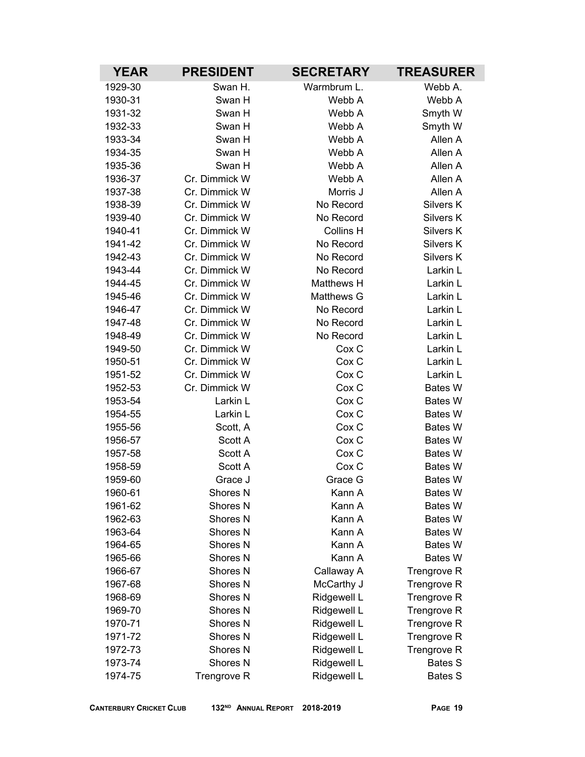| YEAR | PRESIDENT | SECRETARY | TREASURER |
|---|---|---|---|
| 1929-30 | Swan H. | Warmbrum L. | Webb A. |
| 1930-31 | Swan H | Webb A | Webb A |
| 1931-32 | Swan H | Webb A | Smyth W |
| 1932-33 | Swan H | Webb A | Smyth W |
| 1933-34 | Swan H | Webb A | Allen A |
| 1934-35 | Swan H | Webb A | Allen A |
| 1935-36 | Swan H | Webb A | Allen A |
| 1936-37 | Cr. Dimmick W | Webb A | Allen A |
| 1937-38 | Cr. Dimmick W | Morris J | Allen A |
| 1938-39 | Cr. Dimmick W | No Record | Silvers K |
| 1939-40 | Cr. Dimmick W | No Record | Silvers K |
| 1940-41 | Cr. Dimmick W | Collins H | Silvers K |
| 1941-42 | Cr. Dimmick W | No Record | Silvers K |
| 1942-43 | Cr. Dimmick W | No Record | Silvers K |
| 1943-44 | Cr. Dimmick W | No Record | Larkin L |
| 1944-45 | Cr. Dimmick W | Matthews H | Larkin L |
| 1945-46 | Cr. Dimmick W | Matthews G | Larkin L |
| 1946-47 | Cr. Dimmick W | No Record | Larkin L |
| 1947-48 | Cr. Dimmick W | No Record | Larkin L |
| 1948-49 | Cr. Dimmick W | No Record | Larkin L |
| 1949-50 | Cr. Dimmick W | Cox C | Larkin L |
| 1950-51 | Cr. Dimmick W | Cox C | Larkin L |
| 1951-52 | Cr. Dimmick W | Cox C | Larkin L |
| 1952-53 | Cr. Dimmick W | Cox C | Bates W |
| 1953-54 | Larkin L | Cox C | Bates W |
| 1954-55 | Larkin L | Cox C | Bates W |
| 1955-56 | Scott, A | Cox C | Bates W |
| 1956-57 | Scott A | Cox C | Bates W |
| 1957-58 | Scott A | Cox C | Bates W |
| 1958-59 | Scott A | Cox C | Bates W |
| 1959-60 | Grace J | Grace G | Bates W |
| 1960-61 | Shores N | Kann A | Bates W |
| 1961-62 | Shores N | Kann A | Bates W |
| 1962-63 | Shores N | Kann A | Bates W |
| 1963-64 | Shores N | Kann A | Bates W |
| 1964-65 | Shores N | Kann A | Bates W |
| 1965-66 | Shores N | Kann A | Bates W |
| 1966-67 | Shores N | Callaway A | Trengrove R |
| 1967-68 | Shores N | McCarthy J | Trengrove R |
| 1968-69 | Shores N | Ridgewell L | Trengrove R |
| 1969-70 | Shores N | Ridgewell L | Trengrove R |
| 1970-71 | Shores N | Ridgewell L | Trengrove R |
| 1971-72 | Shores N | Ridgewell L | Trengrove R |
| 1972-73 | Shores N | Ridgewell L | Trengrove R |
| 1973-74 | Shores N | Ridgewell L | Bates S |
| 1974-75 | Trengrove R | Ridgewell L | Bates S |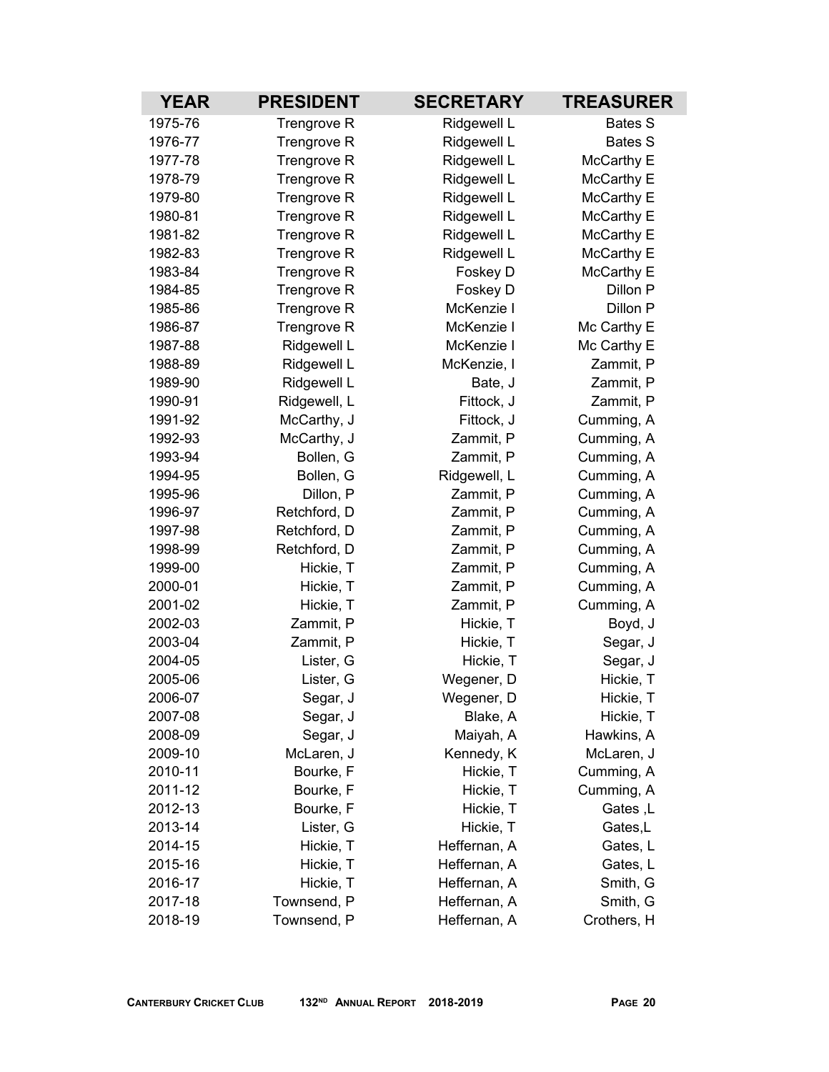| YEAR | PRESIDENT | SECRETARY | TREASURER |
|---|---|---|---|
| 1975-76 | Trengrove R | Ridgewell L | Bates S |
| 1976-77 | Trengrove R | Ridgewell L | Bates S |
| 1977-78 | Trengrove R | Ridgewell L | McCarthy E |
| 1978-79 | Trengrove R | Ridgewell L | McCarthy E |
| 1979-80 | Trengrove R | Ridgewell L | McCarthy E |
| 1980-81 | Trengrove R | Ridgewell L | McCarthy E |
| 1981-82 | Trengrove R | Ridgewell L | McCarthy E |
| 1982-83 | Trengrove R | Ridgewell L | McCarthy E |
| 1983-84 | Trengrove R | Foskey D | McCarthy E |
| 1984-85 | Trengrove R | Foskey D | Dillon P |
| 1985-86 | Trengrove R | McKenzie I | Dillon P |
| 1986-87 | Trengrove R | McKenzie I | Mc Carthy E |
| 1987-88 | Ridgewell L | McKenzie I | Mc Carthy E |
| 1988-89 | Ridgewell L | McKenzie, I | Zammit, P |
| 1989-90 | Ridgewell L | Bate, J | Zammit, P |
| 1990-91 | Ridgewell, L | Fittock, J | Zammit, P |
| 1991-92 | McCarthy, J | Fittock, J | Cumming, A |
| 1992-93 | McCarthy, J | Zammit, P | Cumming, A |
| 1993-94 | Bollen, G | Zammit, P | Cumming, A |
| 1994-95 | Bollen, G | Ridgewell, L | Cumming, A |
| 1995-96 | Dillon, P | Zammit, P | Cumming, A |
| 1996-97 | Retchford, D | Zammit, P | Cumming, A |
| 1997-98 | Retchford, D | Zammit, P | Cumming, A |
| 1998-99 | Retchford, D | Zammit, P | Cumming, A |
| 1999-00 | Hickie, T | Zammit, P | Cumming, A |
| 2000-01 | Hickie, T | Zammit, P | Cumming, A |
| 2001-02 | Hickie, T | Zammit, P | Cumming, A |
| 2002-03 | Zammit, P | Hickie, T | Boyd, J |
| 2003-04 | Zammit, P | Hickie, T | Segar, J |
| 2004-05 | Lister, G | Hickie, T | Segar, J |
| 2005-06 | Lister, G | Wegener, D | Hickie, T |
| 2006-07 | Segar, J | Wegener, D | Hickie, T |
| 2007-08 | Segar, J | Blake, A | Hickie, T |
| 2008-09 | Segar, J | Maiyah, A | Hawkins, A |
| 2009-10 | McLaren, J | Kennedy, K | McLaren, J |
| 2010-11 | Bourke, F | Hickie, T | Cumming, A |
| 2011-12 | Bourke, F | Hickie, T | Cumming, A |
| 2012-13 | Bourke, F | Hickie, T | Gates ,L |
| 2013-14 | Lister, G | Hickie, T | Gates,L |
| 2014-15 | Hickie, T | Heffernan, A | Gates, L |
| 2015-16 | Hickie, T | Heffernan, A | Gates, L |
| 2016-17 | Hickie, T | Heffernan, A | Smith, G |
| 2017-18 | Townsend, P | Heffernan, A | Smith, G |
| 2018-19 | Townsend, P | Heffernan, A | Crothers, H |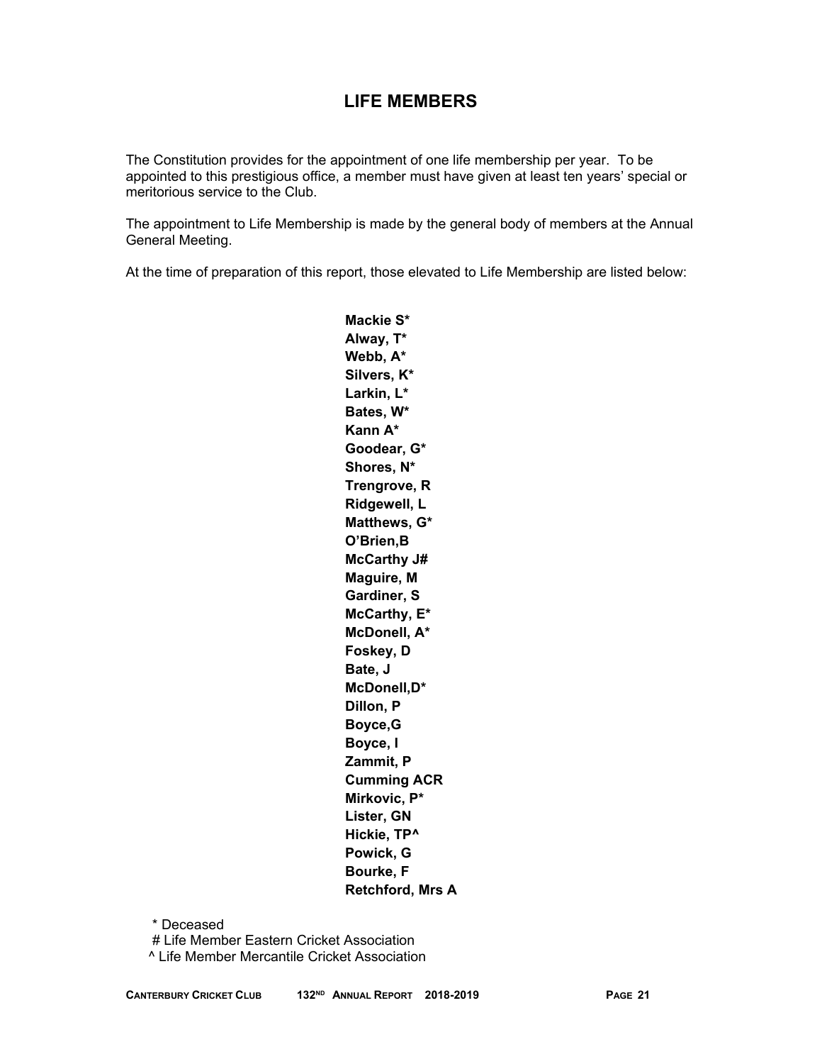# LIFE MEMBERS

The Constitution provides for the appointment of one life membership per year. To be appointed to this prestigious office, a member must have given at least ten years' special or meritorious service to the Club.

The appointment to Life Membership is made by the general body of members at the Annual General Meeting.

At the time of preparation of this report, those elevated to Life Membership are listed below:

**Mackie S***
**Alway, T***
**Webb, A***
**Silvers, K***
**Larkin, L***
**Bates, W***
**Kann A***
**Goodear, G***
**Shores, N***
**Trengrove, R**
**Ridgewell, L**
**Matthews, G***
**O'Brien,B**
**McCarthy J#**
**Maguire, M**
**Gardiner, S**
**McCarthy, E***
**McDonell, A***
**Foskey, D**
**Bate, J**
**McDonell,D***
**Dillon, P**
**Boyce,G**
**Boyce, I**
**Zammit, P**
**Cumming ACR**
**Mirkovic, P***
**Lister, GN**
**Hickie, TP^**
**Powick, G**
**Bourke, F**
**Retchford, Mrs A**

\* Deceased
\# Life Member Eastern Cricket Association
^ Life Member Mercantile Cricket Association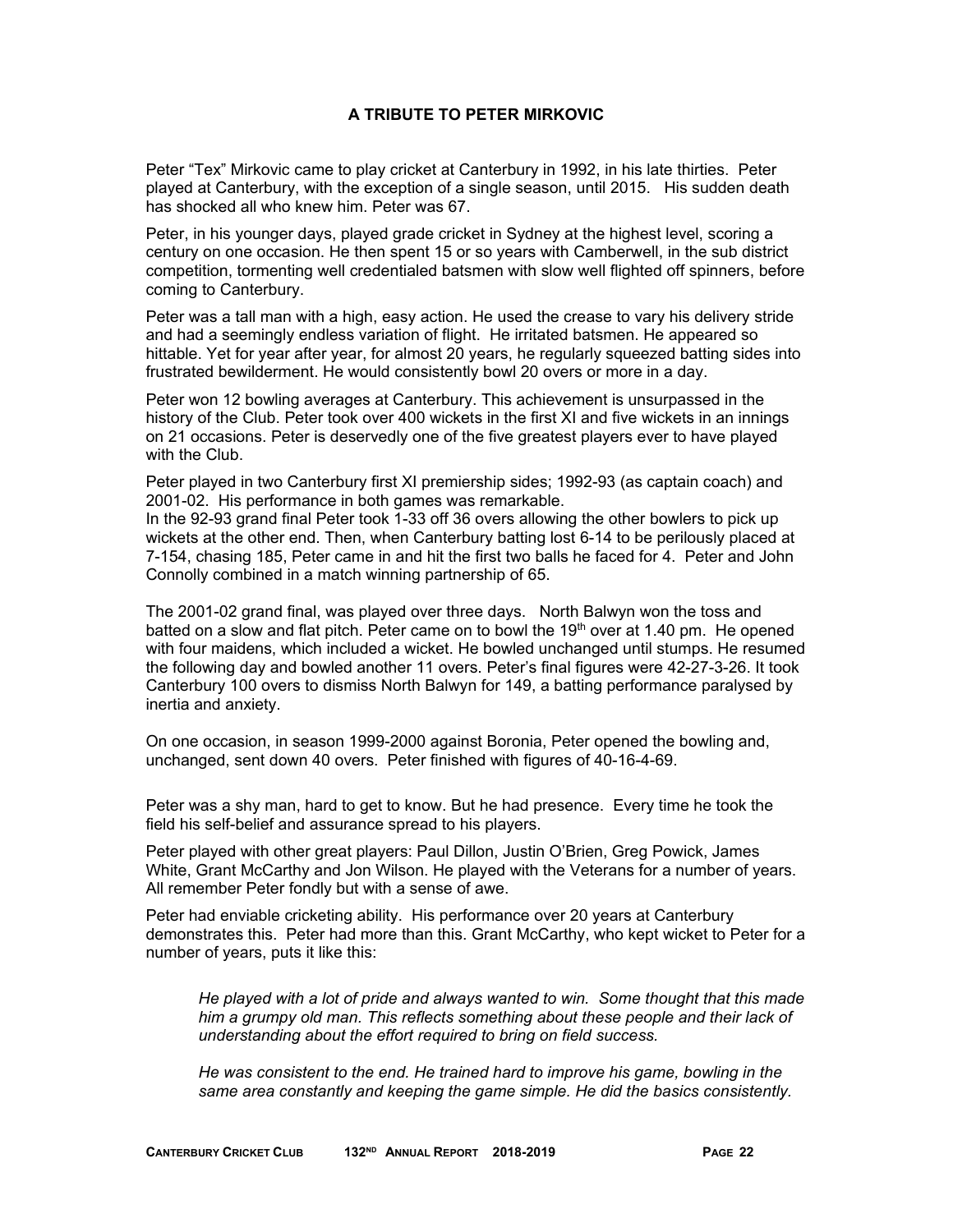## A TRIBUTE TO PETER MIRKOVIC

Peter "Tex" Mirkovic came to play cricket at Canterbury in 1992, in his late thirties. Peter played at Canterbury, with the exception of a single season, until 2015. His sudden death has shocked all who knew him. Peter was 67.

Peter, in his younger days, played grade cricket in Sydney at the highest level, scoring a century on one occasion. He then spent 15 or so years with Camberwell, in the sub district competition, tormenting well credentialed batsmen with slow well flighted off spinners, before coming to Canterbury.

Peter was a tall man with a high, easy action. He used the crease to vary his delivery stride and had a seemingly endless variation of flight. He irritated batsmen. He appeared so hittable. Yet for year after year, for almost 20 years, he regularly squeezed batting sides into frustrated bewilderment. He would consistently bowl 20 overs or more in a day.

Peter won 12 bowling averages at Canterbury. This achievement is unsurpassed in the history of the Club. Peter took over 400 wickets in the first XI and five wickets in an innings on 21 occasions. Peter is deservedly one of the five greatest players ever to have played with the Club.

Peter played in two Canterbury first XI premiership sides; 1992-93 (as captain coach) and 2001-02. His performance in both games was remarkable.
In the 92-93 grand final Peter took 1-33 off 36 overs allowing the other bowlers to pick up wickets at the other end. Then, when Canterbury batting lost 6-14 to be perilously placed at 7-154, chasing 185, Peter came in and hit the first two balls he faced for 4. Peter and John Connolly combined in a match winning partnership of 65.

The 2001-02 grand final, was played over three days. North Balwyn won the toss and batted on a slow and flat pitch. Peter came on to bowl the 19th over at 1.40 pm. He opened with four maidens, which included a wicket. He bowled unchanged until stumps. He resumed the following day and bowled another 11 overs. Peter's final figures were 42-27-3-26. It took Canterbury 100 overs to dismiss North Balwyn for 149, a batting performance paralysed by inertia and anxiety.

On one occasion, in season 1999-2000 against Boronia, Peter opened the bowling and, unchanged, sent down 40 overs. Peter finished with figures of 40-16-4-69.

Peter was a shy man, hard to get to know. But he had presence. Every time he took the field his self-belief and assurance spread to his players.

Peter played with other great players: Paul Dillon, Justin O'Brien, Greg Powick, James White, Grant McCarthy and Jon Wilson. He played with the Veterans for a number of years. All remember Peter fondly but with a sense of awe.

Peter had enviable cricketing ability. His performance over 20 years at Canterbury demonstrates this. Peter had more than this. Grant McCarthy, who kept wicket to Peter for a number of years, puts it like this:

> *He played with a lot of pride and always wanted to win. Some thought that this made him a grumpy old man. This reflects something about these people and their lack of understanding about the effort required to bring on field success.*
>
> *He was consistent to the end. He trained hard to improve his game, bowling in the same area constantly and keeping the game simple. He did the basics consistently.*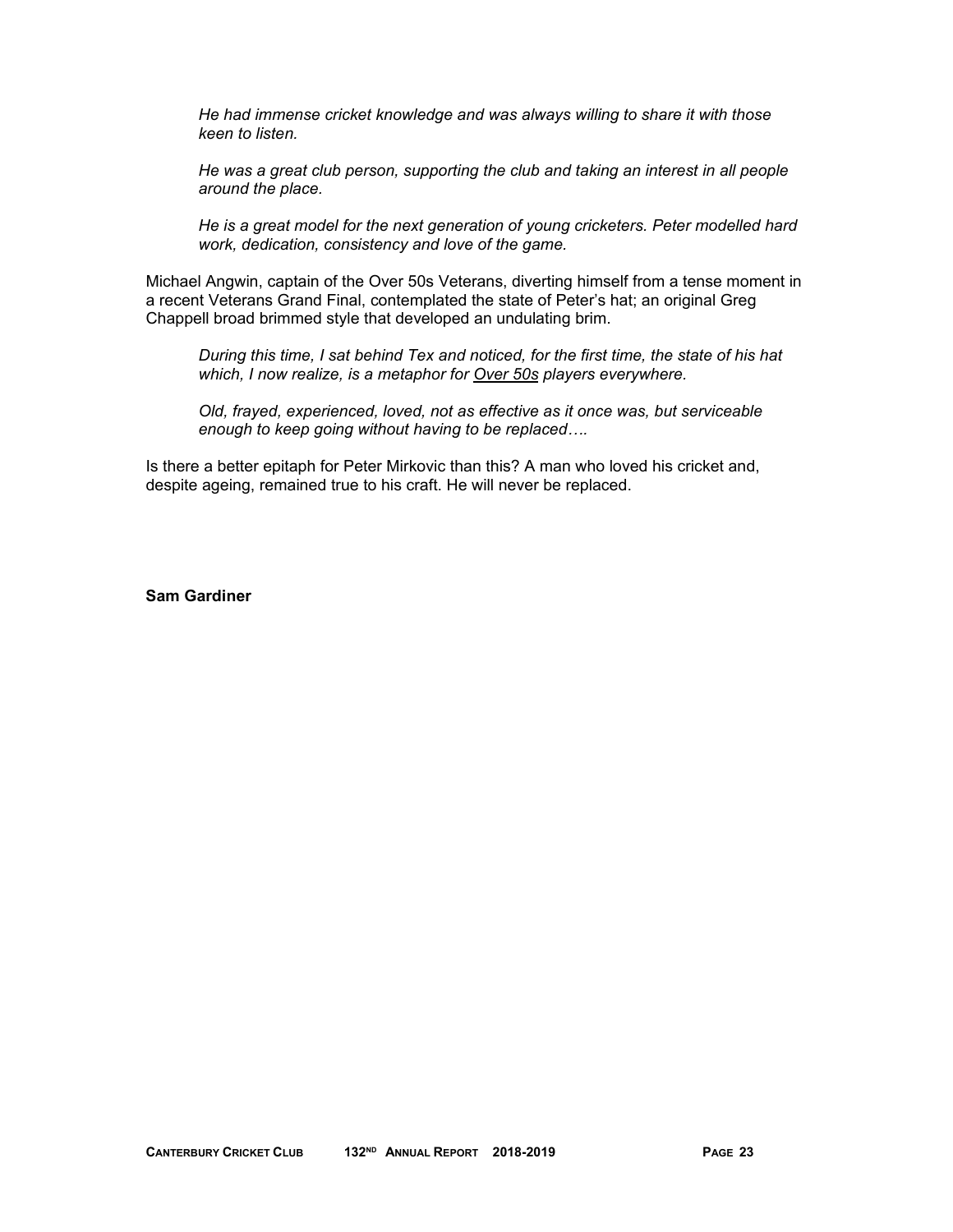*He had immense cricket knowledge and was always willing to share it with those keen to listen.*

*He was a great club person, supporting the club and taking an interest in all people around the place.*

*He is a great model for the next generation of young cricketers. Peter modelled hard work, dedication, consistency and love of the game.*

Michael Angwin, captain of the Over 50s Veterans, diverting himself from a tense moment in a recent Veterans Grand Final, contemplated the state of Peter's hat; an original Greg Chappell broad brimmed style that developed an undulating brim.

*During this time, I sat behind Tex and noticed, for the first time, the state of his hat which, I now realize, is a metaphor for <u>Over 50s</u> players everywhere.*

*Old, frayed, experienced, loved, not as effective as it once was, but serviceable enough to keep going without having to be replaced….*

Is there a better epitaph for Peter Mirkovic than this? A man who loved his cricket and, despite ageing, remained true to his craft. He will never be replaced.

**Sam Gardiner**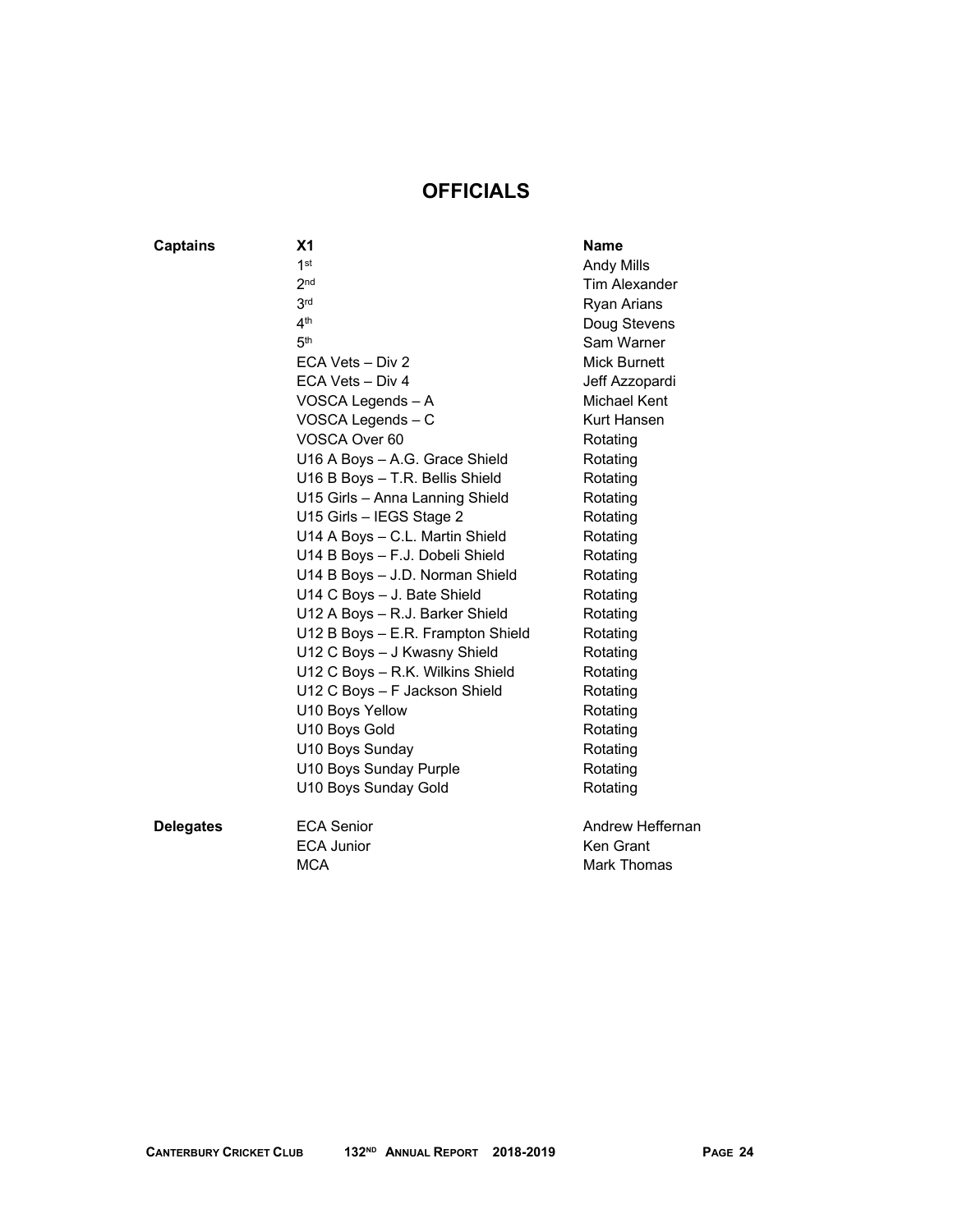## OFFICIALS

| Captains | X1 | Name |
|---|---|---|
| | 1st | Andy Mills |
| | 2nd | Tim Alexander |
| | 3rd | Ryan Arians |
| | 4th | Doug Stevens |
| | 5th | Sam Warner |
| | ECA Vets – Div 2 | Mick Burnett |
| | ECA Vets – Div 4 | Jeff Azzopardi |
| | VOSCA Legends – A | Michael Kent |
| | VOSCA Legends – C | Kurt Hansen |
| | VOSCA Over 60 | Rotating |
| | U16 A Boys – A.G. Grace Shield | Rotating |
| | U16 B Boys – T.R. Bellis Shield | Rotating |
| | U15 Girls – Anna Lanning Shield | Rotating |
| | U15 Girls – IEGS Stage 2 | Rotating |
| | U14 A Boys – C.L. Martin Shield | Rotating |
| | U14 B Boys – F.J. Dobeli Shield | Rotating |
| | U14 B Boys – J.D. Norman Shield | Rotating |
| | U14 C Boys – J. Bate Shield | Rotating |
| | U12 A Boys – R.J. Barker Shield | Rotating |
| | U12 B Boys – E.R. Frampton Shield | Rotating |
| | U12 C Boys – J Kwasny Shield | Rotating |
| | U12 C Boys – R.K. Wilkins Shield | Rotating |
| | U12 C Boys – F Jackson Shield | Rotating |
| | U10 Boys Yellow | Rotating |
| | U10 Boys Gold | Rotating |
| | U10 Boys Sunday | Rotating |
| | U10 Boys Sunday Purple | Rotating |
| | U10 Boys Sunday Gold | Rotating |
| **Delegates** | ECA Senior | Andrew Heffernan |
| | ECA Junior | Ken Grant |
| | MCA | Mark Thomas |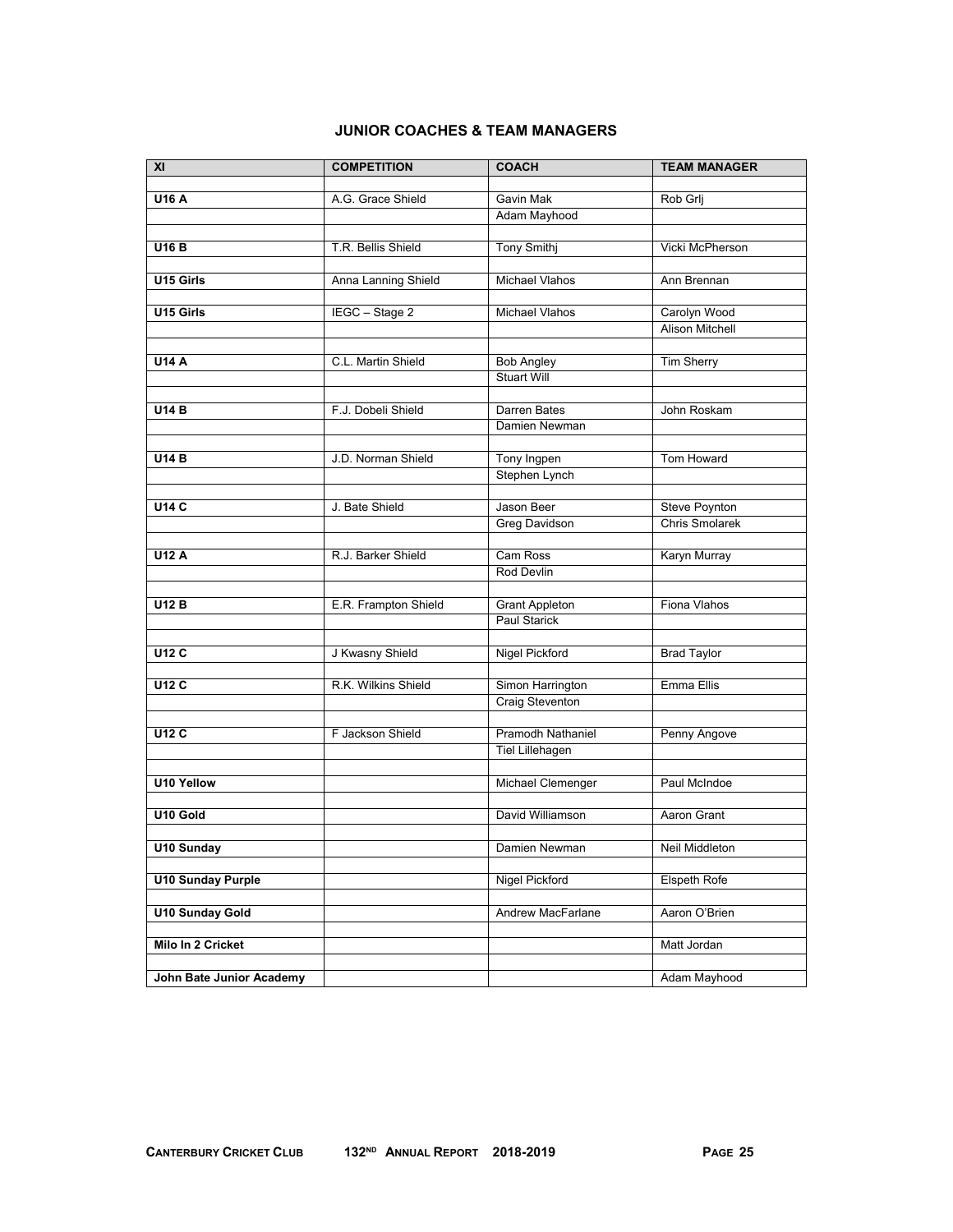## JUNIOR COACHES & TEAM MANAGERS

| XI | COMPETITION | COACH | TEAM MANAGER |
|---|---|---|---|
| **U16 A** | A.G. Grace Shield | Gavin Mak | Rob Grlj |
| | | Adam Mayhood | |
| **U16 B** | T.R. Bellis Shield | Tony Smithj | Vicki McPherson |
| **U15 Girls** | Anna Lanning Shield | Michael Vlahos | Ann Brennan |
| **U15 Girls** | IEGC – Stage 2 | Michael Vlahos | Carolyn Wood |
| | | | Alison Mitchell |
| **U14 A** | C.L. Martin Shield | Bob Angley | Tim Sherry |
| | | Stuart Will | |
| **U14 B** | F.J. Dobeli Shield | Darren Bates | John Roskam |
| | | Damien Newman | |
| **U14 B** | J.D. Norman Shield | Tony Ingpen | Tom Howard |
| | | Stephen Lynch | |
| **U14 C** | J. Bate Shield | Jason Beer | Steve Poynton |
| | | Greg Davidson | Chris Smolarek |
| **U12 A** | R.J. Barker Shield | Cam Ross | Karyn Murray |
| | | Rod Devlin | |
| **U12 B** | E.R. Frampton Shield | Grant Appleton | Fiona Vlahos |
| | | Paul Starick | |
| **U12 C** | J Kwasny Shield | Nigel Pickford | Brad Taylor |
| **U12 C** | R.K. Wilkins Shield | Simon Harrington | Emma Ellis |
| | | Craig Steventon | |
| **U12 C** | F Jackson Shield | Pramodh Nathaniel | Penny Angove |
| | | Tiel Lillehagen | |
| **U10 Yellow** | | Michael Clemenger | Paul McIndoe |
| **U10 Gold** | | David Williamson | Aaron Grant |
| **U10 Sunday** | | Damien Newman | Neil Middleton |
| **U10 Sunday Purple** | | Nigel Pickford | Elspeth Rofe |
| **U10 Sunday Gold** | | Andrew MacFarlane | Aaron O'Brien |
| **Milo In 2 Cricket** | | | Matt Jordan |
| **John Bate Junior Academy** | | | Adam Mayhood |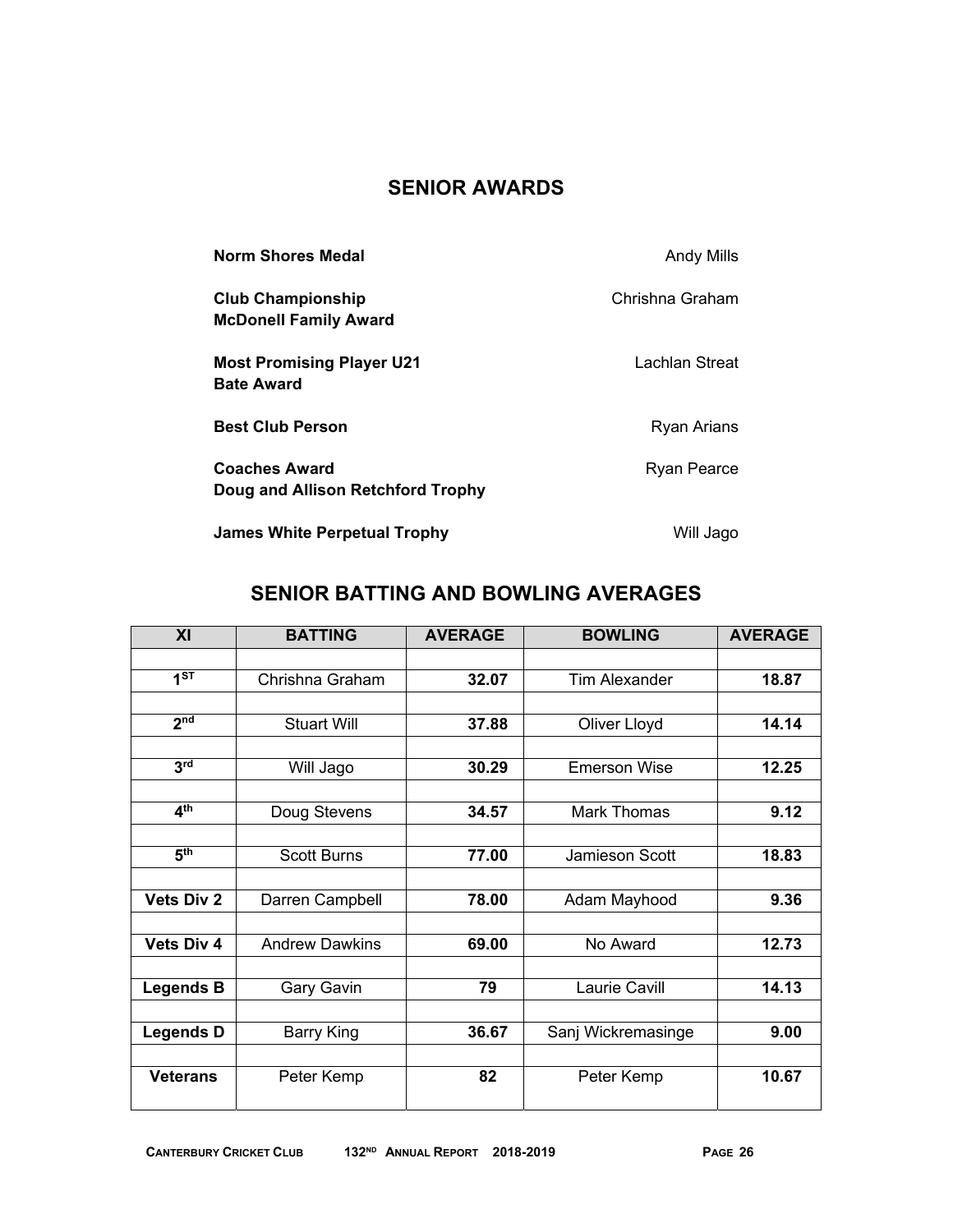## SENIOR AWARDS

| | |
|---|---|
| **Norm Shores Medal** | Andy Mills |
| **Club Championship**<br>**McDonell Family Award** | Chrishna Graham |
| **Most Promising Player U21**<br>**Bate Award** | Lachlan Streat |
| **Best Club Person** | Ryan Arians |
| **Coaches Award**<br>**Doug and Allison Retchford Trophy** | Ryan Pearce |
| **James White Perpetual Trophy** | Will Jago |

## SENIOR BATTING AND BOWLING AVERAGES

| XI | BATTING | AVERAGE | BOWLING | AVERAGE |
|---|---|---|---|---|
| **1ST** | Chrishna Graham | **32.07** | Tim Alexander | **18.87** |
| **2nd** | Stuart Will | **37.88** | Oliver Lloyd | **14.14** |
| **3rd** | Will Jago | **30.29** | Emerson Wise | **12.25** |
| **4th** | Doug Stevens | **34.57** | Mark Thomas | **9.12** |
| **5th** | Scott Burns | **77.00** | Jamieson Scott | **18.83** |
| **Vets Div 2** | Darren Campbell | **78.00** | Adam Mayhood | **9.36** |
| **Vets Div 4** | Andrew Dawkins | **69.00** | No Award | **12.73** |
| **Legends B** | Gary Gavin | **79** | Laurie Cavill | **14.13** |
| **Legends D** | Barry King | **36.67** | Sanj Wickremasinge | **9.00** |
| **Veterans** | Peter Kemp | **82** | Peter Kemp | **10.67** |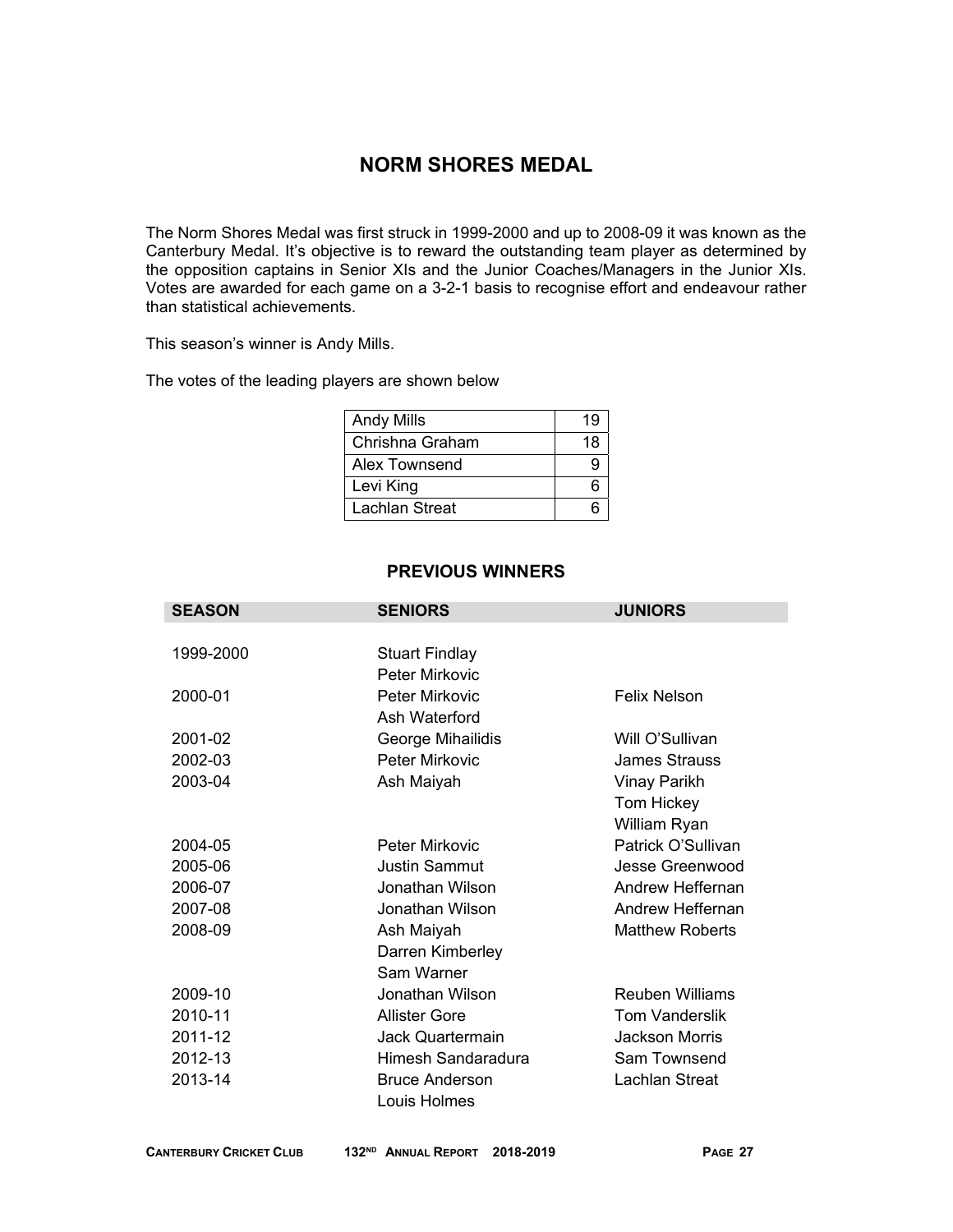# NORM SHORES MEDAL

The Norm Shores Medal was first struck in 1999-2000 and up to 2008-09 it was known as the Canterbury Medal. It's objective is to reward the outstanding team player as determined by the opposition captains in Senior XIs and the Junior Coaches/Managers in the Junior XIs. Votes are awarded for each game on a 3-2-1 basis to recognise effort and endeavour rather than statistical achievements.

This season's winner is Andy Mills.

The votes of the leading players are shown below

| | |
|---|---|
| Andy Mills | 19 |
| Chrishna Graham | 18 |
| Alex Townsend | 9 |
| Levi King | 6 |
| Lachlan Streat | 6 |

### PREVIOUS WINNERS

| SEASON | SENIORS | JUNIORS |
|---|---|---|
| 1999-2000 | Stuart Findlay | |
| | Peter Mirkovic | |
| 2000-01 | Peter Mirkovic | Felix Nelson |
| | Ash Waterford | |
| 2001-02 | George Mihailidis | Will O'Sullivan |
| 2002-03 | Peter Mirkovic | James Strauss |
| 2003-04 | Ash Maiyah | Vinay Parikh |
| | | Tom Hickey |
| | | William Ryan |
| 2004-05 | Peter Mirkovic | Patrick O'Sullivan |
| 2005-06 | Justin Sammut | Jesse Greenwood |
| 2006-07 | Jonathan Wilson | Andrew Heffernan |
| 2007-08 | Jonathan Wilson | Andrew Heffernan |
| 2008-09 | Ash Maiyah | Matthew Roberts |
| | Darren Kimberley | |
| | Sam Warner | |
| 2009-10 | Jonathan Wilson | Reuben Williams |
| 2010-11 | Allister Gore | Tom Vanderslik |
| 2011-12 | Jack Quartermain | Jackson Morris |
| 2012-13 | Himesh Sandaradura | Sam Townsend |
| 2013-14 | Bruce Anderson | Lachlan Streat |
| | Louis Holmes | |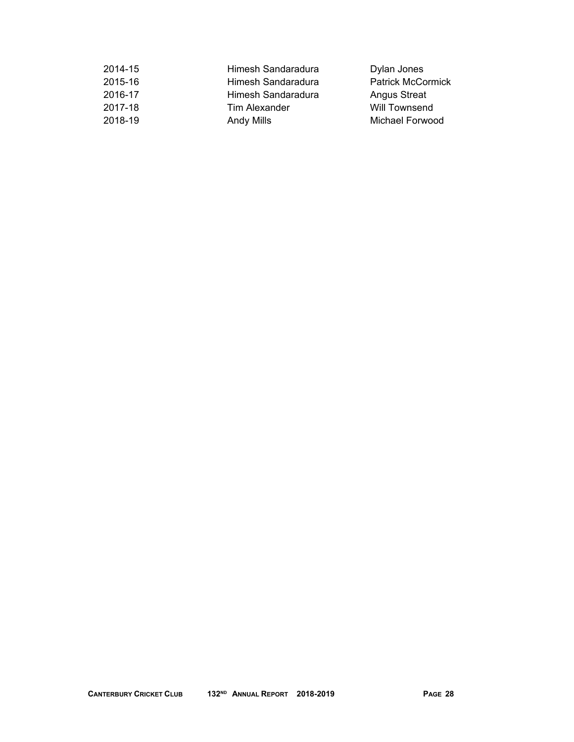| | | |
|---|---|---|
| 2014-15 | Himesh Sandaradura | Dylan Jones |
| 2015-16 | Himesh Sandaradura | Patrick McCormick |
| 2016-17 | Himesh Sandaradura | Angus Streat |
| 2017-18 | Tim Alexander | Will Townsend |
| 2018-19 | Andy Mills | Michael Forwood |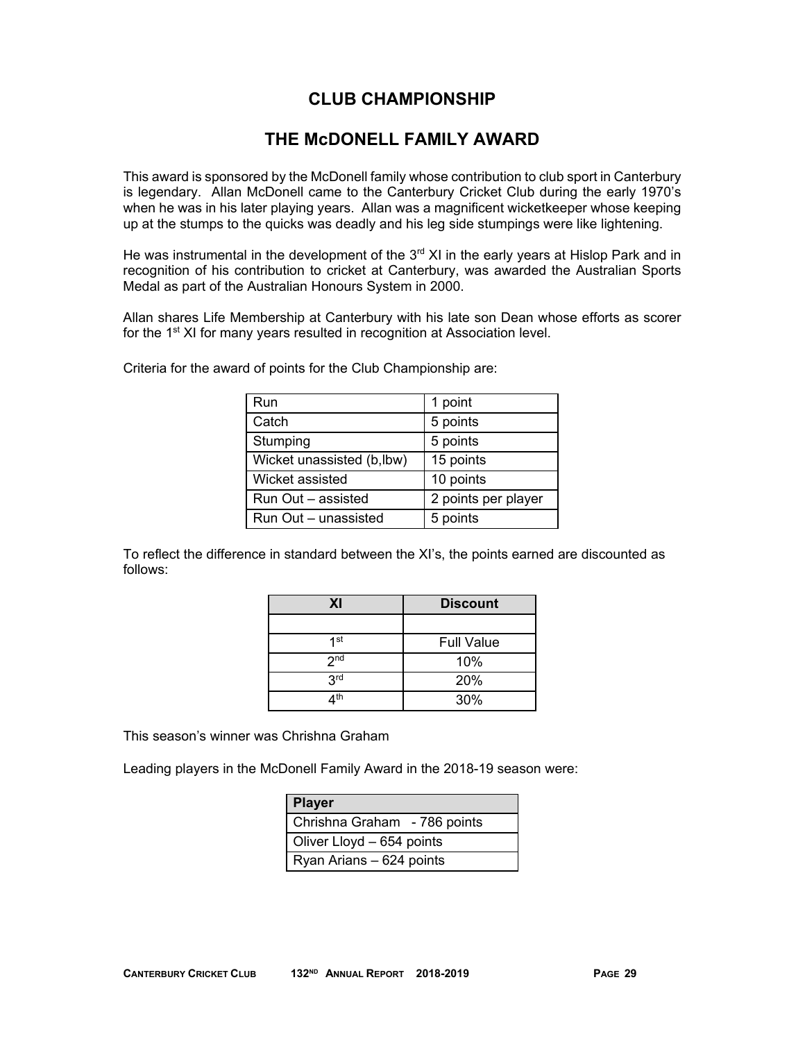# CLUB CHAMPIONSHIP

## THE McDONELL FAMILY AWARD

This award is sponsored by the McDonell family whose contribution to club sport in Canterbury is legendary. Allan McDonell came to the Canterbury Cricket Club during the early 1970's when he was in his later playing years. Allan was a magnificent wicketkeeper whose keeping up at the stumps to the quicks was deadly and his leg side stumpings were like lightening.

He was instrumental in the development of the 3rd XI in the early years at Hislop Park and in recognition of his contribution to cricket at Canterbury, was awarded the Australian Sports Medal as part of the Australian Honours System in 2000.

Allan shares Life Membership at Canterbury with his late son Dean whose efforts as scorer for the 1st XI for many years resulted in recognition at Association level.

Criteria for the award of points for the Club Championship are:

| | |
|---|---|
| Run | 1 point |
| Catch | 5 points |
| Stumping | 5 points |
| Wicket unassisted (b,lbw) | 15 points |
| Wicket assisted | 10 points |
| Run Out – assisted | 2 points per player |
| Run Out – unassisted | 5 points |

To reflect the difference in standard between the XI's, the points earned are discounted as follows:

| XI | Discount |
|---|---|
| | |
| 1st | Full Value |
| 2nd | 10% |
| 3rd | 20% |
| 4th | 30% |

This season's winner was Chrishna Graham

Leading players in the McDonell Family Award in the 2018-19 season were:

| Player |
|---|
| Chrishna Graham - 786 points |
| Oliver Lloyd – 654 points |
| Ryan Arians – 624 points |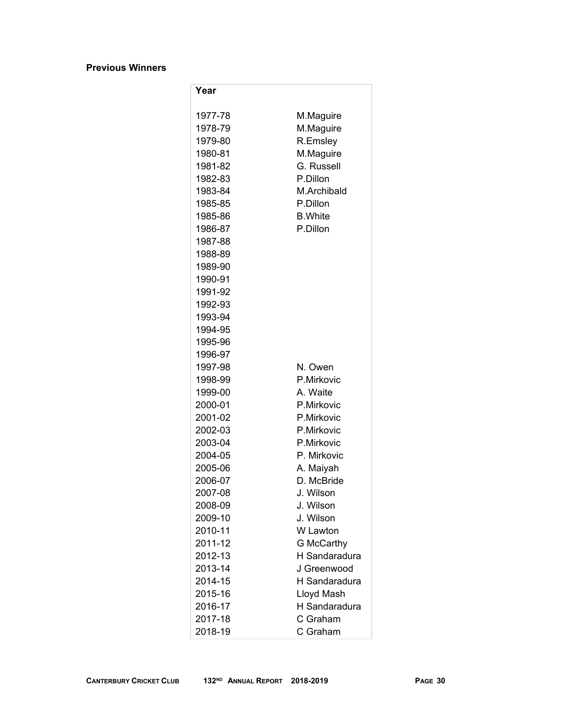**Previous Winners**

| Year | |
|---|---|
| 1977-78 | M.Maguire |
| 1978-79 | M.Maguire |
| 1979-80 | R.Emsley |
| 1980-81 | M.Maguire |
| 1981-82 | G. Russell |
| 1982-83 | P.Dillon |
| 1983-84 | M.Archibald |
| 1985-85 | P.Dillon |
| 1985-86 | B.White |
| 1986-87 | P.Dillon |
| 1987-88 | |
| 1988-89 | |
| 1989-90 | |
| 1990-91 | |
| 1991-92 | |
| 1992-93 | |
| 1993-94 | |
| 1994-95 | |
| 1995-96 | |
| 1996-97 | |
| 1997-98 | N. Owen |
| 1998-99 | P.Mirkovic |
| 1999-00 | A. Waite |
| 2000-01 | P.Mirkovic |
| 2001-02 | P.Mirkovic |
| 2002-03 | P.Mirkovic |
| 2003-04 | P.Mirkovic |
| 2004-05 | P. Mirkovic |
| 2005-06 | A. Maiyah |
| 2006-07 | D. McBride |
| 2007-08 | J. Wilson |
| 2008-09 | J. Wilson |
| 2009-10 | J. Wilson |
| 2010-11 | W Lawton |
| 2011-12 | G McCarthy |
| 2012-13 | H Sandaradura |
| 2013-14 | J Greenwood |
| 2014-15 | H Sandaradura |
| 2015-16 | Lloyd Mash |
| 2016-17 | H Sandaradura |
| 2017-18 | C Graham |
| 2018-19 | C Graham |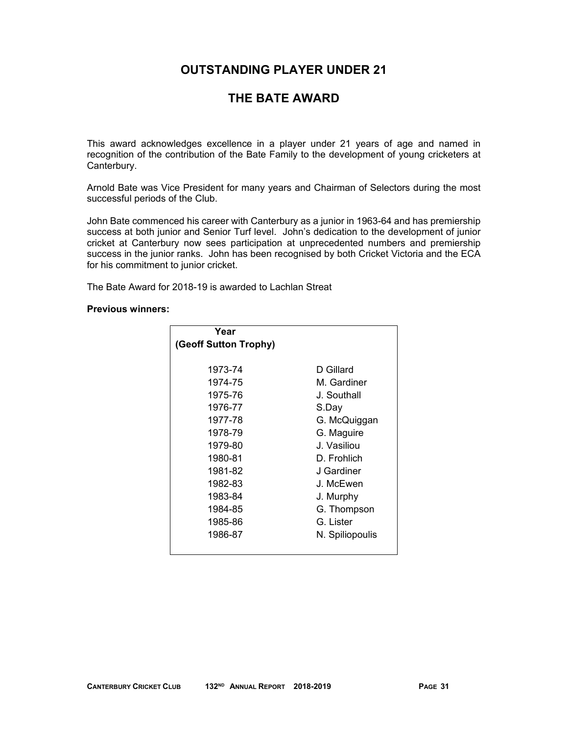# OUTSTANDING PLAYER UNDER 21

# THE BATE AWARD

This award acknowledges excellence in a player under 21 years of age and named in recognition of the contribution of the Bate Family to the development of young cricketers at Canterbury.

Arnold Bate was Vice President for many years and Chairman of Selectors during the most successful periods of the Club.

John Bate commenced his career with Canterbury as a junior in 1963-64 and has premiership success at both junior and Senior Turf level. John's dedication to the development of junior cricket at Canterbury now sees participation at unprecedented numbers and premiership success in the junior ranks. John has been recognised by both Cricket Victoria and the ECA for his commitment to junior cricket.

The Bate Award for 2018-19 is awarded to Lachlan Streat

**Previous winners:**

| Year (Geoff Sutton Trophy) | |
|---|---|
| 1973-74 | D Gillard |
| 1974-75 | M. Gardiner |
| 1975-76 | J. Southall |
| 1976-77 | S.Day |
| 1977-78 | G. McQuiggan |
| 1978-79 | G. Maguire |
| 1979-80 | J. Vasiliou |
| 1980-81 | D. Frohlich |
| 1981-82 | J Gardiner |
| 1982-83 | J. McEwen |
| 1983-84 | J. Murphy |
| 1984-85 | G. Thompson |
| 1985-86 | G. Lister |
| 1986-87 | N. Spiliopoulis |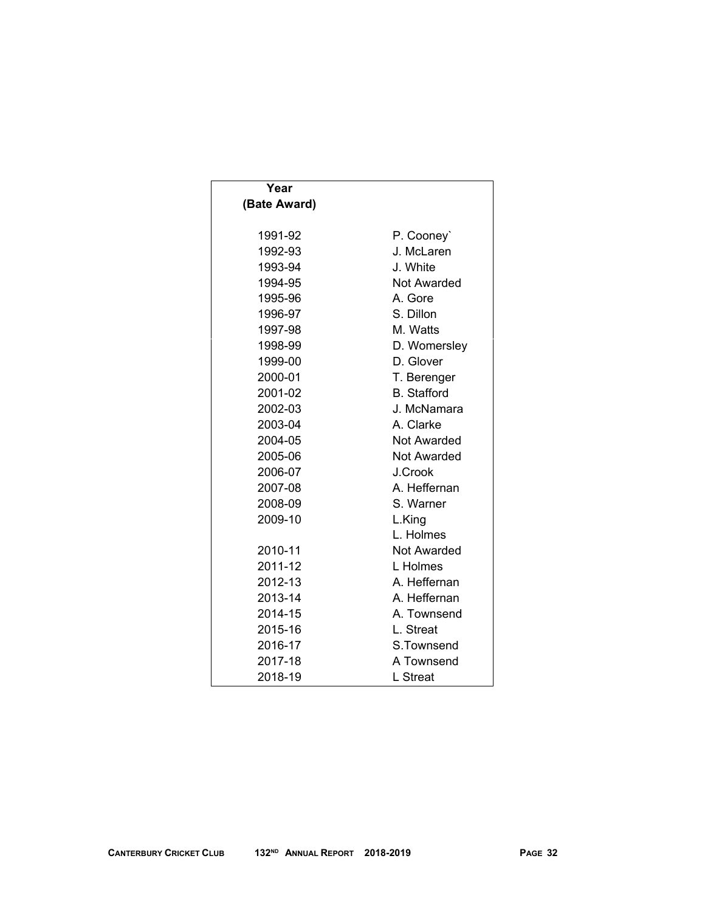| Year (Bate Award) | |
|---|---|
| 1991-92 | P. Cooney` |
| 1992-93 | J. McLaren |
| 1993-94 | J. White |
| 1994-95 | Not Awarded |
| 1995-96 | A. Gore |
| 1996-97 | S. Dillon |
| 1997-98 | M. Watts |
| 1998-99 | D. Womersley |
| 1999-00 | D. Glover |
| 2000-01 | T. Berenger |
| 2001-02 | B. Stafford |
| 2002-03 | J. McNamara |
| 2003-04 | A. Clarke |
| 2004-05 | Not Awarded |
| 2005-06 | Not Awarded |
| 2006-07 | J.Crook |
| 2007-08 | A. Heffernan |
| 2008-09 | S. Warner |
| 2009-10 | L.King |
| | L. Holmes |
| 2010-11 | Not Awarded |
| 2011-12 | L Holmes |
| 2012-13 | A. Heffernan |
| 2013-14 | A. Heffernan |
| 2014-15 | A. Townsend |
| 2015-16 | L. Streat |
| 2016-17 | S.Townsend |
| 2017-18 | A Townsend |
| 2018-19 | L Streat |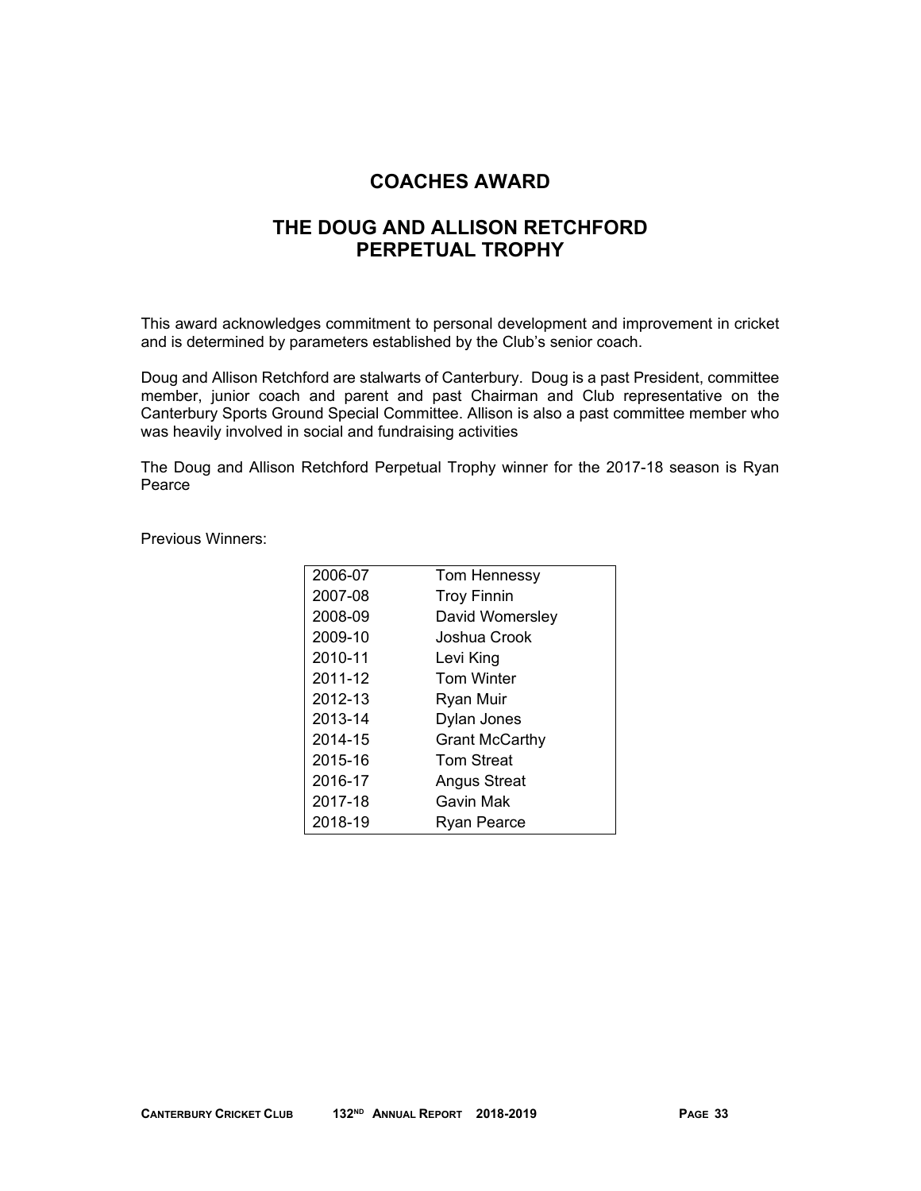# COACHES AWARD

## THE DOUG AND ALLISON RETCHFORD PERPETUAL TROPHY

This award acknowledges commitment to personal development and improvement in cricket and is determined by parameters established by the Club's senior coach.

Doug and Allison Retchford are stalwarts of Canterbury. Doug is a past President, committee member, junior coach and parent and past Chairman and Club representative on the Canterbury Sports Ground Special Committee. Allison is also a past committee member who was heavily involved in social and fundraising activities

The Doug and Allison Retchford Perpetual Trophy winner for the 2017-18 season is Ryan Pearce

Previous Winners:

| | |
|---|---|
| 2006-07 | Tom Hennessy |
| 2007-08 | Troy Finnin |
| 2008-09 | David Womersley |
| 2009-10 | Joshua Crook |
| 2010-11 | Levi King |
| 2011-12 | Tom Winter |
| 2012-13 | Ryan Muir |
| 2013-14 | Dylan Jones |
| 2014-15 | Grant McCarthy |
| 2015-16 | Tom Streat |
| 2016-17 | Angus Streat |
| 2017-18 | Gavin Mak |
| 2018-19 | Ryan Pearce |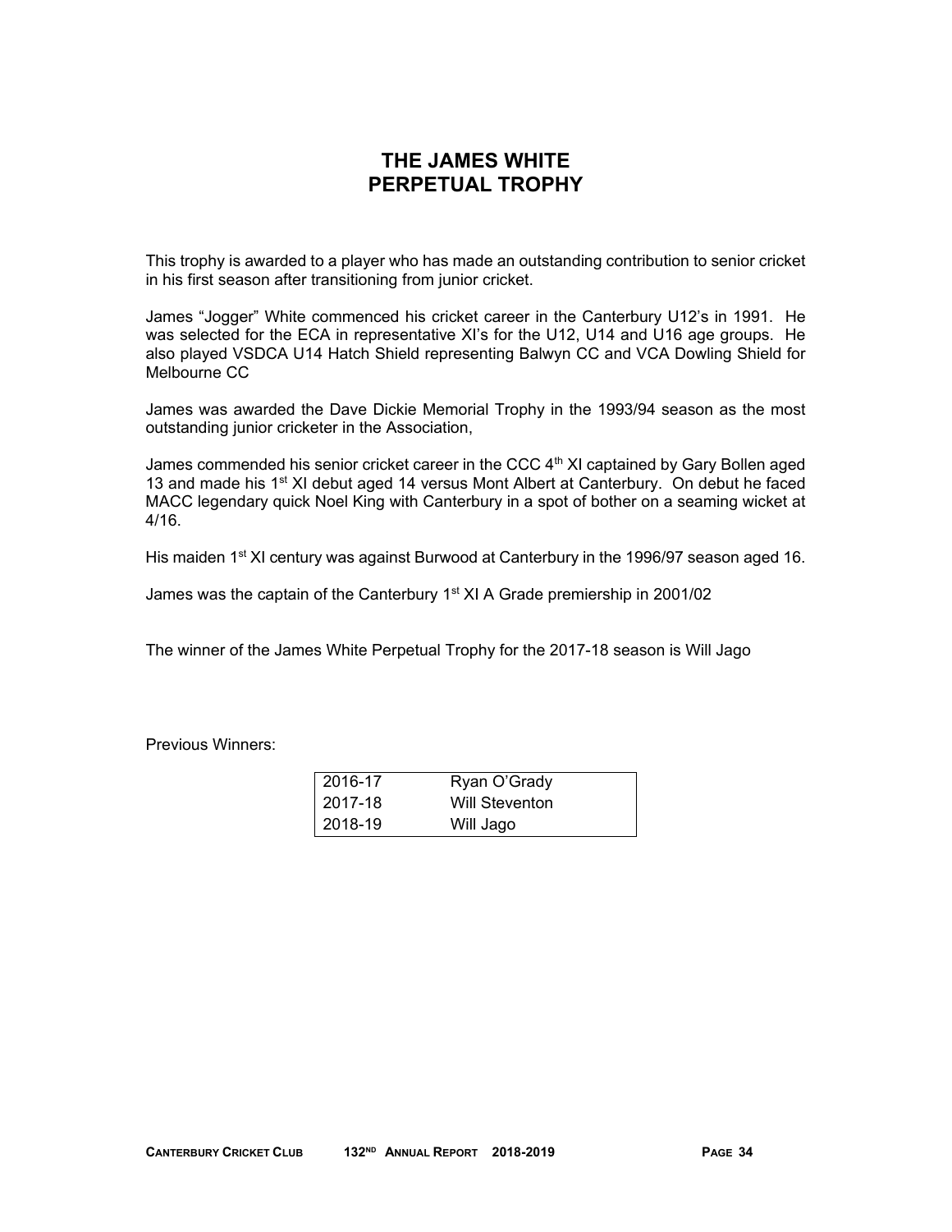# THE JAMES WHITE PERPETUAL TROPHY

This trophy is awarded to a player who has made an outstanding contribution to senior cricket in his first season after transitioning from junior cricket.

James "Jogger" White commenced his cricket career in the Canterbury U12's in 1991. He was selected for the ECA in representative XI's for the U12, U14 and U16 age groups. He also played VSDCA U14 Hatch Shield representing Balwyn CC and VCA Dowling Shield for Melbourne CC

James was awarded the Dave Dickie Memorial Trophy in the 1993/94 season as the most outstanding junior cricketer in the Association,

James commended his senior cricket career in the CCC 4th XI captained by Gary Bollen aged 13 and made his 1st XI debut aged 14 versus Mont Albert at Canterbury. On debut he faced MACC legendary quick Noel King with Canterbury in a spot of bother on a seaming wicket at 4/16.

His maiden 1st XI century was against Burwood at Canterbury in the 1996/97 season aged 16.

James was the captain of the Canterbury 1st XI A Grade premiership in 2001/02

The winner of the James White Perpetual Trophy for the 2017-18 season is Will Jago

Previous Winners:

| Season | Winner |
|---|---|
| 2016-17 | Ryan O'Grady |
| 2017-18 | Will Steventon |
| 2018-19 | Will Jago |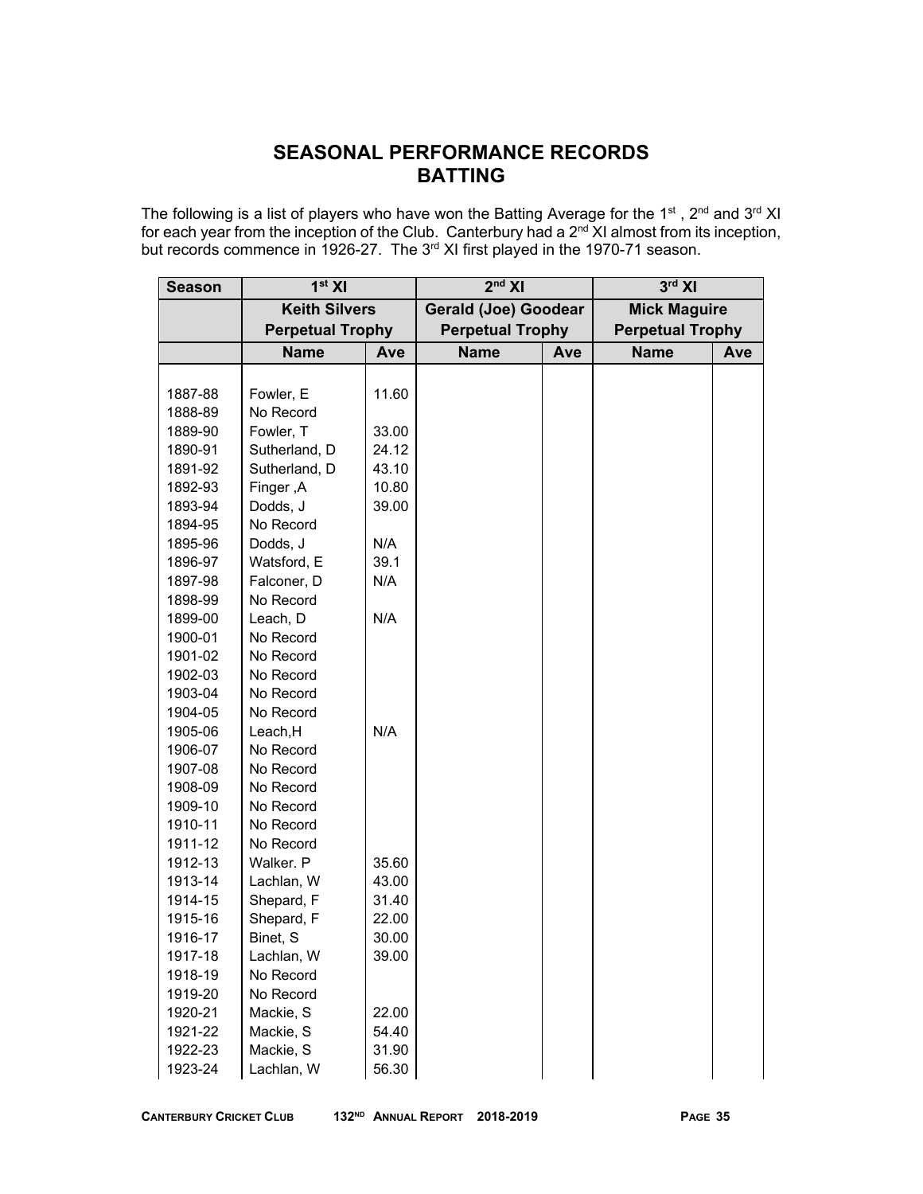## SEASONAL PERFORMANCE RECORDS
## BATTING

The following is a list of players who have won the Batting Average for the 1st , 2nd and 3rd XI for each year from the inception of the Club. Canterbury had a 2nd XI almost from its inception, but records commence in 1926-27. The 3rd XI first played in the 1970-71 season.

| Season | 1st XI | | 2nd XI | | 3rd XI | |
|---|---|---|---|---|---|---|
| | Keith Silvers Perpetual Trophy | | Gerald (Joe) Goodear Perpetual Trophy | | Mick Maguire Perpetual Trophy | |
| | Name | Ave | Name | Ave | Name | Ave |
| 1887-88 | Fowler, E | 11.60 | | | | |
| 1888-89 | No Record | | | | | |
| 1889-90 | Fowler, T | 33.00 | | | | |
| 1890-91 | Sutherland, D | 24.12 | | | | |
| 1891-92 | Sutherland, D | 43.10 | | | | |
| 1892-93 | Finger ,A | 10.80 | | | | |
| 1893-94 | Dodds, J | 39.00 | | | | |
| 1894-95 | No Record | | | | | |
| 1895-96 | Dodds, J | N/A | | | | |
| 1896-97 | Watsford, E | 39.1 | | | | |
| 1897-98 | Falconer, D | N/A | | | | |
| 1898-99 | No Record | | | | | |
| 1899-00 | Leach, D | N/A | | | | |
| 1900-01 | No Record | | | | | |
| 1901-02 | No Record | | | | | |
| 1902-03 | No Record | | | | | |
| 1903-04 | No Record | | | | | |
| 1904-05 | No Record | | | | | |
| 1905-06 | Leach,H | N/A | | | | |
| 1906-07 | No Record | | | | | |
| 1907-08 | No Record | | | | | |
| 1908-09 | No Record | | | | | |
| 1909-10 | No Record | | | | | |
| 1910-11 | No Record | | | | | |
| 1911-12 | No Record | | | | | |
| 1912-13 | Walker. P | 35.60 | | | | |
| 1913-14 | Lachlan, W | 43.00 | | | | |
| 1914-15 | Shepard, F | 31.40 | | | | |
| 1915-16 | Shepard, F | 22.00 | | | | |
| 1916-17 | Binet, S | 30.00 | | | | |
| 1917-18 | Lachlan, W | 39.00 | | | | |
| 1918-19 | No Record | | | | | |
| 1919-20 | No Record | | | | | |
| 1920-21 | Mackie, S | 22.00 | | | | |
| 1921-22 | Mackie, S | 54.40 | | | | |
| 1922-23 | Mackie, S | 31.90 | | | | |
| 1923-24 | Lachlan, W | 56.30 | | | | |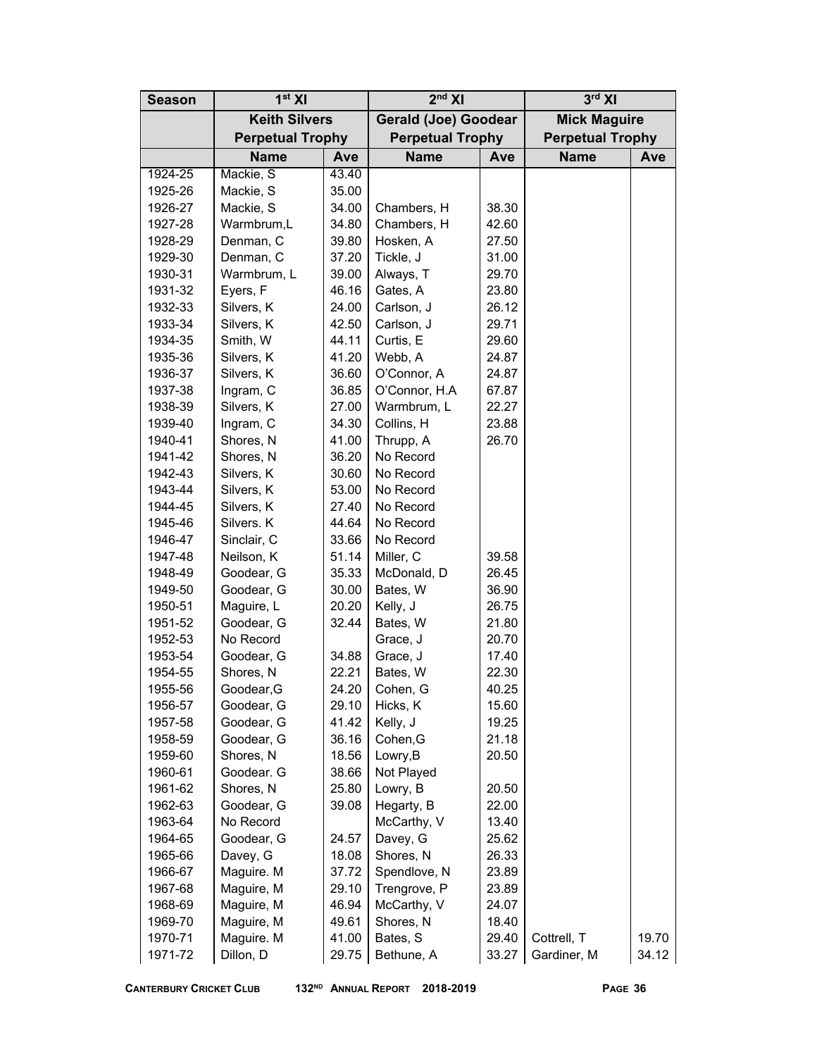| Season | 1st XI | | 2nd XI | | 3rd XI | |
|---|---|---|---|---|---|---|
| | Keith Silvers Perpetual Trophy | | Gerald (Joe) Goodear Perpetual Trophy | | Mick Maguire Perpetual Trophy | |
| | Name | Ave | Name | Ave | Name | Ave |
| 1924-25 | Mackie, S | 43.40 | | | | |
| 1925-26 | Mackie, S | 35.00 | | | | |
| 1926-27 | Mackie, S | 34.00 | Chambers, H | 38.30 | | |
| 1927-28 | Warmbrum,L | 34.80 | Chambers, H | 42.60 | | |
| 1928-29 | Denman, C | 39.80 | Hosken, A | 27.50 | | |
| 1929-30 | Denman, C | 37.20 | Tickle, J | 31.00 | | |
| 1930-31 | Warmbrum, L | 39.00 | Always, T | 29.70 | | |
| 1931-32 | Eyers, F | 46.16 | Gates, A | 23.80 | | |
| 1932-33 | Silvers, K | 24.00 | Carlson, J | 26.12 | | |
| 1933-34 | Silvers, K | 42.50 | Carlson, J | 29.71 | | |
| 1934-35 | Smith, W | 44.11 | Curtis, E | 29.60 | | |
| 1935-36 | Silvers, K | 41.20 | Webb, A | 24.87 | | |
| 1936-37 | Silvers, K | 36.60 | O'Connor, A | 24.87 | | |
| 1937-38 | Ingram, C | 36.85 | O'Connor, H.A | 67.87 | | |
| 1938-39 | Silvers, K | 27.00 | Warmbrum, L | 22.27 | | |
| 1939-40 | Ingram, C | 34.30 | Collins, H | 23.88 | | |
| 1940-41 | Shores, N | 41.00 | Thrupp, A | 26.70 | | |
| 1941-42 | Shores, N | 36.20 | No Record | | | |
| 1942-43 | Silvers, K | 30.60 | No Record | | | |
| 1943-44 | Silvers, K | 53.00 | No Record | | | |
| 1944-45 | Silvers, K | 27.40 | No Record | | | |
| 1945-46 | Silvers. K | 44.64 | No Record | | | |
| 1946-47 | Sinclair, C | 33.66 | No Record | | | |
| 1947-48 | Neilson, K | 51.14 | Miller, C | 39.58 | | |
| 1948-49 | Goodear, G | 35.33 | McDonald, D | 26.45 | | |
| 1949-50 | Goodear, G | 30.00 | Bates, W | 36.90 | | |
| 1950-51 | Maguire, L | 20.20 | Kelly, J | 26.75 | | |
| 1951-52 | Goodear, G | 32.44 | Bates, W | 21.80 | | |
| 1952-53 | No Record | | Grace, J | 20.70 | | |
| 1953-54 | Goodear, G | 34.88 | Grace, J | 17.40 | | |
| 1954-55 | Shores, N | 22.21 | Bates, W | 22.30 | | |
| 1955-56 | Goodear,G | 24.20 | Cohen, G | 40.25 | | |
| 1956-57 | Goodear, G | 29.10 | Hicks, K | 15.60 | | |
| 1957-58 | Goodear, G | 41.42 | Kelly, J | 19.25 | | |
| 1958-59 | Goodear, G | 36.16 | Cohen,G | 21.18 | | |
| 1959-60 | Shores, N | 18.56 | Lowry,B | 20.50 | | |
| 1960-61 | Goodear. G | 38.66 | Not Played | | | |
| 1961-62 | Shores, N | 25.80 | Lowry, B | 20.50 | | |
| 1962-63 | Goodear, G | 39.08 | Hegarty, B | 22.00 | | |
| 1963-64 | No Record | | McCarthy, V | 13.40 | | |
| 1964-65 | Goodear, G | 24.57 | Davey, G | 25.62 | | |
| 1965-66 | Davey, G | 18.08 | Shores, N | 26.33 | | |
| 1966-67 | Maguire. M | 37.72 | Spendlove, N | 23.89 | | |
| 1967-68 | Maguire, M | 29.10 | Trengrove, P | 23.89 | | |
| 1968-69 | Maguire, M | 46.94 | McCarthy, V | 24.07 | | |
| 1969-70 | Maguire, M | 49.61 | Shores, N | 18.40 | | |
| 1970-71 | Maguire. M | 41.00 | Bates, S | 29.40 | Cottrell, T | 19.70 |
| 1971-72 | Dillon, D | 29.75 | Bethune, A | 33.27 | Gardiner, M | 34.12 |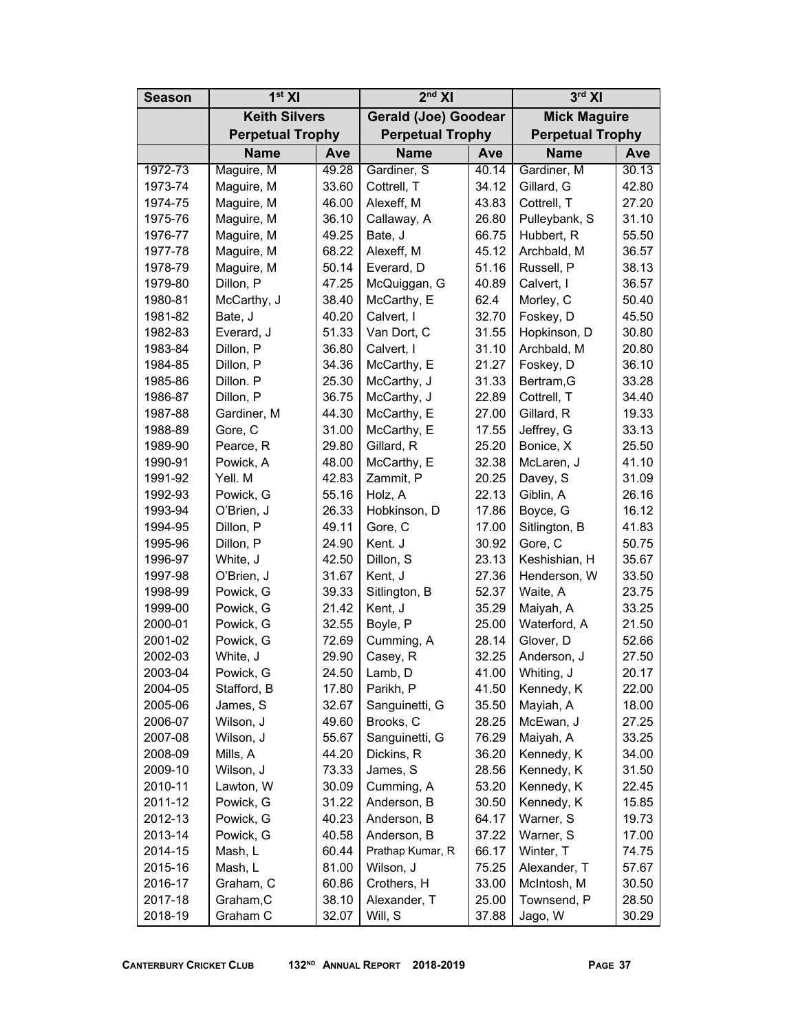| Season | 1st XI | | 2nd XI | | 3rd XI | |
|---|---|---|---|---|---|---|
| | Keith Silvers Perpetual Trophy | | Gerald (Joe) Goodear Perpetual Trophy | | Mick Maguire Perpetual Trophy | |
| | Name | Ave | Name | Ave | Name | Ave |
| 1972-73 | Maguire, M | 49.28 | Gardiner, S | 40.14 | Gardiner, M | 30.13 |
| 1973-74 | Maguire, M | 33.60 | Cottrell, T | 34.12 | Gillard, G | 42.80 |
| 1974-75 | Maguire, M | 46.00 | Alexeff, M | 43.83 | Cottrell, T | 27.20 |
| 1975-76 | Maguire, M | 36.10 | Callaway, A | 26.80 | Pulleybank, S | 31.10 |
| 1976-77 | Maguire, M | 49.25 | Bate, J | 66.75 | Hubbert, R | 55.50 |
| 1977-78 | Maguire, M | 68.22 | Alexeff, M | 45.12 | Archbald, M | 36.57 |
| 1978-79 | Maguire, M | 50.14 | Everard, D | 51.16 | Russell, P | 38.13 |
| 1979-80 | Dillon, P | 47.25 | McQuiggan, G | 40.89 | Calvert, I | 36.57 |
| 1980-81 | McCarthy, J | 38.40 | McCarthy, E | 62.4 | Morley, C | 50.40 |
| 1981-82 | Bate, J | 40.20 | Calvert, I | 32.70 | Foskey, D | 45.50 |
| 1982-83 | Everard, J | 51.33 | Van Dort, C | 31.55 | Hopkinson, D | 30.80 |
| 1983-84 | Dillon, P | 36.80 | Calvert, I | 31.10 | Archbald, M | 20.80 |
| 1984-85 | Dillon, P | 34.36 | McCarthy, E | 21.27 | Foskey, D | 36.10 |
| 1985-86 | Dillon. P | 25.30 | McCarthy, J | 31.33 | Bertram,G | 33.28 |
| 1986-87 | Dillon, P | 36.75 | McCarthy, J | 22.89 | Cottrell, T | 34.40 |
| 1987-88 | Gardiner, M | 44.30 | McCarthy, E | 27.00 | Gillard, R | 19.33 |
| 1988-89 | Gore, C | 31.00 | McCarthy, E | 17.55 | Jeffrey, G | 33.13 |
| 1989-90 | Pearce, R | 29.80 | Gillard, R | 25.20 | Bonice, X | 25.50 |
| 1990-91 | Powick, A | 48.00 | McCarthy, E | 32.38 | McLaren, J | 41.10 |
| 1991-92 | Yell. M | 42.83 | Zammit, P | 20.25 | Davey, S | 31.09 |
| 1992-93 | Powick, G | 55.16 | Holz, A | 22.13 | Giblin, A | 26.16 |
| 1993-94 | O'Brien, J | 26.33 | Hobkinson, D | 17.86 | Boyce, G | 16.12 |
| 1994-95 | Dillon, P | 49.11 | Gore, C | 17.00 | Sitlington, B | 41.83 |
| 1995-96 | Dillon, P | 24.90 | Kent. J | 30.92 | Gore, C | 50.75 |
| 1996-97 | White, J | 42.50 | Dillon, S | 23.13 | Keshishian, H | 35.67 |
| 1997-98 | O'Brien, J | 31.67 | Kent, J | 27.36 | Henderson, W | 33.50 |
| 1998-99 | Powick, G | 39.33 | Sitlington, B | 52.37 | Waite, A | 23.75 |
| 1999-00 | Powick, G | 21.42 | Kent, J | 35.29 | Maiyah, A | 33.25 |
| 2000-01 | Powick, G | 32.55 | Boyle, P | 25.00 | Waterford, A | 21.50 |
| 2001-02 | Powick, G | 72.69 | Cumming, A | 28.14 | Glover, D | 52.66 |
| 2002-03 | White, J | 29.90 | Casey, R | 32.25 | Anderson, J | 27.50 |
| 2003-04 | Powick, G | 24.50 | Lamb, D | 41.00 | Whiting, J | 20.17 |
| 2004-05 | Stafford, B | 17.80 | Parikh, P | 41.50 | Kennedy, K | 22.00 |
| 2005-06 | James, S | 32.67 | Sanguinetti, G | 35.50 | Mayiah, A | 18.00 |
| 2006-07 | Wilson, J | 49.60 | Brooks, C | 28.25 | McEwan, J | 27.25 |
| 2007-08 | Wilson, J | 55.67 | Sanguinetti, G | 76.29 | Maiyah, A | 33.25 |
| 2008-09 | Mills, A | 44.20 | Dickins, R | 36.20 | Kennedy, K | 34.00 |
| 2009-10 | Wilson, J | 73.33 | James, S | 28.56 | Kennedy, K | 31.50 |
| 2010-11 | Lawton, W | 30.09 | Cumming, A | 53.20 | Kennedy, K | 22.45 |
| 2011-12 | Powick, G | 31.22 | Anderson, B | 30.50 | Kennedy, K | 15.85 |
| 2012-13 | Powick, G | 40.23 | Anderson, B | 64.17 | Warner, S | 19.73 |
| 2013-14 | Powick, G | 40.58 | Anderson, B | 37.22 | Warner, S | 17.00 |
| 2014-15 | Mash, L | 60.44 | Prathap Kumar, R | 66.17 | Winter, T | 74.75 |
| 2015-16 | Mash, L | 81.00 | Wilson, J | 75.25 | Alexander, T | 57.67 |
| 2016-17 | Graham, C | 60.86 | Crothers, H | 33.00 | McIntosh, M | 30.50 |
| 2017-18 | Graham,C | 38.10 | Alexander, T | 25.00 | Townsend, P | 28.50 |
| 2018-19 | Graham C | 32.07 | Will, S | 37.88 | Jago, W | 30.29 |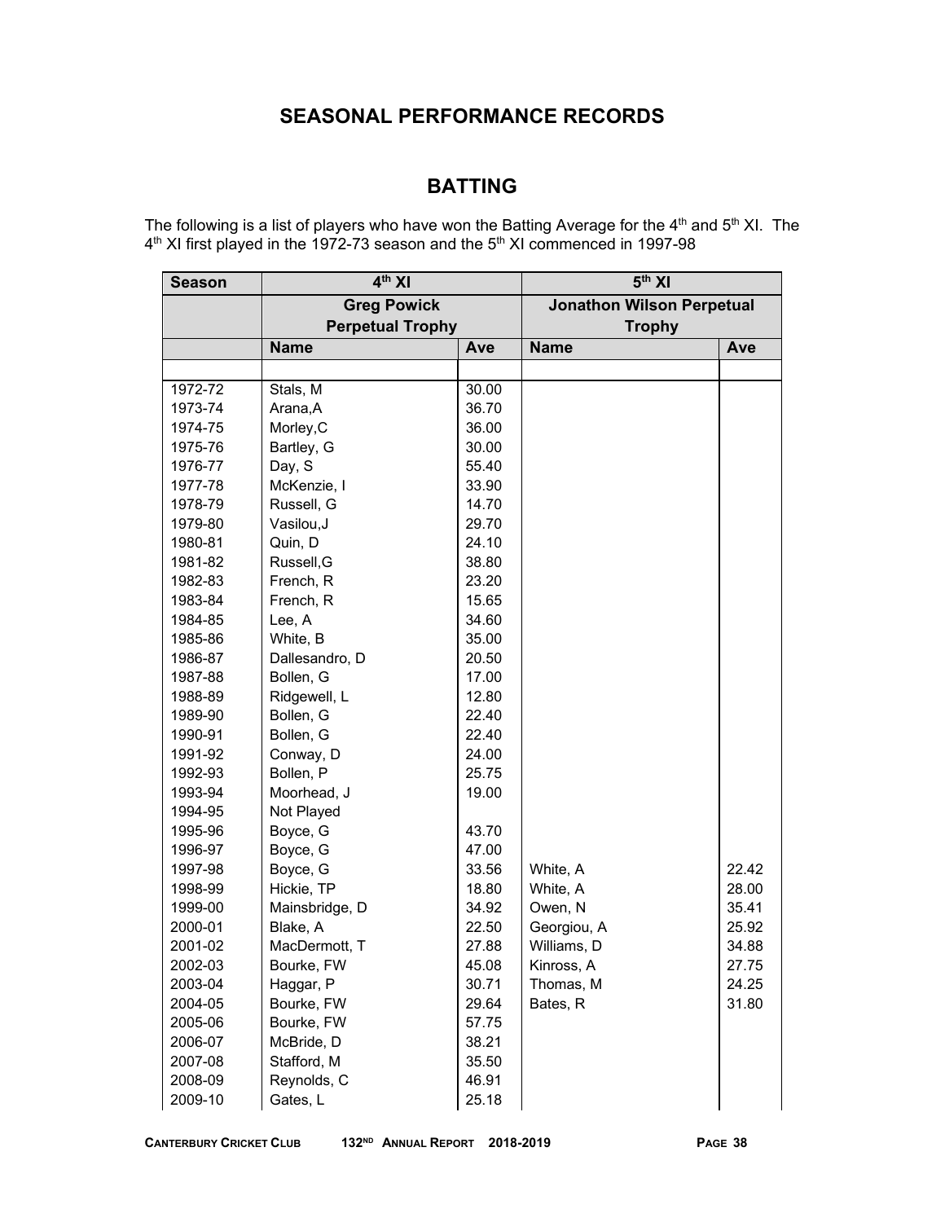# SEASONAL PERFORMANCE RECORDS

## BATTING

The following is a list of players who have won the Batting Average for the 4th and 5th XI. The 4th XI first played in the 1972-73 season and the 5th XI commenced in 1997-98

| Season | 4th XI | | 5th XI | |
|---|---|---|---|---|
| | Greg Powick Perpetual Trophy | | Jonathon Wilson Perpetual Trophy | |
| | Name | Ave | Name | Ave |
| 1972-72 | Stals, M | 30.00 | | |
| 1973-74 | Arana,A | 36.70 | | |
| 1974-75 | Morley,C | 36.00 | | |
| 1975-76 | Bartley, G | 30.00 | | |
| 1976-77 | Day, S | 55.40 | | |
| 1977-78 | McKenzie, I | 33.90 | | |
| 1978-79 | Russell, G | 14.70 | | |
| 1979-80 | Vasilou,J | 29.70 | | |
| 1980-81 | Quin, D | 24.10 | | |
| 1981-82 | Russell,G | 38.80 | | |
| 1982-83 | French, R | 23.20 | | |
| 1983-84 | French, R | 15.65 | | |
| 1984-85 | Lee, A | 34.60 | | |
| 1985-86 | White, B | 35.00 | | |
| 1986-87 | Dallesandro, D | 20.50 | | |
| 1987-88 | Bollen, G | 17.00 | | |
| 1988-89 | Ridgewell, L | 12.80 | | |
| 1989-90 | Bollen, G | 22.40 | | |
| 1990-91 | Bollen, G | 22.40 | | |
| 1991-92 | Conway, D | 24.00 | | |
| 1992-93 | Bollen, P | 25.75 | | |
| 1993-94 | Moorhead, J | 19.00 | | |
| 1994-95 | Not Played | | | |
| 1995-96 | Boyce, G | 43.70 | | |
| 1996-97 | Boyce, G | 47.00 | | |
| 1997-98 | Boyce, G | 33.56 | White, A | 22.42 |
| 1998-99 | Hickie, TP | 18.80 | White, A | 28.00 |
| 1999-00 | Mainsbridge, D | 34.92 | Owen, N | 35.41 |
| 2000-01 | Blake, A | 22.50 | Georgiou, A | 25.92 |
| 2001-02 | MacDermott, T | 27.88 | Williams, D | 34.88 |
| 2002-03 | Bourke, FW | 45.08 | Kinross, A | 27.75 |
| 2003-04 | Haggar, P | 30.71 | Thomas, M | 24.25 |
| 2004-05 | Bourke, FW | 29.64 | Bates, R | 31.80 |
| 2005-06 | Bourke, FW | 57.75 | | |
| 2006-07 | McBride, D | 38.21 | | |
| 2007-08 | Stafford, M | 35.50 | | |
| 2008-09 | Reynolds, C | 46.91 | | |
| 2009-10 | Gates, L | 25.18 | | |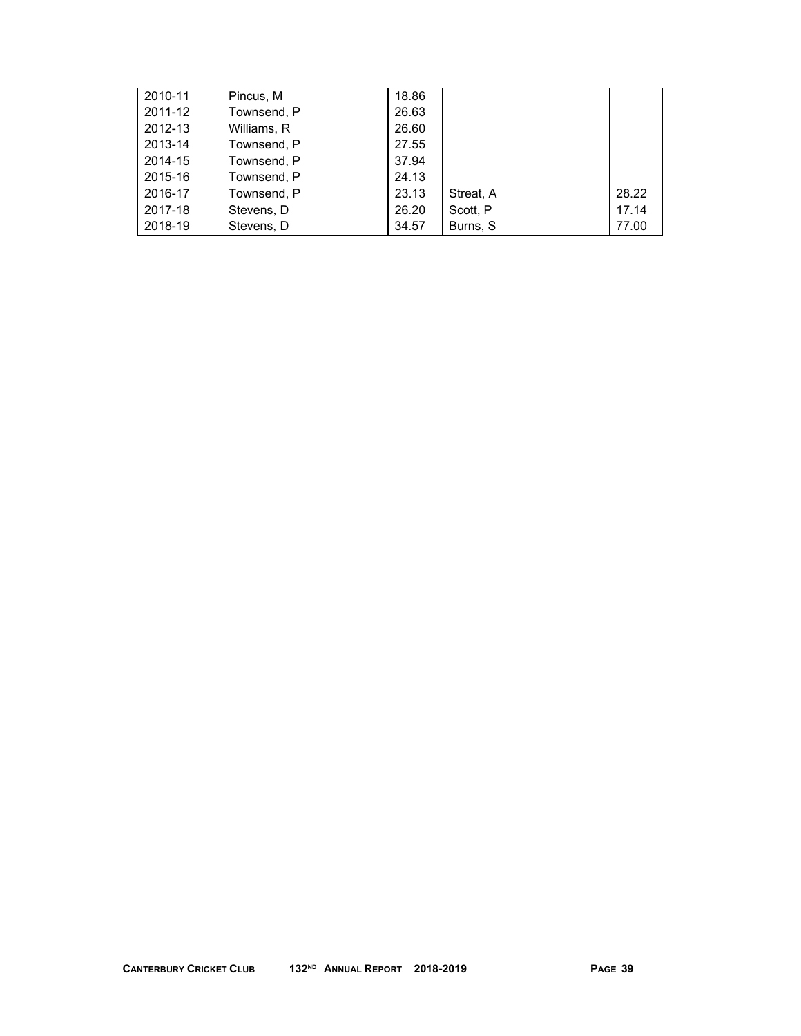| | | | | |
|---|---|---|---|---|
| 2010-11 | Pincus, M | 18.86 | | |
| 2011-12 | Townsend, P | 26.63 | | |
| 2012-13 | Williams, R | 26.60 | | |
| 2013-14 | Townsend, P | 27.55 | | |
| 2014-15 | Townsend, P | 37.94 | | |
| 2015-16 | Townsend, P | 24.13 | | |
| 2016-17 | Townsend, P | 23.13 | Streat, A | 28.22 |
| 2017-18 | Stevens, D | 26.20 | Scott, P | 17.14 |
| 2018-19 | Stevens, D | 34.57 | Burns, S | 77.00 |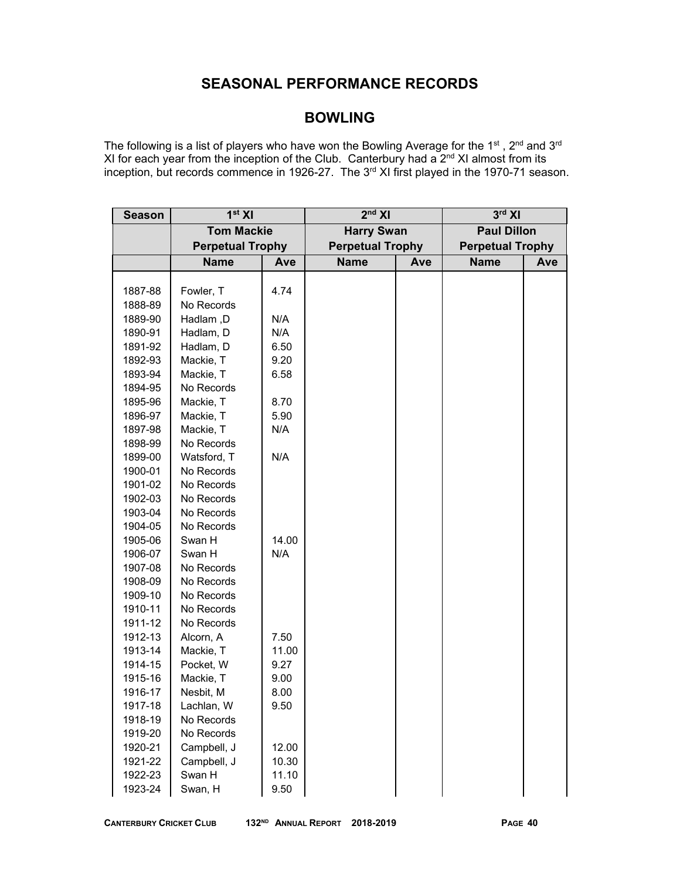# SEASONAL PERFORMANCE RECORDS

## BOWLING

The following is a list of players who have won the Bowling Average for the 1st , 2nd and 3rd XI for each year from the inception of the Club. Canterbury had a 2nd XI almost from its inception, but records commence in 1926-27. The 3rd XI first played in the 1970-71 season.

| Season | 1st XI | | 2nd XI | | 3rd XI | |
|---|---|---|---|---|---|---|
| | Tom Mackie Perpetual Trophy | | Harry Swan Perpetual Trophy | | Paul Dillon Perpetual Trophy | |
| | Name | Ave | Name | Ave | Name | Ave |
| 1887-88 | Fowler, T | 4.74 | | | | |
| 1888-89 | No Records | | | | | |
| 1889-90 | Hadlam ,D | N/A | | | | |
| 1890-91 | Hadlam, D | N/A | | | | |
| 1891-92 | Hadlam, D | 6.50 | | | | |
| 1892-93 | Mackie, T | 9.20 | | | | |
| 1893-94 | Mackie, T | 6.58 | | | | |
| 1894-95 | No Records | | | | | |
| 1895-96 | Mackie, T | 8.70 | | | | |
| 1896-97 | Mackie, T | 5.90 | | | | |
| 1897-98 | Mackie, T | N/A | | | | |
| 1898-99 | No Records | | | | | |
| 1899-00 | Watsford, T | N/A | | | | |
| 1900-01 | No Records | | | | | |
| 1901-02 | No Records | | | | | |
| 1902-03 | No Records | | | | | |
| 1903-04 | No Records | | | | | |
| 1904-05 | No Records | | | | | |
| 1905-06 | Swan H | 14.00 | | | | |
| 1906-07 | Swan H | N/A | | | | |
| 1907-08 | No Records | | | | | |
| 1908-09 | No Records | | | | | |
| 1909-10 | No Records | | | | | |
| 1910-11 | No Records | | | | | |
| 1911-12 | No Records | | | | | |
| 1912-13 | Alcorn, A | 7.50 | | | | |
| 1913-14 | Mackie, T | 11.00 | | | | |
| 1914-15 | Pocket, W | 9.27 | | | | |
| 1915-16 | Mackie, T | 9.00 | | | | |
| 1916-17 | Nesbit, M | 8.00 | | | | |
| 1917-18 | Lachlan, W | 9.50 | | | | |
| 1918-19 | No Records | | | | | |
| 1919-20 | No Records | | | | | |
| 1920-21 | Campbell, J | 12.00 | | | | |
| 1921-22 | Campbell, J | 10.30 | | | | |
| 1922-23 | Swan H | 11.10 | | | | |
| 1923-24 | Swan, H | 9.50 | | | | |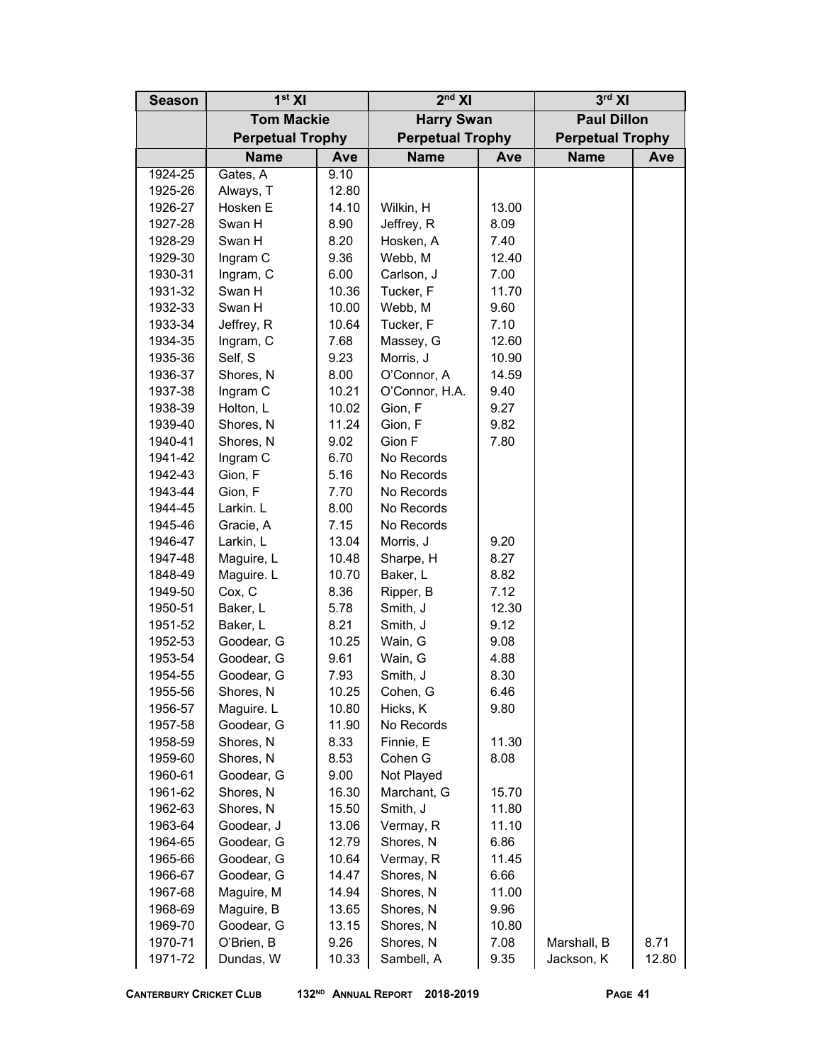| Season | 1st XI | | 2nd XI | | 3rd XI | |
|---|---|---|---|---|---|---|
| | Tom Mackie Perpetual Trophy | | Harry Swan Perpetual Trophy | | Paul Dillon Perpetual Trophy | |
| | Name | Ave | Name | Ave | Name | Ave |
| 1924-25 | Gates, A | 9.10 | | | | |
| 1925-26 | Always, T | 12.80 | | | | |
| 1926-27 | Hosken E | 14.10 | Wilkin, H | 13.00 | | |
| 1927-28 | Swan H | 8.90 | Jeffrey, R | 8.09 | | |
| 1928-29 | Swan H | 8.20 | Hosken, A | 7.40 | | |
| 1929-30 | Ingram C | 9.36 | Webb, M | 12.40 | | |
| 1930-31 | Ingram, C | 6.00 | Carlson, J | 7.00 | | |
| 1931-32 | Swan H | 10.36 | Tucker, F | 11.70 | | |
| 1932-33 | Swan H | 10.00 | Webb, M | 9.60 | | |
| 1933-34 | Jeffrey, R | 10.64 | Tucker, F | 7.10 | | |
| 1934-35 | Ingram, C | 7.68 | Massey, G | 12.60 | | |
| 1935-36 | Self, S | 9.23 | Morris, J | 10.90 | | |
| 1936-37 | Shores, N | 8.00 | O'Connor, A | 14.59 | | |
| 1937-38 | Ingram C | 10.21 | O'Connor, H.A. | 9.40 | | |
| 1938-39 | Holton, L | 10.02 | Gion, F | 9.27 | | |
| 1939-40 | Shores, N | 11.24 | Gion, F | 9.82 | | |
| 1940-41 | Shores, N | 9.02 | Gion F | 7.80 | | |
| 1941-42 | Ingram C | 6.70 | No Records | | | |
| 1942-43 | Gion, F | 5.16 | No Records | | | |
| 1943-44 | Gion, F | 7.70 | No Records | | | |
| 1944-45 | Larkin. L | 8.00 | No Records | | | |
| 1945-46 | Gracie, A | 7.15 | No Records | | | |
| 1946-47 | Larkin, L | 13.04 | Morris, J | 9.20 | | |
| 1947-48 | Maguire, L | 10.48 | Sharpe, H | 8.27 | | |
| 1848-49 | Maguire. L | 10.70 | Baker, L | 8.82 | | |
| 1949-50 | Cox, C | 8.36 | Ripper, B | 7.12 | | |
| 1950-51 | Baker, L | 5.78 | Smith, J | 12.30 | | |
| 1951-52 | Baker, L | 8.21 | Smith, J | 9.12 | | |
| 1952-53 | Goodear, G | 10.25 | Wain, G | 9.08 | | |
| 1953-54 | Goodear, G | 9.61 | Wain, G | 4.88 | | |
| 1954-55 | Goodear, G | 7.93 | Smith, J | 8.30 | | |
| 1955-56 | Shores, N | 10.25 | Cohen, G | 6.46 | | |
| 1956-57 | Maguire. L | 10.80 | Hicks, K | 9.80 | | |
| 1957-58 | Goodear, G | 11.90 | No Records | | | |
| 1958-59 | Shores, N | 8.33 | Finnie, E | 11.30 | | |
| 1959-60 | Shores, N | 8.53 | Cohen G | 8.08 | | |
| 1960-61 | Goodear, G | 9.00 | Not Played | | | |
| 1961-62 | Shores, N | 16.30 | Marchant, G | 15.70 | | |
| 1962-63 | Shores, N | 15.50 | Smith, J | 11.80 | | |
| 1963-64 | Goodear, J | 13.06 | Vermay, R | 11.10 | | |
| 1964-65 | Goodear, G | 12.79 | Shores, N | 6.86 | | |
| 1965-66 | Goodear, G | 10.64 | Vermay, R | 11.45 | | |
| 1966-67 | Goodear, G | 14.47 | Shores, N | 6.66 | | |
| 1967-68 | Maguire, M | 14.94 | Shores, N | 11.00 | | |
| 1968-69 | Maguire, B | 13.65 | Shores, N | 9.96 | | |
| 1969-70 | Goodear, G | 13.15 | Shores, N | 10.80 | | |
| 1970-71 | O'Brien, B | 9.26 | Shores, N | 7.08 | Marshall, B | 8.71 |
| 1971-72 | Dundas, W | 10.33 | Sambell, A | 9.35 | Jackson, K | 12.80 |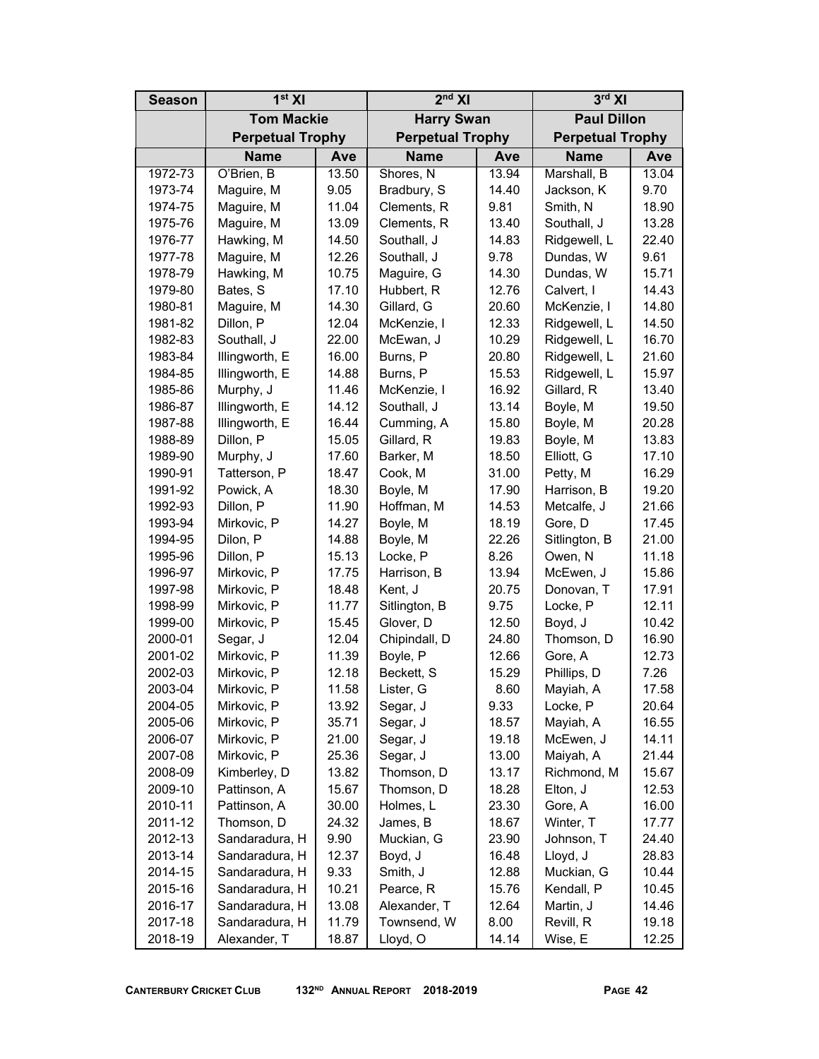| Season | 1st XI | | 2nd XI | | 3rd XI | |
|---|---|---|---|---|---|---|
| | Tom Mackie Perpetual Trophy | | Harry Swan Perpetual Trophy | | Paul Dillon Perpetual Trophy | |
| | Name | Ave | Name | Ave | Name | Ave |
| 1972-73 | O'Brien, B | 13.50 | Shores, N | 13.94 | Marshall, B | 13.04 |
| 1973-74 | Maguire, M | 9.05 | Bradbury, S | 14.40 | Jackson, K | 9.70 |
| 1974-75 | Maguire, M | 11.04 | Clements, R | 9.81 | Smith, N | 18.90 |
| 1975-76 | Maguire, M | 13.09 | Clements, R | 13.40 | Southall, J | 13.28 |
| 1976-77 | Hawking, M | 14.50 | Southall, J | 14.83 | Ridgewell, L | 22.40 |
| 1977-78 | Maguire, M | 12.26 | Southall, J | 9.78 | Dundas, W | 9.61 |
| 1978-79 | Hawking, M | 10.75 | Maguire, G | 14.30 | Dundas, W | 15.71 |
| 1979-80 | Bates, S | 17.10 | Hubbert, R | 12.76 | Calvert, I | 14.43 |
| 1980-81 | Maguire, M | 14.30 | Gillard, G | 20.60 | McKenzie, I | 14.80 |
| 1981-82 | Dillon, P | 12.04 | McKenzie, I | 12.33 | Ridgewell, L | 14.50 |
| 1982-83 | Southall, J | 22.00 | McEwan, J | 10.29 | Ridgewell, L | 16.70 |
| 1983-84 | Illingworth, E | 16.00 | Burns, P | 20.80 | Ridgewell, L | 21.60 |
| 1984-85 | Illingworth, E | 14.88 | Burns, P | 15.53 | Ridgewell, L | 15.97 |
| 1985-86 | Murphy, J | 11.46 | McKenzie, I | 16.92 | Gillard, R | 13.40 |
| 1986-87 | Illingworth, E | 14.12 | Southall, J | 13.14 | Boyle, M | 19.50 |
| 1987-88 | Illingworth, E | 16.44 | Cumming, A | 15.80 | Boyle, M | 20.28 |
| 1988-89 | Dillon, P | 15.05 | Gillard, R | 19.83 | Boyle, M | 13.83 |
| 1989-90 | Murphy, J | 17.60 | Barker, M | 18.50 | Elliott, G | 17.10 |
| 1990-91 | Tatterson, P | 18.47 | Cook, M | 31.00 | Petty, M | 16.29 |
| 1991-92 | Powick, A | 18.30 | Boyle, M | 17.90 | Harrison, B | 19.20 |
| 1992-93 | Dillon, P | 11.90 | Hoffman, M | 14.53 | Metcalfe, J | 21.66 |
| 1993-94 | Mirkovic, P | 14.27 | Boyle, M | 18.19 | Gore, D | 17.45 |
| 1994-95 | Dilon, P | 14.88 | Boyle, M | 22.26 | Sitlington, B | 21.00 |
| 1995-96 | Dillon, P | 15.13 | Locke, P | 8.26 | Owen, N | 11.18 |
| 1996-97 | Mirkovic, P | 17.75 | Harrison, B | 13.94 | McEwen, J | 15.86 |
| 1997-98 | Mirkovic, P | 18.48 | Kent, J | 20.75 | Donovan, T | 17.91 |
| 1998-99 | Mirkovic, P | 11.77 | Sitlington, B | 9.75 | Locke, P | 12.11 |
| 1999-00 | Mirkovic, P | 15.45 | Glover, D | 12.50 | Boyd, J | 10.42 |
| 2000-01 | Segar, J | 12.04 | Chipindall, D | 24.80 | Thomson, D | 16.90 |
| 2001-02 | Mirkovic, P | 11.39 | Boyle, P | 12.66 | Gore, A | 12.73 |
| 2002-03 | Mirkovic, P | 12.18 | Beckett, S | 15.29 | Phillips, D | 7.26 |
| 2003-04 | Mirkovic, P | 11.58 | Lister, G | 8.60 | Mayiah, A | 17.58 |
| 2004-05 | Mirkovic, P | 13.92 | Segar, J | 9.33 | Locke, P | 20.64 |
| 2005-06 | Mirkovic, P | 35.71 | Segar, J | 18.57 | Mayiah, A | 16.55 |
| 2006-07 | Mirkovic, P | 21.00 | Segar, J | 19.18 | McEwen, J | 14.11 |
| 2007-08 | Mirkovic, P | 25.36 | Segar, J | 13.00 | Maiyah, A | 21.44 |
| 2008-09 | Kimberley, D | 13.82 | Thomson, D | 13.17 | Richmond, M | 15.67 |
| 2009-10 | Pattinson, A | 15.67 | Thomson, D | 18.28 | Elton, J | 12.53 |
| 2010-11 | Pattinson, A | 30.00 | Holmes, L | 23.30 | Gore, A | 16.00 |
| 2011-12 | Thomson, D | 24.32 | James, B | 18.67 | Winter, T | 17.77 |
| 2012-13 | Sandaradura, H | 9.90 | Muckian, G | 23.90 | Johnson, T | 24.40 |
| 2013-14 | Sandaradura, H | 12.37 | Boyd, J | 16.48 | Lloyd, J | 28.83 |
| 2014-15 | Sandaradura, H | 9.33 | Smith, J | 12.88 | Muckian, G | 10.44 |
| 2015-16 | Sandaradura, H | 10.21 | Pearce, R | 15.76 | Kendall, P | 10.45 |
| 2016-17 | Sandaradura, H | 13.08 | Alexander, T | 12.64 | Martin, J | 14.46 |
| 2017-18 | Sandaradura, H | 11.79 | Townsend, W | 8.00 | Revill, R | 19.18 |
| 2018-19 | Alexander, T | 18.87 | Lloyd, O | 14.14 | Wise, E | 12.25 |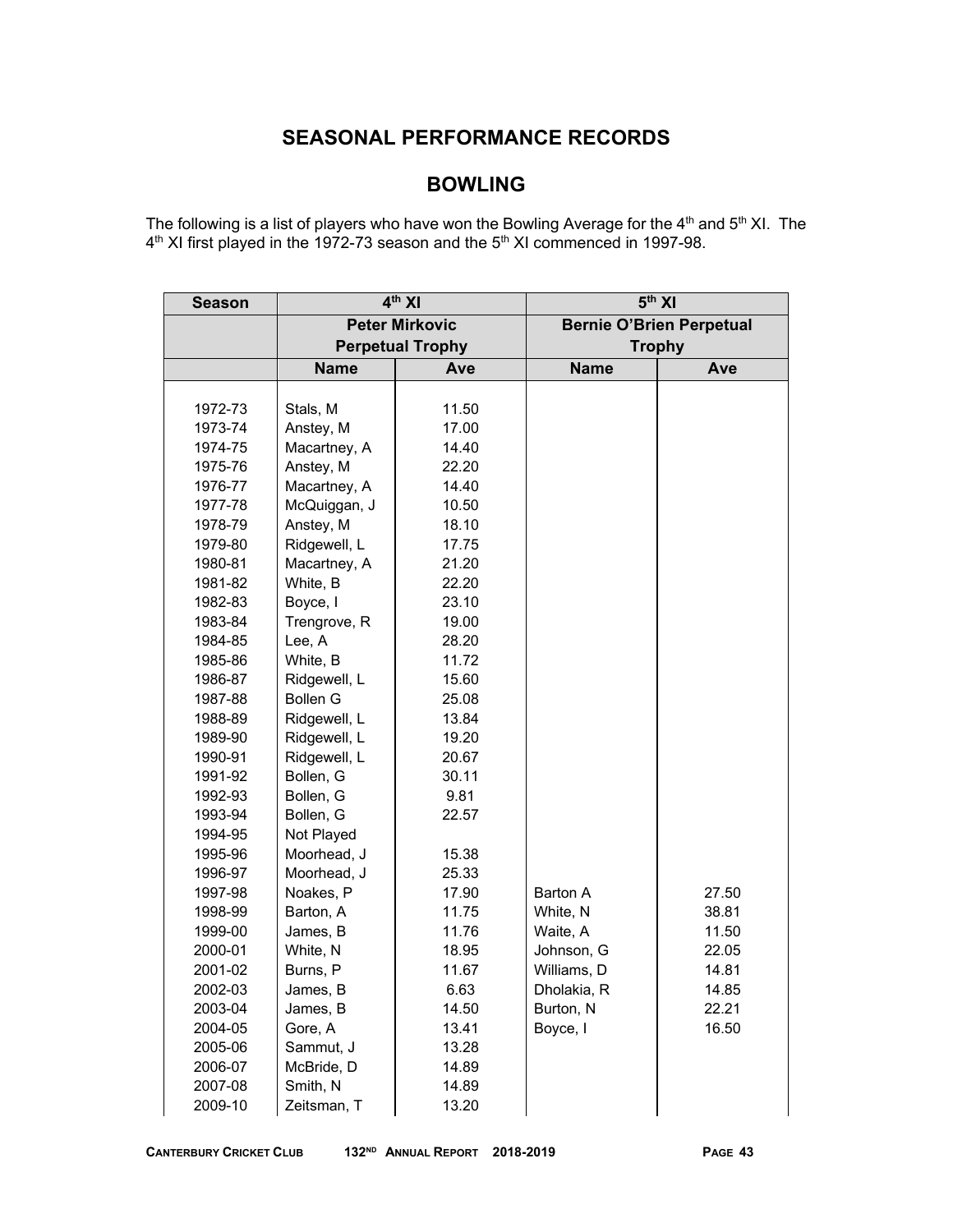# SEASONAL PERFORMANCE RECORDS

## BOWLING

The following is a list of players who have won the Bowling Average for the 4th and 5th XI. The 4th XI first played in the 1972-73 season and the 5th XI commenced in 1997-98.

| Season | 4th XI | | 5th XI | |
|---|---|---|---|---|
| | Peter Mirkovic Perpetual Trophy | | Bernie O'Brien Perpetual Trophy | |
| | Name | Ave | Name | Ave |
| 1972-73 | Stals, M | 11.50 | | |
| 1973-74 | Anstey, M | 17.00 | | |
| 1974-75 | Macartney, A | 14.40 | | |
| 1975-76 | Anstey, M | 22.20 | | |
| 1976-77 | Macartney, A | 14.40 | | |
| 1977-78 | McQuiggan, J | 10.50 | | |
| 1978-79 | Anstey, M | 18.10 | | |
| 1979-80 | Ridgewell, L | 17.75 | | |
| 1980-81 | Macartney, A | 21.20 | | |
| 1981-82 | White, B | 22.20 | | |
| 1982-83 | Boyce, I | 23.10 | | |
| 1983-84 | Trengrove, R | 19.00 | | |
| 1984-85 | Lee, A | 28.20 | | |
| 1985-86 | White, B | 11.72 | | |
| 1986-87 | Ridgewell, L | 15.60 | | |
| 1987-88 | Bollen G | 25.08 | | |
| 1988-89 | Ridgewell, L | 13.84 | | |
| 1989-90 | Ridgewell, L | 19.20 | | |
| 1990-91 | Ridgewell, L | 20.67 | | |
| 1991-92 | Bollen, G | 30.11 | | |
| 1992-93 | Bollen, G | 9.81 | | |
| 1993-94 | Bollen, G | 22.57 | | |
| 1994-95 | Not Played | | | |
| 1995-96 | Moorhead, J | 15.38 | | |
| 1996-97 | Moorhead, J | 25.33 | | |
| 1997-98 | Noakes, P | 17.90 | Barton A | 27.50 |
| 1998-99 | Barton, A | 11.75 | White, N | 38.81 |
| 1999-00 | James, B | 11.76 | Waite, A | 11.50 |
| 2000-01 | White, N | 18.95 | Johnson, G | 22.05 |
| 2001-02 | Burns, P | 11.67 | Williams, D | 14.81 |
| 2002-03 | James, B | 6.63 | Dholakia, R | 14.85 |
| 2003-04 | James, B | 14.50 | Burton, N | 22.21 |
| 2004-05 | Gore, A | 13.41 | Boyce, I | 16.50 |
| 2005-06 | Sammut, J | 13.28 | | |
| 2006-07 | McBride, D | 14.89 | | |
| 2007-08 | Smith, N | 14.89 | | |
| 2009-10 | Zeitsman, T | 13.20 | | |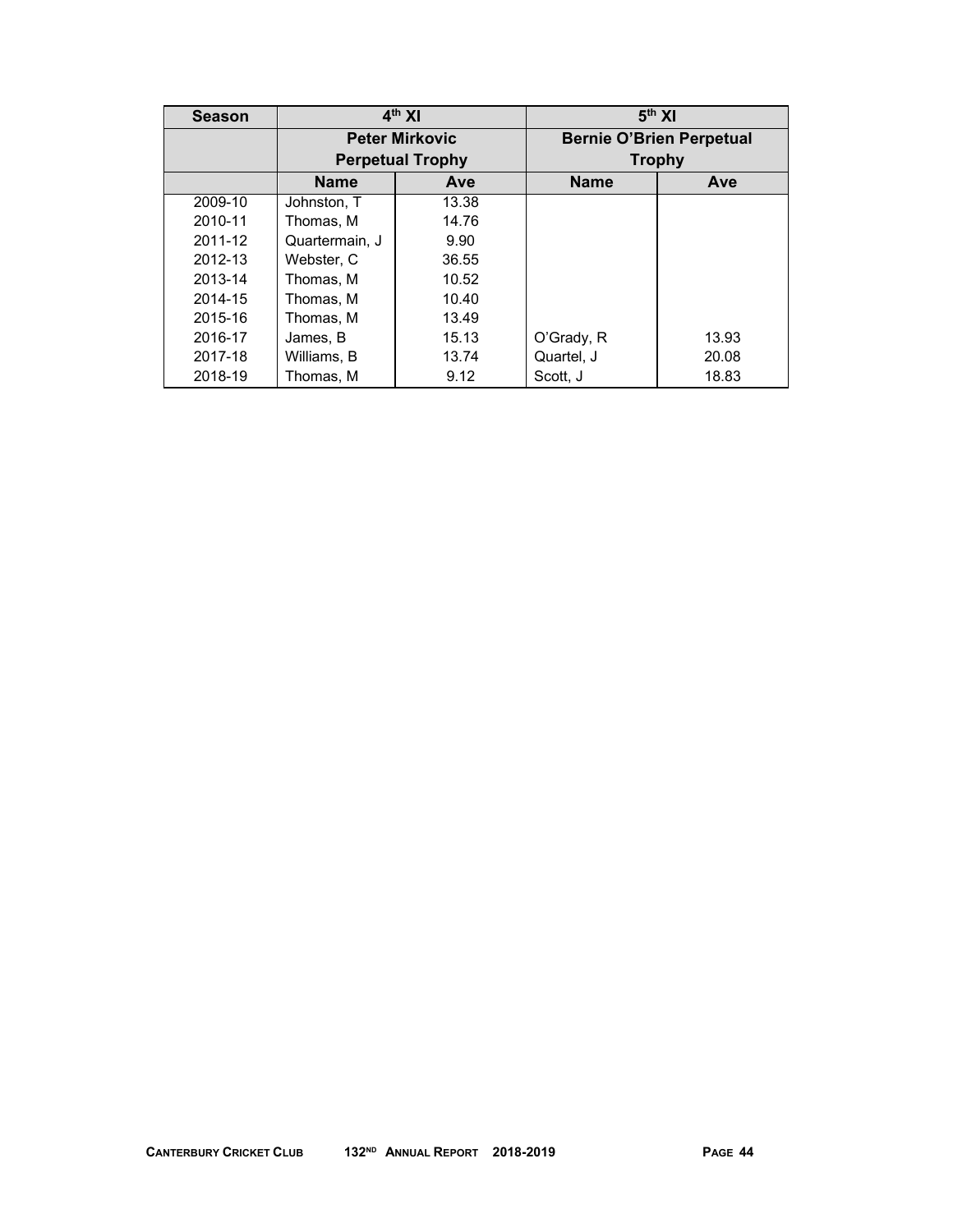| Season | 4th XI | | 5th XI | |
|---|---|---|---|---|
| | Peter Mirkovic Perpetual Trophy | | Bernie O'Brien Perpetual Trophy | |
| | Name | Ave | Name | Ave |
| 2009-10 | Johnston, T | 13.38 | | |
| 2010-11 | Thomas, M | 14.76 | | |
| 2011-12 | Quartermain, J | 9.90 | | |
| 2012-13 | Webster, C | 36.55 | | |
| 2013-14 | Thomas, M | 10.52 | | |
| 2014-15 | Thomas, M | 10.40 | | |
| 2015-16 | Thomas, M | 13.49 | | |
| 2016-17 | James, B | 15.13 | O'Grady, R | 13.93 |
| 2017-18 | Williams, B | 13.74 | Quartel, J | 20.08 |
| 2018-19 | Thomas, M | 9.12 | Scott, J | 18.83 |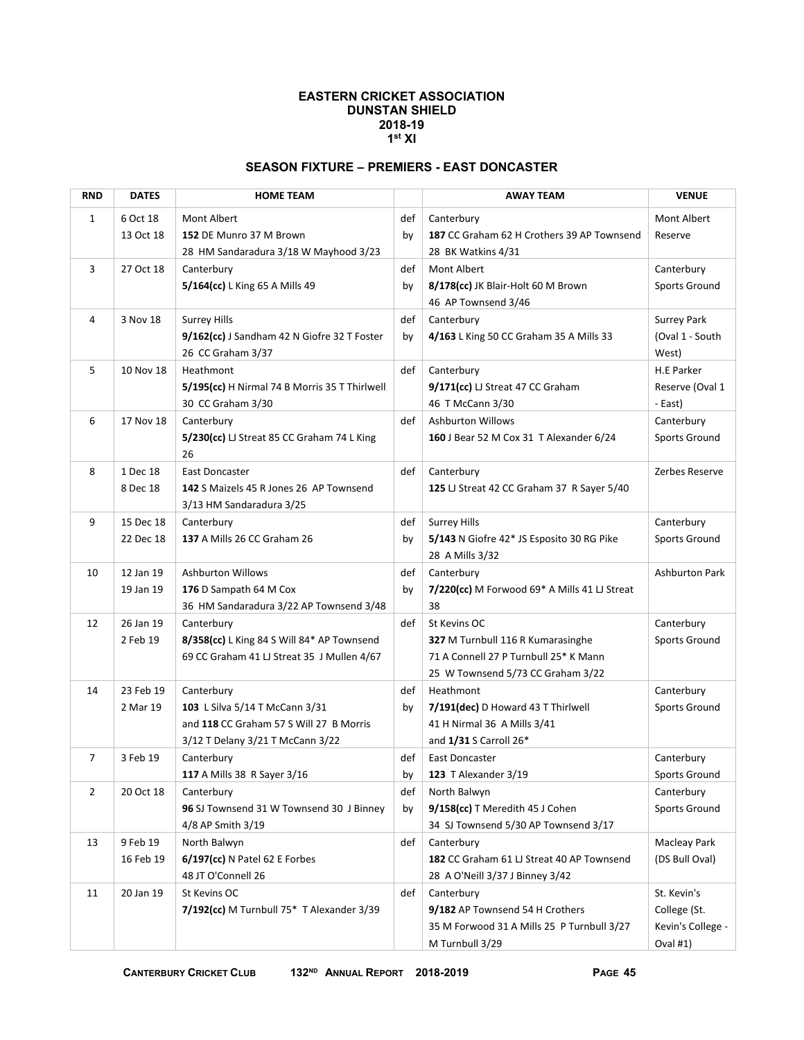# EASTERN CRICKET ASSOCIATION
## DUNSTAN SHIELD
## 2018-19
## 1st XI

### SEASON FIXTURE – PREMIERS - EAST DONCASTER

| RND | DATES | HOME TEAM | | AWAY TEAM | VENUE |
|---|---|---|---|---|---|
| 1 | 6 Oct 18<br>13 Oct 18 | Mont Albert<br>**152** DE Munro 37 M Brown 28 HM Sandaradura 3/18 W Mayhood 3/23 | def by | Canterbury<br>**187** CC Graham 62 H Crothers 39 AP Townsend 28 BK Watkins 4/31 | Mont Albert Reserve |
| 3 | 27 Oct 18 | Canterbury<br>**5/164(cc)** L King 65 A Mills 49 | def by | Mont Albert<br>**8/178(cc)** JK Blair-Holt 60 M Brown 46 AP Townsend 3/46 | Canterbury Sports Ground |
| 4 | 3 Nov 18 | Surrey Hills<br>**9/162(cc)** J Sandham 42 N Giofre 32 T Foster 26 CC Graham 3/37 | def by | Canterbury<br>**4/163** L King 50 CC Graham 35 A Mills 33 | Surrey Park (Oval 1 - South West) |
| 5 | 10 Nov 18 | Heathmont<br>**5/195(cc)** H Nirmal 74 B Morris 35 T Thirlwell 30 CC Graham 3/30 | def | Canterbury<br>**9/171(cc)** LJ Streat 47 CC Graham 46 T McCann 3/30 | H.E Parker Reserve (Oval 1 - East) |
| 6 | 17 Nov 18 | Canterbury<br>**5/230(cc)** LJ Streat 85 CC Graham 74 L King 26 | def | Ashburton Willows<br>**160** J Bear 52 M Cox 31 T Alexander 6/24 | Canterbury Sports Ground |
| 8 | 1 Dec 18<br>8 Dec 18 | East Doncaster<br>**142** S Maizels 45 R Jones 26 AP Townsend 3/13 HM Sandaradura 3/25 | def | Canterbury<br>**125** LJ Streat 42 CC Graham 37 R Sayer 5/40 | Zerbes Reserve |
| 9 | 15 Dec 18<br>22 Dec 18 | Canterbury<br>**137** A Mills 26 CC Graham 26 | def by | Surrey Hills<br>**5/143** N Giofre 42* JS Esposito 30 RG Pike 28 A Mills 3/32 | Canterbury Sports Ground |
| 10 | 12 Jan 19<br>19 Jan 19 | Ashburton Willows<br>**176** D Sampath 64 M Cox 36 HM Sandaradura 3/22 AP Townsend 3/48 | def by | Canterbury<br>**7/220(cc)** M Forwood 69* A Mills 41 LJ Streat 38 | Ashburton Park |
| 12 | 26 Jan 19<br>2 Feb 19 | Canterbury<br>**8/358(cc)** L King 84 S Will 84* AP Townsend 69 CC Graham 41 LJ Streat 35 J Mullen 4/67 | def | St Kevins OC<br>**327** M Turnbull 116 R Kumarasinghe 71 A Connell 27 P Turnbull 25* K Mann 25 W Townsend 5/73 CC Graham 3/22 | Canterbury Sports Ground |
| 14 | 23 Feb 19<br>2 Mar 19 | Canterbury<br>**103** L Silva 5/14 T McCann 3/31<br>and **118** CC Graham 57 S Will 27 B Morris 3/12 T Delany 3/21 T McCann 3/22 | def by | Heathmont<br>**7/191(dec)** D Howard 43 T Thirlwell 41 H Nirmal 36 A Mills 3/41<br>and **1/31** S Carroll 26* | Canterbury Sports Ground |
| 7 | 3 Feb 19 | Canterbury<br>**117** A Mills 38 R Sayer 3/16 | def by | East Doncaster<br>**123** T Alexander 3/19 | Canterbury Sports Ground |
| 2 | 20 Oct 18 | Canterbury<br>**96** SJ Townsend 31 W Townsend 30 J Binney 4/8 AP Smith 3/19 | def by | North Balwyn<br>**9/158(cc)** T Meredith 45 J Cohen 34 SJ Townsend 5/30 AP Townsend 3/17 | Canterbury Sports Ground |
| 13 | 9 Feb 19<br>16 Feb 19 | North Balwyn<br>**6/197(cc)** N Patel 62 E Forbes 48 JT O'Connell 26 | def | Canterbury<br>**182** CC Graham 61 LJ Streat 40 AP Townsend 28 A O'Neill 3/37 J Binney 3/42 | Macleay Park (DS Bull Oval) |
| 11 | 20 Jan 19 | St Kevins OC<br>**7/192(cc)** M Turnbull 75* T Alexander 3/39 | def | Canterbury<br>**9/182** AP Townsend 54 H Crothers 35 M Forwood 31 A Mills 25 P Turnbull 3/27 M Turnbull 3/29 | St. Kevin's College (St. Kevin's College - Oval #1) |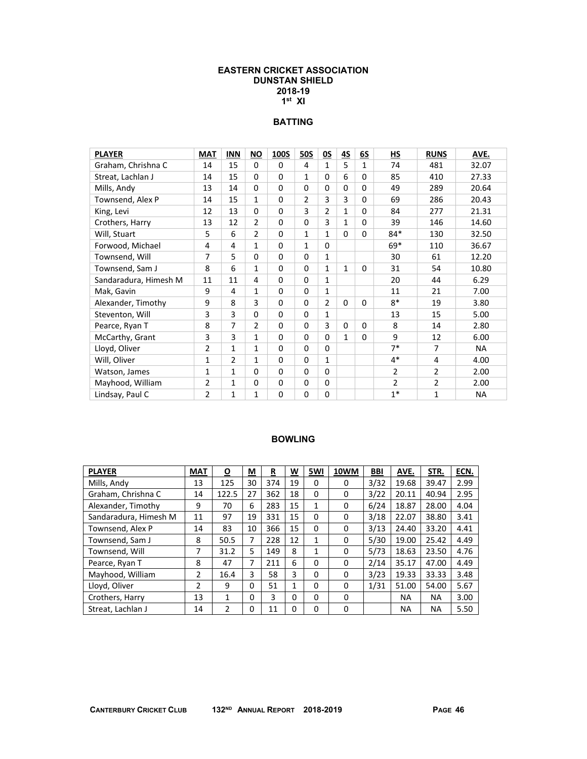# EASTERN CRICKET ASSOCIATION
## DUNSTAN SHIELD
## 2018-19
## 1st XI

### BATTING

| PLAYER | MAT | INN | NO | 100S | 50S | 0S | 4S | 6S | HS | RUNS | AVE. |
|---|---|---|---|---|---|---|---|---|---|---|---|
| Graham, Chrishna C | 14 | 15 | 0 | 0 | 4 | 1 | 5 | 1 | 74 | 481 | 32.07 |
| Streat, Lachlan J | 14 | 15 | 0 | 0 | 1 | 0 | 6 | 0 | 85 | 410 | 27.33 |
| Mills, Andy | 13 | 14 | 0 | 0 | 0 | 0 | 0 | 0 | 49 | 289 | 20.64 |
| Townsend, Alex P | 14 | 15 | 1 | 0 | 2 | 3 | 3 | 0 | 69 | 286 | 20.43 |
| King, Levi | 12 | 13 | 0 | 0 | 3 | 2 | 1 | 0 | 84 | 277 | 21.31 |
| Crothers, Harry | 13 | 12 | 2 | 0 | 0 | 3 | 1 | 0 | 39 | 146 | 14.60 |
| Will, Stuart | 5 | 6 | 2 | 0 | 1 | 1 | 0 | 0 | 84* | 130 | 32.50 |
| Forwood, Michael | 4 | 4 | 1 | 0 | 1 | 0 | | | 69* | 110 | 36.67 |
| Townsend, Will | 7 | 5 | 0 | 0 | 0 | 1 | | | 30 | 61 | 12.20 |
| Townsend, Sam J | 8 | 6 | 1 | 0 | 0 | 1 | 1 | 0 | 31 | 54 | 10.80 |
| Sandaradura, Himesh M | 11 | 11 | 4 | 0 | 0 | 1 | | | 20 | 44 | 6.29 |
| Mak, Gavin | 9 | 4 | 1 | 0 | 0 | 1 | | | 11 | 21 | 7.00 |
| Alexander, Timothy | 9 | 8 | 3 | 0 | 0 | 2 | 0 | 0 | 8* | 19 | 3.80 |
| Steventon, Will | 3 | 3 | 0 | 0 | 0 | 1 | | | 13 | 15 | 5.00 |
| Pearce, Ryan T | 8 | 7 | 2 | 0 | 0 | 3 | 0 | 0 | 8 | 14 | 2.80 |
| McCarthy, Grant | 3 | 3 | 1 | 0 | 0 | 0 | 1 | 0 | 9 | 12 | 6.00 |
| Lloyd, Oliver | 2 | 1 | 1 | 0 | 0 | 0 | | | 7* | 7 | NA |
| Will, Oliver | 1 | 2 | 1 | 0 | 0 | 1 | | | 4* | 4 | 4.00 |
| Watson, James | 1 | 1 | 0 | 0 | 0 | 0 | | | 2 | 2 | 2.00 |
| Mayhood, William | 2 | 1 | 0 | 0 | 0 | 0 | | | 2 | 2 | 2.00 |
| Lindsay, Paul C | 2 | 1 | 1 | 0 | 0 | 0 | | | 1* | 1 | NA |

### BOWLING

| PLAYER | MAT | O | M | R | W | 5WI | 10WM | BBI | AVE. | STR. | ECN. |
|---|---|---|---|---|---|---|---|---|---|---|---|
| Mills, Andy | 13 | 125 | 30 | 374 | 19 | 0 | 0 | 3/32 | 19.68 | 39.47 | 2.99 |
| Graham, Chrishna C | 14 | 122.5 | 27 | 362 | 18 | 0 | 0 | 3/22 | 20.11 | 40.94 | 2.95 |
| Alexander, Timothy | 9 | 70 | 6 | 283 | 15 | 1 | 0 | 6/24 | 18.87 | 28.00 | 4.04 |
| Sandaradura, Himesh M | 11 | 97 | 19 | 331 | 15 | 0 | 0 | 3/18 | 22.07 | 38.80 | 3.41 |
| Townsend, Alex P | 14 | 83 | 10 | 366 | 15 | 0 | 0 | 3/13 | 24.40 | 33.20 | 4.41 |
| Townsend, Sam J | 8 | 50.5 | 7 | 228 | 12 | 1 | 0 | 5/30 | 19.00 | 25.42 | 4.49 |
| Townsend, Will | 7 | 31.2 | 5 | 149 | 8 | 1 | 0 | 5/73 | 18.63 | 23.50 | 4.76 |
| Pearce, Ryan T | 8 | 47 | 7 | 211 | 6 | 0 | 0 | 2/14 | 35.17 | 47.00 | 4.49 |
| Mayhood, William | 2 | 16.4 | 3 | 58 | 3 | 0 | 0 | 3/23 | 19.33 | 33.33 | 3.48 |
| Lloyd, Oliver | 2 | 9 | 0 | 51 | 1 | 0 | 0 | 1/31 | 51.00 | 54.00 | 5.67 |
| Crothers, Harry | 13 | 1 | 0 | 3 | 0 | 0 | 0 | | NA | NA | 3.00 |
| Streat, Lachlan J | 14 | 2 | 0 | 11 | 0 | 0 | 0 | | NA | NA | 5.50 |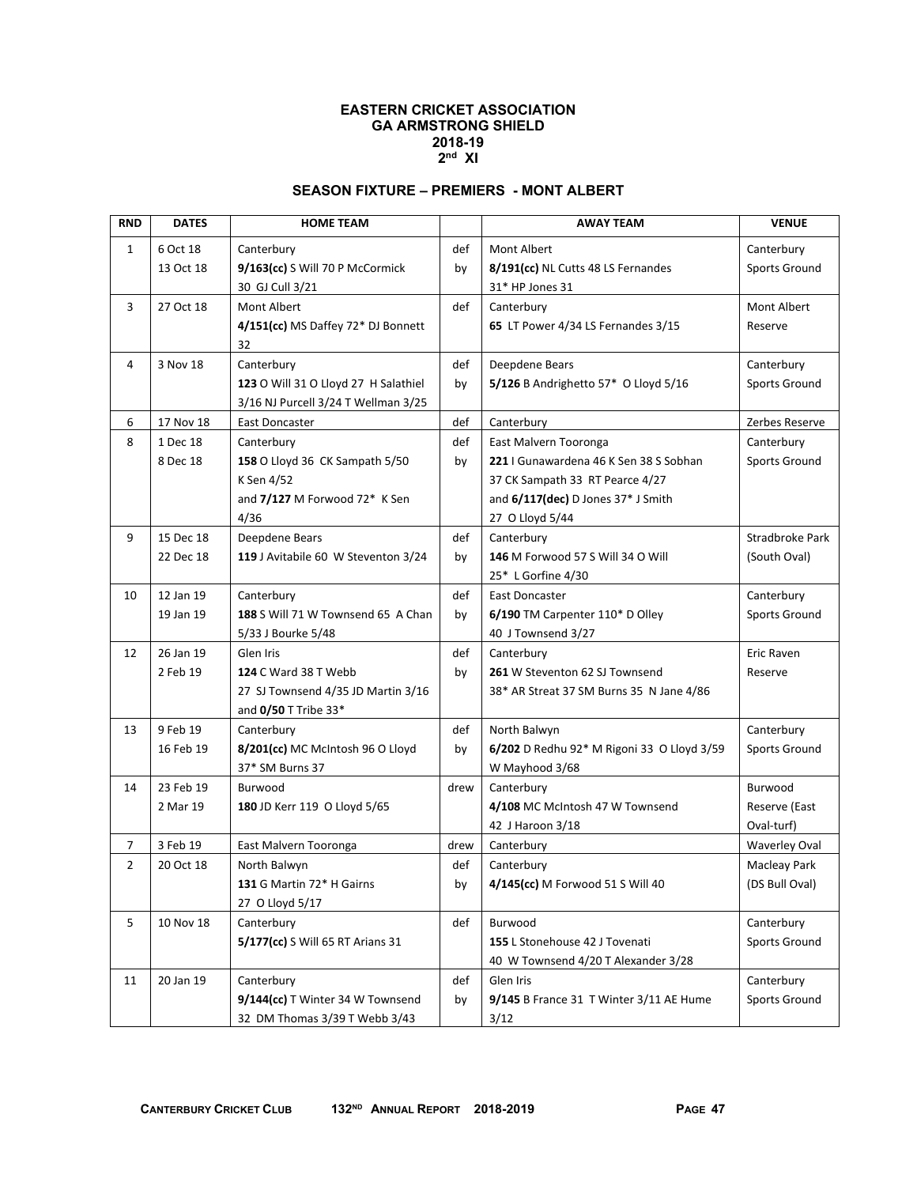# EASTERN CRICKET ASSOCIATION
## GA ARMSTRONG SHIELD
## 2018-19
## 2nd XI

### SEASON FIXTURE – PREMIERS - MONT ALBERT

| RND | DATES | HOME TEAM | | AWAY TEAM | VENUE |
|---|---|---|---|---|---|
| 1 | 6 Oct 18<br>13 Oct 18 | Canterbury<br>**9/163(cc)** S Will 70 P McCormick 30 GJ Cull 3/21 | def<br>by | Mont Albert<br>**8/191(cc)** NL Cutts 48 LS Fernandes 31* HP Jones 31 | Canterbury Sports Ground |
| 3 | 27 Oct 18 | Mont Albert<br>**4/151(cc)** MS Daffey 72* DJ Bonnett 32 | def | Canterbury<br>**65** LT Power 4/34 LS Fernandes 3/15 | Mont Albert Reserve |
| 4 | 3 Nov 18 | Canterbury<br>**123** O Will 31 O Lloyd 27 H Salathiel 3/16 NJ Purcell 3/24 T Wellman 3/25 | def<br>by | Deepdene Bears<br>**5/126** B Andrighetto 57* O Lloyd 5/16 | Canterbury Sports Ground |
| 6 | 17 Nov 18 | East Doncaster | def | Canterbury | Zerbes Reserve |
| 8 | 1 Dec 18<br>8 Dec 18 | Canterbury<br>**158** O Lloyd 36 CK Sampath 5/50 K Sen 4/52<br>and **7/127** M Forwood 72* K Sen 4/36 | def<br>by | East Malvern Tooronga<br>**221** I Gunawardena 46 K Sen 38 S Sobhan 37 CK Sampath 33 RT Pearce 4/27<br>and **6/117(dec)** D Jones 37* J Smith 27 O Lloyd 5/44 | Canterbury Sports Ground |
| 9 | 15 Dec 18<br>22 Dec 18 | Deepdene Bears<br>**119** J Avitabile 60 W Steventon 3/24 | def<br>by | Canterbury<br>**146** M Forwood 57 S Will 34 O Will 25* L Gorfine 4/30 | Stradbroke Park (South Oval) |
| 10 | 12 Jan 19<br>19 Jan 19 | Canterbury<br>**188** S Will 71 W Townsend 65 A Chan 5/33 J Bourke 5/48 | def<br>by | East Doncaster<br>**6/190** TM Carpenter 110* D Olley 40 J Townsend 3/27 | Canterbury Sports Ground |
| 12 | 26 Jan 19<br>2 Feb 19 | Glen Iris<br>**124** C Ward 38 T Webb 27 SJ Townsend 4/35 JD Martin 3/16<br>and **0/50** T Tribe 33* | def<br>by | Canterbury<br>**261** W Steventon 62 SJ Townsend 38* AR Streat 37 SM Burns 35 N Jane 4/86 | Eric Raven Reserve |
| 13 | 9 Feb 19<br>16 Feb 19 | Canterbury<br>**8/201(cc)** MC McIntosh 96 O Lloyd 37* SM Burns 37 | def<br>by | North Balwyn<br>**6/202** D Redhu 92* M Rigoni 33 O Lloyd 3/59 W Mayhood 3/68 | Canterbury Sports Ground |
| 14 | 23 Feb 19<br>2 Mar 19 | Burwood<br>**180** JD Kerr 119 O Lloyd 5/65 | drew | Canterbury<br>**4/108** MC McIntosh 47 W Townsend 42 J Haroon 3/18 | Burwood Reserve (East Oval-turf) |
| 7 | 3 Feb 19 | East Malvern Tooronga | drew | Canterbury | Waverley Oval |
| 2 | 20 Oct 18 | North Balwyn<br>**131** G Martin 72* H Gairns 27 O Lloyd 5/17 | def<br>by | Canterbury<br>**4/145(cc)** M Forwood 51 S Will 40 | Macleay Park (DS Bull Oval) |
| 5 | 10 Nov 18 | Canterbury<br>**5/177(cc)** S Will 65 RT Arians 31 | def | Burwood<br>**155** L Stonehouse 42 J Tovenati 40 W Townsend 4/20 T Alexander 3/28 | Canterbury Sports Ground |
| 11 | 20 Jan 19 | Canterbury<br>**9/144(cc)** T Winter 34 W Townsend 32 DM Thomas 3/39 T Webb 3/43 | def<br>by | Glen Iris<br>**9/145** B France 31 T Winter 3/11 AE Hume 3/12 | Canterbury Sports Ground |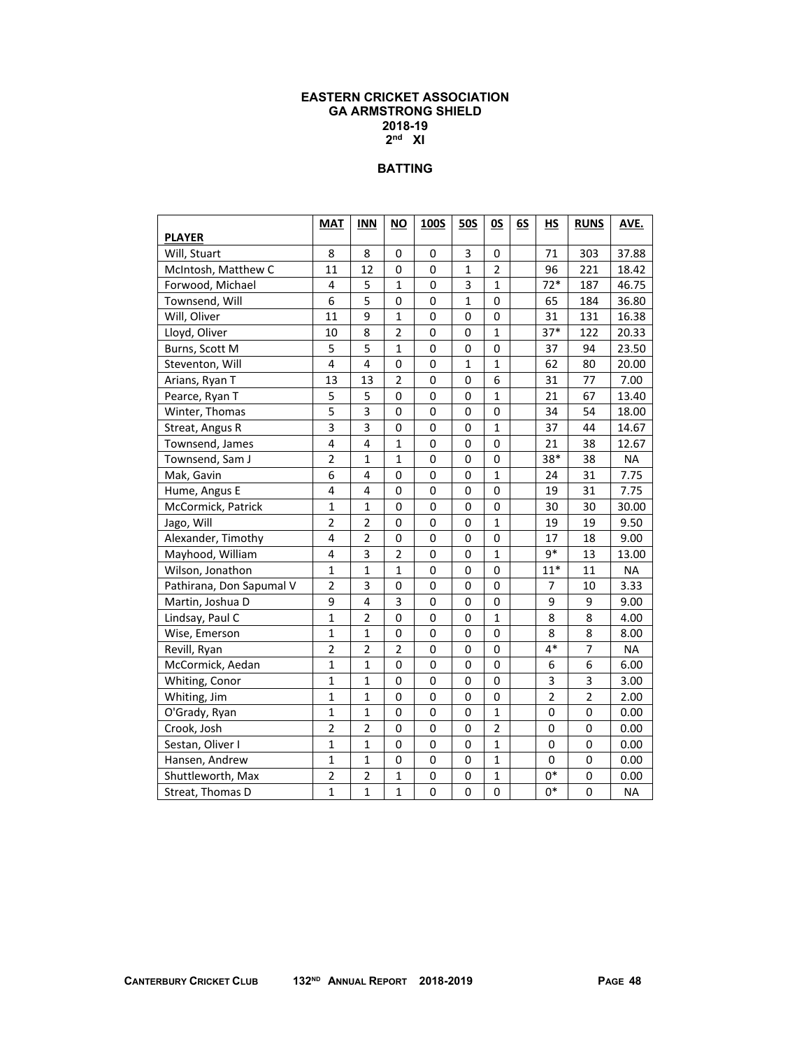# EASTERN CRICKET ASSOCIATION
## GA ARMSTRONG SHIELD
## 2018-19
## 2nd XI

### BATTING

| PLAYER | MAT | INN | NO | 100S | 50S | 0S | 6S | HS | RUNS | AVE. |
|---|---|---|---|---|---|---|---|---|---|---|
| Will, Stuart | 8 | 8 | 0 | 0 | 3 | 0 | | 71 | 303 | 37.88 |
| McIntosh, Matthew C | 11 | 12 | 0 | 0 | 1 | 2 | | 96 | 221 | 18.42 |
| Forwood, Michael | 4 | 5 | 1 | 0 | 3 | 1 | | 72* | 187 | 46.75 |
| Townsend, Will | 6 | 5 | 0 | 0 | 1 | 0 | | 65 | 184 | 36.80 |
| Will, Oliver | 11 | 9 | 1 | 0 | 0 | 0 | | 31 | 131 | 16.38 |
| Lloyd, Oliver | 10 | 8 | 2 | 0 | 0 | 1 | | 37* | 122 | 20.33 |
| Burns, Scott M | 5 | 5 | 1 | 0 | 0 | 0 | | 37 | 94 | 23.50 |
| Steventon, Will | 4 | 4 | 0 | 0 | 1 | 1 | | 62 | 80 | 20.00 |
| Arians, Ryan T | 13 | 13 | 2 | 0 | 0 | 6 | | 31 | 77 | 7.00 |
| Pearce, Ryan T | 5 | 5 | 0 | 0 | 0 | 1 | | 21 | 67 | 13.40 |
| Winter, Thomas | 5 | 3 | 0 | 0 | 0 | 0 | | 34 | 54 | 18.00 |
| Streat, Angus R | 3 | 3 | 0 | 0 | 0 | 1 | | 37 | 44 | 14.67 |
| Townsend, James | 4 | 4 | 1 | 0 | 0 | 0 | | 21 | 38 | 12.67 |
| Townsend, Sam J | 2 | 1 | 1 | 0 | 0 | 0 | | 38* | 38 | NA |
| Mak, Gavin | 6 | 4 | 0 | 0 | 0 | 1 | | 24 | 31 | 7.75 |
| Hume, Angus E | 4 | 4 | 0 | 0 | 0 | 0 | | 19 | 31 | 7.75 |
| McCormick, Patrick | 1 | 1 | 0 | 0 | 0 | 0 | | 30 | 30 | 30.00 |
| Jago, Will | 2 | 2 | 0 | 0 | 0 | 1 | | 19 | 19 | 9.50 |
| Alexander, Timothy | 4 | 2 | 0 | 0 | 0 | 0 | | 17 | 18 | 9.00 |
| Mayhood, William | 4 | 3 | 2 | 0 | 0 | 1 | | 9* | 13 | 13.00 |
| Wilson, Jonathon | 1 | 1 | 1 | 0 | 0 | 0 | | 11* | 11 | NA |
| Pathirana, Don Sapumal V | 2 | 3 | 0 | 0 | 0 | 0 | | 7 | 10 | 3.33 |
| Martin, Joshua D | 9 | 4 | 3 | 0 | 0 | 0 | | 9 | 9 | 9.00 |
| Lindsay, Paul C | 1 | 2 | 0 | 0 | 0 | 1 | | 8 | 8 | 4.00 |
| Wise, Emerson | 1 | 1 | 0 | 0 | 0 | 0 | | 8 | 8 | 8.00 |
| Revill, Ryan | 2 | 2 | 2 | 0 | 0 | 0 | | 4* | 7 | NA |
| McCormick, Aedan | 1 | 1 | 0 | 0 | 0 | 0 | | 6 | 6 | 6.00 |
| Whiting, Conor | 1 | 1 | 0 | 0 | 0 | 0 | | 3 | 3 | 3.00 |
| Whiting, Jim | 1 | 1 | 0 | 0 | 0 | 0 | | 2 | 2 | 2.00 |
| O'Grady, Ryan | 1 | 1 | 0 | 0 | 0 | 1 | | 0 | 0 | 0.00 |
| Crook, Josh | 2 | 2 | 0 | 0 | 0 | 2 | | 0 | 0 | 0.00 |
| Sestan, Oliver I | 1 | 1 | 0 | 0 | 0 | 1 | | 0 | 0 | 0.00 |
| Hansen, Andrew | 1 | 1 | 0 | 0 | 0 | 1 | | 0 | 0 | 0.00 |
| Shuttleworth, Max | 2 | 2 | 1 | 0 | 0 | 1 | | 0* | 0 | 0.00 |
| Streat, Thomas D | 1 | 1 | 1 | 0 | 0 | 0 | | 0* | 0 | NA |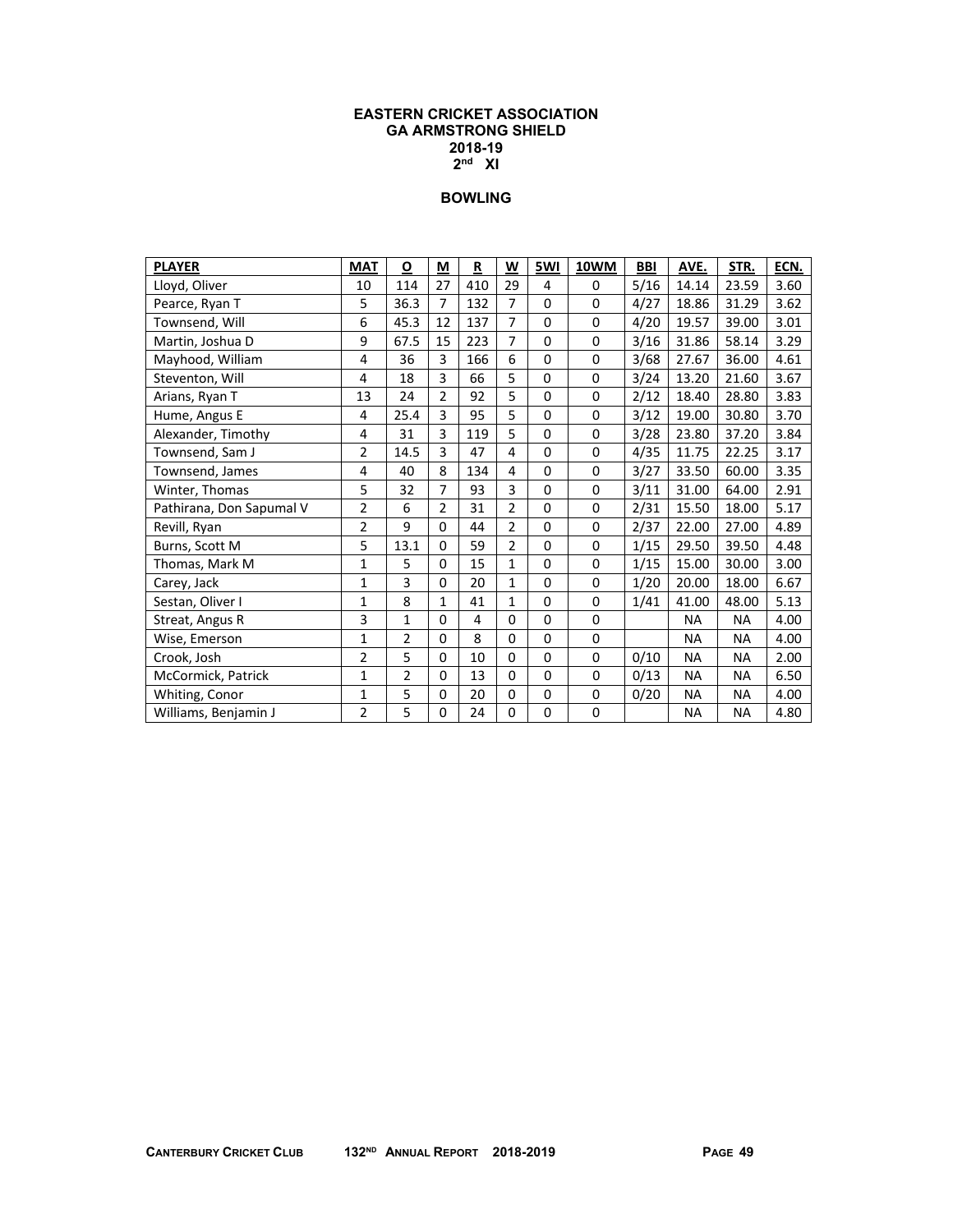**EASTERN CRICKET ASSOCIATION**
**GA ARMSTRONG SHIELD**
**2018-19**
**2nd XI**

## BOWLING

| PLAYER | MAT | O | M | R | W | 5WI | 10WM | BBI | AVE. | STR. | ECN. |
|---|---|---|---|---|---|---|---|---|---|---|---|
| Lloyd, Oliver | 10 | 114 | 27 | 410 | 29 | 4 | 0 | 5/16 | 14.14 | 23.59 | 3.60 |
| Pearce, Ryan T | 5 | 36.3 | 7 | 132 | 7 | 0 | 0 | 4/27 | 18.86 | 31.29 | 3.62 |
| Townsend, Will | 6 | 45.3 | 12 | 137 | 7 | 0 | 0 | 4/20 | 19.57 | 39.00 | 3.01 |
| Martin, Joshua D | 9 | 67.5 | 15 | 223 | 7 | 0 | 0 | 3/16 | 31.86 | 58.14 | 3.29 |
| Mayhood, William | 4 | 36 | 3 | 166 | 6 | 0 | 0 | 3/68 | 27.67 | 36.00 | 4.61 |
| Steventon, Will | 4 | 18 | 3 | 66 | 5 | 0 | 0 | 3/24 | 13.20 | 21.60 | 3.67 |
| Arians, Ryan T | 13 | 24 | 2 | 92 | 5 | 0 | 0 | 2/12 | 18.40 | 28.80 | 3.83 |
| Hume, Angus E | 4 | 25.4 | 3 | 95 | 5 | 0 | 0 | 3/12 | 19.00 | 30.80 | 3.70 |
| Alexander, Timothy | 4 | 31 | 3 | 119 | 5 | 0 | 0 | 3/28 | 23.80 | 37.20 | 3.84 |
| Townsend, Sam J | 2 | 14.5 | 3 | 47 | 4 | 0 | 0 | 4/35 | 11.75 | 22.25 | 3.17 |
| Townsend, James | 4 | 40 | 8 | 134 | 4 | 0 | 0 | 3/27 | 33.50 | 60.00 | 3.35 |
| Winter, Thomas | 5 | 32 | 7 | 93 | 3 | 0 | 0 | 3/11 | 31.00 | 64.00 | 2.91 |
| Pathirana, Don Sapumal V | 2 | 6 | 2 | 31 | 2 | 0 | 0 | 2/31 | 15.50 | 18.00 | 5.17 |
| Revill, Ryan | 2 | 9 | 0 | 44 | 2 | 0 | 0 | 2/37 | 22.00 | 27.00 | 4.89 |
| Burns, Scott M | 5 | 13.1 | 0 | 59 | 2 | 0 | 0 | 1/15 | 29.50 | 39.50 | 4.48 |
| Thomas, Mark M | 1 | 5 | 0 | 15 | 1 | 0 | 0 | 1/15 | 15.00 | 30.00 | 3.00 |
| Carey, Jack | 1 | 3 | 0 | 20 | 1 | 0 | 0 | 1/20 | 20.00 | 18.00 | 6.67 |
| Sestan, Oliver I | 1 | 8 | 1 | 41 | 1 | 0 | 0 | 1/41 | 41.00 | 48.00 | 5.13 |
| Streat, Angus R | 3 | 1 | 0 | 4 | 0 | 0 | 0 | | NA | NA | 4.00 |
| Wise, Emerson | 1 | 2 | 0 | 8 | 0 | 0 | 0 | | NA | NA | 4.00 |
| Crook, Josh | 2 | 5 | 0 | 10 | 0 | 0 | 0 | 0/10 | NA | NA | 2.00 |
| McCormick, Patrick | 1 | 2 | 0 | 13 | 0 | 0 | 0 | 0/13 | NA | NA | 6.50 |
| Whiting, Conor | 1 | 5 | 0 | 20 | 0 | 0 | 0 | 0/20 | NA | NA | 4.00 |
| Williams, Benjamin J | 2 | 5 | 0 | 24 | 0 | 0 | 0 | | NA | NA | 4.80 |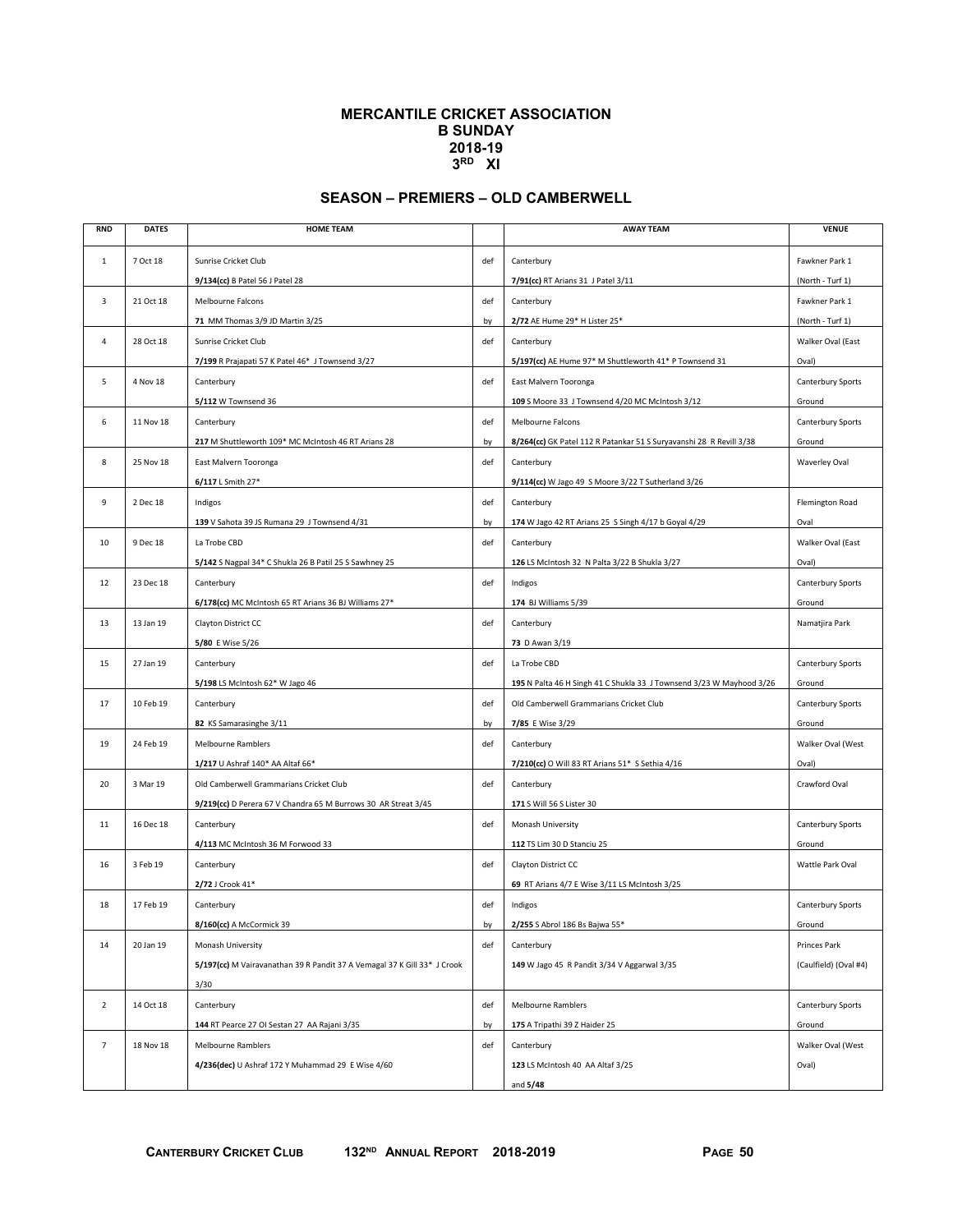# MERCANTILE CRICKET ASSOCIATION
## B SUNDAY
## 2018-19
## 3RD XI

## SEASON – PREMIERS – OLD CAMBERWELL

| RND | DATES | HOME TEAM | | AWAY TEAM | VENUE |
|---|---|---|---|---|---|
| 1 | 7 Oct 18 | Sunrise Cricket Club | def | Canterbury | Fawkner Park 1 |
| | | **9/134(cc)** B Patel 56 J Patel 28 | | **7/91(cc)** RT Arians 31 J Patel 3/11 | (North - Turf 1) |
| 3 | 21 Oct 18 | Melbourne Falcons | def | Canterbury | Fawkner Park 1 |
| | | **71** MM Thomas 3/9 JD Martin 3/25 | by | **2/72** AE Hume 29* H Lister 25* | (North - Turf 1) |
| 4 | 28 Oct 18 | Sunrise Cricket Club | def | Canterbury | Walker Oval (East |
| | | **7/199** R Prajapati 57 K Patel 46* J Townsend 3/27 | | **5/197(cc)** AE Hume 97* M Shuttleworth 41* P Townsend 31 | Oval) |
| 5 | 4 Nov 18 | Canterbury | def | East Malvern Tooronga | Canterbury Sports |
| | | **5/112** W Townsend 36 | | **109** S Moore 33 J Townsend 4/20 MC McIntosh 3/12 | Ground |
| 6 | 11 Nov 18 | Canterbury | def | Melbourne Falcons | Canterbury Sports |
| | | **217** M Shuttleworth 109* MC McIntosh 46 RT Arians 28 | by | **8/264(cc)** GK Patel 112 R Patankar 51 S Suryavanshi 28 R Revill 3/38 | Ground |
| 8 | 25 Nov 18 | East Malvern Tooronga | def | Canterbury | Waverley Oval |
| | | **6/117** L Smith 27* | | **9/114(cc)** W Jago 49 S Moore 3/22 T Sutherland 3/26 | |
| 9 | 2 Dec 18 | Indigos | def | Canterbury | Flemington Road |
| | | **139** V Sahota 39 JS Rumana 29 J Townsend 4/31 | by | **174** W Jago 42 RT Arians 25 S Singh 4/17 b Goyal 4/29 | Oval |
| 10 | 9 Dec 18 | La Trobe CBD | def | Canterbury | Walker Oval (East |
| | | **5/142** S Nagpal 34* C Shukla 26 B Patil 25 S Sawhney 25 | | **126** LS McIntosh 32 N Palta 3/22 B Shukla 3/27 | Oval) |
| 12 | 23 Dec 18 | Canterbury | def | Indigos | Canterbury Sports |
| | | **6/178(cc)** MC McIntosh 65 RT Arians 36 BJ Williams 27* | | **174** BJ Williams 5/39 | Ground |
| 13 | 13 Jan 19 | Clayton District CC | def | Canterbury | Namatjira Park |
| | | **5/80** E Wise 5/26 | | **73** D Awan 3/19 | |
| 15 | 27 Jan 19 | Canterbury | def | La Trobe CBD | Canterbury Sports |
| | | **5/198** LS McIntosh 62* W Jago 46 | | **195** N Palta 46 H Singh 41 C Shukla 33 J Townsend 3/23 W Mayhood 3/26 | Ground |
| 17 | 10 Feb 19 | Canterbury | def | Old Camberwell Grammarians Cricket Club | Canterbury Sports |
| | | **82** KS Samarasinghe 3/11 | by | **7/85** E Wise 3/29 | Ground |
| 19 | 24 Feb 19 | Melbourne Ramblers | def | Canterbury | Walker Oval (West |
| | | **1/217** U Ashraf 140* AA Altaf 66* | | **7/210(cc)** O Will 83 RT Arians 51* S Sethia 4/16 | Oval) |
| 20 | 3 Mar 19 | Old Camberwell Grammarians Cricket Club | def | Canterbury | Crawford Oval |
| | | **9/219(cc)** D Perera 67 V Chandra 65 M Burrows 30 AR Streat 3/45 | | **171** S Will 56 S Lister 30 | |
| 11 | 16 Dec 18 | Canterbury | def | Monash University | Canterbury Sports |
| | | **4/113** MC McIntosh 36 M Forwood 33 | | **112** TS Lim 30 D Stanciu 25 | Ground |
| 16 | 3 Feb 19 | Canterbury | def | Clayton District CC | Wattle Park Oval |
| | | **2/72** J Crook 41* | | **69** RT Arians 4/7 E Wise 3/11 LS McIntosh 3/25 | |
| 18 | 17 Feb 19 | Canterbury | def | Indigos | Canterbury Sports |
| | | **8/160(cc)** A McCormick 39 | by | **2/255** S Abrol 186 Bs Bajwa 55* | Ground |
| 14 | 20 Jan 19 | Monash University | def | Canterbury | Princes Park |
| | | **5/197(cc)** M Vairavanathan 39 R Pandit 37 A Vemagal 37 K Gill 33* J Crook 3/30 | | **149** W Jago 45 R Pandit 3/34 V Aggarwal 3/35 | (Caulfield) (Oval #4) |
| 2 | 14 Oct 18 | Canterbury | def | Melbourne Ramblers | Canterbury Sports |
| | | **144** RT Pearce 27 OI Sestan 27 AA Rajani 3/35 | by | **175** A Tripathi 39 Z Haider 25 | Ground |
| 7 | 18 Nov 18 | Melbourne Ramblers | def | Canterbury | Walker Oval (West |
| | | **4/236(dec)** U Ashraf 172 Y Muhammad 29 E Wise 4/60 | | **123** LS McIntosh 40 AA Altaf 3/25 | Oval) |
| | | | | and **5/48** | |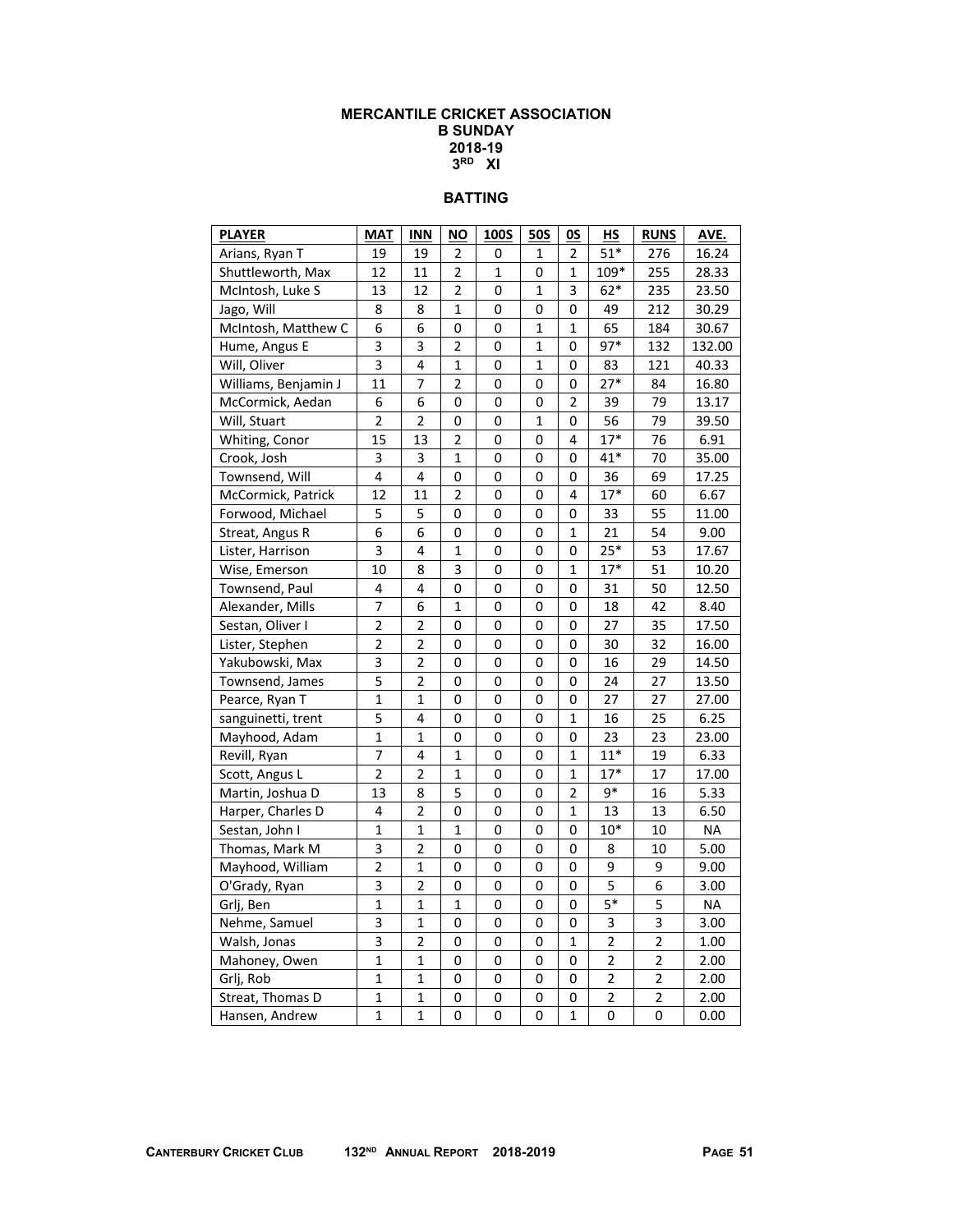# MERCANTILE CRICKET ASSOCIATION
## B SUNDAY
## 2018-19
## 3RD XI

### BATTING

| PLAYER | MAT | INN | NO | 100S | 50S | 0S | HS | RUNS | AVE. |
|---|---|---|---|---|---|---|---|---|---|
| Arians, Ryan T | 19 | 19 | 2 | 0 | 1 | 2 | 51* | 276 | 16.24 |
| Shuttleworth, Max | 12 | 11 | 2 | 1 | 0 | 1 | 109* | 255 | 28.33 |
| McIntosh, Luke S | 13 | 12 | 2 | 0 | 1 | 3 | 62* | 235 | 23.50 |
| Jago, Will | 8 | 8 | 1 | 0 | 0 | 0 | 49 | 212 | 30.29 |
| McIntosh, Matthew C | 6 | 6 | 0 | 0 | 1 | 1 | 65 | 184 | 30.67 |
| Hume, Angus E | 3 | 3 | 2 | 0 | 1 | 0 | 97* | 132 | 132.00 |
| Will, Oliver | 3 | 4 | 1 | 0 | 1 | 0 | 83 | 121 | 40.33 |
| Williams, Benjamin J | 11 | 7 | 2 | 0 | 0 | 0 | 27* | 84 | 16.80 |
| McCormick, Aedan | 6 | 6 | 0 | 0 | 0 | 2 | 39 | 79 | 13.17 |
| Will, Stuart | 2 | 2 | 0 | 0 | 1 | 0 | 56 | 79 | 39.50 |
| Whiting, Conor | 15 | 13 | 2 | 0 | 0 | 4 | 17* | 76 | 6.91 |
| Crook, Josh | 3 | 3 | 1 | 0 | 0 | 0 | 41* | 70 | 35.00 |
| Townsend, Will | 4 | 4 | 0 | 0 | 0 | 0 | 36 | 69 | 17.25 |
| McCormick, Patrick | 12 | 11 | 2 | 0 | 0 | 4 | 17* | 60 | 6.67 |
| Forwood, Michael | 5 | 5 | 0 | 0 | 0 | 0 | 33 | 55 | 11.00 |
| Streat, Angus R | 6 | 6 | 0 | 0 | 0 | 1 | 21 | 54 | 9.00 |
| Lister, Harrison | 3 | 4 | 1 | 0 | 0 | 0 | 25* | 53 | 17.67 |
| Wise, Emerson | 10 | 8 | 3 | 0 | 0 | 1 | 17* | 51 | 10.20 |
| Townsend, Paul | 4 | 4 | 0 | 0 | 0 | 0 | 31 | 50 | 12.50 |
| Alexander, Mills | 7 | 6 | 1 | 0 | 0 | 0 | 18 | 42 | 8.40 |
| Sestan, Oliver I | 2 | 2 | 0 | 0 | 0 | 0 | 27 | 35 | 17.50 |
| Lister, Stephen | 2 | 2 | 0 | 0 | 0 | 0 | 30 | 32 | 16.00 |
| Yakubowski, Max | 3 | 2 | 0 | 0 | 0 | 0 | 16 | 29 | 14.50 |
| Townsend, James | 5 | 2 | 0 | 0 | 0 | 0 | 24 | 27 | 13.50 |
| Pearce, Ryan T | 1 | 1 | 0 | 0 | 0 | 0 | 27 | 27 | 27.00 |
| sanguinetti, trent | 5 | 4 | 0 | 0 | 0 | 1 | 16 | 25 | 6.25 |
| Mayhood, Adam | 1 | 1 | 0 | 0 | 0 | 0 | 23 | 23 | 23.00 |
| Revill, Ryan | 7 | 4 | 1 | 0 | 0 | 1 | 11* | 19 | 6.33 |
| Scott, Angus L | 2 | 2 | 1 | 0 | 0 | 1 | 17* | 17 | 17.00 |
| Martin, Joshua D | 13 | 8 | 5 | 0 | 0 | 2 | 9* | 16 | 5.33 |
| Harper, Charles D | 4 | 2 | 0 | 0 | 0 | 1 | 13 | 13 | 6.50 |
| Sestan, John I | 1 | 1 | 1 | 0 | 0 | 0 | 10* | 10 | NA |
| Thomas, Mark M | 3 | 2 | 0 | 0 | 0 | 0 | 8 | 10 | 5.00 |
| Mayhood, William | 2 | 1 | 0 | 0 | 0 | 0 | 9 | 9 | 9.00 |
| O'Grady, Ryan | 3 | 2 | 0 | 0 | 0 | 0 | 5 | 6 | 3.00 |
| Grlj, Ben | 1 | 1 | 1 | 0 | 0 | 0 | 5* | 5 | NA |
| Nehme, Samuel | 3 | 1 | 0 | 0 | 0 | 0 | 3 | 3 | 3.00 |
| Walsh, Jonas | 3 | 2 | 0 | 0 | 0 | 1 | 2 | 2 | 1.00 |
| Mahoney, Owen | 1 | 1 | 0 | 0 | 0 | 0 | 2 | 2 | 2.00 |
| Grlj, Rob | 1 | 1 | 0 | 0 | 0 | 0 | 2 | 2 | 2.00 |
| Streat, Thomas D | 1 | 1 | 0 | 0 | 0 | 0 | 2 | 2 | 2.00 |
| Hansen, Andrew | 1 | 1 | 0 | 0 | 0 | 1 | 0 | 0 | 0.00 |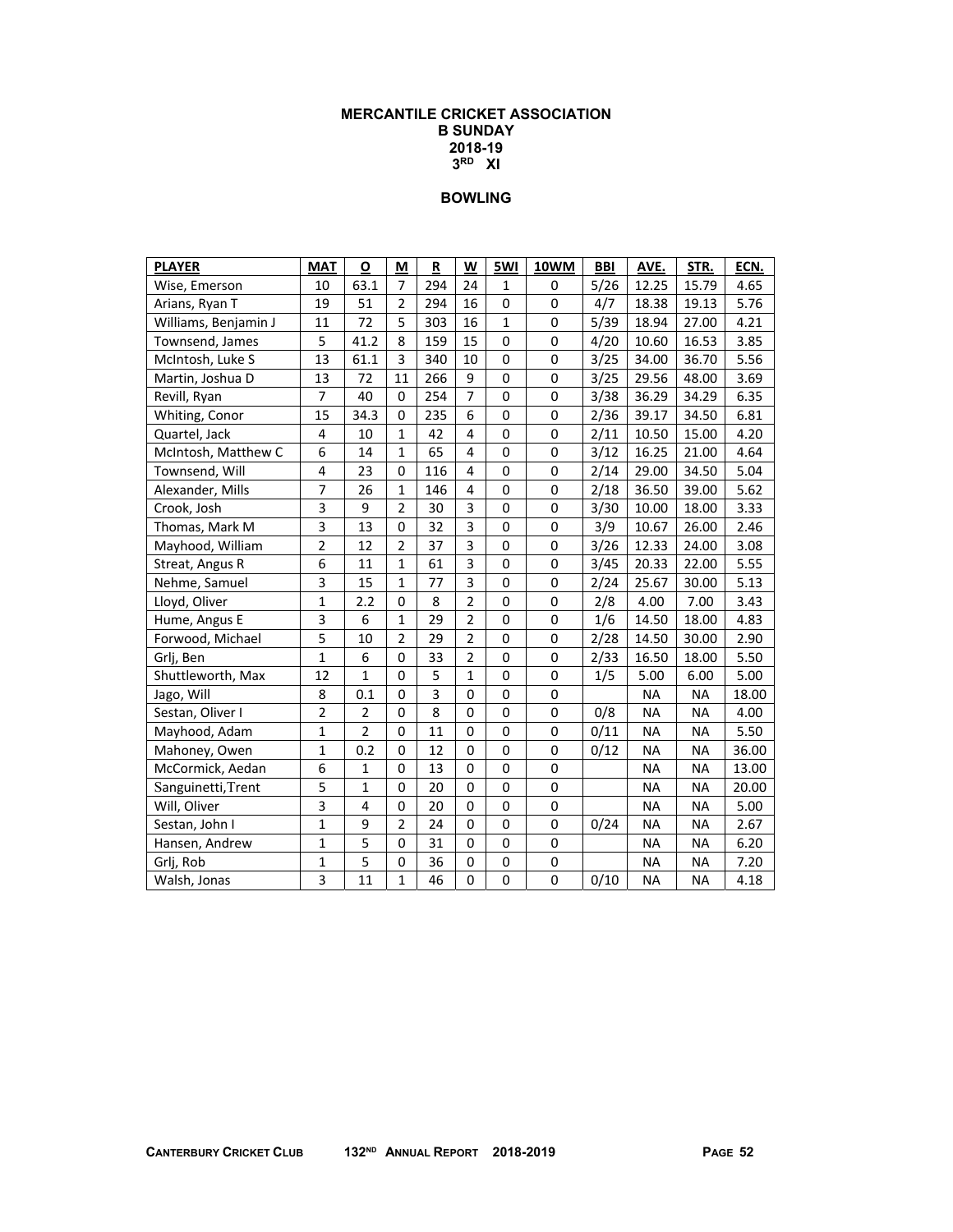# MERCANTILE CRICKET ASSOCIATION
## B SUNDAY
## 2018-19
## 3RD XI

### BOWLING

| PLAYER | MAT | O | M | R | W | 5WI | 10WM | BBI | AVE. | STR. | ECN. |
|---|---|---|---|---|---|---|---|---|---|---|---|
| Wise, Emerson | 10 | 63.1 | 7 | 294 | 24 | 1 | 0 | 5/26 | 12.25 | 15.79 | 4.65 |
| Arians, Ryan T | 19 | 51 | 2 | 294 | 16 | 0 | 0 | 4/7 | 18.38 | 19.13 | 5.76 |
| Williams, Benjamin J | 11 | 72 | 5 | 303 | 16 | 1 | 0 | 5/39 | 18.94 | 27.00 | 4.21 |
| Townsend, James | 5 | 41.2 | 8 | 159 | 15 | 0 | 0 | 4/20 | 10.60 | 16.53 | 3.85 |
| McIntosh, Luke S | 13 | 61.1 | 3 | 340 | 10 | 0 | 0 | 3/25 | 34.00 | 36.70 | 5.56 |
| Martin, Joshua D | 13 | 72 | 11 | 266 | 9 | 0 | 0 | 3/25 | 29.56 | 48.00 | 3.69 |
| Revill, Ryan | 7 | 40 | 0 | 254 | 7 | 0 | 0 | 3/38 | 36.29 | 34.29 | 6.35 |
| Whiting, Conor | 15 | 34.3 | 0 | 235 | 6 | 0 | 0 | 2/36 | 39.17 | 34.50 | 6.81 |
| Quartel, Jack | 4 | 10 | 1 | 42 | 4 | 0 | 0 | 2/11 | 10.50 | 15.00 | 4.20 |
| McIntosh, Matthew C | 6 | 14 | 1 | 65 | 4 | 0 | 0 | 3/12 | 16.25 | 21.00 | 4.64 |
| Townsend, Will | 4 | 23 | 0 | 116 | 4 | 0 | 0 | 2/14 | 29.00 | 34.50 | 5.04 |
| Alexander, Mills | 7 | 26 | 1 | 146 | 4 | 0 | 0 | 2/18 | 36.50 | 39.00 | 5.62 |
| Crook, Josh | 3 | 9 | 2 | 30 | 3 | 0 | 0 | 3/30 | 10.00 | 18.00 | 3.33 |
| Thomas, Mark M | 3 | 13 | 0 | 32 | 3 | 0 | 0 | 3/9 | 10.67 | 26.00 | 2.46 |
| Mayhood, William | 2 | 12 | 2 | 37 | 3 | 0 | 0 | 3/26 | 12.33 | 24.00 | 3.08 |
| Streat, Angus R | 6 | 11 | 1 | 61 | 3 | 0 | 0 | 3/45 | 20.33 | 22.00 | 5.55 |
| Nehme, Samuel | 3 | 15 | 1 | 77 | 3 | 0 | 0 | 2/24 | 25.67 | 30.00 | 5.13 |
| Lloyd, Oliver | 1 | 2.2 | 0 | 8 | 2 | 0 | 0 | 2/8 | 4.00 | 7.00 | 3.43 |
| Hume, Angus E | 3 | 6 | 1 | 29 | 2 | 0 | 0 | 1/6 | 14.50 | 18.00 | 4.83 |
| Forwood, Michael | 5 | 10 | 2 | 29 | 2 | 0 | 0 | 2/28 | 14.50 | 30.00 | 2.90 |
| Grlj, Ben | 1 | 6 | 0 | 33 | 2 | 0 | 0 | 2/33 | 16.50 | 18.00 | 5.50 |
| Shuttleworth, Max | 12 | 1 | 0 | 5 | 1 | 0 | 0 | 1/5 | 5.00 | 6.00 | 5.00 |
| Jago, Will | 8 | 0.1 | 0 | 3 | 0 | 0 | 0 | | NA | NA | 18.00 |
| Sestan, Oliver I | 2 | 2 | 0 | 8 | 0 | 0 | 0 | 0/8 | NA | NA | 4.00 |
| Mayhood, Adam | 1 | 2 | 0 | 11 | 0 | 0 | 0 | 0/11 | NA | NA | 5.50 |
| Mahoney, Owen | 1 | 0.2 | 0 | 12 | 0 | 0 | 0 | 0/12 | NA | NA | 36.00 |
| McCormick, Aedan | 6 | 1 | 0 | 13 | 0 | 0 | 0 | | NA | NA | 13.00 |
| Sanguinetti,Trent | 5 | 1 | 0 | 20 | 0 | 0 | 0 | | NA | NA | 20.00 |
| Will, Oliver | 3 | 4 | 0 | 20 | 0 | 0 | 0 | | NA | NA | 5.00 |
| Sestan, John I | 1 | 9 | 2 | 24 | 0 | 0 | 0 | 0/24 | NA | NA | 2.67 |
| Hansen, Andrew | 1 | 5 | 0 | 31 | 0 | 0 | 0 | | NA | NA | 6.20 |
| Grlj, Rob | 1 | 5 | 0 | 36 | 0 | 0 | 0 | | NA | NA | 7.20 |
| Walsh, Jonas | 3 | 11 | 1 | 46 | 0 | 0 | 0 | 0/10 | NA | NA | 4.18 |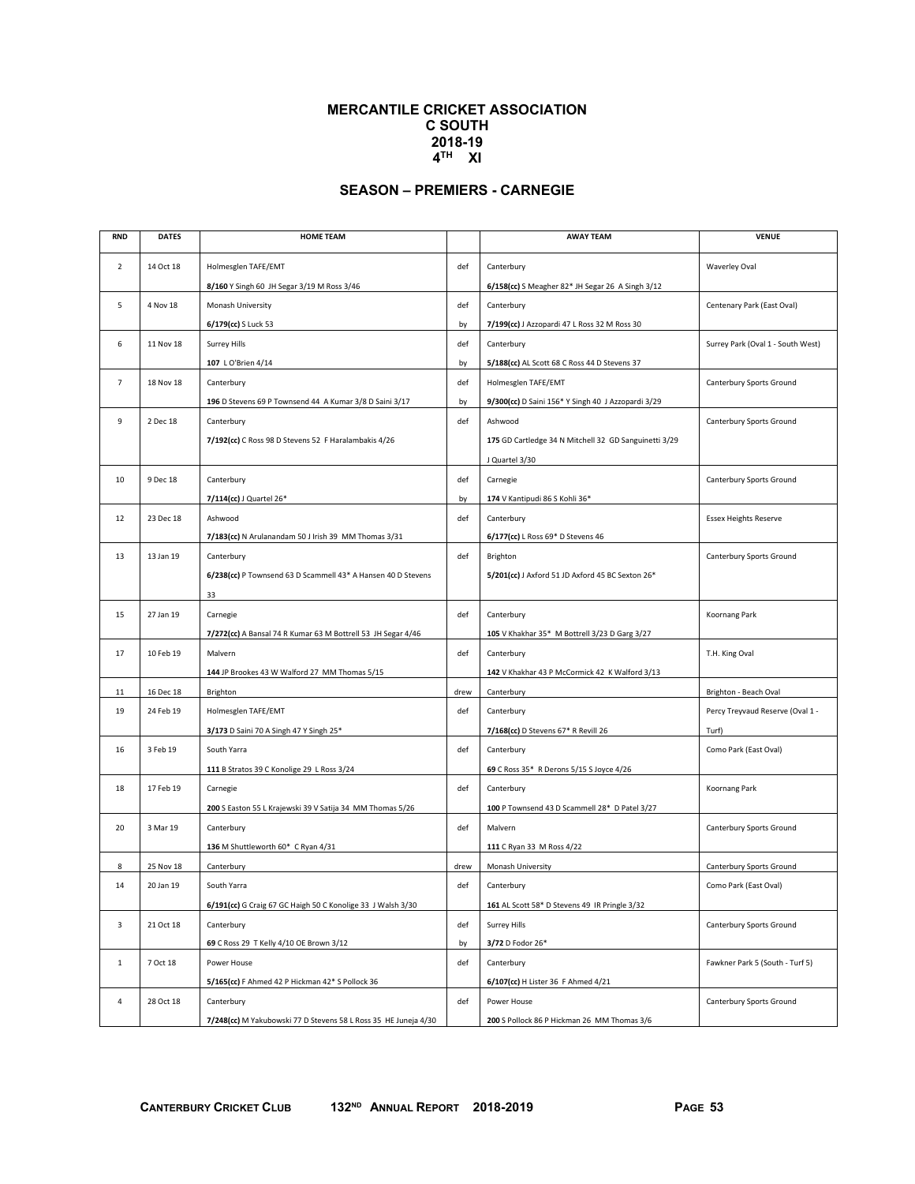# MERCANTILE CRICKET ASSOCIATION
## C SOUTH
## 2018-19
## 4TH XI

### SEASON – PREMIERS - CARNEGIE

| RND | DATES | HOME TEAM | | AWAY TEAM | VENUE |
|---|---|---|---|---|---|
| 2 | 14 Oct 18 | Holmesglen TAFE/EMT | def | Canterbury | Waverley Oval |
| | | **8/160** Y Singh 60 JH Segar 3/19 M Ross 3/46 | | **6/158(cc)** S Meagher 82* JH Segar 26 A Singh 3/12 | |
| 5 | 4 Nov 18 | Monash University | def | Canterbury | Centenary Park (East Oval) |
| | | **6/179(cc)** S Luck 53 | by | **7/199(cc)** J Azzopardi 47 L Ross 32 M Ross 30 | |
| 6 | 11 Nov 18 | Surrey Hills | def | Canterbury | Surrey Park (Oval 1 - South West) |
| | | **107** L O'Brien 4/14 | by | **5/188(cc)** AL Scott 68 C Ross 44 D Stevens 37 | |
| 7 | 18 Nov 18 | Canterbury | def | Holmesglen TAFE/EMT | Canterbury Sports Ground |
| | | **196** D Stevens 69 P Townsend 44 A Kumar 3/8 D Saini 3/17 | by | **9/300(cc)** D Saini 156* Y Singh 40 J Azzopardi 3/29 | |
| 9 | 2 Dec 18 | Canterbury | def | Ashwood | Canterbury Sports Ground |
| | | **7/192(cc)** C Ross 98 D Stevens 52 F Haralambakis 4/26 | | **175** GD Cartledge 34 N Mitchell 32 GD Sanguinetti 3/29 J Quartel 3/30 | |
| 10 | 9 Dec 18 | Canterbury | def | Carnegie | Canterbury Sports Ground |
| | | **7/114(cc)** J Quartel 26* | by | **174** V Kantipudi 86 S Kohli 36* | |
| 12 | 23 Dec 18 | Ashwood | def | Canterbury | Essex Heights Reserve |
| | | **7/183(cc)** N Arulanandam 50 J Irish 39 MM Thomas 3/31 | | **6/177(cc)** L Ross 69* D Stevens 46 | |
| 13 | 13 Jan 19 | Canterbury | def | Brighton | Canterbury Sports Ground |
| | | **6/238(cc)** P Townsend 63 D Scammell 43* A Hansen 40 D Stevens 33 | | **5/201(cc)** J Axford 51 JD Axford 45 BC Sexton 26* | |
| 15 | 27 Jan 19 | Carnegie | def | Canterbury | Koornang Park |
| | | **7/272(cc)** A Bansal 74 R Kumar 63 M Bottrell 53 JH Segar 4/46 | | **105** V Khakhar 35* M Bottrell 3/23 D Garg 3/27 | |
| 17 | 10 Feb 19 | Malvern | def | Canterbury | T.H. King Oval |
| | | **144** JP Brookes 43 W Walford 27 MM Thomas 5/15 | | **142** V Khakhar 43 P McCormick 42 K Walford 3/13 | |
| 11 | 16 Dec 18 | Brighton | drew | Canterbury | Brighton - Beach Oval |
| 19 | 24 Feb 19 | Holmesglen TAFE/EMT | def | Canterbury | Percy Treyvaud Reserve (Oval 1 - Turf) |
| | | **3/173** D Saini 70 A Singh 47 Y Singh 25* | | **7/168(cc)** D Stevens 67* R Revill 26 | |
| 16 | 3 Feb 19 | South Yarra | def | Canterbury | Como Park (East Oval) |
| | | **111** B Stratos 39 C Konolige 29 L Ross 3/24 | | **69** C Ross 35* R Derons 5/15 S Joyce 4/26 | |
| 18 | 17 Feb 19 | Carnegie | def | Canterbury | Koornang Park |
| | | **200** S Easton 55 L Krajewski 39 V Satija 34 MM Thomas 5/26 | | **100** P Townsend 43 D Scammell 28* D Patel 3/27 | |
| 20 | 3 Mar 19 | Canterbury | def | Malvern | Canterbury Sports Ground |
| | | **136** M Shuttleworth 60* C Ryan 4/31 | | **111** C Ryan 33 M Ross 4/22 | |
| 8 | 25 Nov 18 | Canterbury | drew | Monash University | Canterbury Sports Ground |
| 14 | 20 Jan 19 | South Yarra | def | Canterbury | Como Park (East Oval) |
| | | **6/191(cc)** G Craig 67 GC Haigh 50 C Konolige 33 J Walsh 3/30 | | **161** AL Scott 58* D Stevens 49 IR Pringle 3/32 | |
| 3 | 21 Oct 18 | Canterbury | def | Surrey Hills | Canterbury Sports Ground |
| | | **69** C Ross 29 T Kelly 4/10 OE Brown 3/12 | by | **3/72** D Fodor 26* | |
| 1 | 7 Oct 18 | Power House | def | Canterbury | Fawkner Park 5 (South - Turf 5) |
| | | **5/165(cc)** F Ahmed 42 P Hickman 42* S Pollock 36 | | **6/107(cc)** H Lister 36 F Ahmed 4/21 | |
| 4 | 28 Oct 18 | Canterbury | def | Power House | Canterbury Sports Ground |
| | | **7/248(cc)** M Yakubowski 77 D Stevens 58 L Ross 35 HE Juneja 4/30 | | **200** S Pollock 86 P Hickman 26 MM Thomas 3/6 | |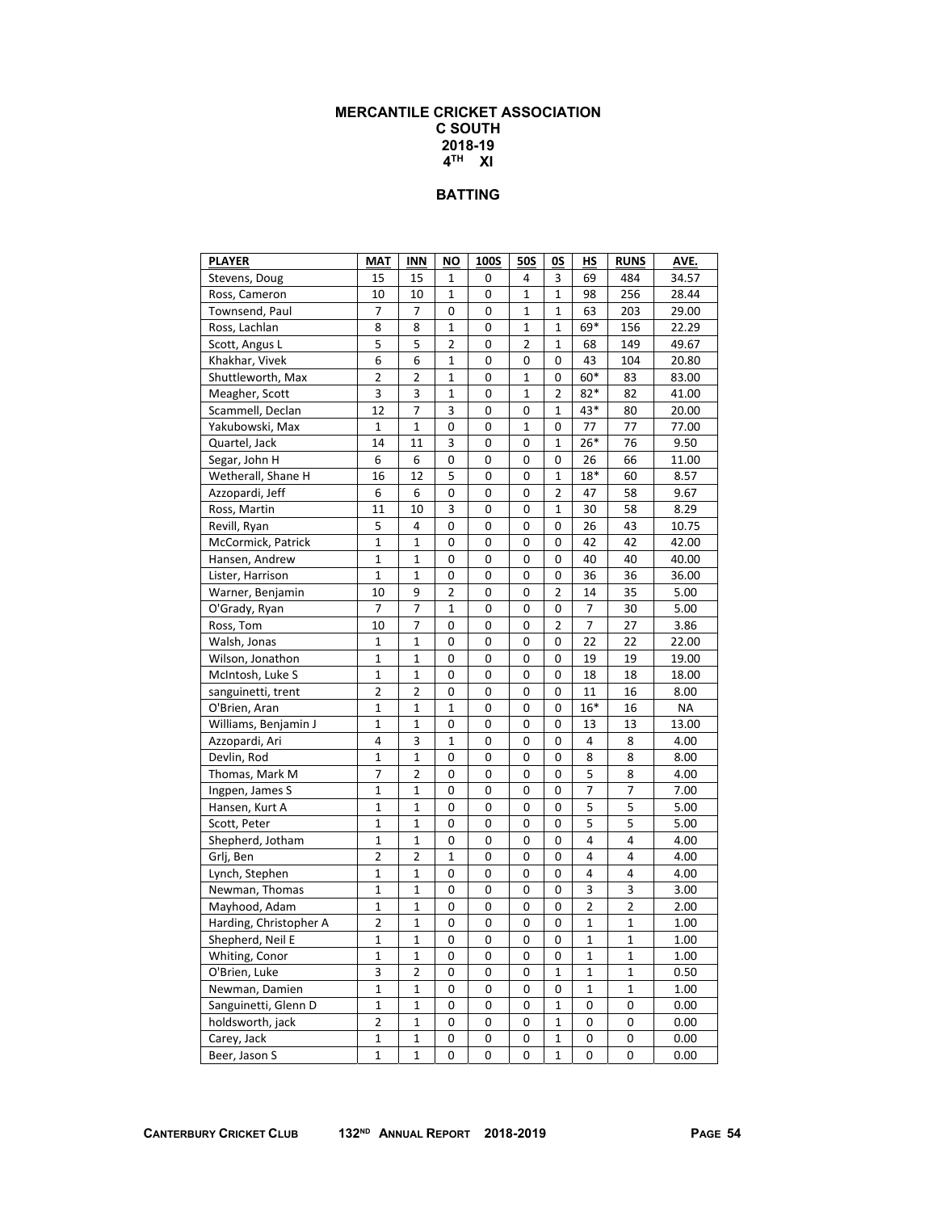# MERCANTILE CRICKET ASSOCIATION
## C SOUTH
## 2018-19
## 4TH XI

## BATTING

| PLAYER | MAT | INN | NO | 100S | 50S | 0S | HS | RUNS | AVE. |
|---|---|---|---|---|---|---|---|---|---|
| Stevens, Doug | 15 | 15 | 1 | 0 | 4 | 3 | 69 | 484 | 34.57 |
| Ross, Cameron | 10 | 10 | 1 | 0 | 1 | 1 | 98 | 256 | 28.44 |
| Townsend, Paul | 7 | 7 | 0 | 0 | 1 | 1 | 63 | 203 | 29.00 |
| Ross, Lachlan | 8 | 8 | 1 | 0 | 1 | 1 | 69* | 156 | 22.29 |
| Scott, Angus L | 5 | 5 | 2 | 0 | 2 | 1 | 68 | 149 | 49.67 |
| Khakhar, Vivek | 6 | 6 | 1 | 0 | 0 | 0 | 43 | 104 | 20.80 |
| Shuttleworth, Max | 2 | 2 | 1 | 0 | 1 | 0 | 60* | 83 | 83.00 |
| Meagher, Scott | 3 | 3 | 1 | 0 | 1 | 2 | 82* | 82 | 41.00 |
| Scammell, Declan | 12 | 7 | 3 | 0 | 0 | 1 | 43* | 80 | 20.00 |
| Yakubowski, Max | 1 | 1 | 0 | 0 | 1 | 0 | 77 | 77 | 77.00 |
| Quartel, Jack | 14 | 11 | 3 | 0 | 0 | 1 | 26* | 76 | 9.50 |
| Segar, John H | 6 | 6 | 0 | 0 | 0 | 0 | 26 | 66 | 11.00 |
| Wetherall, Shane H | 16 | 12 | 5 | 0 | 0 | 1 | 18* | 60 | 8.57 |
| Azzopardi, Jeff | 6 | 6 | 0 | 0 | 0 | 2 | 47 | 58 | 9.67 |
| Ross, Martin | 11 | 10 | 3 | 0 | 0 | 1 | 30 | 58 | 8.29 |
| Revill, Ryan | 5 | 4 | 0 | 0 | 0 | 0 | 26 | 43 | 10.75 |
| McCormick, Patrick | 1 | 1 | 0 | 0 | 0 | 0 | 42 | 42 | 42.00 |
| Hansen, Andrew | 1 | 1 | 0 | 0 | 0 | 0 | 40 | 40 | 40.00 |
| Lister, Harrison | 1 | 1 | 0 | 0 | 0 | 0 | 36 | 36 | 36.00 |
| Warner, Benjamin | 10 | 9 | 2 | 0 | 0 | 2 | 14 | 35 | 5.00 |
| O'Grady, Ryan | 7 | 7 | 1 | 0 | 0 | 0 | 7 | 30 | 5.00 |
| Ross, Tom | 10 | 7 | 0 | 0 | 0 | 2 | 7 | 27 | 3.86 |
| Walsh, Jonas | 1 | 1 | 0 | 0 | 0 | 0 | 22 | 22 | 22.00 |
| Wilson, Jonathon | 1 | 1 | 0 | 0 | 0 | 0 | 19 | 19 | 19.00 |
| McIntosh, Luke S | 1 | 1 | 0 | 0 | 0 | 0 | 18 | 18 | 18.00 |
| sanguinetti, trent | 2 | 2 | 0 | 0 | 0 | 0 | 11 | 16 | 8.00 |
| O'Brien, Aran | 1 | 1 | 1 | 0 | 0 | 0 | 16* | 16 | NA |
| Williams, Benjamin J | 1 | 1 | 0 | 0 | 0 | 0 | 13 | 13 | 13.00 |
| Azzopardi, Ari | 4 | 3 | 1 | 0 | 0 | 0 | 4 | 8 | 4.00 |
| Devlin, Rod | 1 | 1 | 0 | 0 | 0 | 0 | 8 | 8 | 8.00 |
| Thomas, Mark M | 7 | 2 | 0 | 0 | 0 | 0 | 5 | 8 | 4.00 |
| Ingpen, James S | 1 | 1 | 0 | 0 | 0 | 0 | 7 | 7 | 7.00 |
| Hansen, Kurt A | 1 | 1 | 0 | 0 | 0 | 0 | 5 | 5 | 5.00 |
| Scott, Peter | 1 | 1 | 0 | 0 | 0 | 0 | 5 | 5 | 5.00 |
| Shepherd, Jotham | 1 | 1 | 0 | 0 | 0 | 0 | 4 | 4 | 4.00 |
| Grlj, Ben | 2 | 2 | 1 | 0 | 0 | 0 | 4 | 4 | 4.00 |
| Lynch, Stephen | 1 | 1 | 0 | 0 | 0 | 0 | 4 | 4 | 4.00 |
| Newman, Thomas | 1 | 1 | 0 | 0 | 0 | 0 | 3 | 3 | 3.00 |
| Mayhood, Adam | 1 | 1 | 0 | 0 | 0 | 0 | 2 | 2 | 2.00 |
| Harding, Christopher A | 2 | 1 | 0 | 0 | 0 | 0 | 1 | 1 | 1.00 |
| Shepherd, Neil E | 1 | 1 | 0 | 0 | 0 | 0 | 1 | 1 | 1.00 |
| Whiting, Conor | 1 | 1 | 0 | 0 | 0 | 0 | 1 | 1 | 1.00 |
| O'Brien, Luke | 3 | 2 | 0 | 0 | 0 | 1 | 1 | 1 | 0.50 |
| Newman, Damien | 1 | 1 | 0 | 0 | 0 | 0 | 1 | 1 | 1.00 |
| Sanguinetti, Glenn D | 1 | 1 | 0 | 0 | 0 | 1 | 0 | 0 | 0.00 |
| holdsworth, jack | 2 | 1 | 0 | 0 | 0 | 1 | 0 | 0 | 0.00 |
| Carey, Jack | 1 | 1 | 0 | 0 | 0 | 1 | 0 | 0 | 0.00 |
| Beer, Jason S | 1 | 1 | 0 | 0 | 0 | 1 | 0 | 0 | 0.00 |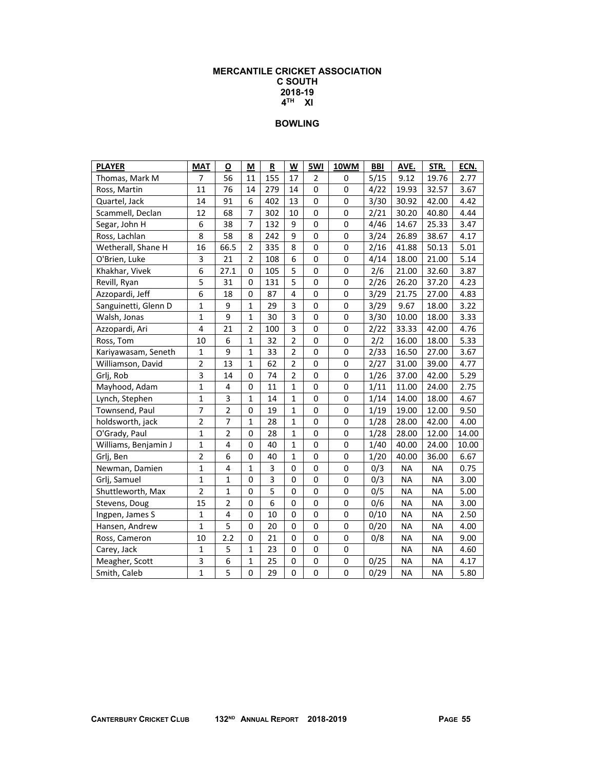**MERCANTILE CRICKET ASSOCIATION**
**C SOUTH**
**2018-19**
**4TH XI**

**BOWLING**

| PLAYER | MAT | O | M | R | W | 5WI | 10WM | BBI | AVE. | STR. | ECN. |
|---|---|---|---|---|---|---|---|---|---|---|---|
| Thomas, Mark M | 7 | 56 | 11 | 155 | 17 | 2 | 0 | 5/15 | 9.12 | 19.76 | 2.77 |
| Ross, Martin | 11 | 76 | 14 | 279 | 14 | 0 | 0 | 4/22 | 19.93 | 32.57 | 3.67 |
| Quartel, Jack | 14 | 91 | 6 | 402 | 13 | 0 | 0 | 3/30 | 30.92 | 42.00 | 4.42 |
| Scammell, Declan | 12 | 68 | 7 | 302 | 10 | 0 | 0 | 2/21 | 30.20 | 40.80 | 4.44 |
| Segar, John H | 6 | 38 | 7 | 132 | 9 | 0 | 0 | 4/46 | 14.67 | 25.33 | 3.47 |
| Ross, Lachlan | 8 | 58 | 8 | 242 | 9 | 0 | 0 | 3/24 | 26.89 | 38.67 | 4.17 |
| Wetherall, Shane H | 16 | 66.5 | 2 | 335 | 8 | 0 | 0 | 2/16 | 41.88 | 50.13 | 5.01 |
| O'Brien, Luke | 3 | 21 | 2 | 108 | 6 | 0 | 0 | 4/14 | 18.00 | 21.00 | 5.14 |
| Khakhar, Vivek | 6 | 27.1 | 0 | 105 | 5 | 0 | 0 | 2/6 | 21.00 | 32.60 | 3.87 |
| Revill, Ryan | 5 | 31 | 0 | 131 | 5 | 0 | 0 | 2/26 | 26.20 | 37.20 | 4.23 |
| Azzopardi, Jeff | 6 | 18 | 0 | 87 | 4 | 0 | 0 | 3/29 | 21.75 | 27.00 | 4.83 |
| Sanguinetti, Glenn D | 1 | 9 | 1 | 29 | 3 | 0 | 0 | 3/29 | 9.67 | 18.00 | 3.22 |
| Walsh, Jonas | 1 | 9 | 1 | 30 | 3 | 0 | 0 | 3/30 | 10.00 | 18.00 | 3.33 |
| Azzopardi, Ari | 4 | 21 | 2 | 100 | 3 | 0 | 0 | 2/22 | 33.33 | 42.00 | 4.76 |
| Ross, Tom | 10 | 6 | 1 | 32 | 2 | 0 | 0 | 2/2 | 16.00 | 18.00 | 5.33 |
| Kariyawasam, Seneth | 1 | 9 | 1 | 33 | 2 | 0 | 0 | 2/33 | 16.50 | 27.00 | 3.67 |
| Williamson, David | 2 | 13 | 1 | 62 | 2 | 0 | 0 | 2/27 | 31.00 | 39.00 | 4.77 |
| Grlj, Rob | 3 | 14 | 0 | 74 | 2 | 0 | 0 | 1/26 | 37.00 | 42.00 | 5.29 |
| Mayhood, Adam | 1 | 4 | 0 | 11 | 1 | 0 | 0 | 1/11 | 11.00 | 24.00 | 2.75 |
| Lynch, Stephen | 1 | 3 | 1 | 14 | 1 | 0 | 0 | 1/14 | 14.00 | 18.00 | 4.67 |
| Townsend, Paul | 7 | 2 | 0 | 19 | 1 | 0 | 0 | 1/19 | 19.00 | 12.00 | 9.50 |
| holdsworth, jack | 2 | 7 | 1 | 28 | 1 | 0 | 0 | 1/28 | 28.00 | 42.00 | 4.00 |
| O'Grady, Paul | 1 | 2 | 0 | 28 | 1 | 0 | 0 | 1/28 | 28.00 | 12.00 | 14.00 |
| Williams, Benjamin J | 1 | 4 | 0 | 40 | 1 | 0 | 0 | 1/40 | 40.00 | 24.00 | 10.00 |
| Grlj, Ben | 2 | 6 | 0 | 40 | 1 | 0 | 0 | 1/20 | 40.00 | 36.00 | 6.67 |
| Newman, Damien | 1 | 4 | 1 | 3 | 0 | 0 | 0 | 0/3 | NA | NA | 0.75 |
| Grlj, Samuel | 1 | 1 | 0 | 3 | 0 | 0 | 0 | 0/3 | NA | NA | 3.00 |
| Shuttleworth, Max | 2 | 1 | 0 | 5 | 0 | 0 | 0 | 0/5 | NA | NA | 5.00 |
| Stevens, Doug | 15 | 2 | 0 | 6 | 0 | 0 | 0 | 0/6 | NA | NA | 3.00 |
| Ingpen, James S | 1 | 4 | 0 | 10 | 0 | 0 | 0 | 0/10 | NA | NA | 2.50 |
| Hansen, Andrew | 1 | 5 | 0 | 20 | 0 | 0 | 0 | 0/20 | NA | NA | 4.00 |
| Ross, Cameron | 10 | 2.2 | 0 | 21 | 0 | 0 | 0 | 0/8 | NA | NA | 9.00 |
| Carey, Jack | 1 | 5 | 1 | 23 | 0 | 0 | 0 | | NA | NA | 4.60 |
| Meagher, Scott | 3 | 6 | 1 | 25 | 0 | 0 | 0 | 0/25 | NA | NA | 4.17 |
| Smith, Caleb | 1 | 5 | 0 | 29 | 0 | 0 | 0 | 0/29 | NA | NA | 5.80 |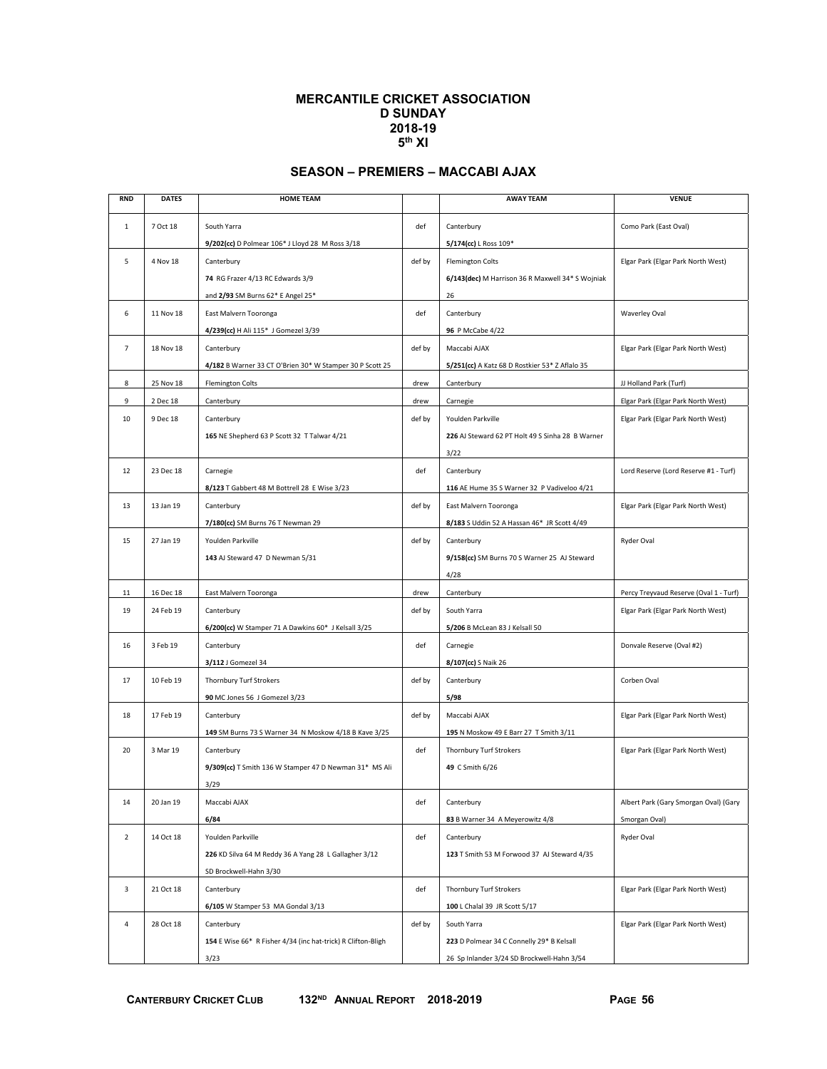# MERCANTILE CRICKET ASSOCIATION
## D SUNDAY
## 2018-19
## 5th XI

### SEASON – PREMIERS – MACCABI AJAX

| RND | DATES | HOME TEAM | | AWAY TEAM | VENUE |
|---|---|---|---|---|---|
| 1 | 7 Oct 18 | South Yarra<br>**9/202(cc)** D Polmear 106* J Lloyd 28 M Ross 3/18 | def | Canterbury<br>**5/174(cc)** L Ross 109* | Como Park (East Oval) |
| 5 | 4 Nov 18 | Canterbury<br>**74** RG Frazer 4/13 RC Edwards 3/9<br>and **2/93** SM Burns 62* E Angel 25* | def by | Flemington Colts<br>**6/143(dec)** M Harrison 36 R Maxwell 34* S Wojniak 26 | Elgar Park (Elgar Park North West) |
| 6 | 11 Nov 18 | East Malvern Tooronga<br>**4/239(cc)** H Ali 115* J Gomezel 3/39 | def | Canterbury<br>**96** P McCabe 4/22 | Waverley Oval |
| 7 | 18 Nov 18 | Canterbury<br>**4/182** B Warner 33 CT O'Brien 30* W Stamper 30 P Scott 25 | def by | Maccabi AJAX<br>**5/251(cc)** A Katz 68 D Rostkier 53* Z Aflalo 35 | Elgar Park (Elgar Park North West) |
| 8 | 25 Nov 18 | Flemington Colts | drew | Canterbury | JJ Holland Park (Turf) |
| 9 | 2 Dec 18 | Canterbury | drew | Carnegie | Elgar Park (Elgar Park North West) |
| 10 | 9 Dec 18 | Canterbury<br>**165** NE Shepherd 63 P Scott 32 T Talwar 4/21 | def by | Youlden Parkville<br>**226** AJ Steward 62 PT Holt 49 S Sinha 28 B Warner 3/22 | Elgar Park (Elgar Park North West) |
| 12 | 23 Dec 18 | Carnegie<br>**8/123** T Gabbert 48 M Bottrell 28 E Wise 3/23 | def | Canterbury<br>**116** AE Hume 35 S Warner 32 P Vadiveloo 4/21 | Lord Reserve (Lord Reserve #1 - Turf) |
| 13 | 13 Jan 19 | Canterbury<br>**7/180(cc)** SM Burns 76 T Newman 29 | def by | East Malvern Tooronga<br>**8/183** S Uddin 52 A Hassan 46* JR Scott 4/49 | Elgar Park (Elgar Park North West) |
| 15 | 27 Jan 19 | Youlden Parkville<br>**143** AJ Steward 47 D Newman 5/31 | def by | Canterbury<br>**9/158(cc)** SM Burns 70 S Warner 25 AJ Steward 4/28 | Ryder Oval |
| 11 | 16 Dec 18 | East Malvern Tooronga | drew | Canterbury | Percy Treyvaud Reserve (Oval 1 - Turf) |
| 19 | 24 Feb 19 | Canterbury<br>**6/200(cc)** W Stamper 71 A Dawkins 60* J Kelsall 3/25 | def by | South Yarra<br>**5/206** B McLean 83 J Kelsall 50 | Elgar Park (Elgar Park North West) |
| 16 | 3 Feb 19 | Canterbury<br>**3/112** J Gomezel 34 | def | Carnegie<br>**8/107(cc)** S Naik 26 | Donvale Reserve (Oval #2) |
| 17 | 10 Feb 19 | Thornbury Turf Strokers<br>**90** MC Jones 56 J Gomezel 3/23 | def by | Canterbury<br>**5/98** | Corben Oval |
| 18 | 17 Feb 19 | Canterbury<br>**149** SM Burns 73 S Warner 34 N Moskow 4/18 B Kave 3/25 | def by | Maccabi AJAX<br>**195** N Moskow 49 E Barr 27 T Smith 3/11 | Elgar Park (Elgar Park North West) |
| 20 | 3 Mar 19 | Canterbury<br>**9/309(cc)** T Smith 136 W Stamper 47 D Newman 31* MS Ali 3/29 | def | Thornbury Turf Strokers<br>**49** C Smith 6/26 | Elgar Park (Elgar Park North West) |
| 14 | 20 Jan 19 | Maccabi AJAX<br>**6/84** | def | Canterbury<br>**83** B Warner 34 A Meyerowitz 4/8 | Albert Park (Gary Smorgan Oval) (Gary Smorgan Oval) |
| 2 | 14 Oct 18 | Youlden Parkville<br>**226** KD Silva 64 M Reddy 36 A Yang 28 L Gallagher 3/12 SD Brockwell-Hahn 3/30 | def | Canterbury<br>**123** T Smith 53 M Forwood 37 AJ Steward 4/35 | Ryder Oval |
| 3 | 21 Oct 18 | Canterbury<br>**6/105** W Stamper 53 MA Gondal 3/13 | def | Thornbury Turf Strokers<br>**100** L Chalal 39 JR Scott 5/17 | Elgar Park (Elgar Park North West) |
| 4 | 28 Oct 18 | Canterbury<br>**154** E Wise 66* R Fisher 4/34 (inc hat-trick) R Clifton-Bligh 3/23 | def by | South Yarra<br>**223** D Polmear 34 C Connelly 29* B Kelsall 26 Sp Inlander 3/24 SD Brockwell-Hahn 3/54 | Elgar Park (Elgar Park North West) |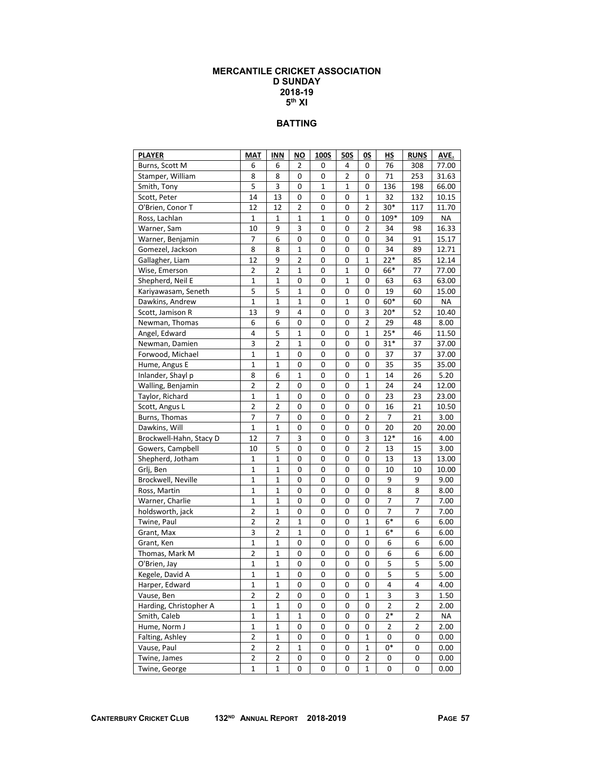# MERCANTILE CRICKET ASSOCIATION
## D SUNDAY
## 2018-19
## 5th XI

### BATTING

| PLAYER | MAT | INN | NO | 100S | 50S | 0S | HS | RUNS | AVE. |
|---|---|---|---|---|---|---|---|---|---|
| Burns, Scott M | 6 | 6 | 2 | 0 | 4 | 0 | 76 | 308 | 77.00 |
| Stamper, William | 8 | 8 | 0 | 0 | 2 | 0 | 71 | 253 | 31.63 |
| Smith, Tony | 5 | 3 | 0 | 1 | 1 | 0 | 136 | 198 | 66.00 |
| Scott, Peter | 14 | 13 | 0 | 0 | 0 | 1 | 32 | 132 | 10.15 |
| O'Brien, Conor T | 12 | 12 | 2 | 0 | 0 | 2 | 30* | 117 | 11.70 |
| Ross, Lachlan | 1 | 1 | 1 | 1 | 0 | 0 | 109* | 109 | NA |
| Warner, Sam | 10 | 9 | 3 | 0 | 0 | 2 | 34 | 98 | 16.33 |
| Warner, Benjamin | 7 | 6 | 0 | 0 | 0 | 0 | 34 | 91 | 15.17 |
| Gomezel, Jackson | 8 | 8 | 1 | 0 | 0 | 0 | 34 | 89 | 12.71 |
| Gallagher, Liam | 12 | 9 | 2 | 0 | 0 | 1 | 22* | 85 | 12.14 |
| Wise, Emerson | 2 | 2 | 1 | 0 | 1 | 0 | 66* | 77 | 77.00 |
| Shepherd, Neil E | 1 | 1 | 0 | 0 | 1 | 0 | 63 | 63 | 63.00 |
| Kariyawasam, Seneth | 5 | 5 | 1 | 0 | 0 | 0 | 19 | 60 | 15.00 |
| Dawkins, Andrew | 1 | 1 | 1 | 0 | 1 | 0 | 60* | 60 | NA |
| Scott, Jamison R | 13 | 9 | 4 | 0 | 0 | 3 | 20* | 52 | 10.40 |
| Newman, Thomas | 6 | 6 | 0 | 0 | 0 | 2 | 29 | 48 | 8.00 |
| Angel, Edward | 4 | 5 | 1 | 0 | 0 | 1 | 25* | 46 | 11.50 |
| Newman, Damien | 3 | 2 | 1 | 0 | 0 | 0 | 31* | 37 | 37.00 |
| Forwood, Michael | 1 | 1 | 0 | 0 | 0 | 0 | 37 | 37 | 37.00 |
| Hume, Angus E | 1 | 1 | 0 | 0 | 0 | 0 | 35 | 35 | 35.00 |
| Inlander, Shayl p | 8 | 6 | 1 | 0 | 0 | 1 | 14 | 26 | 5.20 |
| Walling, Benjamin | 2 | 2 | 0 | 0 | 0 | 1 | 24 | 24 | 12.00 |
| Taylor, Richard | 1 | 1 | 0 | 0 | 0 | 0 | 23 | 23 | 23.00 |
| Scott, Angus L | 2 | 2 | 0 | 0 | 0 | 0 | 16 | 21 | 10.50 |
| Burns, Thomas | 7 | 7 | 0 | 0 | 0 | 2 | 7 | 21 | 3.00 |
| Dawkins, Will | 1 | 1 | 0 | 0 | 0 | 0 | 20 | 20 | 20.00 |
| Brockwell-Hahn, Stacy D | 12 | 7 | 3 | 0 | 0 | 3 | 12* | 16 | 4.00 |
| Gowers, Campbell | 10 | 5 | 0 | 0 | 0 | 2 | 13 | 15 | 3.00 |
| Shepherd, Jotham | 1 | 1 | 0 | 0 | 0 | 0 | 13 | 13 | 13.00 |
| Grlj, Ben | 1 | 1 | 0 | 0 | 0 | 0 | 10 | 10 | 10.00 |
| Brockwell, Neville | 1 | 1 | 0 | 0 | 0 | 0 | 9 | 9 | 9.00 |
| Ross, Martin | 1 | 1 | 0 | 0 | 0 | 0 | 8 | 8 | 8.00 |
| Warner, Charlie | 1 | 1 | 0 | 0 | 0 | 0 | 7 | 7 | 7.00 |
| holdsworth, jack | 2 | 1 | 0 | 0 | 0 | 0 | 7 | 7 | 7.00 |
| Twine, Paul | 2 | 2 | 1 | 0 | 0 | 1 | 6* | 6 | 6.00 |
| Grant, Max | 3 | 2 | 1 | 0 | 0 | 1 | 6* | 6 | 6.00 |
| Grant, Ken | 1 | 1 | 0 | 0 | 0 | 0 | 6 | 6 | 6.00 |
| Thomas, Mark M | 2 | 1 | 0 | 0 | 0 | 0 | 6 | 6 | 6.00 |
| O'Brien, Jay | 1 | 1 | 0 | 0 | 0 | 0 | 5 | 5 | 5.00 |
| Kegele, David A | 1 | 1 | 0 | 0 | 0 | 0 | 5 | 5 | 5.00 |
| Harper, Edward | 1 | 1 | 0 | 0 | 0 | 0 | 4 | 4 | 4.00 |
| Vause, Ben | 2 | 2 | 0 | 0 | 0 | 1 | 3 | 3 | 1.50 |
| Harding, Christopher A | 1 | 1 | 0 | 0 | 0 | 0 | 2 | 2 | 2.00 |
| Smith, Caleb | 1 | 1 | 1 | 0 | 0 | 0 | 2* | 2 | NA |
| Hume, Norm J | 1 | 1 | 0 | 0 | 0 | 0 | 2 | 2 | 2.00 |
| Falting, Ashley | 2 | 1 | 0 | 0 | 0 | 1 | 0 | 0 | 0.00 |
| Vause, Paul | 2 | 2 | 1 | 0 | 0 | 1 | 0* | 0 | 0.00 |
| Twine, James | 2 | 2 | 0 | 0 | 0 | 2 | 0 | 0 | 0.00 |
| Twine, George | 1 | 1 | 0 | 0 | 0 | 1 | 0 | 0 | 0.00 |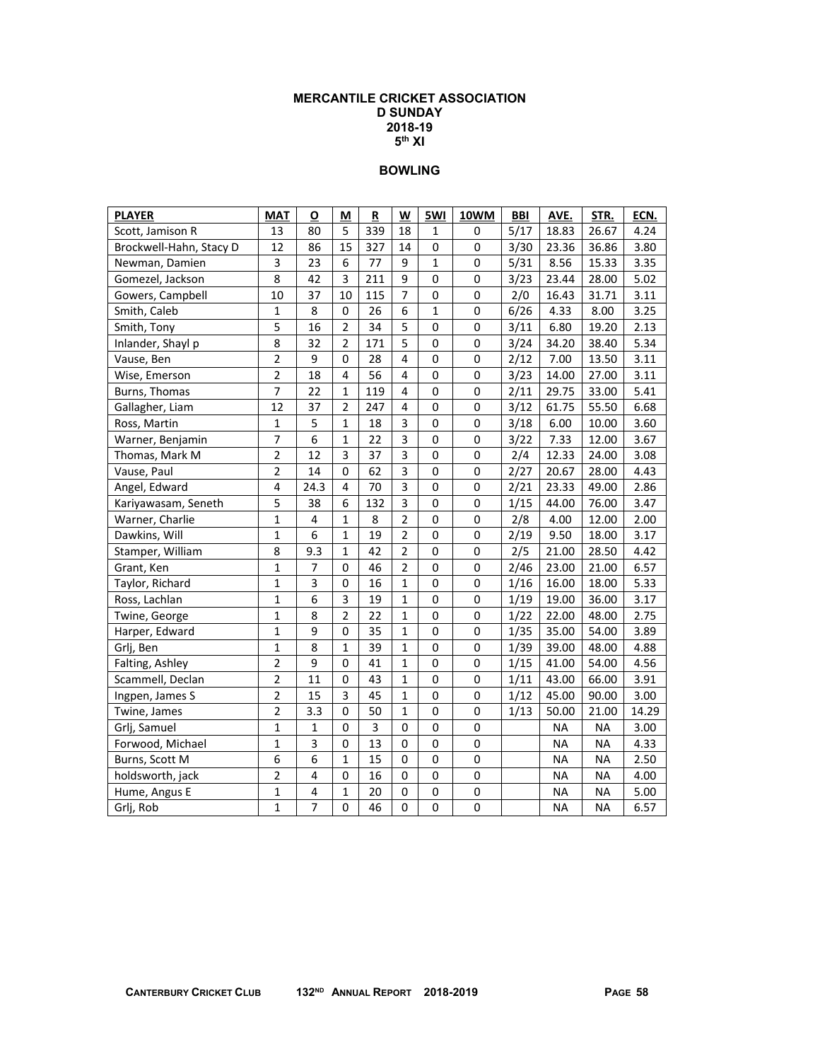**MERCANTILE CRICKET ASSOCIATION**
**D SUNDAY**
**2018-19**
**5th XI**

## BOWLING

| PLAYER | MAT | O | M | R | W | 5WI | 10WM | BBI | AVE. | STR. | ECN. |
|---|---|---|---|---|---|---|---|---|---|---|---|
| Scott, Jamison R | 13 | 80 | 5 | 339 | 18 | 1 | 0 | 5/17 | 18.83 | 26.67 | 4.24 |
| Brockwell-Hahn, Stacy D | 12 | 86 | 15 | 327 | 14 | 0 | 0 | 3/30 | 23.36 | 36.86 | 3.80 |
| Newman, Damien | 3 | 23 | 6 | 77 | 9 | 1 | 0 | 5/31 | 8.56 | 15.33 | 3.35 |
| Gomezel, Jackson | 8 | 42 | 3 | 211 | 9 | 0 | 0 | 3/23 | 23.44 | 28.00 | 5.02 |
| Gowers, Campbell | 10 | 37 | 10 | 115 | 7 | 0 | 0 | 2/0 | 16.43 | 31.71 | 3.11 |
| Smith, Caleb | 1 | 8 | 0 | 26 | 6 | 1 | 0 | 6/26 | 4.33 | 8.00 | 3.25 |
| Smith, Tony | 5 | 16 | 2 | 34 | 5 | 0 | 0 | 3/11 | 6.80 | 19.20 | 2.13 |
| Inlander, Shayl p | 8 | 32 | 2 | 171 | 5 | 0 | 0 | 3/24 | 34.20 | 38.40 | 5.34 |
| Vause, Ben | 2 | 9 | 0 | 28 | 4 | 0 | 0 | 2/12 | 7.00 | 13.50 | 3.11 |
| Wise, Emerson | 2 | 18 | 4 | 56 | 4 | 0 | 0 | 3/23 | 14.00 | 27.00 | 3.11 |
| Burns, Thomas | 7 | 22 | 1 | 119 | 4 | 0 | 0 | 2/11 | 29.75 | 33.00 | 5.41 |
| Gallagher, Liam | 12 | 37 | 2 | 247 | 4 | 0 | 0 | 3/12 | 61.75 | 55.50 | 6.68 |
| Ross, Martin | 1 | 5 | 1 | 18 | 3 | 0 | 0 | 3/18 | 6.00 | 10.00 | 3.60 |
| Warner, Benjamin | 7 | 6 | 1 | 22 | 3 | 0 | 0 | 3/22 | 7.33 | 12.00 | 3.67 |
| Thomas, Mark M | 2 | 12 | 3 | 37 | 3 | 0 | 0 | 2/4 | 12.33 | 24.00 | 3.08 |
| Vause, Paul | 2 | 14 | 0 | 62 | 3 | 0 | 0 | 2/27 | 20.67 | 28.00 | 4.43 |
| Angel, Edward | 4 | 24.3 | 4 | 70 | 3 | 0 | 0 | 2/21 | 23.33 | 49.00 | 2.86 |
| Kariyawasam, Seneth | 5 | 38 | 6 | 132 | 3 | 0 | 0 | 1/15 | 44.00 | 76.00 | 3.47 |
| Warner, Charlie | 1 | 4 | 1 | 8 | 2 | 0 | 0 | 2/8 | 4.00 | 12.00 | 2.00 |
| Dawkins, Will | 1 | 6 | 1 | 19 | 2 | 0 | 0 | 2/19 | 9.50 | 18.00 | 3.17 |
| Stamper, William | 8 | 9.3 | 1 | 42 | 2 | 0 | 0 | 2/5 | 21.00 | 28.50 | 4.42 |
| Grant, Ken | 1 | 7 | 0 | 46 | 2 | 0 | 0 | 2/46 | 23.00 | 21.00 | 6.57 |
| Taylor, Richard | 1 | 3 | 0 | 16 | 1 | 0 | 0 | 1/16 | 16.00 | 18.00 | 5.33 |
| Ross, Lachlan | 1 | 6 | 3 | 19 | 1 | 0 | 0 | 1/19 | 19.00 | 36.00 | 3.17 |
| Twine, George | 1 | 8 | 2 | 22 | 1 | 0 | 0 | 1/22 | 22.00 | 48.00 | 2.75 |
| Harper, Edward | 1 | 9 | 0 | 35 | 1 | 0 | 0 | 1/35 | 35.00 | 54.00 | 3.89 |
| Grlj, Ben | 1 | 8 | 1 | 39 | 1 | 0 | 0 | 1/39 | 39.00 | 48.00 | 4.88 |
| Falting, Ashley | 2 | 9 | 0 | 41 | 1 | 0 | 0 | 1/15 | 41.00 | 54.00 | 4.56 |
| Scammell, Declan | 2 | 11 | 0 | 43 | 1 | 0 | 0 | 1/11 | 43.00 | 66.00 | 3.91 |
| Ingpen, James S | 2 | 15 | 3 | 45 | 1 | 0 | 0 | 1/12 | 45.00 | 90.00 | 3.00 |
| Twine, James | 2 | 3.3 | 0 | 50 | 1 | 0 | 0 | 1/13 | 50.00 | 21.00 | 14.29 |
| Grlj, Samuel | 1 | 1 | 0 | 3 | 0 | 0 | 0 | | NA | NA | 3.00 |
| Forwood, Michael | 1 | 3 | 0 | 13 | 0 | 0 | 0 | | NA | NA | 4.33 |
| Burns, Scott M | 6 | 6 | 1 | 15 | 0 | 0 | 0 | | NA | NA | 2.50 |
| holdsworth, jack | 2 | 4 | 0 | 16 | 0 | 0 | 0 | | NA | NA | 4.00 |
| Hume, Angus E | 1 | 4 | 1 | 20 | 0 | 0 | 0 | | NA | NA | 5.00 |
| Grlj, Rob | 1 | 7 | 0 | 46 | 0 | 0 | 0 | | NA | NA | 6.57 |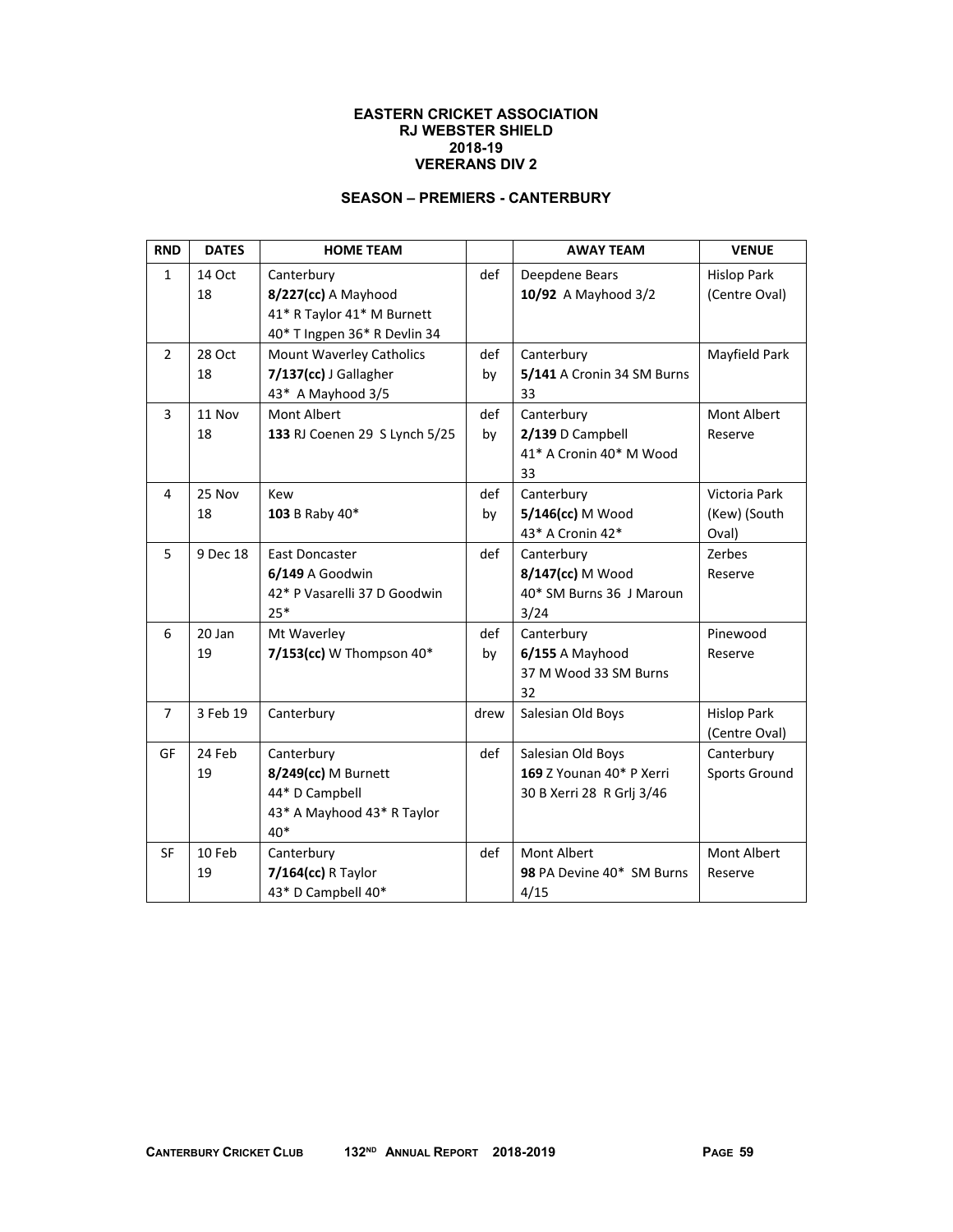**EASTERN CRICKET ASSOCIATION**
**RJ WEBSTER SHIELD**
**2018-19**
**VERERANS DIV 2**

**SEASON – PREMIERS - CANTERBURY**

| RND | DATES | HOME TEAM | | AWAY TEAM | VENUE |
|---|---|---|---|---|---|
| 1 | 14 Oct 18 | Canterbury **8/227(cc)** A Mayhood 41* R Taylor 41* M Burnett 40* T Ingpen 36* R Devlin 34 | def | Deepdene Bears **10/92** A Mayhood 3/2 | Hislop Park (Centre Oval) |
| 2 | 28 Oct 18 | Mount Waverley Catholics **7/137(cc)** J Gallagher 43* A Mayhood 3/5 | def by | Canterbury **5/141** A Cronin 34 SM Burns 33 | Mayfield Park |
| 3 | 11 Nov 18 | Mont Albert **133** RJ Coenen 29 S Lynch 5/25 | def by | Canterbury **2/139** D Campbell 41* A Cronin 40* M Wood 33 | Mont Albert Reserve |
| 4 | 25 Nov 18 | Kew **103** B Raby 40* | def by | Canterbury **5/146(cc)** M Wood 43* A Cronin 42* | Victoria Park (Kew) (South Oval) |
| 5 | 9 Dec 18 | East Doncaster **6/149** A Goodwin 42* P Vasarelli 37 D Goodwin 25* | def | Canterbury **8/147(cc)** M Wood 40* SM Burns 36 J Maroun 3/24 | Zerbes Reserve |
| 6 | 20 Jan 19 | Mt Waverley **7/153(cc)** W Thompson 40* | def by | Canterbury **6/155** A Mayhood 37 M Wood 33 SM Burns 32 | Pinewood Reserve |
| 7 | 3 Feb 19 | Canterbury | drew | Salesian Old Boys | Hislop Park (Centre Oval) |
| GF | 24 Feb 19 | Canterbury **8/249(cc)** M Burnett 44* D Campbell 43* A Mayhood 43* R Taylor 40* | def | Salesian Old Boys **169** Z Younan 40* P Xerri 30 B Xerri 28 R Grlj 3/46 | Canterbury Sports Ground |
| SF | 10 Feb 19 | Canterbury **7/164(cc)** R Taylor 43* D Campbell 40* | def | Mont Albert **98** PA Devine 40* SM Burns 4/15 | Mont Albert Reserve |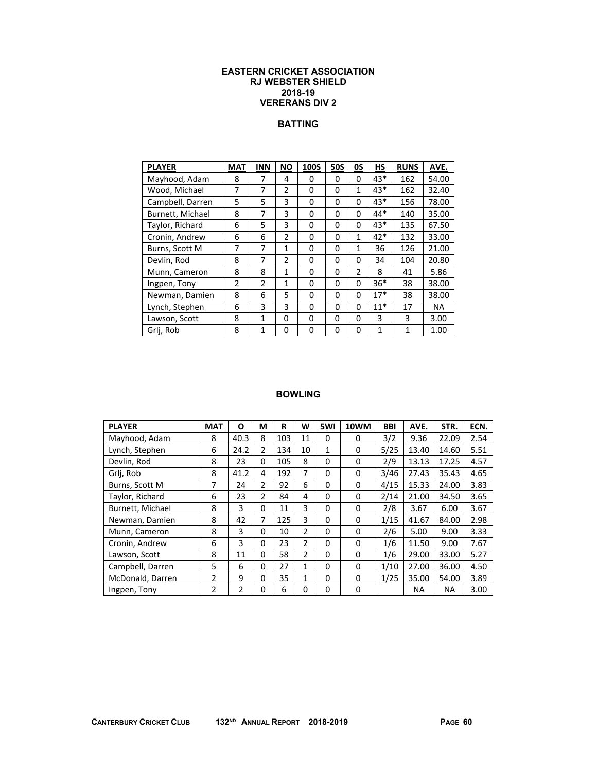**EASTERN CRICKET ASSOCIATION**
**RJ WEBSTER SHIELD**
**2018-19**
**VERERANS DIV 2**

## BATTING

| PLAYER | MAT | INN | NO | 100S | 50S | 0S | HS | RUNS | AVE. |
|---|---|---|---|---|---|---|---|---|---|
| Mayhood, Adam | 8 | 7 | 4 | 0 | 0 | 0 | 43* | 162 | 54.00 |
| Wood, Michael | 7 | 7 | 2 | 0 | 0 | 1 | 43* | 162 | 32.40 |
| Campbell, Darren | 5 | 5 | 3 | 0 | 0 | 0 | 43* | 156 | 78.00 |
| Burnett, Michael | 8 | 7 | 3 | 0 | 0 | 0 | 44* | 140 | 35.00 |
| Taylor, Richard | 6 | 5 | 3 | 0 | 0 | 0 | 43* | 135 | 67.50 |
| Cronin, Andrew | 6 | 6 | 2 | 0 | 0 | 1 | 42* | 132 | 33.00 |
| Burns, Scott M | 7 | 7 | 1 | 0 | 0 | 1 | 36 | 126 | 21.00 |
| Devlin, Rod | 8 | 7 | 2 | 0 | 0 | 0 | 34 | 104 | 20.80 |
| Munn, Cameron | 8 | 8 | 1 | 0 | 0 | 2 | 8 | 41 | 5.86 |
| Ingpen, Tony | 2 | 2 | 1 | 0 | 0 | 0 | 36* | 38 | 38.00 |
| Newman, Damien | 8 | 6 | 5 | 0 | 0 | 0 | 17* | 38 | 38.00 |
| Lynch, Stephen | 6 | 3 | 3 | 0 | 0 | 0 | 11* | 17 | NA |
| Lawson, Scott | 8 | 1 | 0 | 0 | 0 | 0 | 3 | 3 | 3.00 |
| Grlj, Rob | 8 | 1 | 0 | 0 | 0 | 0 | 1 | 1 | 1.00 |

## BOWLING

| PLAYER | MAT | O | M | R | W | 5WI | 10WM | BBI | AVE. | STR. | ECN. |
|---|---|---|---|---|---|---|---|---|---|---|---|
| Mayhood, Adam | 8 | 40.3 | 8 | 103 | 11 | 0 | 0 | 3/2 | 9.36 | 22.09 | 2.54 |
| Lynch, Stephen | 6 | 24.2 | 2 | 134 | 10 | 1 | 0 | 5/25 | 13.40 | 14.60 | 5.51 |
| Devlin, Rod | 8 | 23 | 0 | 105 | 8 | 0 | 0 | 2/9 | 13.13 | 17.25 | 4.57 |
| Grlj, Rob | 8 | 41.2 | 4 | 192 | 7 | 0 | 0 | 3/46 | 27.43 | 35.43 | 4.65 |
| Burns, Scott M | 7 | 24 | 2 | 92 | 6 | 0 | 0 | 4/15 | 15.33 | 24.00 | 3.83 |
| Taylor, Richard | 6 | 23 | 2 | 84 | 4 | 0 | 0 | 2/14 | 21.00 | 34.50 | 3.65 |
| Burnett, Michael | 8 | 3 | 0 | 11 | 3 | 0 | 0 | 2/8 | 3.67 | 6.00 | 3.67 |
| Newman, Damien | 8 | 42 | 7 | 125 | 3 | 0 | 0 | 1/15 | 41.67 | 84.00 | 2.98 |
| Munn, Cameron | 8 | 3 | 0 | 10 | 2 | 0 | 0 | 2/6 | 5.00 | 9.00 | 3.33 |
| Cronin, Andrew | 6 | 3 | 0 | 23 | 2 | 0 | 0 | 1/6 | 11.50 | 9.00 | 7.67 |
| Lawson, Scott | 8 | 11 | 0 | 58 | 2 | 0 | 0 | 1/6 | 29.00 | 33.00 | 5.27 |
| Campbell, Darren | 5 | 6 | 0 | 27 | 1 | 0 | 0 | 1/10 | 27.00 | 36.00 | 4.50 |
| McDonald, Darren | 2 | 9 | 0 | 35 | 1 | 0 | 0 | 1/25 | 35.00 | 54.00 | 3.89 |
| Ingpen, Tony | 2 | 2 | 0 | 6 | 0 | 0 | 0 | | NA | NA | 3.00 |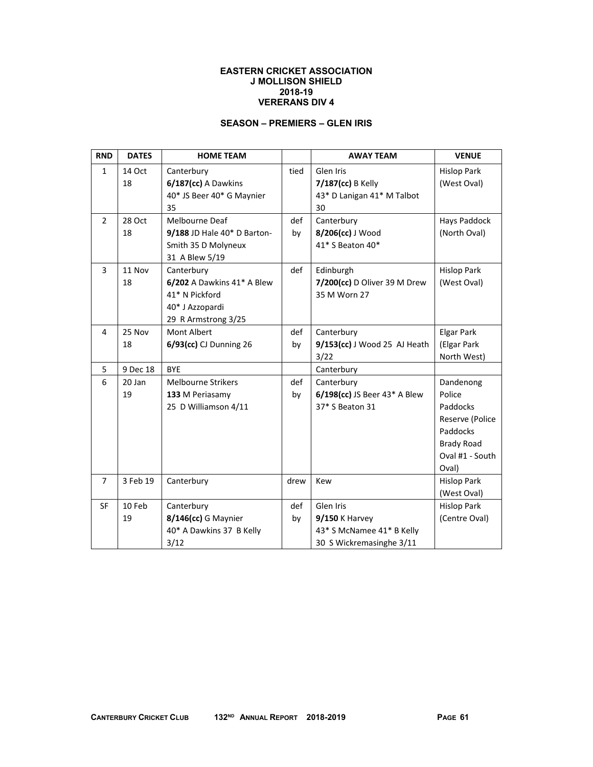**EASTERN CRICKET ASSOCIATION**
**J MOLLISON SHIELD**
**2018-19**
**VERERANS DIV 4**

**SEASON – PREMIERS – GLEN IRIS**

| RND | DATES | HOME TEAM | | AWAY TEAM | VENUE |
|---|---|---|---|---|---|
| 1 | 14 Oct 18 | Canterbury **6/187(cc)** A Dawkins 40* JS Beer 40* G Maynier 35 | tied | Glen Iris **7/187(cc)** B Kelly 43* D Lanigan 41* M Talbot 30 | Hislop Park (West Oval) |
| 2 | 28 Oct 18 | Melbourne Deaf **9/188** JD Hale 40* D Barton-Smith 35 D Molyneux 31 A Blew 5/19 | def by | Canterbury **8/206(cc)** J Wood 41* S Beaton 40* | Hays Paddock (North Oval) |
| 3 | 11 Nov 18 | Canterbury **6/202** A Dawkins 41* A Blew 41* N Pickford 40* J Azzopardi 29 R Armstrong 3/25 | def | Edinburgh **7/200(cc)** D Oliver 39 M Drew 35 M Worn 27 | Hislop Park (West Oval) |
| 4 | 25 Nov 18 | Mont Albert **6/93(cc)** CJ Dunning 26 | def by | Canterbury **9/153(cc)** J Wood 25 AJ Heath 3/22 | Elgar Park (Elgar Park North West) |
| 5 | 9 Dec 18 | BYE | | Canterbury | |
| 6 | 20 Jan 19 | Melbourne Strikers **133** M Periasamy 25 D Williamson 4/11 | def by | Canterbury **6/198(cc)** JS Beer 43* A Blew 37* S Beaton 31 | Dandenong Police Paddocks Reserve (Police Paddocks Brady Road Oval #1 - South Oval) |
| 7 | 3 Feb 19 | Canterbury | drew | Kew | Hislop Park (West Oval) |
| SF | 10 Feb 19 | Canterbury **8/146(cc)** G Maynier 40* A Dawkins 37 B Kelly 3/12 | def by | Glen Iris **9/150** K Harvey 43* S McNamee 41* B Kelly 30 S Wickremasinghe 3/11 | Hislop Park (Centre Oval) |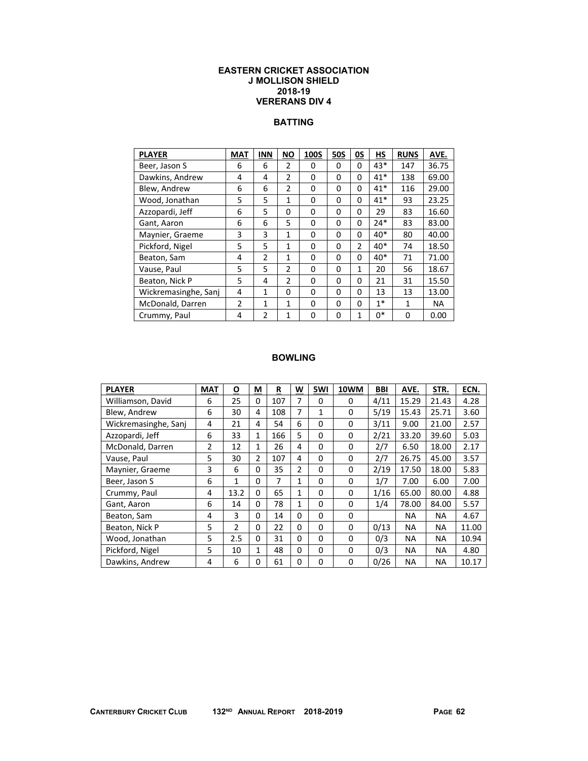**EASTERN CRICKET ASSOCIATION**
**J MOLLISON SHIELD**
**2018-19**
**VERERANS DIV 4**

## BATTING

| PLAYER | MAT | INN | NO | 100S | 50S | 0S | HS | RUNS | AVE. |
|---|---|---|---|---|---|---|---|---|---|
| Beer, Jason S | 6 | 6 | 2 | 0 | 0 | 0 | 43* | 147 | 36.75 |
| Dawkins, Andrew | 4 | 4 | 2 | 0 | 0 | 0 | 41* | 138 | 69.00 |
| Blew, Andrew | 6 | 6 | 2 | 0 | 0 | 0 | 41* | 116 | 29.00 |
| Wood, Jonathan | 5 | 5 | 1 | 0 | 0 | 0 | 41* | 93 | 23.25 |
| Azzopardi, Jeff | 6 | 5 | 0 | 0 | 0 | 0 | 29 | 83 | 16.60 |
| Gant, Aaron | 6 | 6 | 5 | 0 | 0 | 0 | 24* | 83 | 83.00 |
| Maynier, Graeme | 3 | 3 | 1 | 0 | 0 | 0 | 40* | 80 | 40.00 |
| Pickford, Nigel | 5 | 5 | 1 | 0 | 0 | 2 | 40* | 74 | 18.50 |
| Beaton, Sam | 4 | 2 | 1 | 0 | 0 | 0 | 40* | 71 | 71.00 |
| Vause, Paul | 5 | 5 | 2 | 0 | 0 | 1 | 20 | 56 | 18.67 |
| Beaton, Nick P | 5 | 4 | 2 | 0 | 0 | 0 | 21 | 31 | 15.50 |
| Wickremasinghe, Sanj | 4 | 1 | 0 | 0 | 0 | 0 | 13 | 13 | 13.00 |
| McDonald, Darren | 2 | 1 | 1 | 0 | 0 | 0 | 1* | 1 | NA |
| Crummy, Paul | 4 | 2 | 1 | 0 | 0 | 1 | 0* | 0 | 0.00 |

## BOWLING

| PLAYER | MAT | O | M | R | W | 5WI | 10WM | BBI | AVE. | STR. | ECN. |
|---|---|---|---|---|---|---|---|---|---|---|---|
| Williamson, David | 6 | 25 | 0 | 107 | 7 | 0 | 0 | 4/11 | 15.29 | 21.43 | 4.28 |
| Blew, Andrew | 6 | 30 | 4 | 108 | 7 | 1 | 0 | 5/19 | 15.43 | 25.71 | 3.60 |
| Wickremasinghe, Sanj | 4 | 21 | 4 | 54 | 6 | 0 | 0 | 3/11 | 9.00 | 21.00 | 2.57 |
| Azzopardi, Jeff | 6 | 33 | 1 | 166 | 5 | 0 | 0 | 2/21 | 33.20 | 39.60 | 5.03 |
| McDonald, Darren | 2 | 12 | 1 | 26 | 4 | 0 | 0 | 2/7 | 6.50 | 18.00 | 2.17 |
| Vause, Paul | 5 | 30 | 2 | 107 | 4 | 0 | 0 | 2/7 | 26.75 | 45.00 | 3.57 |
| Maynier, Graeme | 3 | 6 | 0 | 35 | 2 | 0 | 0 | 2/19 | 17.50 | 18.00 | 5.83 |
| Beer, Jason S | 6 | 1 | 0 | 7 | 1 | 0 | 0 | 1/7 | 7.00 | 6.00 | 7.00 |
| Crummy, Paul | 4 | 13.2 | 0 | 65 | 1 | 0 | 0 | 1/16 | 65.00 | 80.00 | 4.88 |
| Gant, Aaron | 6 | 14 | 0 | 78 | 1 | 0 | 0 | 1/4 | 78.00 | 84.00 | 5.57 |
| Beaton, Sam | 4 | 3 | 0 | 14 | 0 | 0 | 0 | | NA | NA | 4.67 |
| Beaton, Nick P | 5 | 2 | 0 | 22 | 0 | 0 | 0 | 0/13 | NA | NA | 11.00 |
| Wood, Jonathan | 5 | 2.5 | 0 | 31 | 0 | 0 | 0 | 0/3 | NA | NA | 10.94 |
| Pickford, Nigel | 5 | 10 | 1 | 48 | 0 | 0 | 0 | 0/3 | NA | NA | 4.80 |
| Dawkins, Andrew | 4 | 6 | 0 | 61 | 0 | 0 | 0 | 0/26 | NA | NA | 10.17 |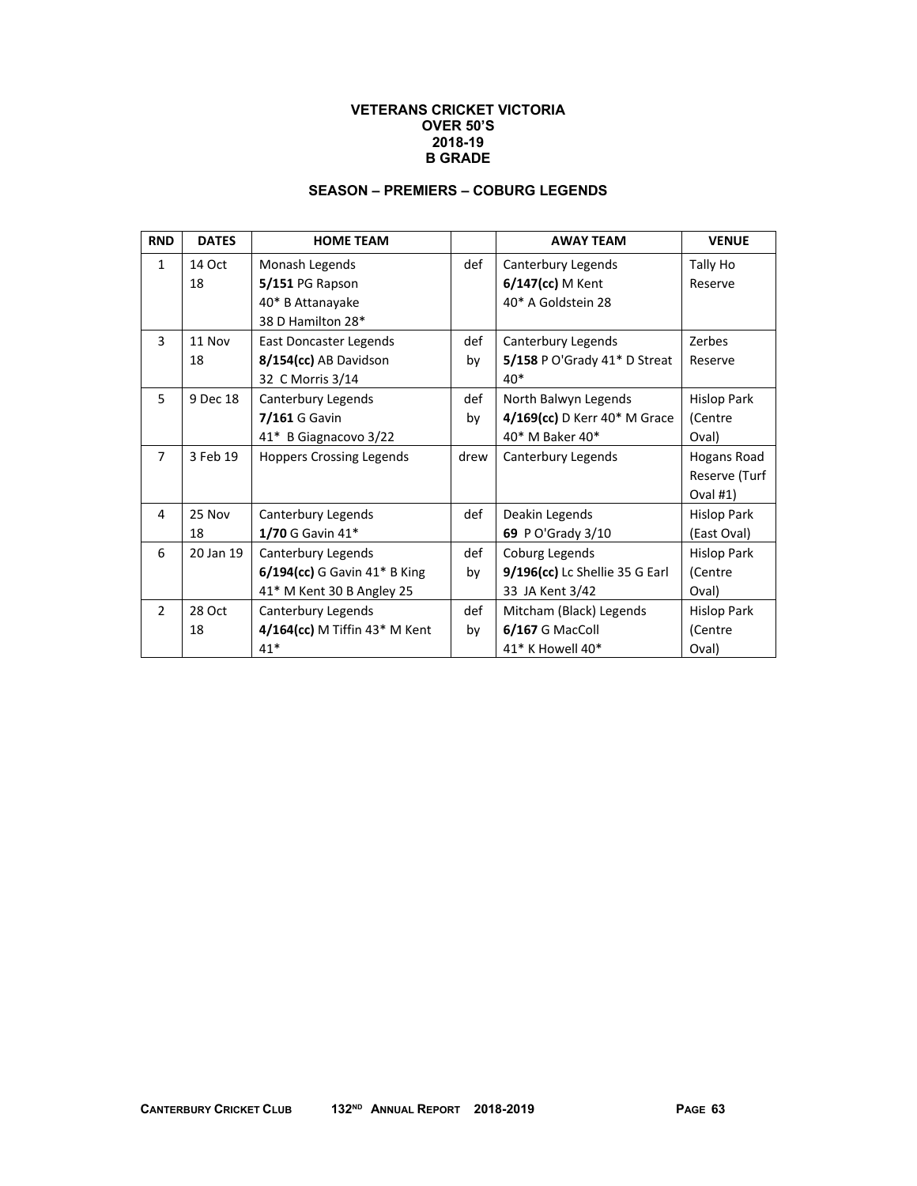**VETERANS CRICKET VICTORIA**
**OVER 50'S**
**2018-19**
**B GRADE**

**SEASON – PREMIERS – COBURG LEGENDS**

| RND | DATES | HOME TEAM | | AWAY TEAM | VENUE |
|---|---|---|---|---|---|
| 1 | 14 Oct 18 | Monash Legends **5/151** PG Rapson 40* B Attanayake 38 D Hamilton 28* | def | Canterbury Legends **6/147(cc)** M Kent 40* A Goldstein 28 | Tally Ho Reserve |
| 3 | 11 Nov 18 | East Doncaster Legends **8/154(cc)** AB Davidson 32 C Morris 3/14 | def by | Canterbury Legends **5/158** P O'Grady 41* D Streat 40* | Zerbes Reserve |
| 5 | 9 Dec 18 | Canterbury Legends **7/161** G Gavin 41* B Giagnacovo 3/22 | def by | North Balwyn Legends **4/169(cc)** D Kerr 40* M Grace 40* M Baker 40* | Hislop Park (Centre Oval) |
| 7 | 3 Feb 19 | Hoppers Crossing Legends | drew | Canterbury Legends | Hogans Road Reserve (Turf Oval #1) |
| 4 | 25 Nov 18 | Canterbury Legends **1/70** G Gavin 41* | def | Deakin Legends **69** P O'Grady 3/10 | Hislop Park (East Oval) |
| 6 | 20 Jan 19 | Canterbury Legends **6/194(cc)** G Gavin 41* B King 41* M Kent 30 B Angley 25 | def by | Coburg Legends **9/196(cc)** Lc Shellie 35 G Earl 33 JA Kent 3/42 | Hislop Park (Centre Oval) |
| 2 | 28 Oct 18 | Canterbury Legends **4/164(cc)** M Tiffin 43* M Kent 41* | def by | Mitcham (Black) Legends **6/167** G MacColl 41* K Howell 40* | Hislop Park (Centre Oval) |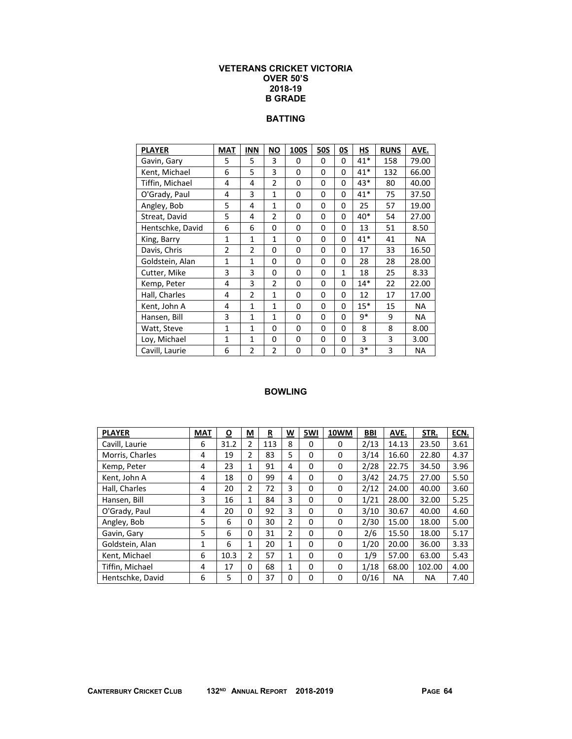# VETERANS CRICKET VICTORIA
## OVER 50'S
## 2018-19
## B GRADE

### BATTING

| PLAYER | MAT | INN | NO | 100S | 50S | 0S | HS | RUNS | AVE. |
|---|---|---|---|---|---|---|---|---|---|
| Gavin, Gary | 5 | 5 | 3 | 0 | 0 | 0 | 41* | 158 | 79.00 |
| Kent, Michael | 6 | 5 | 3 | 0 | 0 | 0 | 41* | 132 | 66.00 |
| Tiffin, Michael | 4 | 4 | 2 | 0 | 0 | 0 | 43* | 80 | 40.00 |
| O'Grady, Paul | 4 | 3 | 1 | 0 | 0 | 0 | 41* | 75 | 37.50 |
| Angley, Bob | 5 | 4 | 1 | 0 | 0 | 0 | 25 | 57 | 19.00 |
| Streat, David | 5 | 4 | 2 | 0 | 0 | 0 | 40* | 54 | 27.00 |
| Hentschke, David | 6 | 6 | 0 | 0 | 0 | 0 | 13 | 51 | 8.50 |
| King, Barry | 1 | 1 | 1 | 0 | 0 | 0 | 41* | 41 | NA |
| Davis, Chris | 2 | 2 | 0 | 0 | 0 | 0 | 17 | 33 | 16.50 |
| Goldstein, Alan | 1 | 1 | 0 | 0 | 0 | 0 | 28 | 28 | 28.00 |
| Cutter, Mike | 3 | 3 | 0 | 0 | 0 | 1 | 18 | 25 | 8.33 |
| Kemp, Peter | 4 | 3 | 2 | 0 | 0 | 0 | 14* | 22 | 22.00 |
| Hall, Charles | 4 | 2 | 1 | 0 | 0 | 0 | 12 | 17 | 17.00 |
| Kent, John A | 4 | 1 | 1 | 0 | 0 | 0 | 15* | 15 | NA |
| Hansen, Bill | 3 | 1 | 1 | 0 | 0 | 0 | 9* | 9 | NA |
| Watt, Steve | 1 | 1 | 0 | 0 | 0 | 0 | 8 | 8 | 8.00 |
| Loy, Michael | 1 | 1 | 0 | 0 | 0 | 0 | 3 | 3 | 3.00 |
| Cavill, Laurie | 6 | 2 | 2 | 0 | 0 | 0 | 3* | 3 | NA |

### BOWLING

| PLAYER | MAT | O | M | R | W | 5WI | 10WM | BBI | AVE. | STR. | ECN. |
|---|---|---|---|---|---|---|---|---|---|---|---|
| Cavill, Laurie | 6 | 31.2 | 2 | 113 | 8 | 0 | 0 | 2/13 | 14.13 | 23.50 | 3.61 |
| Morris, Charles | 4 | 19 | 2 | 83 | 5 | 0 | 0 | 3/14 | 16.60 | 22.80 | 4.37 |
| Kemp, Peter | 4 | 23 | 1 | 91 | 4 | 0 | 0 | 2/28 | 22.75 | 34.50 | 3.96 |
| Kent, John A | 4 | 18 | 0 | 99 | 4 | 0 | 0 | 3/42 | 24.75 | 27.00 | 5.50 |
| Hall, Charles | 4 | 20 | 2 | 72 | 3 | 0 | 0 | 2/12 | 24.00 | 40.00 | 3.60 |
| Hansen, Bill | 3 | 16 | 1 | 84 | 3 | 0 | 0 | 1/21 | 28.00 | 32.00 | 5.25 |
| O'Grady, Paul | 4 | 20 | 0 | 92 | 3 | 0 | 0 | 3/10 | 30.67 | 40.00 | 4.60 |
| Angley, Bob | 5 | 6 | 0 | 30 | 2 | 0 | 0 | 2/30 | 15.00 | 18.00 | 5.00 |
| Gavin, Gary | 5 | 6 | 0 | 31 | 2 | 0 | 0 | 2/6 | 15.50 | 18.00 | 5.17 |
| Goldstein, Alan | 1 | 6 | 1 | 20 | 1 | 0 | 0 | 1/20 | 20.00 | 36.00 | 3.33 |
| Kent, Michael | 6 | 10.3 | 2 | 57 | 1 | 0 | 0 | 1/9 | 57.00 | 63.00 | 5.43 |
| Tiffin, Michael | 4 | 17 | 0 | 68 | 1 | 0 | 0 | 1/18 | 68.00 | 102.00 | 4.00 |
| Hentschke, David | 6 | 5 | 0 | 37 | 0 | 0 | 0 | 0/16 | NA | NA | 7.40 |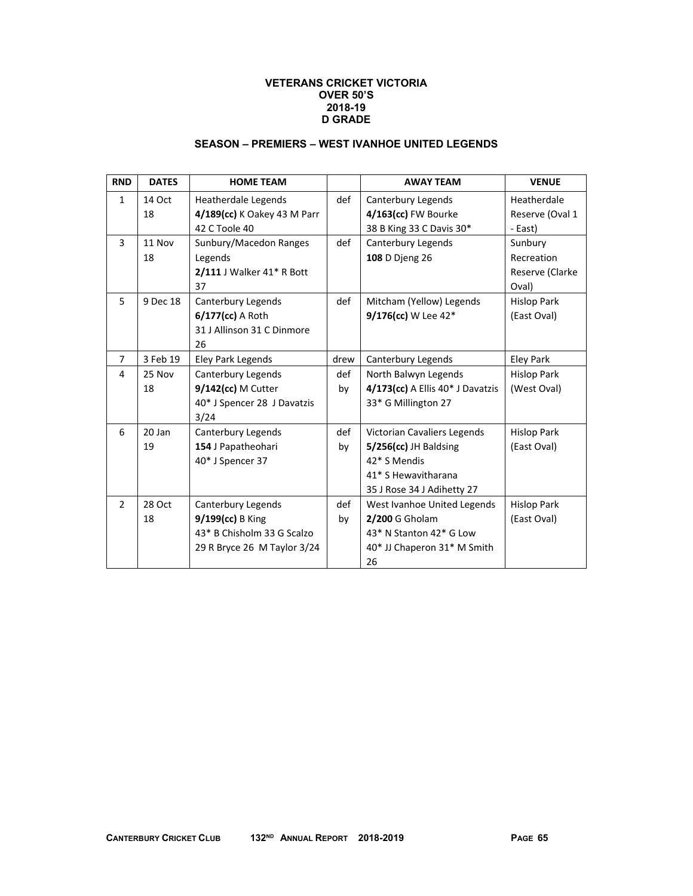**VETERANS CRICKET VICTORIA**
**OVER 50'S**
**2018-19**
**D GRADE**

**SEASON – PREMIERS – WEST IVANHOE UNITED LEGENDS**

| RND | DATES | HOME TEAM | | AWAY TEAM | VENUE |
|---|---|---|---|---|---|
| 1 | 14 Oct 18 | Heatherdale Legends **4/189(cc)** K Oakey 43 M Parr 42 C Toole 40 | def | Canterbury Legends **4/163(cc)** FW Bourke 38 B King 33 C Davis 30* | Heatherdale Reserve (Oval 1 - East) |
| 3 | 11 Nov 18 | Sunbury/Macedon Ranges Legends **2/111** J Walker 41* R Bott 37 | def | Canterbury Legends **108** D Djeng 26 | Sunbury Recreation Reserve (Clarke Oval) |
| 5 | 9 Dec 18 | Canterbury Legends **6/177(cc)** A Roth 31 J Allinson 31 C Dinmore 26 | def | Mitcham (Yellow) Legends **9/176(cc)** W Lee 42* | Hislop Park (East Oval) |
| 7 | 3 Feb 19 | Eley Park Legends | drew | Canterbury Legends | Eley Park |
| 4 | 25 Nov 18 | Canterbury Legends **9/142(cc)** M Cutter 40* J Spencer 28 J Davatzis 3/24 | def by | North Balwyn Legends **4/173(cc)** A Ellis 40* J Davatzis 33* G Millington 27 | Hislop Park (West Oval) |
| 6 | 20 Jan 19 | Canterbury Legends **154** J Papatheohari 40* J Spencer 37 | def by | Victorian Cavaliers Legends **5/256(cc)** JH Baldsing 42* S Mendis 41* S Hewavitharana 35 J Rose 34 J Adihetty 27 | Hislop Park (East Oval) |
| 2 | 28 Oct 18 | Canterbury Legends **9/199(cc)** B King 43* B Chisholm 33 G Scalzo 29 R Bryce 26 M Taylor 3/24 | def by | West Ivanhoe United Legends **2/200** G Gholam 43* N Stanton 42* G Low 40* JJ Chaperon 31* M Smith 26 | Hislop Park (East Oval) |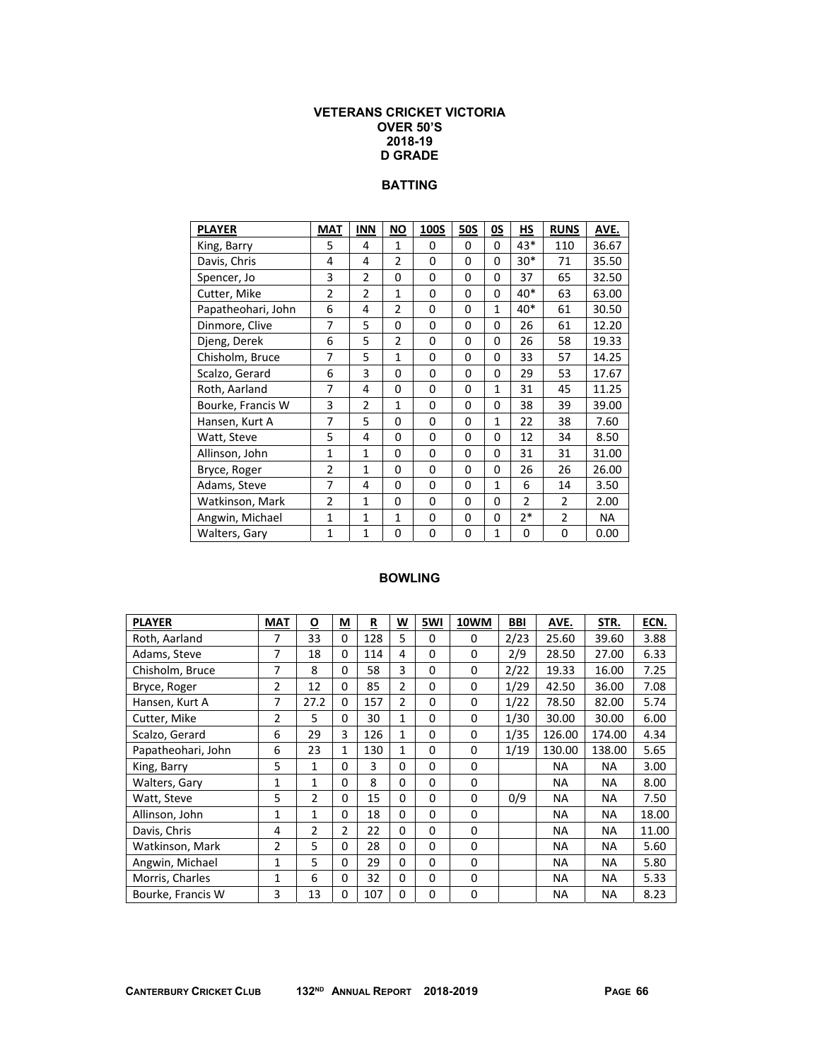# VETERANS CRICKET VICTORIA
## OVER 50'S
## 2018-19
## D GRADE

### BATTING

| PLAYER | MAT | INN | NO | 100S | 50S | 0S | HS | RUNS | AVE. |
|---|---|---|---|---|---|---|---|---|---|
| King, Barry | 5 | 4 | 1 | 0 | 0 | 0 | 43* | 110 | 36.67 |
| Davis, Chris | 4 | 4 | 2 | 0 | 0 | 0 | 30* | 71 | 35.50 |
| Spencer, Jo | 3 | 2 | 0 | 0 | 0 | 0 | 37 | 65 | 32.50 |
| Cutter, Mike | 2 | 2 | 1 | 0 | 0 | 0 | 40* | 63 | 63.00 |
| Papatheohari, John | 6 | 4 | 2 | 0 | 0 | 1 | 40* | 61 | 30.50 |
| Dinmore, Clive | 7 | 5 | 0 | 0 | 0 | 0 | 26 | 61 | 12.20 |
| Djeng, Derek | 6 | 5 | 2 | 0 | 0 | 0 | 26 | 58 | 19.33 |
| Chisholm, Bruce | 7 | 5 | 1 | 0 | 0 | 0 | 33 | 57 | 14.25 |
| Scalzo, Gerard | 6 | 3 | 0 | 0 | 0 | 0 | 29 | 53 | 17.67 |
| Roth, Aarland | 7 | 4 | 0 | 0 | 0 | 1 | 31 | 45 | 11.25 |
| Bourke, Francis W | 3 | 2 | 1 | 0 | 0 | 0 | 38 | 39 | 39.00 |
| Hansen, Kurt A | 7 | 5 | 0 | 0 | 0 | 1 | 22 | 38 | 7.60 |
| Watt, Steve | 5 | 4 | 0 | 0 | 0 | 0 | 12 | 34 | 8.50 |
| Allinson, John | 1 | 1 | 0 | 0 | 0 | 0 | 31 | 31 | 31.00 |
| Bryce, Roger | 2 | 1 | 0 | 0 | 0 | 0 | 26 | 26 | 26.00 |
| Adams, Steve | 7 | 4 | 0 | 0 | 0 | 1 | 6 | 14 | 3.50 |
| Watkinson, Mark | 2 | 1 | 0 | 0 | 0 | 0 | 2 | 2 | 2.00 |
| Angwin, Michael | 1 | 1 | 1 | 0 | 0 | 0 | 2* | 2 | NA |
| Walters, Gary | 1 | 1 | 0 | 0 | 0 | 1 | 0 | 0 | 0.00 |

### BOWLING

| PLAYER | MAT | O | M | R | W | 5WI | 10WM | BBI | AVE. | STR. | ECN. |
|---|---|---|---|---|---|---|---|---|---|---|---|
| Roth, Aarland | 7 | 33 | 0 | 128 | 5 | 0 | 0 | 2/23 | 25.60 | 39.60 | 3.88 |
| Adams, Steve | 7 | 18 | 0 | 114 | 4 | 0 | 0 | 2/9 | 28.50 | 27.00 | 6.33 |
| Chisholm, Bruce | 7 | 8 | 0 | 58 | 3 | 0 | 0 | 2/22 | 19.33 | 16.00 | 7.25 |
| Bryce, Roger | 2 | 12 | 0 | 85 | 2 | 0 | 0 | 1/29 | 42.50 | 36.00 | 7.08 |
| Hansen, Kurt A | 7 | 27.2 | 0 | 157 | 2 | 0 | 0 | 1/22 | 78.50 | 82.00 | 5.74 |
| Cutter, Mike | 2 | 5 | 0 | 30 | 1 | 0 | 0 | 1/30 | 30.00 | 30.00 | 6.00 |
| Scalzo, Gerard | 6 | 29 | 3 | 126 | 1 | 0 | 0 | 1/35 | 126.00 | 174.00 | 4.34 |
| Papatheohari, John | 6 | 23 | 1 | 130 | 1 | 0 | 0 | 1/19 | 130.00 | 138.00 | 5.65 |
| King, Barry | 5 | 1 | 0 | 3 | 0 | 0 | 0 | | NA | NA | 3.00 |
| Walters, Gary | 1 | 1 | 0 | 8 | 0 | 0 | 0 | | NA | NA | 8.00 |
| Watt, Steve | 5 | 2 | 0 | 15 | 0 | 0 | 0 | 0/9 | NA | NA | 7.50 |
| Allinson, John | 1 | 1 | 0 | 18 | 0 | 0 | 0 | | NA | NA | 18.00 |
| Davis, Chris | 4 | 2 | 2 | 22 | 0 | 0 | 0 | | NA | NA | 11.00 |
| Watkinson, Mark | 2 | 5 | 0 | 28 | 0 | 0 | 0 | | NA | NA | 5.60 |
| Angwin, Michael | 1 | 5 | 0 | 29 | 0 | 0 | 0 | | NA | NA | 5.80 |
| Morris, Charles | 1 | 6 | 0 | 32 | 0 | 0 | 0 | | NA | NA | 5.33 |
| Bourke, Francis W | 3 | 13 | 0 | 107 | 0 | 0 | 0 | | NA | NA | 8.23 |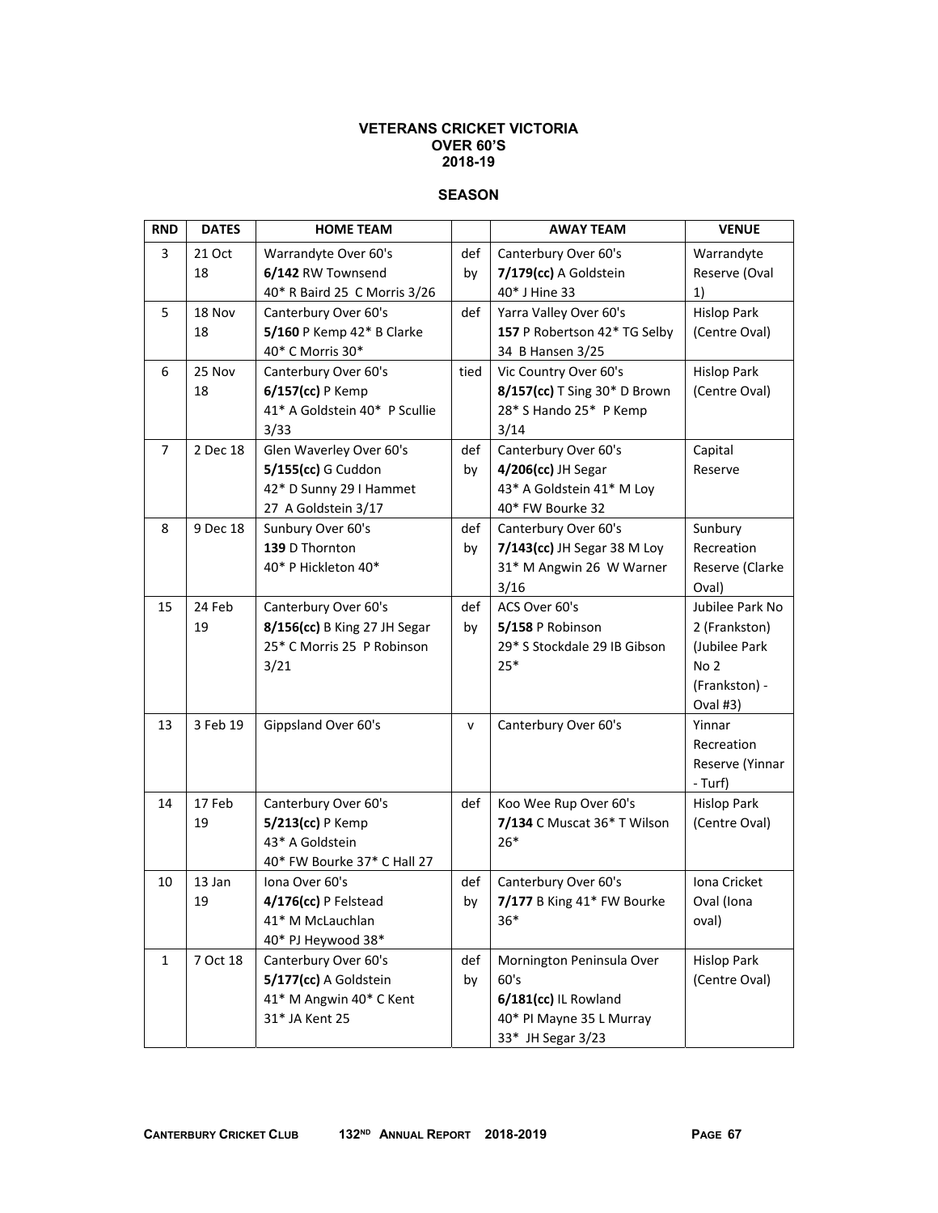# VETERANS CRICKET VICTORIA
## OVER 60'S
## 2018-19

### SEASON

| RND | DATES | HOME TEAM | | AWAY TEAM | VENUE |
|---|---|---|---|---|---|
| 3 | 21 Oct 18 | Warrandyte Over 60's **6/142** RW Townsend 40* R Baird 25 C Morris 3/26 | def by | Canterbury Over 60's **7/179(cc)** A Goldstein 40* J Hine 33 | Warrandyte Reserve (Oval 1) |
| 5 | 18 Nov 18 | Canterbury Over 60's **5/160** P Kemp 42* B Clarke 40* C Morris 30* | def | Yarra Valley Over 60's **157** P Robertson 42* TG Selby 34 B Hansen 3/25 | Hislop Park (Centre Oval) |
| 6 | 25 Nov 18 | Canterbury Over 60's **6/157(cc)** P Kemp 41* A Goldstein 40* P Scullie 3/33 | tied | Vic Country Over 60's **8/157(cc)** T Sing 30* D Brown 28* S Hando 25* P Kemp 3/14 | Hislop Park (Centre Oval) |
| 7 | 2 Dec 18 | Glen Waverley Over 60's **5/155(cc)** G Cuddon 42* D Sunny 29 I Hammet 27 A Goldstein 3/17 | def by | Canterbury Over 60's **4/206(cc)** JH Segar 43* A Goldstein 41* M Loy 40* FW Bourke 32 | Capital Reserve |
| 8 | 9 Dec 18 | Sunbury Over 60's **139** D Thornton 40* P Hickleton 40* | def by | Canterbury Over 60's **7/143(cc)** JH Segar 38 M Loy 31* M Angwin 26 W Warner 3/16 | Sunbury Recreation Reserve (Clarke Oval) |
| 15 | 24 Feb 19 | Canterbury Over 60's **8/156(cc)** B King 27 JH Segar 25* C Morris 25 P Robinson 3/21 | def by | ACS Over 60's **5/158** P Robinson 29* S Stockdale 29 IB Gibson 25* | Jubilee Park No 2 (Frankston) (Jubilee Park No 2 (Frankston) - Oval #3) |
| 13 | 3 Feb 19 | Gippsland Over 60's | v | Canterbury Over 60's | Yinnar Recreation Reserve (Yinnar - Turf) |
| 14 | 17 Feb 19 | Canterbury Over 60's **5/213(cc)** P Kemp 43* A Goldstein 40* FW Bourke 37* C Hall 27 | def | Koo Wee Rup Over 60's **7/134** C Muscat 36* T Wilson 26* | Hislop Park (Centre Oval) |
| 10 | 13 Jan 19 | Iona Over 60's **4/176(cc)** P Felstead 41* M McLauchlan 40* PJ Heywood 38* | def by | Canterbury Over 60's **7/177** B King 41* FW Bourke 36* | Iona Cricket Oval (Iona oval) |
| 1 | 7 Oct 18 | Canterbury Over 60's **5/177(cc)** A Goldstein 41* M Angwin 40* C Kent 31* JA Kent 25 | def by | Mornington Peninsula Over 60's **6/181(cc)** IL Rowland 40* PI Mayne 35 L Murray 33* JH Segar 3/23 | Hislop Park (Centre Oval) |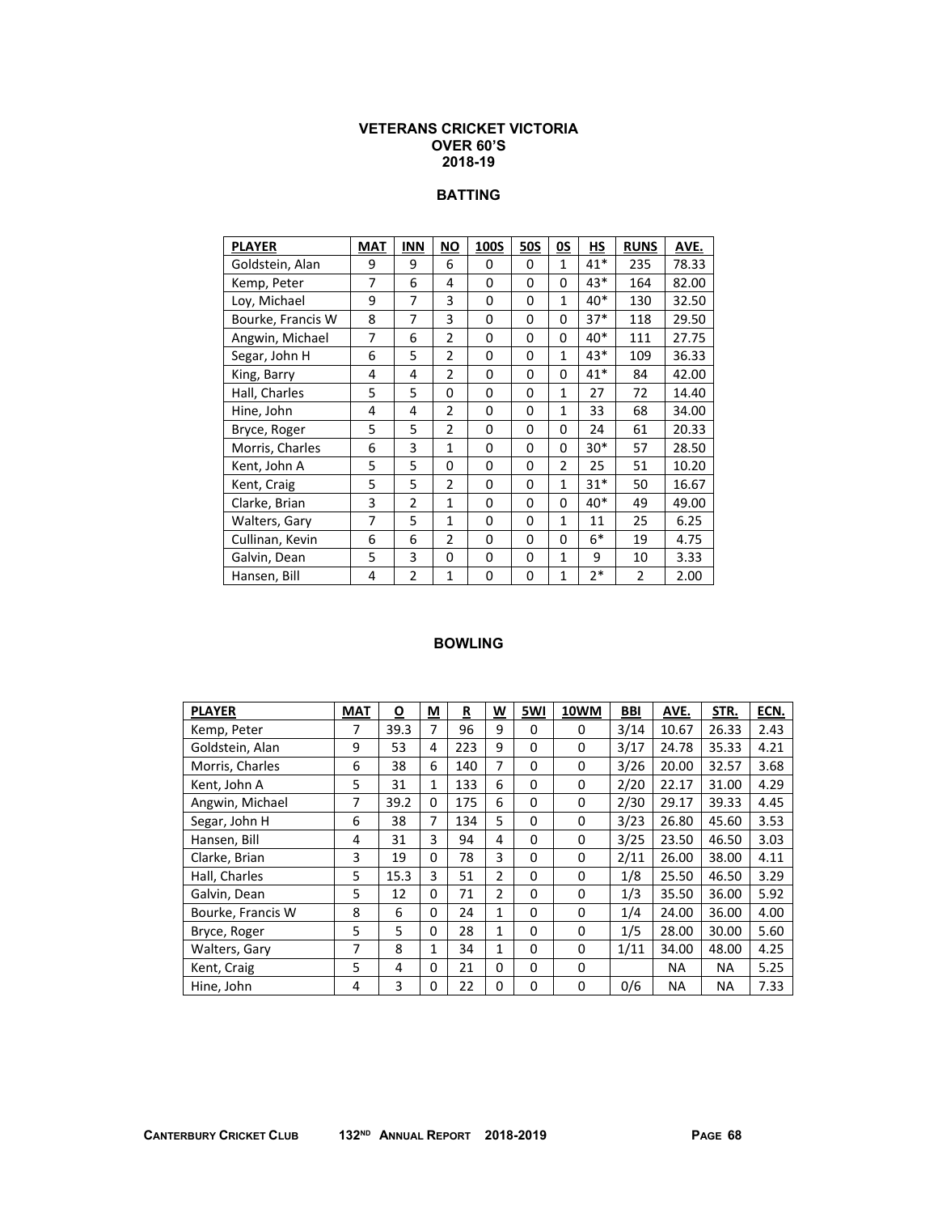# VETERANS CRICKET VICTORIA
## OVER 60'S
## 2018-19

### BATTING

| PLAYER | MAT | INN | NO | 100S | 50S | 0S | HS | RUNS | AVE. |
|---|---|---|---|---|---|---|---|---|---|
| Goldstein, Alan | 9 | 9 | 6 | 0 | 0 | 1 | 41* | 235 | 78.33 |
| Kemp, Peter | 7 | 6 | 4 | 0 | 0 | 0 | 43* | 164 | 82.00 |
| Loy, Michael | 9 | 7 | 3 | 0 | 0 | 1 | 40* | 130 | 32.50 |
| Bourke, Francis W | 8 | 7 | 3 | 0 | 0 | 0 | 37* | 118 | 29.50 |
| Angwin, Michael | 7 | 6 | 2 | 0 | 0 | 0 | 40* | 111 | 27.75 |
| Segar, John H | 6 | 5 | 2 | 0 | 0 | 1 | 43* | 109 | 36.33 |
| King, Barry | 4 | 4 | 2 | 0 | 0 | 0 | 41* | 84 | 42.00 |
| Hall, Charles | 5 | 5 | 0 | 0 | 0 | 1 | 27 | 72 | 14.40 |
| Hine, John | 4 | 4 | 2 | 0 | 0 | 1 | 33 | 68 | 34.00 |
| Bryce, Roger | 5 | 5 | 2 | 0 | 0 | 0 | 24 | 61 | 20.33 |
| Morris, Charles | 6 | 3 | 1 | 0 | 0 | 0 | 30* | 57 | 28.50 |
| Kent, John A | 5 | 5 | 0 | 0 | 0 | 2 | 25 | 51 | 10.20 |
| Kent, Craig | 5 | 5 | 2 | 0 | 0 | 1 | 31* | 50 | 16.67 |
| Clarke, Brian | 3 | 2 | 1 | 0 | 0 | 0 | 40* | 49 | 49.00 |
| Walters, Gary | 7 | 5 | 1 | 0 | 0 | 1 | 11 | 25 | 6.25 |
| Cullinan, Kevin | 6 | 6 | 2 | 0 | 0 | 0 | 6* | 19 | 4.75 |
| Galvin, Dean | 5 | 3 | 0 | 0 | 0 | 1 | 9 | 10 | 3.33 |
| Hansen, Bill | 4 | 2 | 1 | 0 | 0 | 1 | 2* | 2 | 2.00 |

### BOWLING

| PLAYER | MAT | O | M | R | W | 5WI | 10WM | BBI | AVE. | STR. | ECN. |
|---|---|---|---|---|---|---|---|---|---|---|---|
| Kemp, Peter | 7 | 39.3 | 7 | 96 | 9 | 0 | 0 | 3/14 | 10.67 | 26.33 | 2.43 |
| Goldstein, Alan | 9 | 53 | 4 | 223 | 9 | 0 | 0 | 3/17 | 24.78 | 35.33 | 4.21 |
| Morris, Charles | 6 | 38 | 6 | 140 | 7 | 0 | 0 | 3/26 | 20.00 | 32.57 | 3.68 |
| Kent, John A | 5 | 31 | 1 | 133 | 6 | 0 | 0 | 2/20 | 22.17 | 31.00 | 4.29 |
| Angwin, Michael | 7 | 39.2 | 0 | 175 | 6 | 0 | 0 | 2/30 | 29.17 | 39.33 | 4.45 |
| Segar, John H | 6 | 38 | 7 | 134 | 5 | 0 | 0 | 3/23 | 26.80 | 45.60 | 3.53 |
| Hansen, Bill | 4 | 31 | 3 | 94 | 4 | 0 | 0 | 3/25 | 23.50 | 46.50 | 3.03 |
| Clarke, Brian | 3 | 19 | 0 | 78 | 3 | 0 | 0 | 2/11 | 26.00 | 38.00 | 4.11 |
| Hall, Charles | 5 | 15.3 | 3 | 51 | 2 | 0 | 0 | 1/8 | 25.50 | 46.50 | 3.29 |
| Galvin, Dean | 5 | 12 | 0 | 71 | 2 | 0 | 0 | 1/3 | 35.50 | 36.00 | 5.92 |
| Bourke, Francis W | 8 | 6 | 0 | 24 | 1 | 0 | 0 | 1/4 | 24.00 | 36.00 | 4.00 |
| Bryce, Roger | 5 | 5 | 0 | 28 | 1 | 0 | 0 | 1/5 | 28.00 | 30.00 | 5.60 |
| Walters, Gary | 7 | 8 | 1 | 34 | 1 | 0 | 0 | 1/11 | 34.00 | 48.00 | 4.25 |
| Kent, Craig | 5 | 4 | 0 | 21 | 0 | 0 | 0 | | NA | NA | 5.25 |
| Hine, John | 4 | 3 | 0 | 22 | 0 | 0 | 0 | 0/6 | NA | NA | 7.33 |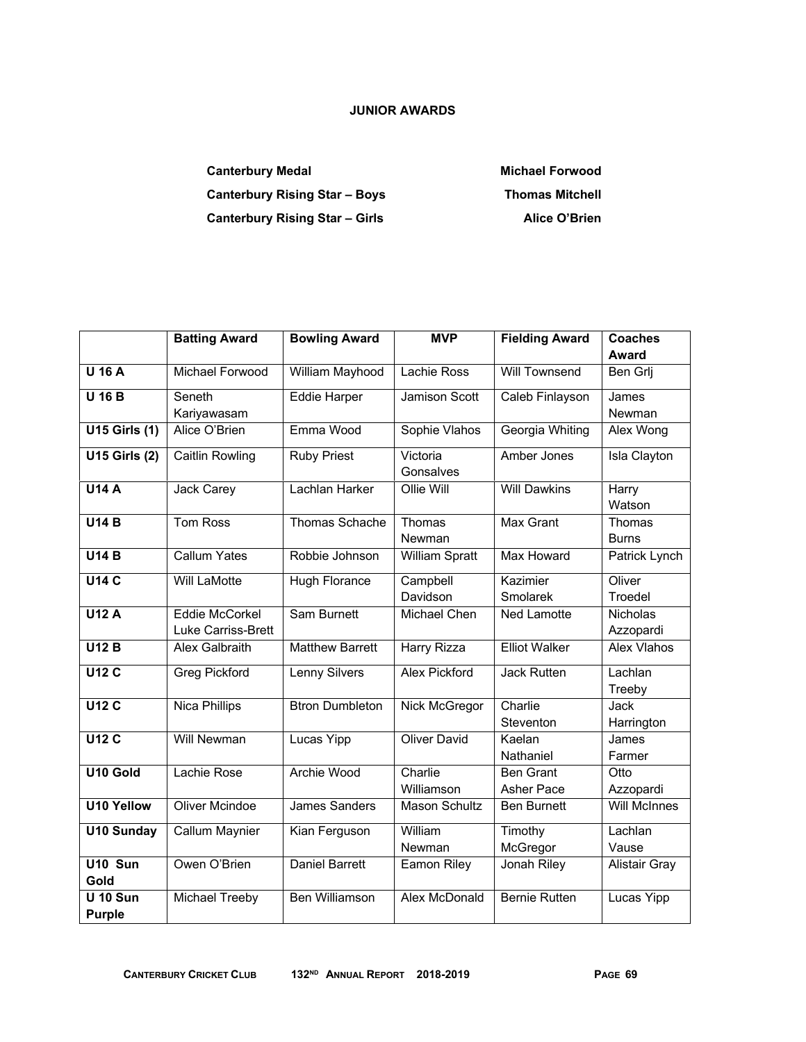# JUNIOR AWARDS

**Canterbury Medal** — **Michael Forwood**

**Canterbury Rising Star – Boys** — **Thomas Mitchell**

**Canterbury Rising Star – Girls** — **Alice O'Brien**

| | Batting Award | Bowling Award | MVP | Fielding Award | Coaches Award |
|---|---|---|---|---|---|
| **U 16 A** | Michael Forwood | William Mayhood | Lachie Ross | Will Townsend | Ben Grlj |
| **U 16 B** | Seneth Kariyawasam | Eddie Harper | Jamison Scott | Caleb Finlayson | James Newman |
| **U15 Girls (1)** | Alice O'Brien | Emma Wood | Sophie Vlahos | Georgia Whiting | Alex Wong |
| **U15 Girls (2)** | Caitlin Rowling | Ruby Priest | Victoria Gonsalves | Amber Jones | Isla Clayton |
| **U14 A** | Jack Carey | Lachlan Harker | Ollie Will | Will Dawkins | Harry Watson |
| **U14 B** | Tom Ross | Thomas Schache | Thomas Newman | Max Grant | Thomas Burns |
| **U14 B** | Callum Yates | Robbie Johnson | William Spratt | Max Howard | Patrick Lynch |
| **U14 C** | Will LaMotte | Hugh Florance | Campbell Davidson | Kazimier Smolarek | Oliver Troedel |
| **U12 A** | Eddie McCorkel<br>Luke Carriss-Brett | Sam Burnett | Michael Chen | Ned Lamotte | Nicholas Azzopardi |
| **U12 B** | Alex Galbraith | Matthew Barrett | Harry Rizza | Elliot Walker | Alex Vlahos |
| **U12 C** | Greg Pickford | Lenny Silvers | Alex Pickford | Jack Rutten | Lachlan Treeby |
| **U12 C** | Nica Phillips | Btron Dumbleton | Nick McGregor | Charlie Steventon | Jack Harrington |
| **U12 C** | Will Newman | Lucas Yipp | Oliver David | Kaelan Nathaniel | James Farmer |
| **U10 Gold** | Lachie Rose | Archie Wood | Charlie Williamson | Ben Grant<br>Asher Pace | Otto Azzopardi |
| **U10 Yellow** | Oliver Mcindoe | James Sanders | Mason Schultz | Ben Burnett | Will McInnes |
| **U10 Sunday** | Callum Maynier | Kian Ferguson | William Newman | Timothy McGregor | Lachlan Vause |
| **U10 Sun Gold** | Owen O'Brien | Daniel Barrett | Eamon Riley | Jonah Riley | Alistair Gray |
| **U 10 Sun Purple** | Michael Treeby | Ben Williamson | Alex McDonald | Bernie Rutten | Lucas Yipp |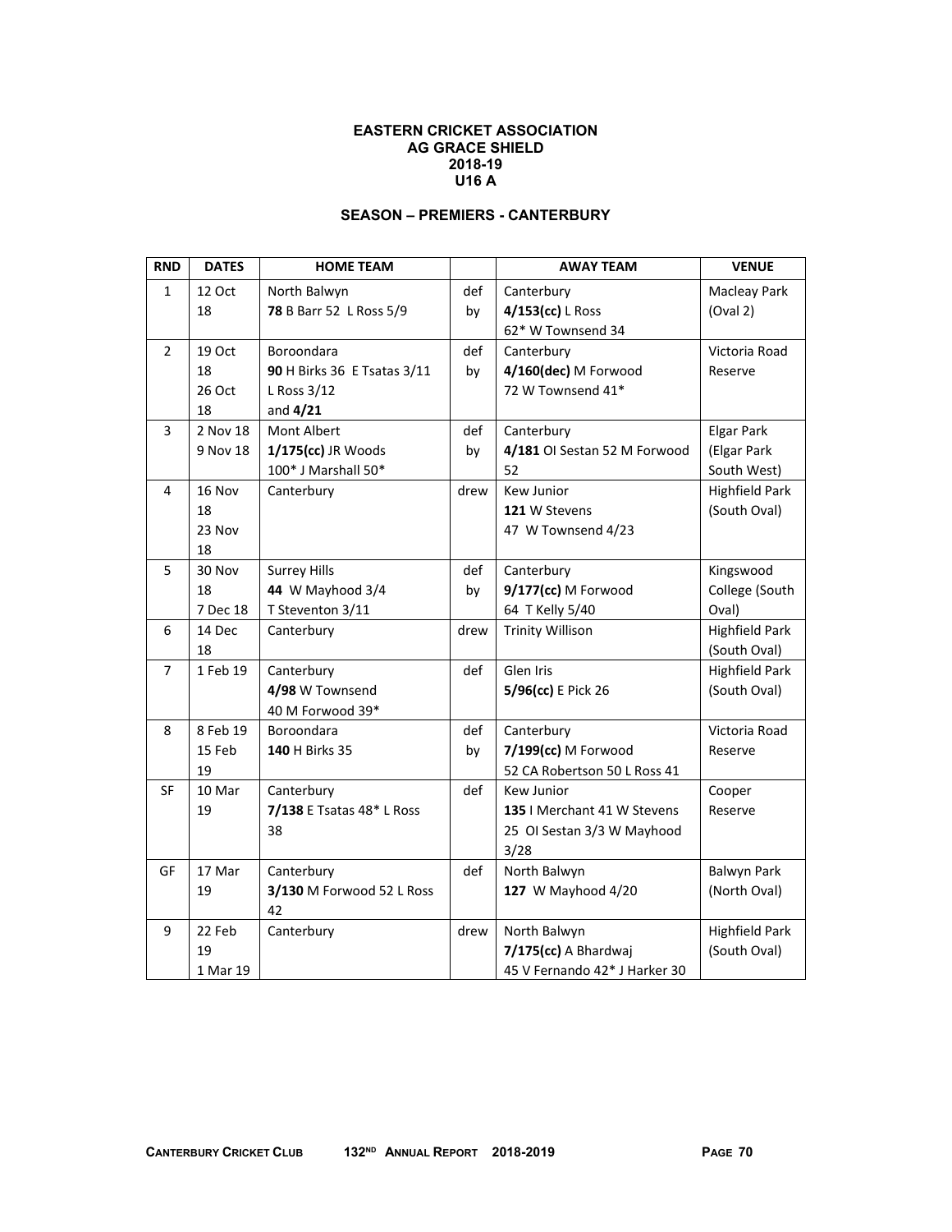**EASTERN CRICKET ASSOCIATION**
**AG GRACE SHIELD**
**2018-19**
**U16 A**

**SEASON – PREMIERS - CANTERBURY**

| RND | DATES | HOME TEAM | | AWAY TEAM | VENUE |
|---|---|---|---|---|---|
| 1 | 12 Oct 18 | North Balwyn **78** B Barr 52 L Ross 5/9 | def by | Canterbury **4/153(cc)** L Ross 62* W Townsend 34 | Macleay Park (Oval 2) |
| 2 | 19 Oct 18 26 Oct 18 | Boroondara **90** H Birks 36 E Tsatas 3/11 L Ross 3/12 and **4/21** | def by | Canterbury **4/160(dec)** M Forwood 72 W Townsend 41* | Victoria Road Reserve |
| 3 | 2 Nov 18 9 Nov 18 | Mont Albert **1/175(cc)** JR Woods 100* J Marshall 50* | def by | Canterbury **4/181** OI Sestan 52 M Forwood 52 | Elgar Park (Elgar Park South West) |
| 4 | 16 Nov 18 23 Nov 18 | Canterbury | drew | Kew Junior **121** W Stevens 47 W Townsend 4/23 | Highfield Park (South Oval) |
| 5 | 30 Nov 18 7 Dec 18 | Surrey Hills **44** W Mayhood 3/4 T Steventon 3/11 | def by | Canterbury **9/177(cc)** M Forwood 64 T Kelly 5/40 | Kingswood College (South Oval) |
| 6 | 14 Dec 18 | Canterbury | drew | Trinity Willison | Highfield Park (South Oval) |
| 7 | 1 Feb 19 | Canterbury **4/98** W Townsend 40 M Forwood 39* | def | Glen Iris **5/96(cc)** E Pick 26 | Highfield Park (South Oval) |
| 8 | 8 Feb 19 15 Feb 19 | Boroondara **140** H Birks 35 | def by | Canterbury **7/199(cc)** M Forwood 52 CA Robertson 50 L Ross 41 | Victoria Road Reserve |
| SF | 10 Mar 19 | Canterbury **7/138** E Tsatas 48* L Ross 38 | def | Kew Junior **135** I Merchant 41 W Stevens 25 OI Sestan 3/3 W Mayhood 3/28 | Cooper Reserve |
| GF | 17 Mar 19 | Canterbury **3/130** M Forwood 52 L Ross 42 | def | North Balwyn **127** W Mayhood 4/20 | Balwyn Park (North Oval) |
| 9 | 22 Feb 19 1 Mar 19 | Canterbury | drew | North Balwyn **7/175(cc)** A Bhardwaj 45 V Fernando 42* J Harker 30 | Highfield Park (South Oval) |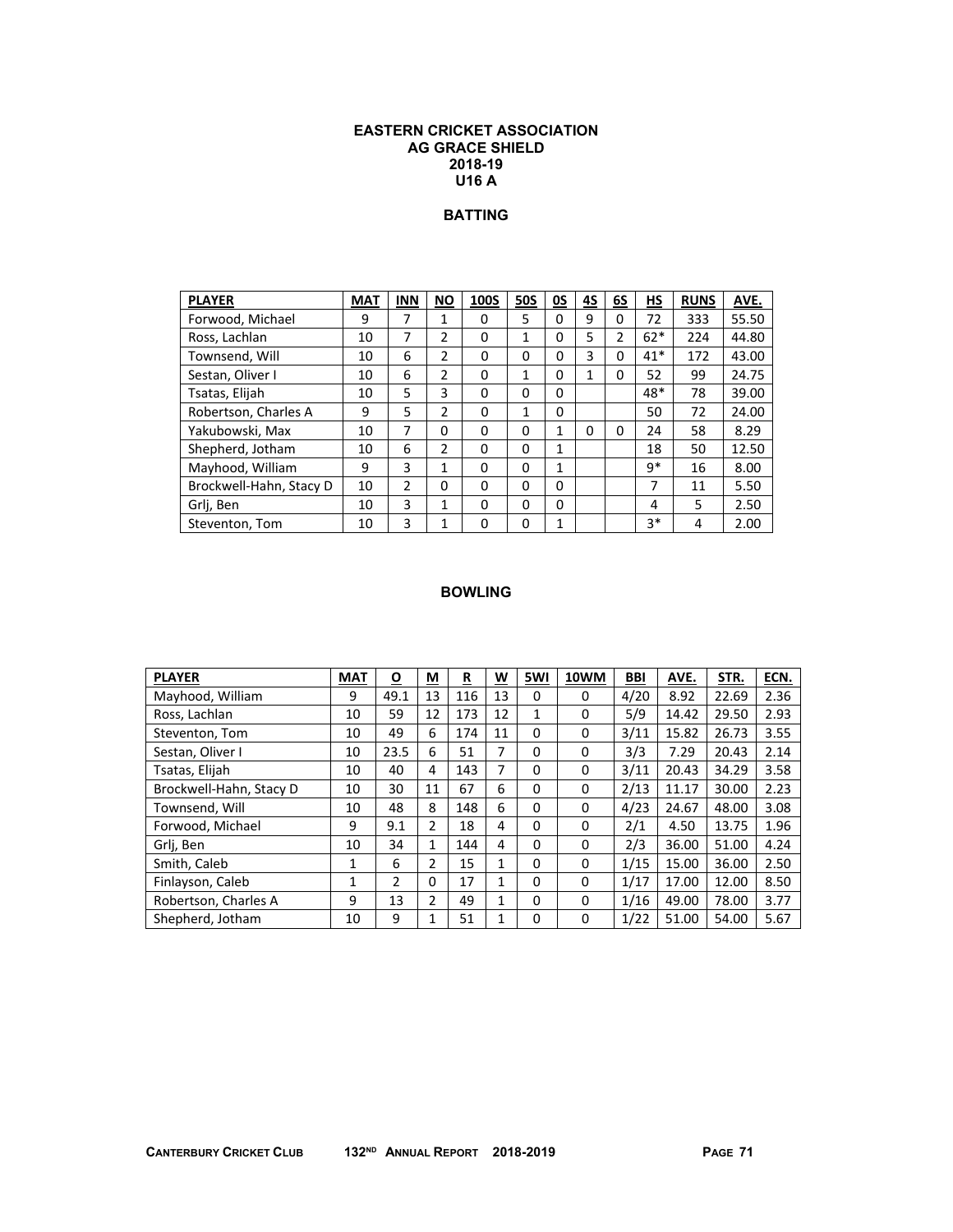# EASTERN CRICKET ASSOCIATION
## AG GRACE SHIELD
## 2018-19
## U16 A

### BATTING

| PLAYER | MAT | INN | NO | 100S | 50S | 0S | 4S | 6S | HS | RUNS | AVE. |
|---|---|---|---|---|---|---|---|---|---|---|---|
| Forwood, Michael | 9 | 7 | 1 | 0 | 5 | 0 | 9 | 0 | 72 | 333 | 55.50 |
| Ross, Lachlan | 10 | 7 | 2 | 0 | 1 | 0 | 5 | 2 | 62* | 224 | 44.80 |
| Townsend, Will | 10 | 6 | 2 | 0 | 0 | 0 | 3 | 0 | 41* | 172 | 43.00 |
| Sestan, Oliver I | 10 | 6 | 2 | 0 | 1 | 0 | 1 | 0 | 52 | 99 | 24.75 |
| Tsatas, Elijah | 10 | 5 | 3 | 0 | 0 | 0 | | | 48* | 78 | 39.00 |
| Robertson, Charles A | 9 | 5 | 2 | 0 | 1 | 0 | | | 50 | 72 | 24.00 |
| Yakubowski, Max | 10 | 7 | 0 | 0 | 0 | 1 | 0 | 0 | 24 | 58 | 8.29 |
| Shepherd, Jotham | 10 | 6 | 2 | 0 | 0 | 1 | | | 18 | 50 | 12.50 |
| Mayhood, William | 9 | 3 | 1 | 0 | 0 | 1 | | | 9* | 16 | 8.00 |
| Brockwell-Hahn, Stacy D | 10 | 2 | 0 | 0 | 0 | 0 | | | 7 | 11 | 5.50 |
| Grlj, Ben | 10 | 3 | 1 | 0 | 0 | 0 | | | 4 | 5 | 2.50 |
| Steventon, Tom | 10 | 3 | 1 | 0 | 0 | 1 | | | 3* | 4 | 2.00 |

### BOWLING

| PLAYER | MAT | O | M | R | W | 5WI | 10WM | BBI | AVE. | STR. | ECN. |
|---|---|---|---|---|---|---|---|---|---|---|---|
| Mayhood, William | 9 | 49.1 | 13 | 116 | 13 | 0 | 0 | 4/20 | 8.92 | 22.69 | 2.36 |
| Ross, Lachlan | 10 | 59 | 12 | 173 | 12 | 1 | 0 | 5/9 | 14.42 | 29.50 | 2.93 |
| Steventon, Tom | 10 | 49 | 6 | 174 | 11 | 0 | 0 | 3/11 | 15.82 | 26.73 | 3.55 |
| Sestan, Oliver I | 10 | 23.5 | 6 | 51 | 7 | 0 | 0 | 3/3 | 7.29 | 20.43 | 2.14 |
| Tsatas, Elijah | 10 | 40 | 4 | 143 | 7 | 0 | 0 | 3/11 | 20.43 | 34.29 | 3.58 |
| Brockwell-Hahn, Stacy D | 10 | 30 | 11 | 67 | 6 | 0 | 0 | 2/13 | 11.17 | 30.00 | 2.23 |
| Townsend, Will | 10 | 48 | 8 | 148 | 6 | 0 | 0 | 4/23 | 24.67 | 48.00 | 3.08 |
| Forwood, Michael | 9 | 9.1 | 2 | 18 | 4 | 0 | 0 | 2/1 | 4.50 | 13.75 | 1.96 |
| Grlj, Ben | 10 | 34 | 1 | 144 | 4 | 0 | 0 | 2/3 | 36.00 | 51.00 | 4.24 |
| Smith, Caleb | 1 | 6 | 2 | 15 | 1 | 0 | 0 | 1/15 | 15.00 | 36.00 | 2.50 |
| Finlayson, Caleb | 1 | 2 | 0 | 17 | 1 | 0 | 0 | 1/17 | 17.00 | 12.00 | 8.50 |
| Robertson, Charles A | 9 | 13 | 2 | 49 | 1 | 0 | 0 | 1/16 | 49.00 | 78.00 | 3.77 |
| Shepherd, Jotham | 10 | 9 | 1 | 51 | 1 | 0 | 0 | 1/22 | 51.00 | 54.00 | 5.67 |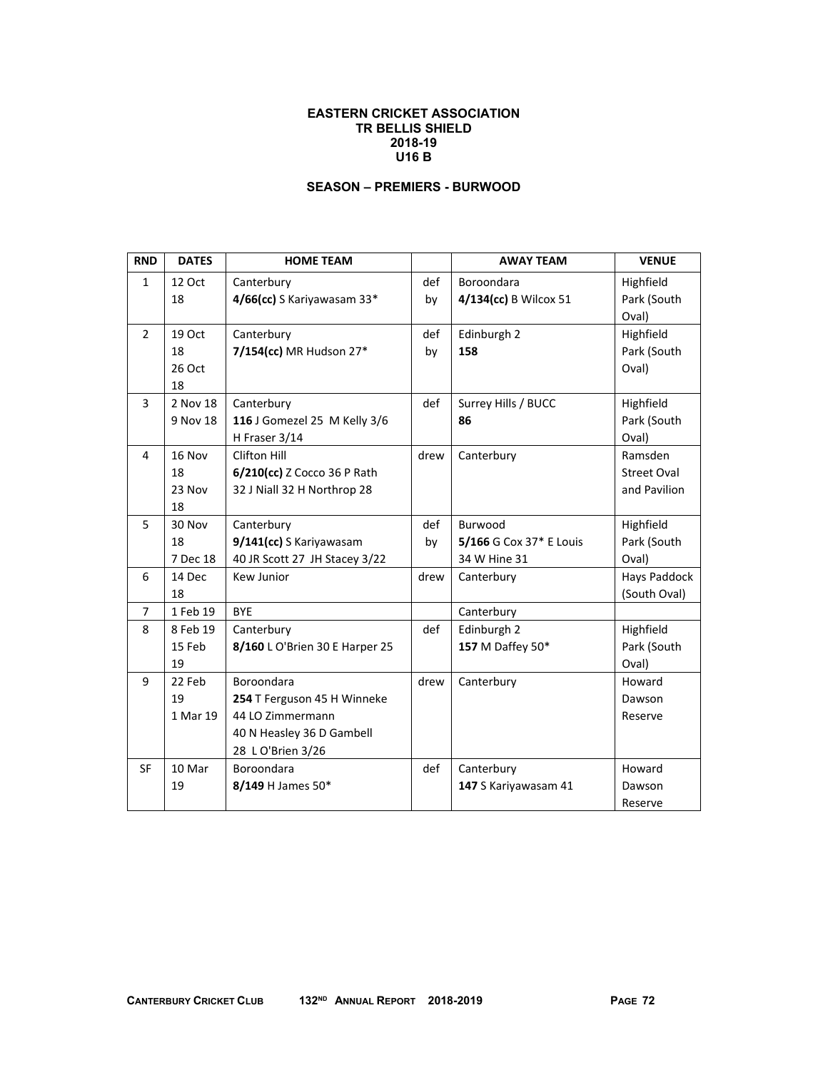# EASTERN CRICKET ASSOCIATION
## TR BELLIS SHIELD
## 2018-19
## U16 B

### SEASON – PREMIERS - BURWOOD

| RND | DATES | HOME TEAM | | AWAY TEAM | VENUE |
|---|---|---|---|---|---|
| 1 | 12 Oct 18 | Canterbury **4/66(cc)** S Kariyawasam 33* | def by | Boroondara **4/134(cc)** B Wilcox 51 | Highfield Park (South Oval) |
| 2 | 19 Oct 18 26 Oct 18 | Canterbury **7/154(cc)** MR Hudson 27* | def by | Edinburgh 2 **158** | Highfield Park (South Oval) |
| 3 | 2 Nov 18 9 Nov 18 | Canterbury **116** J Gomezel 25 M Kelly 3/6 H Fraser 3/14 | def | Surrey Hills / BUCC **86** | Highfield Park (South Oval) |
| 4 | 16 Nov 18 23 Nov 18 | Clifton Hill **6/210(cc)** Z Cocco 36 P Rath 32 J Niall 32 H Northrop 28 | drew | Canterbury | Ramsden Street Oval and Pavilion |
| 5 | 30 Nov 18 7 Dec 18 | Canterbury **9/141(cc)** S Kariyawasam 40 JR Scott 27 JH Stacey 3/22 | def by | Burwood **5/166** G Cox 37* E Louis 34 W Hine 31 | Highfield Park (South Oval) |
| 6 | 14 Dec 18 | Kew Junior | drew | Canterbury | Hays Paddock (South Oval) |
| 7 | 1 Feb 19 | BYE | | Canterbury | |
| 8 | 8 Feb 19 15 Feb 19 | Canterbury **8/160** L O'Brien 30 E Harper 25 | def | Edinburgh 2 **157** M Daffey 50* | Highfield Park (South Oval) |
| 9 | 22 Feb 19 1 Mar 19 | Boroondara **254** T Ferguson 45 H Winneke 44 LO Zimmermann 40 N Heasley 36 D Gambell 28 L O'Brien 3/26 | drew | Canterbury | Howard Dawson Reserve |
| SF | 10 Mar 19 | Boroondara **8/149** H James 50* | def | Canterbury **147** S Kariyawasam 41 | Howard Dawson Reserve |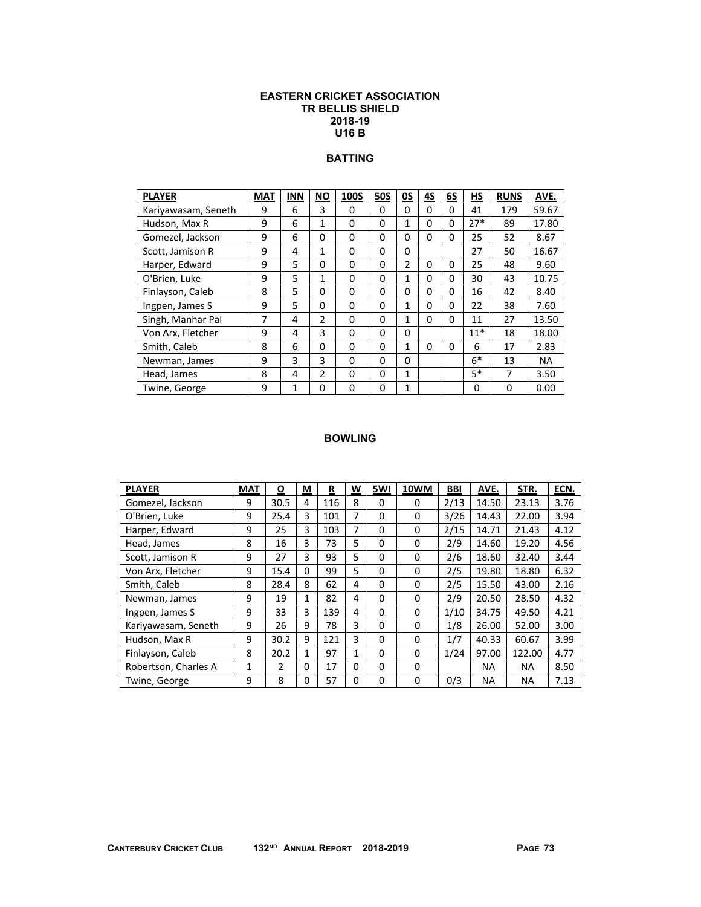# EASTERN CRICKET ASSOCIATION
## TR BELLIS SHIELD
## 2018-19
## U16 B

### BATTING

| PLAYER | MAT | INN | NO | 100S | 50S | 0S | 4S | 6S | HS | RUNS | AVE. |
|---|---|---|---|---|---|---|---|---|---|---|---|
| Kariyawasam, Seneth | 9 | 6 | 3 | 0 | 0 | 0 | 0 | 0 | 41 | 179 | 59.67 |
| Hudson, Max R | 9 | 6 | 1 | 0 | 0 | 1 | 0 | 0 | 27* | 89 | 17.80 |
| Gomezel, Jackson | 9 | 6 | 0 | 0 | 0 | 0 | 0 | 0 | 25 | 52 | 8.67 |
| Scott, Jamison R | 9 | 4 | 1 | 0 | 0 | 0 | | | 27 | 50 | 16.67 |
| Harper, Edward | 9 | 5 | 0 | 0 | 0 | 2 | 0 | 0 | 25 | 48 | 9.60 |
| O'Brien, Luke | 9 | 5 | 1 | 0 | 0 | 1 | 0 | 0 | 30 | 43 | 10.75 |
| Finlayson, Caleb | 8 | 5 | 0 | 0 | 0 | 0 | 0 | 0 | 16 | 42 | 8.40 |
| Ingpen, James S | 9 | 5 | 0 | 0 | 0 | 1 | 0 | 0 | 22 | 38 | 7.60 |
| Singh, Manhar Pal | 7 | 4 | 2 | 0 | 0 | 1 | 0 | 0 | 11 | 27 | 13.50 |
| Von Arx, Fletcher | 9 | 4 | 3 | 0 | 0 | 0 | | | 11* | 18 | 18.00 |
| Smith, Caleb | 8 | 6 | 0 | 0 | 0 | 1 | 0 | 0 | 6 | 17 | 2.83 |
| Newman, James | 9 | 3 | 3 | 0 | 0 | 0 | | | 6* | 13 | NA |
| Head, James | 8 | 4 | 2 | 0 | 0 | 1 | | | 5* | 7 | 3.50 |
| Twine, George | 9 | 1 | 0 | 0 | 0 | 1 | | | 0 | 0 | 0.00 |

### BOWLING

| PLAYER | MAT | O | M | R | W | 5WI | 10WM | BBI | AVE. | STR. | ECN. |
|---|---|---|---|---|---|---|---|---|---|---|---|
| Gomezel, Jackson | 9 | 30.5 | 4 | 116 | 8 | 0 | 0 | 2/13 | 14.50 | 23.13 | 3.76 |
| O'Brien, Luke | 9 | 25.4 | 3 | 101 | 7 | 0 | 0 | 3/26 | 14.43 | 22.00 | 3.94 |
| Harper, Edward | 9 | 25 | 3 | 103 | 7 | 0 | 0 | 2/15 | 14.71 | 21.43 | 4.12 |
| Head, James | 8 | 16 | 3 | 73 | 5 | 0 | 0 | 2/9 | 14.60 | 19.20 | 4.56 |
| Scott, Jamison R | 9 | 27 | 3 | 93 | 5 | 0 | 0 | 2/6 | 18.60 | 32.40 | 3.44 |
| Von Arx, Fletcher | 9 | 15.4 | 0 | 99 | 5 | 0 | 0 | 2/5 | 19.80 | 18.80 | 6.32 |
| Smith, Caleb | 8 | 28.4 | 8 | 62 | 4 | 0 | 0 | 2/5 | 15.50 | 43.00 | 2.16 |
| Newman, James | 9 | 19 | 1 | 82 | 4 | 0 | 0 | 2/9 | 20.50 | 28.50 | 4.32 |
| Ingpen, James S | 9 | 33 | 3 | 139 | 4 | 0 | 0 | 1/10 | 34.75 | 49.50 | 4.21 |
| Kariyawasam, Seneth | 9 | 26 | 9 | 78 | 3 | 0 | 0 | 1/8 | 26.00 | 52.00 | 3.00 |
| Hudson, Max R | 9 | 30.2 | 9 | 121 | 3 | 0 | 0 | 1/7 | 40.33 | 60.67 | 3.99 |
| Finlayson, Caleb | 8 | 20.2 | 1 | 97 | 1 | 0 | 0 | 1/24 | 97.00 | 122.00 | 4.77 |
| Robertson, Charles A | 1 | 2 | 0 | 17 | 0 | 0 | 0 | | NA | NA | 8.50 |
| Twine, George | 9 | 8 | 0 | 57 | 0 | 0 | 0 | 0/3 | NA | NA | 7.13 |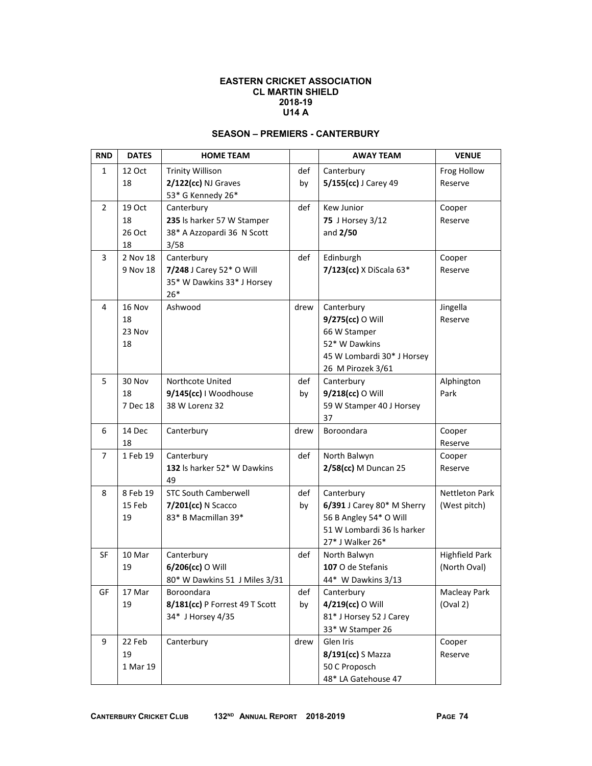**EASTERN CRICKET ASSOCIATION**
**CL MARTIN SHIELD**
**2018-19**
**U14 A**

**SEASON – PREMIERS - CANTERBURY**

| RND | DATES | HOME TEAM | | AWAY TEAM | VENUE |
|---|---|---|---|---|---|
| 1 | 12 Oct 18 | Trinity Willison **2/122(cc)** NJ Graves 53* G Kennedy 26* | def by | Canterbury **5/155(cc)** J Carey 49 | Frog Hollow Reserve |
| 2 | 19 Oct 18 26 Oct 18 | Canterbury **235** ls harker 57 W Stamper 38* A Azzopardi 36 N Scott 3/58 | def | Kew Junior **75** J Horsey 3/12 and **2/50** | Cooper Reserve |
| 3 | 2 Nov 18 9 Nov 18 | Canterbury **7/248** J Carey 52* O Will 35* W Dawkins 33* J Horsey 26* | def | Edinburgh **7/123(cc)** X DiScala 63* | Cooper Reserve |
| 4 | 16 Nov 18 23 Nov 18 | Ashwood | drew | Canterbury **9/275(cc)** O Will 66 W Stamper 52* W Dawkins 45 W Lombardi 30* J Horsey 26 M Pirozek 3/61 | Jingella Reserve |
| 5 | 30 Nov 18 7 Dec 18 | Northcote United **9/145(cc)** I Woodhouse 38 W Lorenz 32 | def by | Canterbury **9/218(cc)** O Will 59 W Stamper 40 J Horsey 37 | Alphington Park |
| 6 | 14 Dec 18 | Canterbury | drew | Boroondara | Cooper Reserve |
| 7 | 1 Feb 19 | Canterbury **132** ls harker 52* W Dawkins 49 | def | North Balwyn **2/58(cc)** M Duncan 25 | Cooper Reserve |
| 8 | 8 Feb 19 15 Feb 19 | STC South Camberwell **7/201(cc)** N Scacco 83* B Macmillan 39* | def by | Canterbury **6/391** J Carey 80* M Sherry 56 B Angley 54* O Will 51 W Lombardi 36 ls harker 27* J Walker 26* | Nettleton Park (West pitch) |
| SF | 10 Mar 19 | Canterbury **6/206(cc)** O Will 80* W Dawkins 51 J Miles 3/31 | def | North Balwyn **107** O de Stefanis 44* W Dawkins 3/13 | Highfield Park (North Oval) |
| GF | 17 Mar 19 | Boroondara **8/181(cc)** P Forrest 49 T Scott 34* J Horsey 4/35 | def by | Canterbury **4/219(cc)** O Will 81* J Horsey 52 J Carey 33* W Stamper 26 | Macleay Park (Oval 2) |
| 9 | 22 Feb 19 1 Mar 19 | Canterbury | drew | Glen Iris **8/191(cc)** S Mazza 50 C Proposch 48* LA Gatehouse 47 | Cooper Reserve |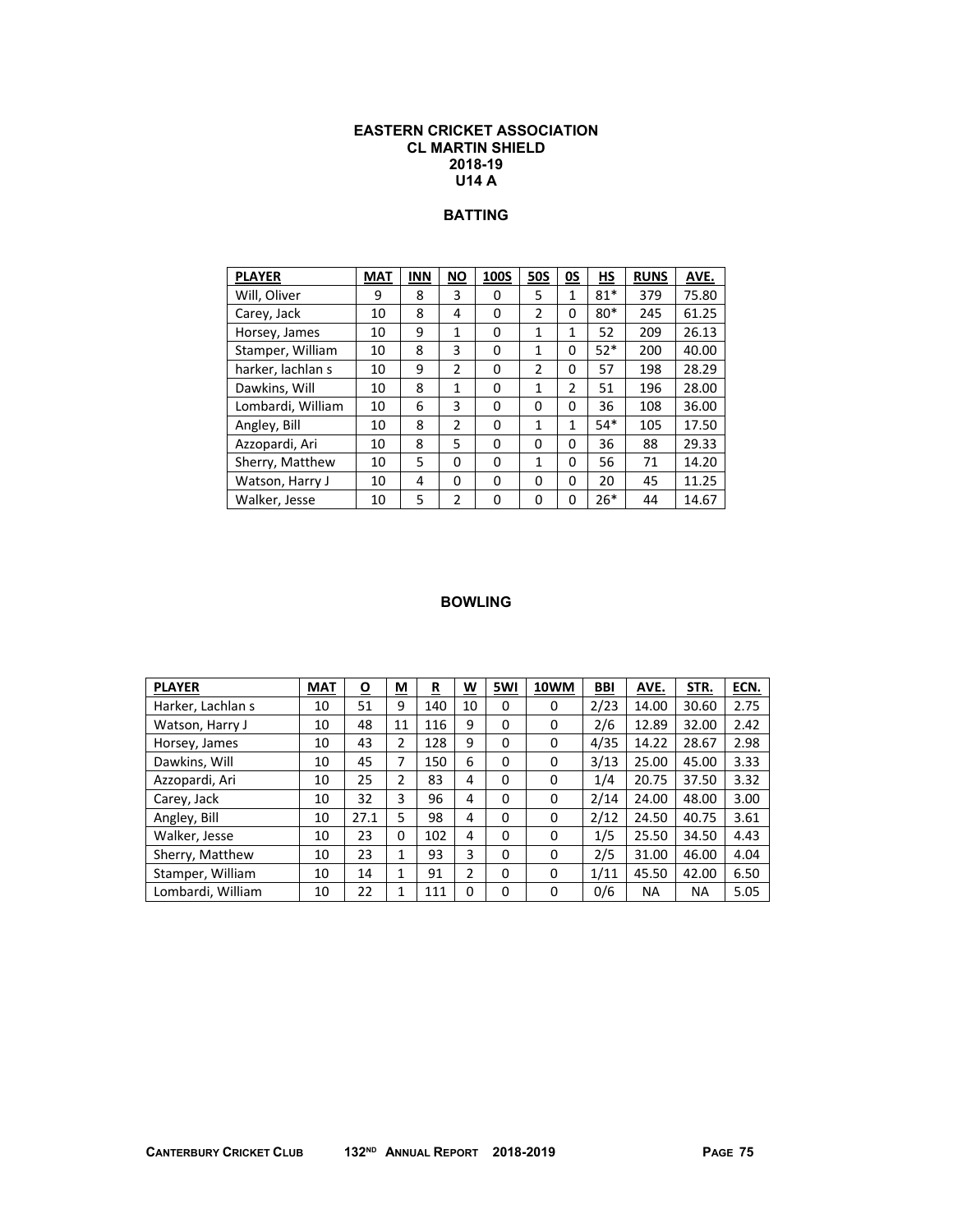# EASTERN CRICKET ASSOCIATION
# CL MARTIN SHIELD
# 2018-19
# U14 A

## BATTING

| PLAYER | MAT | INN | NO | 100S | 50S | 0S | HS | RUNS | AVE. |
|---|---|---|---|---|---|---|---|---|---|
| Will, Oliver | 9 | 8 | 3 | 0 | 5 | 1 | 81* | 379 | 75.80 |
| Carey, Jack | 10 | 8 | 4 | 0 | 2 | 0 | 80* | 245 | 61.25 |
| Horsey, James | 10 | 9 | 1 | 0 | 1 | 1 | 52 | 209 | 26.13 |
| Stamper, William | 10 | 8 | 3 | 0 | 1 | 0 | 52* | 200 | 40.00 |
| harker, lachlan s | 10 | 9 | 2 | 0 | 2 | 0 | 57 | 198 | 28.29 |
| Dawkins, Will | 10 | 8 | 1 | 0 | 1 | 2 | 51 | 196 | 28.00 |
| Lombardi, William | 10 | 6 | 3 | 0 | 0 | 0 | 36 | 108 | 36.00 |
| Angley, Bill | 10 | 8 | 2 | 0 | 1 | 1 | 54* | 105 | 17.50 |
| Azzopardi, Ari | 10 | 8 | 5 | 0 | 0 | 0 | 36 | 88 | 29.33 |
| Sherry, Matthew | 10 | 5 | 0 | 0 | 1 | 0 | 56 | 71 | 14.20 |
| Watson, Harry J | 10 | 4 | 0 | 0 | 0 | 0 | 20 | 45 | 11.25 |
| Walker, Jesse | 10 | 5 | 2 | 0 | 0 | 0 | 26* | 44 | 14.67 |

## BOWLING

| PLAYER | MAT | O | M | R | W | 5WI | 10WM | BBI | AVE. | STR. | ECN. |
|---|---|---|---|---|---|---|---|---|---|---|---|
| Harker, Lachlan s | 10 | 51 | 9 | 140 | 10 | 0 | 0 | 2/23 | 14.00 | 30.60 | 2.75 |
| Watson, Harry J | 10 | 48 | 11 | 116 | 9 | 0 | 0 | 2/6 | 12.89 | 32.00 | 2.42 |
| Horsey, James | 10 | 43 | 2 | 128 | 9 | 0 | 0 | 4/35 | 14.22 | 28.67 | 2.98 |
| Dawkins, Will | 10 | 45 | 7 | 150 | 6 | 0 | 0 | 3/13 | 25.00 | 45.00 | 3.33 |
| Azzopardi, Ari | 10 | 25 | 2 | 83 | 4 | 0 | 0 | 1/4 | 20.75 | 37.50 | 3.32 |
| Carey, Jack | 10 | 32 | 3 | 96 | 4 | 0 | 0 | 2/14 | 24.00 | 48.00 | 3.00 |
| Angley, Bill | 10 | 27.1 | 5 | 98 | 4 | 0 | 0 | 2/12 | 24.50 | 40.75 | 3.61 |
| Walker, Jesse | 10 | 23 | 0 | 102 | 4 | 0 | 0 | 1/5 | 25.50 | 34.50 | 4.43 |
| Sherry, Matthew | 10 | 23 | 1 | 93 | 3 | 0 | 0 | 2/5 | 31.00 | 46.00 | 4.04 |
| Stamper, William | 10 | 14 | 1 | 91 | 2 | 0 | 0 | 1/11 | 45.50 | 42.00 | 6.50 |
| Lombardi, William | 10 | 22 | 1 | 111 | 0 | 0 | 0 | 0/6 | NA | NA | 5.05 |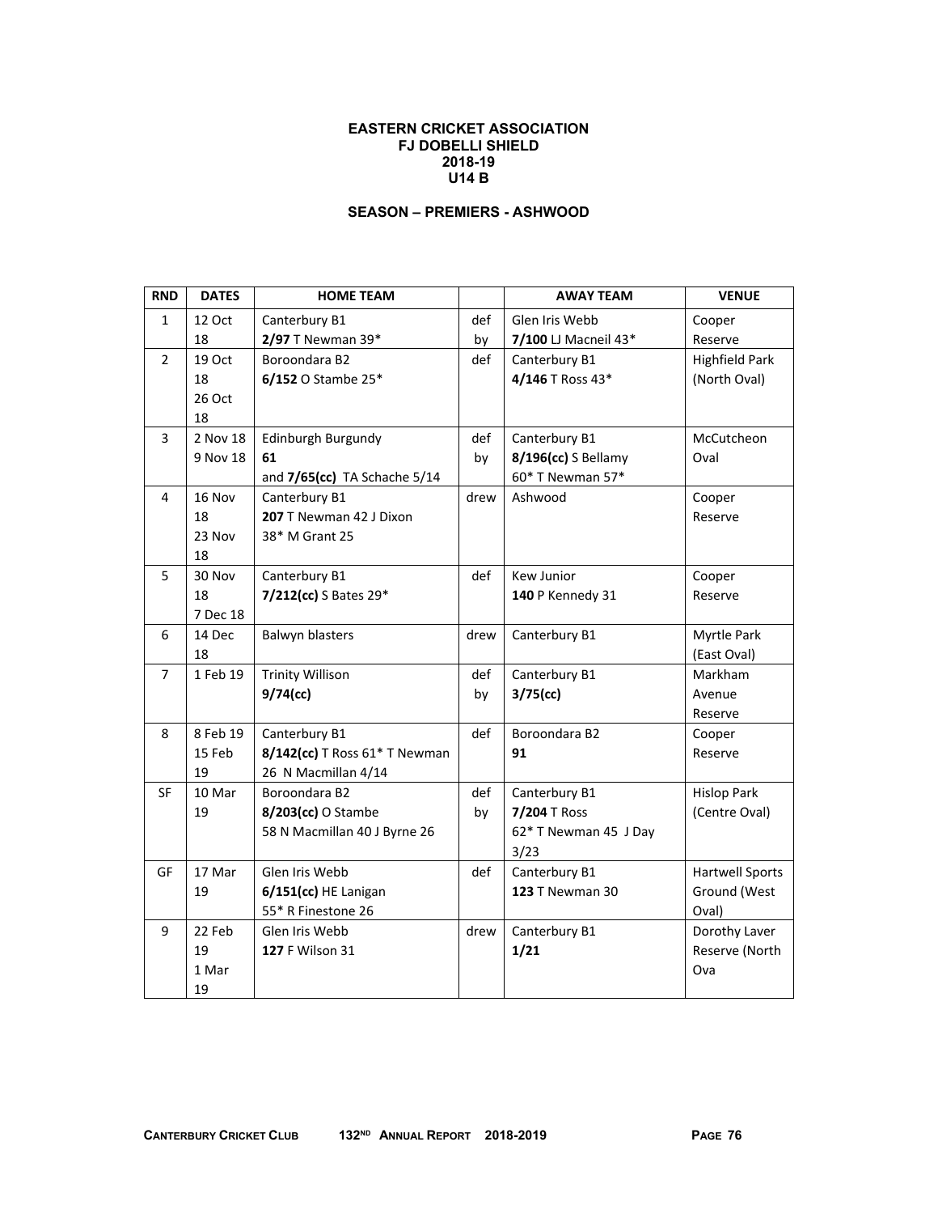# EASTERN CRICKET ASSOCIATION
## FJ DOBELLI SHIELD
## 2018-19
## U14 B

### SEASON – PREMIERS - ASHWOOD

| RND | DATES | HOME TEAM | | AWAY TEAM | VENUE |
|---|---|---|---|---|---|
| 1 | 12 Oct 18 | Canterbury B1 **2/97** T Newman 39* | def by | Glen Iris Webb **7/100** LJ Macneil 43* | Cooper Reserve |
| 2 | 19 Oct 18 26 Oct 18 | Boroondara B2 **6/152** O Stambe 25* | def | Canterbury B1 **4/146** T Ross 43* | Highfield Park (North Oval) |
| 3 | 2 Nov 18 9 Nov 18 | Edinburgh Burgundy **61** and **7/65(cc)** TA Schache 5/14 | def by | Canterbury B1 **8/196(cc)** S Bellamy 60* T Newman 57* | McCutcheon Oval |
| 4 | 16 Nov 18 23 Nov 18 | Canterbury B1 **207** T Newman 42 J Dixon 38* M Grant 25 | drew | Ashwood | Cooper Reserve |
| 5 | 30 Nov 18 7 Dec 18 | Canterbury B1 **7/212(cc)** S Bates 29* | def | Kew Junior **140** P Kennedy 31 | Cooper Reserve |
| 6 | 14 Dec 18 | Balwyn blasters | drew | Canterbury B1 | Myrtle Park (East Oval) |
| 7 | 1 Feb 19 | Trinity Willison **9/74(cc)** | def by | Canterbury B1 **3/75(cc)** | Markham Avenue Reserve |
| 8 | 8 Feb 19 15 Feb 19 | Canterbury B1 **8/142(cc)** T Ross 61* T Newman 26 N Macmillan 4/14 | def | Boroondara B2 **91** | Cooper Reserve |
| SF | 10 Mar 19 | Boroondara B2 **8/203(cc)** O Stambe 58 N Macmillan 40 J Byrne 26 | def by | Canterbury B1 **7/204** T Ross 62* T Newman 45 J Day 3/23 | Hislop Park (Centre Oval) |
| GF | 17 Mar 19 | Glen Iris Webb **6/151(cc)** HE Lanigan 55* R Finestone 26 | def | Canterbury B1 **123** T Newman 30 | Hartwell Sports Ground (West Oval) |
| 9 | 22 Feb 19 1 Mar 19 | Glen Iris Webb **127** F Wilson 31 | drew | Canterbury B1 **1/21** | Dorothy Laver Reserve (North Ova |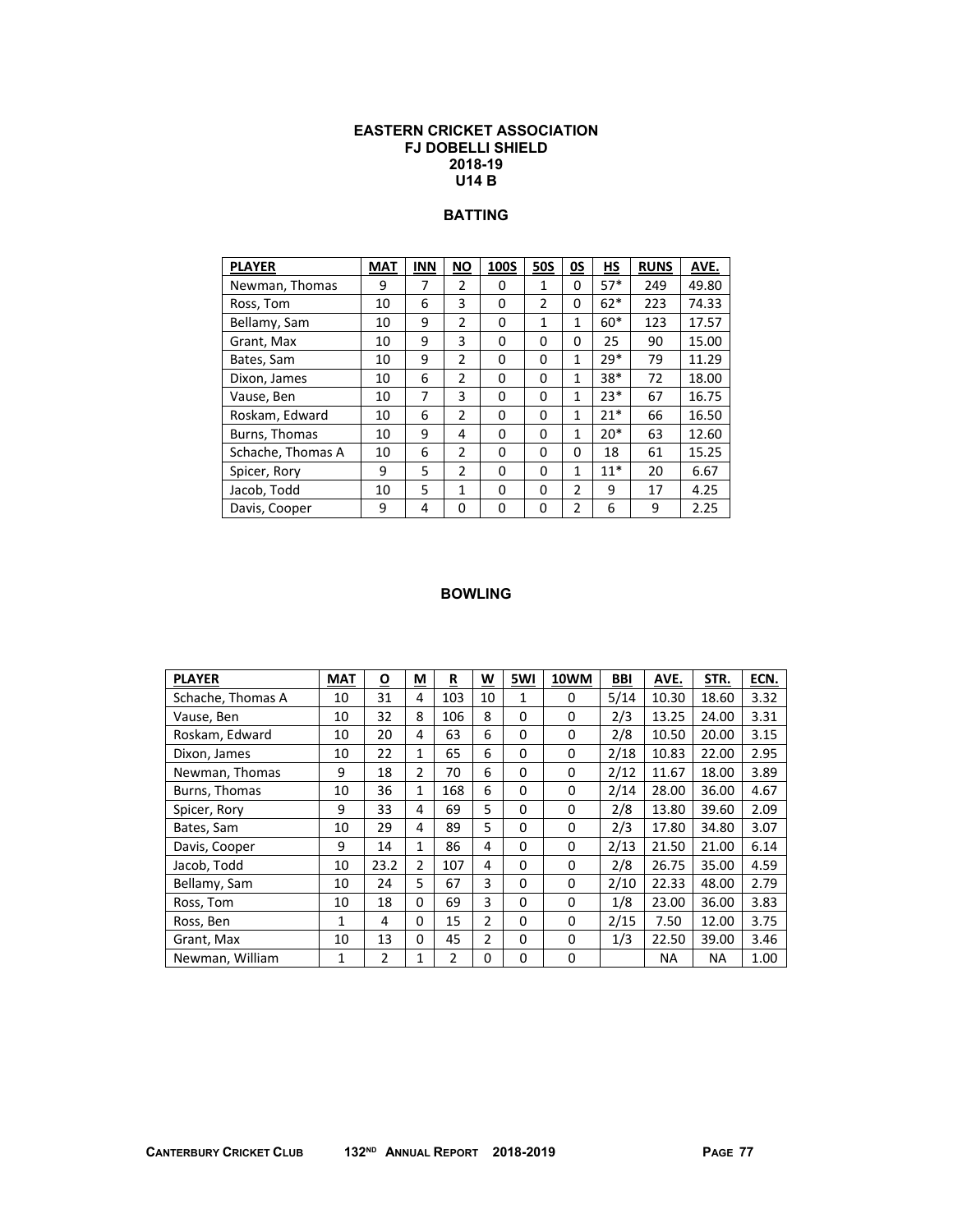# EASTERN CRICKET ASSOCIATION
## FJ DOBELLI SHIELD
## 2018-19
## U14 B

### BATTING

| PLAYER | MAT | INN | NO | 100S | 50S | 0S | HS | RUNS | AVE. |
|---|---|---|---|---|---|---|---|---|---|
| Newman, Thomas | 9 | 7 | 2 | 0 | 1 | 0 | 57* | 249 | 49.80 |
| Ross, Tom | 10 | 6 | 3 | 0 | 2 | 0 | 62* | 223 | 74.33 |
| Bellamy, Sam | 10 | 9 | 2 | 0 | 1 | 1 | 60* | 123 | 17.57 |
| Grant, Max | 10 | 9 | 3 | 0 | 0 | 0 | 25 | 90 | 15.00 |
| Bates, Sam | 10 | 9 | 2 | 0 | 0 | 1 | 29* | 79 | 11.29 |
| Dixon, James | 10 | 6 | 2 | 0 | 0 | 1 | 38* | 72 | 18.00 |
| Vause, Ben | 10 | 7 | 3 | 0 | 0 | 1 | 23* | 67 | 16.75 |
| Roskam, Edward | 10 | 6 | 2 | 0 | 0 | 1 | 21* | 66 | 16.50 |
| Burns, Thomas | 10 | 9 | 4 | 0 | 0 | 1 | 20* | 63 | 12.60 |
| Schache, Thomas A | 10 | 6 | 2 | 0 | 0 | 0 | 18 | 61 | 15.25 |
| Spicer, Rory | 9 | 5 | 2 | 0 | 0 | 1 | 11* | 20 | 6.67 |
| Jacob, Todd | 10 | 5 | 1 | 0 | 0 | 2 | 9 | 17 | 4.25 |
| Davis, Cooper | 9 | 4 | 0 | 0 | 0 | 2 | 6 | 9 | 2.25 |

### BOWLING

| PLAYER | MAT | O | M | R | W | 5WI | 10WM | BBI | AVE. | STR. | ECN. |
|---|---|---|---|---|---|---|---|---|---|---|---|
| Schache, Thomas A | 10 | 31 | 4 | 103 | 10 | 1 | 0 | 5/14 | 10.30 | 18.60 | 3.32 |
| Vause, Ben | 10 | 32 | 8 | 106 | 8 | 0 | 0 | 2/3 | 13.25 | 24.00 | 3.31 |
| Roskam, Edward | 10 | 20 | 4 | 63 | 6 | 0 | 0 | 2/8 | 10.50 | 20.00 | 3.15 |
| Dixon, James | 10 | 22 | 1 | 65 | 6 | 0 | 0 | 2/18 | 10.83 | 22.00 | 2.95 |
| Newman, Thomas | 9 | 18 | 2 | 70 | 6 | 0 | 0 | 2/12 | 11.67 | 18.00 | 3.89 |
| Burns, Thomas | 10 | 36 | 1 | 168 | 6 | 0 | 0 | 2/14 | 28.00 | 36.00 | 4.67 |
| Spicer, Rory | 9 | 33 | 4 | 69 | 5 | 0 | 0 | 2/8 | 13.80 | 39.60 | 2.09 |
| Bates, Sam | 10 | 29 | 4 | 89 | 5 | 0 | 0 | 2/3 | 17.80 | 34.80 | 3.07 |
| Davis, Cooper | 9 | 14 | 1 | 86 | 4 | 0 | 0 | 2/13 | 21.50 | 21.00 | 6.14 |
| Jacob, Todd | 10 | 23.2 | 2 | 107 | 4 | 0 | 0 | 2/8 | 26.75 | 35.00 | 4.59 |
| Bellamy, Sam | 10 | 24 | 5 | 67 | 3 | 0 | 0 | 2/10 | 22.33 | 48.00 | 2.79 |
| Ross, Tom | 10 | 18 | 0 | 69 | 3 | 0 | 0 | 1/8 | 23.00 | 36.00 | 3.83 |
| Ross, Ben | 1 | 4 | 0 | 15 | 2 | 0 | 0 | 2/15 | 7.50 | 12.00 | 3.75 |
| Grant, Max | 10 | 13 | 0 | 45 | 2 | 0 | 0 | 1/3 | 22.50 | 39.00 | 3.46 |
| Newman, William | 1 | 2 | 1 | 2 | 0 | 0 | 0 | | NA | NA | 1.00 |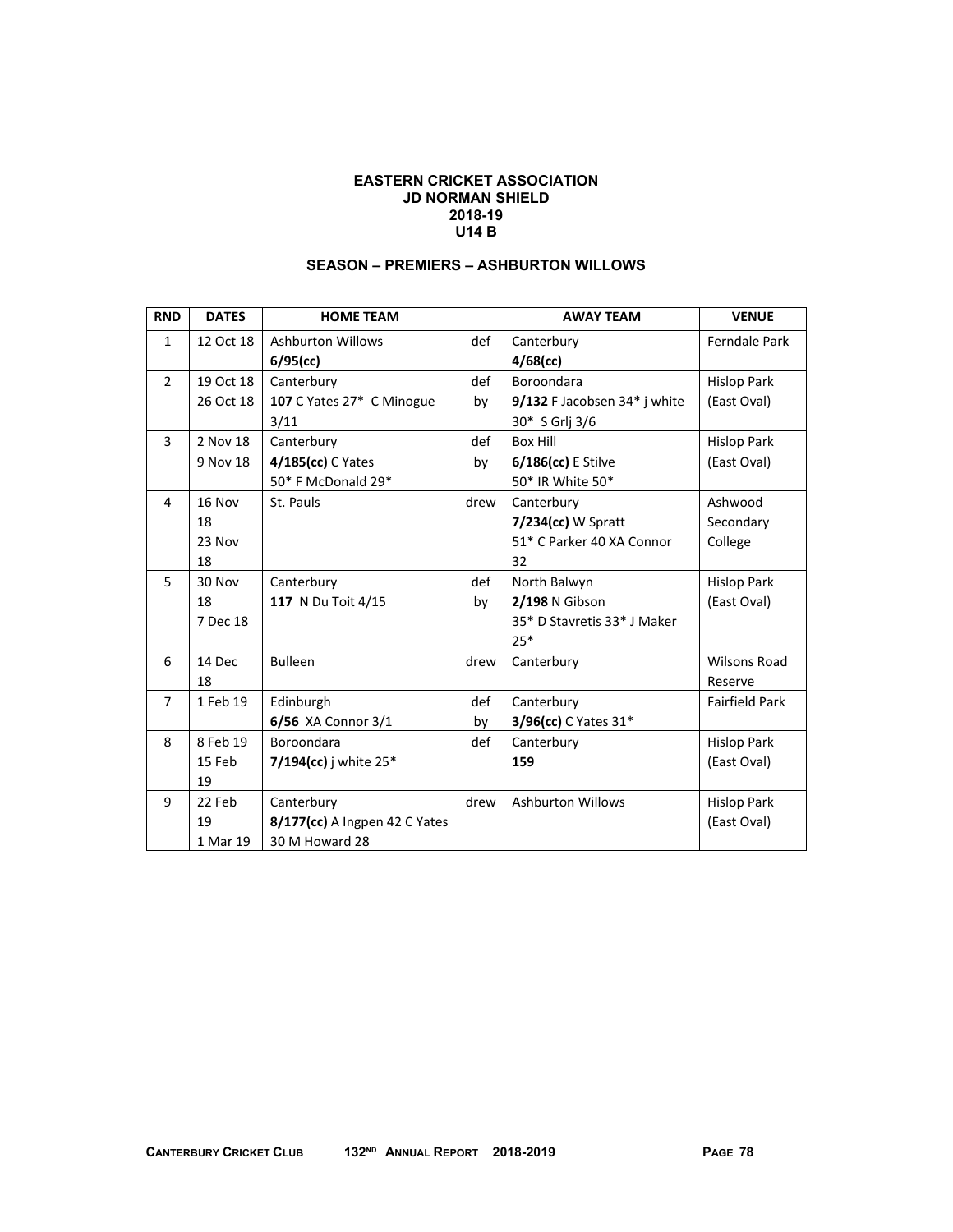**EASTERN CRICKET ASSOCIATION**
**JD NORMAN SHIELD**
**2018-19**
**U14 B**

**SEASON – PREMIERS – ASHBURTON WILLOWS**

| RND | DATES | HOME TEAM | | AWAY TEAM | VENUE |
|---|---|---|---|---|---|
| 1 | 12 Oct 18 | Ashburton Willows **6/95(cc)** | def | Canterbury **4/68(cc)** | Ferndale Park |
| 2 | 19 Oct 18 26 Oct 18 | Canterbury **107** C Yates 27* C Minogue 3/11 | def by | Boroondara **9/132** F Jacobsen 34* j white 30* S Grlj 3/6 | Hislop Park (East Oval) |
| 3 | 2 Nov 18 9 Nov 18 | Canterbury **4/185(cc)** C Yates 50* F McDonald 29* | def by | Box Hill **6/186(cc)** E Stilve 50* IR White 50* | Hislop Park (East Oval) |
| 4 | 16 Nov 18 23 Nov 18 | St. Pauls | drew | Canterbury **7/234(cc)** W Spratt 51* C Parker 40 XA Connor 32 | Ashwood Secondary College |
| 5 | 30 Nov 18 7 Dec 18 | Canterbury **117** N Du Toit 4/15 | def by | North Balwyn **2/198** N Gibson 35* D Stavretis 33* J Maker 25* | Hislop Park (East Oval) |
| 6 | 14 Dec 18 | Bulleen | drew | Canterbury | Wilsons Road Reserve |
| 7 | 1 Feb 19 | Edinburgh **6/56** XA Connor 3/1 | def by | Canterbury **3/96(cc)** C Yates 31* | Fairfield Park |
| 8 | 8 Feb 19 15 Feb 19 | Boroondara **7/194(cc)** j white 25* | def | Canterbury **159** | Hislop Park (East Oval) |
| 9 | 22 Feb 19 1 Mar 19 | Canterbury **8/177(cc)** A Ingpen 42 C Yates 30 M Howard 28 | drew | Ashburton Willows | Hislop Park (East Oval) |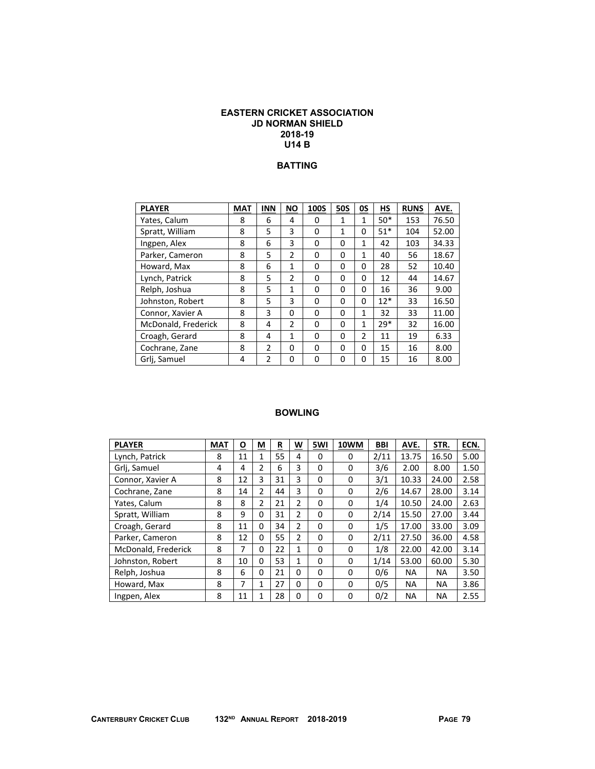# EASTERN CRICKET ASSOCIATION
## JD NORMAN SHIELD
## 2018-19
## U14 B

### BATTING

| PLAYER | MAT | INN | NO | 100S | 50S | 0S | HS | RUNS | AVE. |
|---|---|---|---|---|---|---|---|---|---|
| Yates, Calum | 8 | 6 | 4 | 0 | 1 | 1 | 50* | 153 | 76.50 |
| Spratt, William | 8 | 5 | 3 | 0 | 1 | 0 | 51* | 104 | 52.00 |
| Ingpen, Alex | 8 | 6 | 3 | 0 | 0 | 1 | 42 | 103 | 34.33 |
| Parker, Cameron | 8 | 5 | 2 | 0 | 0 | 1 | 40 | 56 | 18.67 |
| Howard, Max | 8 | 6 | 1 | 0 | 0 | 0 | 28 | 52 | 10.40 |
| Lynch, Patrick | 8 | 5 | 2 | 0 | 0 | 0 | 12 | 44 | 14.67 |
| Relph, Joshua | 8 | 5 | 1 | 0 | 0 | 0 | 16 | 36 | 9.00 |
| Johnston, Robert | 8 | 5 | 3 | 0 | 0 | 0 | 12* | 33 | 16.50 |
| Connor, Xavier A | 8 | 3 | 0 | 0 | 0 | 1 | 32 | 33 | 11.00 |
| McDonald, Frederick | 8 | 4 | 2 | 0 | 0 | 1 | 29* | 32 | 16.00 |
| Croagh, Gerard | 8 | 4 | 1 | 0 | 0 | 2 | 11 | 19 | 6.33 |
| Cochrane, Zane | 8 | 2 | 0 | 0 | 0 | 0 | 15 | 16 | 8.00 |
| Grlj, Samuel | 4 | 2 | 0 | 0 | 0 | 0 | 15 | 16 | 8.00 |

### BOWLING

| PLAYER | MAT | O | M | R | W | 5WI | 10WM | BBI | AVE. | STR. | ECN. |
|---|---|---|---|---|---|---|---|---|---|---|---|
| Lynch, Patrick | 8 | 11 | 1 | 55 | 4 | 0 | 0 | 2/11 | 13.75 | 16.50 | 5.00 |
| Grlj, Samuel | 4 | 4 | 2 | 6 | 3 | 0 | 0 | 3/6 | 2.00 | 8.00 | 1.50 |
| Connor, Xavier A | 8 | 12 | 3 | 31 | 3 | 0 | 0 | 3/1 | 10.33 | 24.00 | 2.58 |
| Cochrane, Zane | 8 | 14 | 2 | 44 | 3 | 0 | 0 | 2/6 | 14.67 | 28.00 | 3.14 |
| Yates, Calum | 8 | 8 | 2 | 21 | 2 | 0 | 0 | 1/4 | 10.50 | 24.00 | 2.63 |
| Spratt, William | 8 | 9 | 0 | 31 | 2 | 0 | 0 | 2/14 | 15.50 | 27.00 | 3.44 |
| Croagh, Gerard | 8 | 11 | 0 | 34 | 2 | 0 | 0 | 1/5 | 17.00 | 33.00 | 3.09 |
| Parker, Cameron | 8 | 12 | 0 | 55 | 2 | 0 | 0 | 2/11 | 27.50 | 36.00 | 4.58 |
| McDonald, Frederick | 8 | 7 | 0 | 22 | 1 | 0 | 0 | 1/8 | 22.00 | 42.00 | 3.14 |
| Johnston, Robert | 8 | 10 | 0 | 53 | 1 | 0 | 0 | 1/14 | 53.00 | 60.00 | 5.30 |
| Relph, Joshua | 8 | 6 | 0 | 21 | 0 | 0 | 0 | 0/6 | NA | NA | 3.50 |
| Howard, Max | 8 | 7 | 1 | 27 | 0 | 0 | 0 | 0/5 | NA | NA | 3.86 |
| Ingpen, Alex | 8 | 11 | 1 | 28 | 0 | 0 | 0 | 0/2 | NA | NA | 2.55 |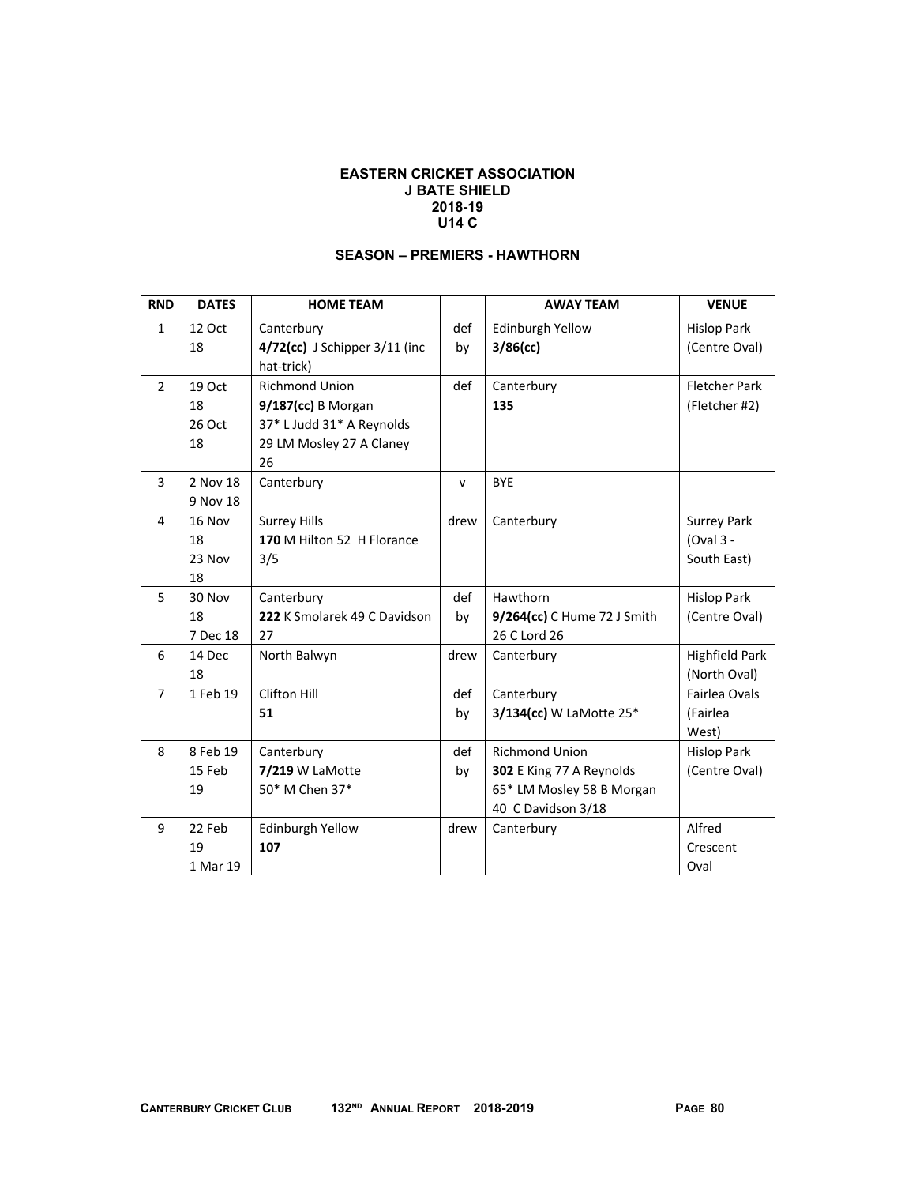**EASTERN CRICKET ASSOCIATION**
**J BATE SHIELD**
**2018-19**
**U14 C**

**SEASON – PREMIERS - HAWTHORN**

| RND | DATES | HOME TEAM | | AWAY TEAM | VENUE |
|---|---|---|---|---|---|
| 1 | 12 Oct 18 | Canterbury **4/72(cc)** J Schipper 3/11 (inc hat-trick) | def by | Edinburgh Yellow **3/86(cc)** | Hislop Park (Centre Oval) |
| 2 | 19 Oct 18 26 Oct 18 | Richmond Union **9/187(cc)** B Morgan 37* L Judd 31* A Reynolds 29 LM Mosley 27 A Claney 26 | def | Canterbury **135** | Fletcher Park (Fletcher #2) |
| 3 | 2 Nov 18 9 Nov 18 | Canterbury | v | BYE | |
| 4 | 16 Nov 18 23 Nov 18 | Surrey Hills **170** M Hilton 52 H Florance 3/5 | drew | Canterbury | Surrey Park (Oval 3 - South East) |
| 5 | 30 Nov 18 7 Dec 18 | Canterbury **222** K Smolarek 49 C Davidson 27 | def by | Hawthorn **9/264(cc)** C Hume 72 J Smith 26 C Lord 26 | Hislop Park (Centre Oval) |
| 6 | 14 Dec 18 | North Balwyn | drew | Canterbury | Highfield Park (North Oval) |
| 7 | 1 Feb 19 | Clifton Hill **51** | def by | Canterbury **3/134(cc)** W LaMotte 25* | Fairlea Ovals (Fairlea West) |
| 8 | 8 Feb 19 15 Feb 19 | Canterbury **7/219** W LaMotte 50* M Chen 37* | def by | Richmond Union **302** E King 77 A Reynolds 65* LM Mosley 58 B Morgan 40 C Davidson 3/18 | Hislop Park (Centre Oval) |
| 9 | 22 Feb 19 1 Mar 19 | Edinburgh Yellow **107** | drew | Canterbury | Alfred Crescent Oval |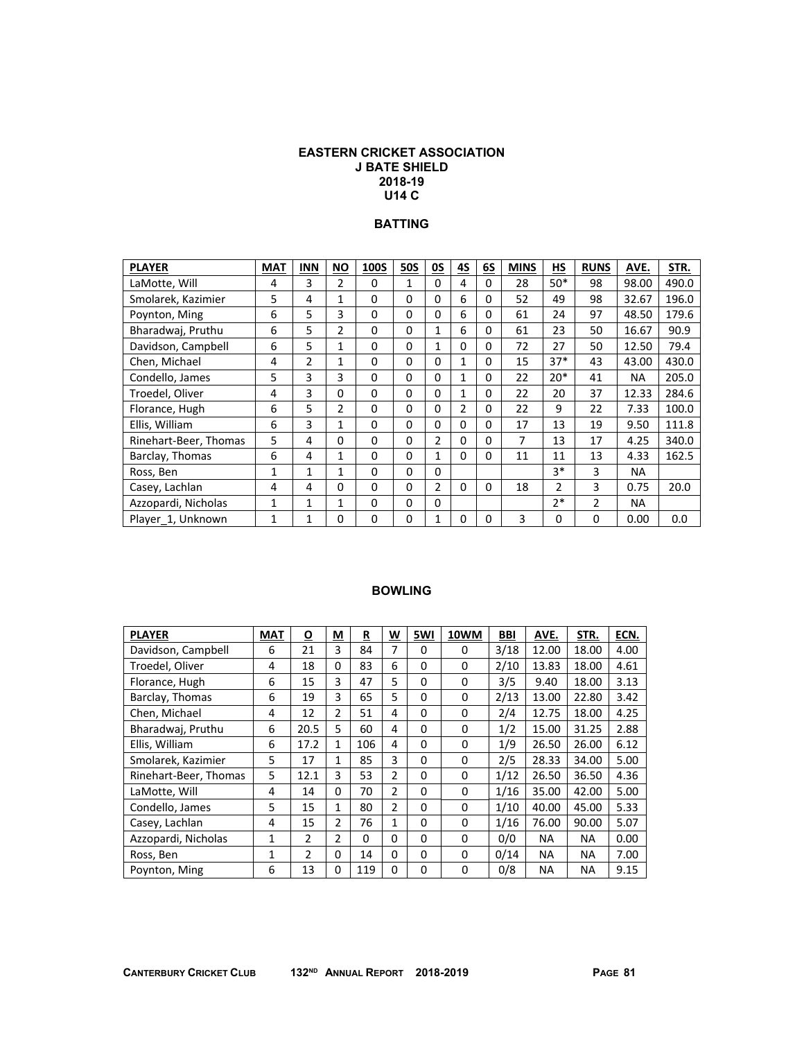**EASTERN CRICKET ASSOCIATION**
**J BATE SHIELD**
**2018-19**
**U14 C**

## BATTING

| PLAYER | MAT | INN | NO | 100S | 50S | 0S | 4S | 6S | MINS | HS | RUNS | AVE. | STR. |
|---|---|---|---|---|---|---|---|---|---|---|---|---|---|
| LaMotte, Will | 4 | 3 | 2 | 0 | 1 | 0 | 4 | 0 | 28 | 50* | 98 | 98.00 | 490.0 |
| Smolarek, Kazimier | 5 | 4 | 1 | 0 | 0 | 0 | 6 | 0 | 52 | 49 | 98 | 32.67 | 196.0 |
| Poynton, Ming | 6 | 5 | 3 | 0 | 0 | 0 | 6 | 0 | 61 | 24 | 97 | 48.50 | 179.6 |
| Bharadwaj, Pruthu | 6 | 5 | 2 | 0 | 0 | 1 | 6 | 0 | 61 | 23 | 50 | 16.67 | 90.9 |
| Davidson, Campbell | 6 | 5 | 1 | 0 | 0 | 1 | 0 | 0 | 72 | 27 | 50 | 12.50 | 79.4 |
| Chen, Michael | 4 | 2 | 1 | 0 | 0 | 0 | 1 | 0 | 15 | 37* | 43 | 43.00 | 430.0 |
| Condello, James | 5 | 3 | 3 | 0 | 0 | 0 | 1 | 0 | 22 | 20* | 41 | NA | 205.0 |
| Troedel, Oliver | 4 | 3 | 0 | 0 | 0 | 0 | 1 | 0 | 22 | 20 | 37 | 12.33 | 284.6 |
| Florance, Hugh | 6 | 5 | 2 | 0 | 0 | 0 | 2 | 0 | 22 | 9 | 22 | 7.33 | 100.0 |
| Ellis, William | 6 | 3 | 1 | 0 | 0 | 0 | 0 | 0 | 17 | 13 | 19 | 9.50 | 111.8 |
| Rinehart-Beer, Thomas | 5 | 4 | 0 | 0 | 0 | 2 | 0 | 0 | 7 | 13 | 17 | 4.25 | 340.0 |
| Barclay, Thomas | 6 | 4 | 1 | 0 | 0 | 1 | 0 | 0 | 11 | 11 | 13 | 4.33 | 162.5 |
| Ross, Ben | 1 | 1 | 1 | 0 | 0 | 0 | | | | 3* | 3 | NA | |
| Casey, Lachlan | 4 | 4 | 0 | 0 | 0 | 2 | 0 | 0 | 18 | 2 | 3 | 0.75 | 20.0 |
| Azzopardi, Nicholas | 1 | 1 | 1 | 0 | 0 | 0 | | | | 2* | 2 | NA | |
| Player_1, Unknown | 1 | 1 | 0 | 0 | 0 | 1 | 0 | 0 | 3 | 0 | 0 | 0.00 | 0.0 |

## BOWLING

| PLAYER | MAT | O | M | R | W | 5WI | 10WM | BBI | AVE. | STR. | ECN. |
|---|---|---|---|---|---|---|---|---|---|---|---|
| Davidson, Campbell | 6 | 21 | 3 | 84 | 7 | 0 | 0 | 3/18 | 12.00 | 18.00 | 4.00 |
| Troedel, Oliver | 4 | 18 | 0 | 83 | 6 | 0 | 0 | 2/10 | 13.83 | 18.00 | 4.61 |
| Florance, Hugh | 6 | 15 | 3 | 47 | 5 | 0 | 0 | 3/5 | 9.40 | 18.00 | 3.13 |
| Barclay, Thomas | 6 | 19 | 3 | 65 | 5 | 0 | 0 | 2/13 | 13.00 | 22.80 | 3.42 |
| Chen, Michael | 4 | 12 | 2 | 51 | 4 | 0 | 0 | 2/4 | 12.75 | 18.00 | 4.25 |
| Bharadwaj, Pruthu | 6 | 20.5 | 5 | 60 | 4 | 0 | 0 | 1/2 | 15.00 | 31.25 | 2.88 |
| Ellis, William | 6 | 17.2 | 1 | 106 | 4 | 0 | 0 | 1/9 | 26.50 | 26.00 | 6.12 |
| Smolarek, Kazimier | 5 | 17 | 1 | 85 | 3 | 0 | 0 | 2/5 | 28.33 | 34.00 | 5.00 |
| Rinehart-Beer, Thomas | 5 | 12.1 | 3 | 53 | 2 | 0 | 0 | 1/12 | 26.50 | 36.50 | 4.36 |
| LaMotte, Will | 4 | 14 | 0 | 70 | 2 | 0 | 0 | 1/16 | 35.00 | 42.00 | 5.00 |
| Condello, James | 5 | 15 | 1 | 80 | 2 | 0 | 0 | 1/10 | 40.00 | 45.00 | 5.33 |
| Casey, Lachlan | 4 | 15 | 2 | 76 | 1 | 0 | 0 | 1/16 | 76.00 | 90.00 | 5.07 |
| Azzopardi, Nicholas | 1 | 2 | 2 | 0 | 0 | 0 | 0 | 0/0 | NA | NA | 0.00 |
| Ross, Ben | 1 | 2 | 0 | 14 | 0 | 0 | 0 | 0/14 | NA | NA | 7.00 |
| Poynton, Ming | 6 | 13 | 0 | 119 | 0 | 0 | 0 | 0/8 | NA | NA | 9.15 |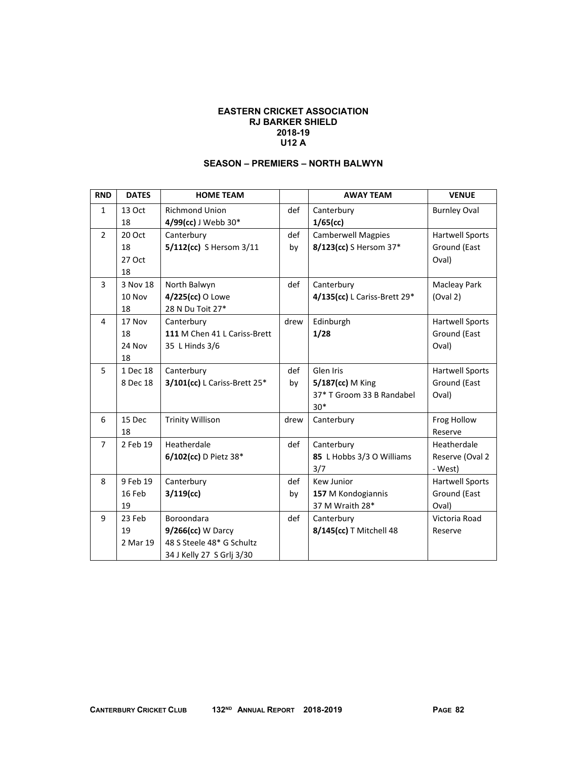**EASTERN CRICKET ASSOCIATION**
**RJ BARKER SHIELD**
**2018-19**
**U12 A**

**SEASON – PREMIERS – NORTH BALWYN**

| RND | DATES | HOME TEAM | | AWAY TEAM | VENUE |
|---|---|---|---|---|---|
| 1 | 13 Oct 18 | Richmond Union **4/99(cc)** J Webb 30* | def | Canterbury **1/65(cc)** | Burnley Oval |
| 2 | 20 Oct 18 27 Oct 18 | Canterbury **5/112(cc)** S Hersom 3/11 | def by | Camberwell Magpies **8/123(cc)** S Hersom 37* | Hartwell Sports Ground (East Oval) |
| 3 | 3 Nov 18 10 Nov 18 | North Balwyn **4/225(cc)** O Lowe 28 N Du Toit 27* | def | Canterbury **4/135(cc)** L Cariss-Brett 29* | Macleay Park (Oval 2) |
| 4 | 17 Nov 18 24 Nov 18 | Canterbury **111** M Chen 41 L Cariss-Brett 35 L Hinds 3/6 | drew | Edinburgh **1/28** | Hartwell Sports Ground (East Oval) |
| 5 | 1 Dec 18 8 Dec 18 | Canterbury **3/101(cc)** L Cariss-Brett 25* | def by | Glen Iris **5/187(cc)** M King 37* T Groom 33 B Randabel 30* | Hartwell Sports Ground (East Oval) |
| 6 | 15 Dec 18 | Trinity Willison | drew | Canterbury | Frog Hollow Reserve |
| 7 | 2 Feb 19 | Heatherdale **6/102(cc)** D Pietz 38* | def | Canterbury **85** L Hobbs 3/3 O Williams 3/7 | Heatherdale Reserve (Oval 2 - West) |
| 8 | 9 Feb 19 16 Feb 19 | Canterbury **3/119(cc)** | def by | Kew Junior **157** M Kondogiannis 37 M Wraith 28* | Hartwell Sports Ground (East Oval) |
| 9 | 23 Feb 19 2 Mar 19 | Boroondara **9/266(cc)** W Darcy 48 S Steele 48* G Schultz 34 J Kelly 27 S Grlj 3/30 | def | Canterbury **8/145(cc)** T Mitchell 48 | Victoria Road Reserve |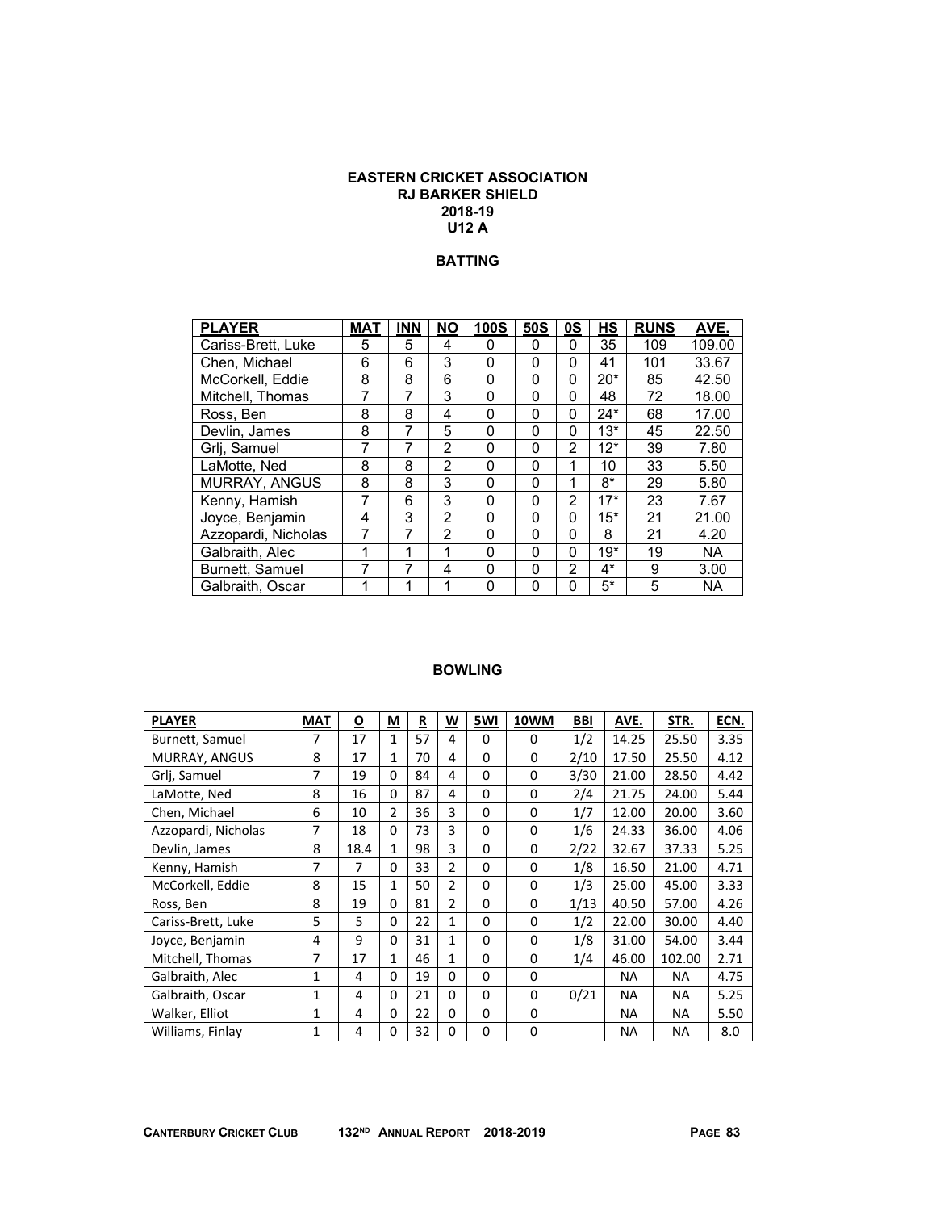**EASTERN CRICKET ASSOCIATION**
**RJ BARKER SHIELD**
**2018-19**
**U12 A**

## BATTING

| PLAYER | MAT | INN | NO | 100S | 50S | 0S | HS | RUNS | AVE. |
|---|---|---|---|---|---|---|---|---|---|
| Cariss-Brett, Luke | 5 | 5 | 4 | 0 | 0 | 0 | 35 | 109 | 109.00 |
| Chen, Michael | 6 | 6 | 3 | 0 | 0 | 0 | 41 | 101 | 33.67 |
| McCorkell, Eddie | 8 | 8 | 6 | 0 | 0 | 0 | 20* | 85 | 42.50 |
| Mitchell, Thomas | 7 | 7 | 3 | 0 | 0 | 0 | 48 | 72 | 18.00 |
| Ross, Ben | 8 | 8 | 4 | 0 | 0 | 0 | 24* | 68 | 17.00 |
| Devlin, James | 8 | 7 | 5 | 0 | 0 | 0 | 13* | 45 | 22.50 |
| Grlj, Samuel | 7 | 7 | 2 | 0 | 0 | 2 | 12* | 39 | 7.80 |
| LaMotte, Ned | 8 | 8 | 2 | 0 | 0 | 1 | 10 | 33 | 5.50 |
| MURRAY, ANGUS | 8 | 8 | 3 | 0 | 0 | 1 | 8* | 29 | 5.80 |
| Kenny, Hamish | 7 | 6 | 3 | 0 | 0 | 2 | 17* | 23 | 7.67 |
| Joyce, Benjamin | 4 | 3 | 2 | 0 | 0 | 0 | 15* | 21 | 21.00 |
| Azzopardi, Nicholas | 7 | 7 | 2 | 0 | 0 | 0 | 8 | 21 | 4.20 |
| Galbraith, Alec | 1 | 1 | 1 | 0 | 0 | 0 | 19* | 19 | NA |
| Burnett, Samuel | 7 | 7 | 4 | 0 | 0 | 2 | 4* | 9 | 3.00 |
| Galbraith, Oscar | 1 | 1 | 1 | 0 | 0 | 0 | 5* | 5 | NA |

## BOWLING

| PLAYER | MAT | O | M | R | W | 5WI | 10WM | BBI | AVE. | STR. | ECN. |
|---|---|---|---|---|---|---|---|---|---|---|---|
| Burnett, Samuel | 7 | 17 | 1 | 57 | 4 | 0 | 0 | 1/2 | 14.25 | 25.50 | 3.35 |
| MURRAY, ANGUS | 8 | 17 | 1 | 70 | 4 | 0 | 0 | 2/10 | 17.50 | 25.50 | 4.12 |
| Grlj, Samuel | 7 | 19 | 0 | 84 | 4 | 0 | 0 | 3/30 | 21.00 | 28.50 | 4.42 |
| LaMotte, Ned | 8 | 16 | 0 | 87 | 4 | 0 | 0 | 2/4 | 21.75 | 24.00 | 5.44 |
| Chen, Michael | 6 | 10 | 2 | 36 | 3 | 0 | 0 | 1/7 | 12.00 | 20.00 | 3.60 |
| Azzopardi, Nicholas | 7 | 18 | 0 | 73 | 3 | 0 | 0 | 1/6 | 24.33 | 36.00 | 4.06 |
| Devlin, James | 8 | 18.4 | 1 | 98 | 3 | 0 | 0 | 2/22 | 32.67 | 37.33 | 5.25 |
| Kenny, Hamish | 7 | 7 | 0 | 33 | 2 | 0 | 0 | 1/8 | 16.50 | 21.00 | 4.71 |
| McCorkell, Eddie | 8 | 15 | 1 | 50 | 2 | 0 | 0 | 1/3 | 25.00 | 45.00 | 3.33 |
| Ross, Ben | 8 | 19 | 0 | 81 | 2 | 0 | 0 | 1/13 | 40.50 | 57.00 | 4.26 |
| Cariss-Brett, Luke | 5 | 5 | 0 | 22 | 1 | 0 | 0 | 1/2 | 22.00 | 30.00 | 4.40 |
| Joyce, Benjamin | 4 | 9 | 0 | 31 | 1 | 0 | 0 | 1/8 | 31.00 | 54.00 | 3.44 |
| Mitchell, Thomas | 7 | 17 | 1 | 46 | 1 | 0 | 0 | 1/4 | 46.00 | 102.00 | 2.71 |
| Galbraith, Alec | 1 | 4 | 0 | 19 | 0 | 0 | 0 | | NA | NA | 4.75 |
| Galbraith, Oscar | 1 | 4 | 0 | 21 | 0 | 0 | 0 | 0/21 | NA | NA | 5.25 |
| Walker, Elliot | 1 | 4 | 0 | 22 | 0 | 0 | 0 | | NA | NA | 5.50 |
| Williams, Finlay | 1 | 4 | 0 | 32 | 0 | 0 | 0 | | NA | NA | 8.0 |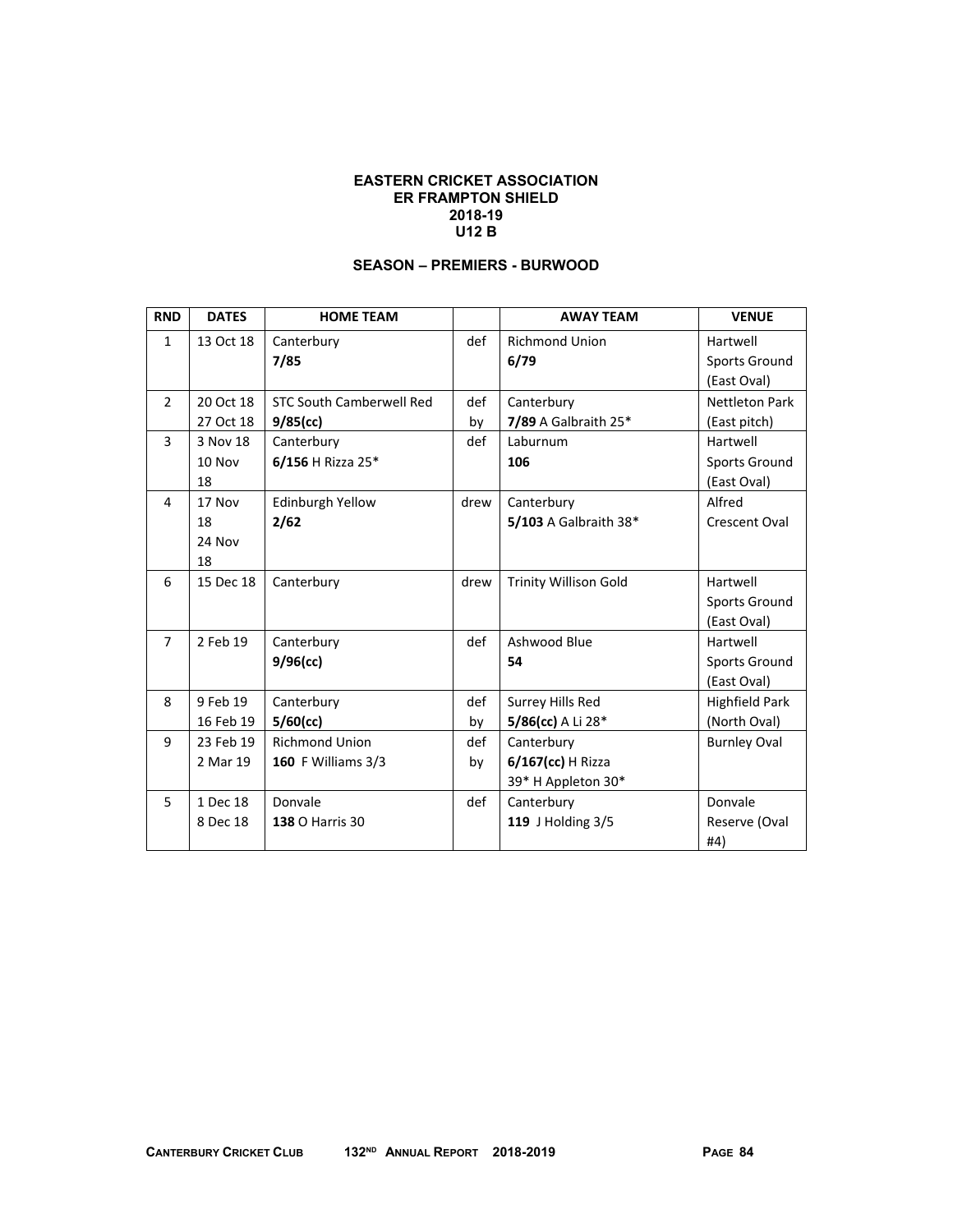# EASTERN CRICKET ASSOCIATION
## ER FRAMPTON SHIELD
## 2018-19
## U12 B

### SEASON – PREMIERS - BURWOOD

| RND | DATES | HOME TEAM | | AWAY TEAM | VENUE |
|---|---|---|---|---|---|
| 1 | 13 Oct 18 | Canterbury **7/85** | def | Richmond Union **6/79** | Hartwell Sports Ground (East Oval) |
| 2 | 20 Oct 18 27 Oct 18 | STC South Camberwell Red **9/85(cc)** | def by | Canterbury **7/89** A Galbraith 25* | Nettleton Park (East pitch) |
| 3 | 3 Nov 18 10 Nov 18 | Canterbury **6/156** H Rizza 25* | def | Laburnum **106** | Hartwell Sports Ground (East Oval) |
| 4 | 17 Nov 18 24 Nov 18 | Edinburgh Yellow **2/62** | drew | Canterbury **5/103** A Galbraith 38* | Alfred Crescent Oval |
| 6 | 15 Dec 18 | Canterbury | drew | Trinity Willison Gold | Hartwell Sports Ground (East Oval) |
| 7 | 2 Feb 19 | Canterbury **9/96(cc)** | def | Ashwood Blue **54** | Hartwell Sports Ground (East Oval) |
| 8 | 9 Feb 19 16 Feb 19 | Canterbury **5/60(cc)** | def by | Surrey Hills Red **5/86(cc)** A Li 28* | Highfield Park (North Oval) |
| 9 | 23 Feb 19 2 Mar 19 | Richmond Union **160** F Williams 3/3 | def by | Canterbury **6/167(cc)** H Rizza 39* H Appleton 30* | Burnley Oval |
| 5 | 1 Dec 18 8 Dec 18 | Donvale **138** O Harris 30 | def | Canterbury **119** J Holding 3/5 | Donvale Reserve (Oval #4) |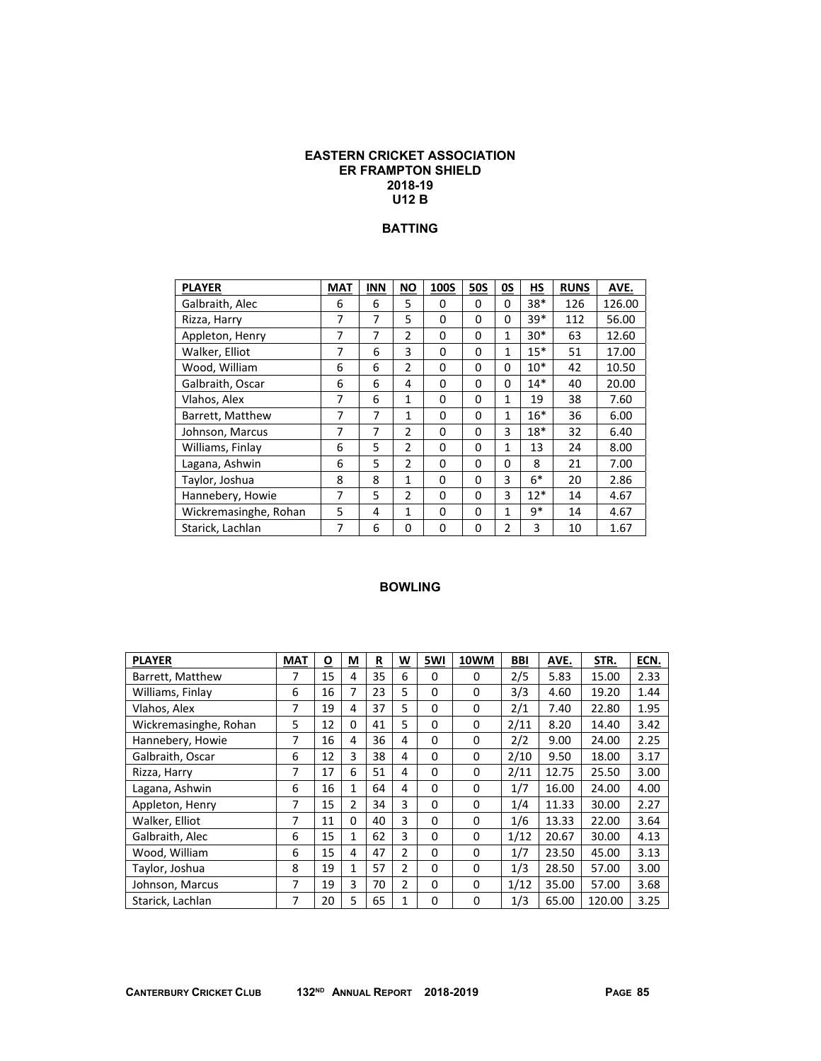# EASTERN CRICKET ASSOCIATION
## ER FRAMPTON SHIELD
## 2018-19
## U12 B

### BATTING

| PLAYER | MAT | INN | NO | 100S | 50S | 0S | HS | RUNS | AVE. |
|---|---|---|---|---|---|---|---|---|---|
| Galbraith, Alec | 6 | 6 | 5 | 0 | 0 | 0 | 38* | 126 | 126.00 |
| Rizza, Harry | 7 | 7 | 5 | 0 | 0 | 0 | 39* | 112 | 56.00 |
| Appleton, Henry | 7 | 7 | 2 | 0 | 0 | 1 | 30* | 63 | 12.60 |
| Walker, Elliot | 7 | 6 | 3 | 0 | 0 | 1 | 15* | 51 | 17.00 |
| Wood, William | 6 | 6 | 2 | 0 | 0 | 0 | 10* | 42 | 10.50 |
| Galbraith, Oscar | 6 | 6 | 4 | 0 | 0 | 0 | 14* | 40 | 20.00 |
| Vlahos, Alex | 7 | 6 | 1 | 0 | 0 | 1 | 19 | 38 | 7.60 |
| Barrett, Matthew | 7 | 7 | 1 | 0 | 0 | 1 | 16* | 36 | 6.00 |
| Johnson, Marcus | 7 | 7 | 2 | 0 | 0 | 3 | 18* | 32 | 6.40 |
| Williams, Finlay | 6 | 5 | 2 | 0 | 0 | 1 | 13 | 24 | 8.00 |
| Lagana, Ashwin | 6 | 5 | 2 | 0 | 0 | 0 | 8 | 21 | 7.00 |
| Taylor, Joshua | 8 | 8 | 1 | 0 | 0 | 3 | 6* | 20 | 2.86 |
| Hannebery, Howie | 7 | 5 | 2 | 0 | 0 | 3 | 12* | 14 | 4.67 |
| Wickremasinghe, Rohan | 5 | 4 | 1 | 0 | 0 | 1 | 9* | 14 | 4.67 |
| Starick, Lachlan | 7 | 6 | 0 | 0 | 0 | 2 | 3 | 10 | 1.67 |

### BOWLING

| PLAYER | MAT | O | M | R | W | 5WI | 10WM | BBI | AVE. | STR. | ECN. |
|---|---|---|---|---|---|---|---|---|---|---|---|
| Barrett, Matthew | 7 | 15 | 4 | 35 | 6 | 0 | 0 | 2/5 | 5.83 | 15.00 | 2.33 |
| Williams, Finlay | 6 | 16 | 7 | 23 | 5 | 0 | 0 | 3/3 | 4.60 | 19.20 | 1.44 |
| Vlahos, Alex | 7 | 19 | 4 | 37 | 5 | 0 | 0 | 2/1 | 7.40 | 22.80 | 1.95 |
| Wickremasinghe, Rohan | 5 | 12 | 0 | 41 | 5 | 0 | 0 | 2/11 | 8.20 | 14.40 | 3.42 |
| Hannebery, Howie | 7 | 16 | 4 | 36 | 4 | 0 | 0 | 2/2 | 9.00 | 24.00 | 2.25 |
| Galbraith, Oscar | 6 | 12 | 3 | 38 | 4 | 0 | 0 | 2/10 | 9.50 | 18.00 | 3.17 |
| Rizza, Harry | 7 | 17 | 6 | 51 | 4 | 0 | 0 | 2/11 | 12.75 | 25.50 | 3.00 |
| Lagana, Ashwin | 6 | 16 | 1 | 64 | 4 | 0 | 0 | 1/7 | 16.00 | 24.00 | 4.00 |
| Appleton, Henry | 7 | 15 | 2 | 34 | 3 | 0 | 0 | 1/4 | 11.33 | 30.00 | 2.27 |
| Walker, Elliot | 7 | 11 | 0 | 40 | 3 | 0 | 0 | 1/6 | 13.33 | 22.00 | 3.64 |
| Galbraith, Alec | 6 | 15 | 1 | 62 | 3 | 0 | 0 | 1/12 | 20.67 | 30.00 | 4.13 |
| Wood, William | 6 | 15 | 4 | 47 | 2 | 0 | 0 | 1/7 | 23.50 | 45.00 | 3.13 |
| Taylor, Joshua | 8 | 19 | 1 | 57 | 2 | 0 | 0 | 1/3 | 28.50 | 57.00 | 3.00 |
| Johnson, Marcus | 7 | 19 | 3 | 70 | 2 | 0 | 0 | 1/12 | 35.00 | 57.00 | 3.68 |
| Starick, Lachlan | 7 | 20 | 5 | 65 | 1 | 0 | 0 | 1/3 | 65.00 | 120.00 | 3.25 |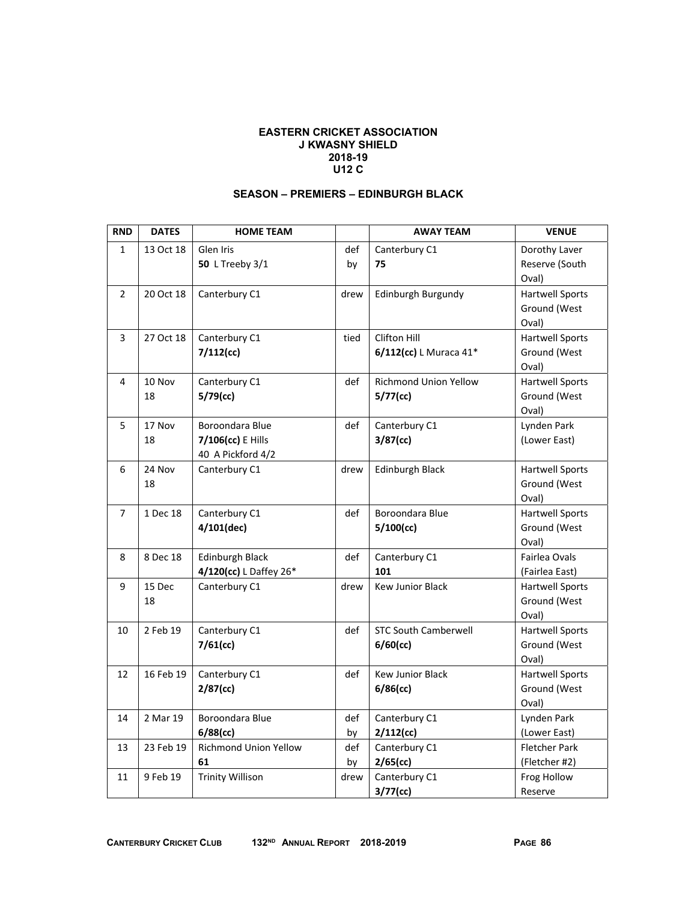**EASTERN CRICKET ASSOCIATION**
**J KWASNY SHIELD**
**2018-19**
**U12 C**

### SEASON – PREMIERS – EDINBURGH BLACK

| RND | DATES | HOME TEAM | | AWAY TEAM | VENUE |
|---|---|---|---|---|---|
| 1 | 13 Oct 18 | Glen Iris<br>**50** L Treeby 3/1 | def by | Canterbury C1<br>**75** | Dorothy Laver Reserve (South Oval) |
| 2 | 20 Oct 18 | Canterbury C1 | drew | Edinburgh Burgundy | Hartwell Sports Ground (West Oval) |
| 3 | 27 Oct 18 | Canterbury C1<br>**7/112(cc)** | tied | Clifton Hill<br>**6/112(cc)** L Muraca 41* | Hartwell Sports Ground (West Oval) |
| 4 | 10 Nov 18 | Canterbury C1<br>**5/79(cc)** | def | Richmond Union Yellow<br>**5/77(cc)** | Hartwell Sports Ground (West Oval) |
| 5 | 17 Nov 18 | Boroondara Blue<br>**7/106(cc)** E Hills 40 A Pickford 4/2 | def | Canterbury C1<br>**3/87(cc)** | Lynden Park (Lower East) |
| 6 | 24 Nov 18 | Canterbury C1 | drew | Edinburgh Black | Hartwell Sports Ground (West Oval) |
| 7 | 1 Dec 18 | Canterbury C1<br>**4/101(dec)** | def | Boroondara Blue<br>**5/100(cc)** | Hartwell Sports Ground (West Oval) |
| 8 | 8 Dec 18 | Edinburgh Black<br>**4/120(cc)** L Daffey 26* | def | Canterbury C1<br>**101** | Fairlea Ovals (Fairlea East) |
| 9 | 15 Dec 18 | Canterbury C1 | drew | Kew Junior Black | Hartwell Sports Ground (West Oval) |
| 10 | 2 Feb 19 | Canterbury C1<br>**7/61(cc)** | def | STC South Camberwell<br>**6/60(cc)** | Hartwell Sports Ground (West Oval) |
| 12 | 16 Feb 19 | Canterbury C1<br>**2/87(cc)** | def | Kew Junior Black<br>**6/86(cc)** | Hartwell Sports Ground (West Oval) |
| 14 | 2 Mar 19 | Boroondara Blue<br>**6/88(cc)** | def by | Canterbury C1<br>**2/112(cc)** | Lynden Park (Lower East) |
| 13 | 23 Feb 19 | Richmond Union Yellow<br>**61** | def by | Canterbury C1<br>**2/65(cc)** | Fletcher Park (Fletcher #2) |
| 11 | 9 Feb 19 | Trinity Willison | drew | Canterbury C1<br>**3/77(cc)** | Frog Hollow Reserve |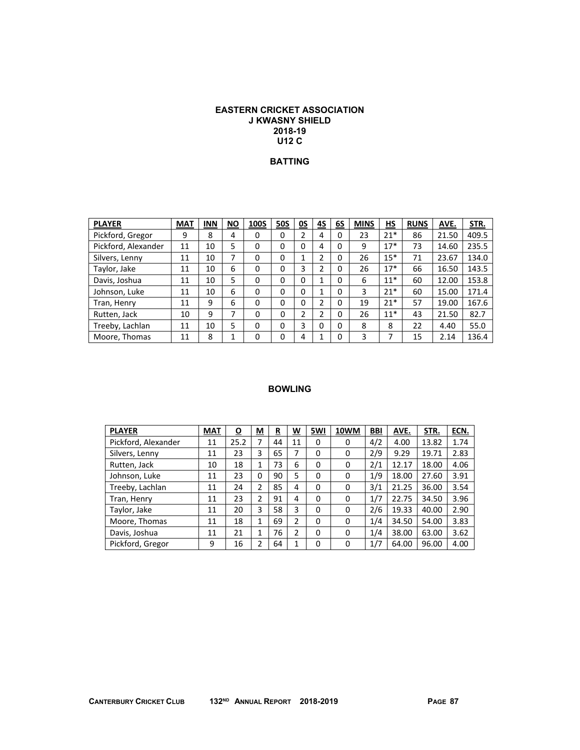# EASTERN CRICKET ASSOCIATION
## J KWASNY SHIELD
## 2018-19
## U12 C

### BATTING

| PLAYER | MAT | INN | NO | 100S | 50S | 0S | 4S | 6S | MINS | HS | RUNS | AVE. | STR. |
|---|---|---|---|---|---|---|---|---|---|---|---|---|---|
| Pickford, Gregor | 9 | 8 | 4 | 0 | 0 | 2 | 4 | 0 | 23 | 21* | 86 | 21.50 | 409.5 |
| Pickford, Alexander | 11 | 10 | 5 | 0 | 0 | 0 | 4 | 0 | 9 | 17* | 73 | 14.60 | 235.5 |
| Silvers, Lenny | 11 | 10 | 7 | 0 | 0 | 1 | 2 | 0 | 26 | 15* | 71 | 23.67 | 134.0 |
| Taylor, Jake | 11 | 10 | 6 | 0 | 0 | 3 | 2 | 0 | 26 | 17* | 66 | 16.50 | 143.5 |
| Davis, Joshua | 11 | 10 | 5 | 0 | 0 | 0 | 1 | 0 | 6 | 11* | 60 | 12.00 | 153.8 |
| Johnson, Luke | 11 | 10 | 6 | 0 | 0 | 0 | 1 | 0 | 3 | 21* | 60 | 15.00 | 171.4 |
| Tran, Henry | 11 | 9 | 6 | 0 | 0 | 0 | 2 | 0 | 19 | 21* | 57 | 19.00 | 167.6 |
| Rutten, Jack | 10 | 9 | 7 | 0 | 0 | 2 | 2 | 0 | 26 | 11* | 43 | 21.50 | 82.7 |
| Treeby, Lachlan | 11 | 10 | 5 | 0 | 0 | 3 | 0 | 0 | 8 | 8 | 22 | 4.40 | 55.0 |
| Moore, Thomas | 11 | 8 | 1 | 0 | 0 | 4 | 1 | 0 | 3 | 7 | 15 | 2.14 | 136.4 |

### BOWLING

| PLAYER | MAT | O | M | R | W | 5WI | 10WM | BBI | AVE. | STR. | ECN. |
|---|---|---|---|---|---|---|---|---|---|---|---|
| Pickford, Alexander | 11 | 25.2 | 7 | 44 | 11 | 0 | 0 | 4/2 | 4.00 | 13.82 | 1.74 |
| Silvers, Lenny | 11 | 23 | 3 | 65 | 7 | 0 | 0 | 2/9 | 9.29 | 19.71 | 2.83 |
| Rutten, Jack | 10 | 18 | 1 | 73 | 6 | 0 | 0 | 2/1 | 12.17 | 18.00 | 4.06 |
| Johnson, Luke | 11 | 23 | 0 | 90 | 5 | 0 | 0 | 1/9 | 18.00 | 27.60 | 3.91 |
| Treeby, Lachlan | 11 | 24 | 2 | 85 | 4 | 0 | 0 | 3/1 | 21.25 | 36.00 | 3.54 |
| Tran, Henry | 11 | 23 | 2 | 91 | 4 | 0 | 0 | 1/7 | 22.75 | 34.50 | 3.96 |
| Taylor, Jake | 11 | 20 | 3 | 58 | 3 | 0 | 0 | 2/6 | 19.33 | 40.00 | 2.90 |
| Moore, Thomas | 11 | 18 | 1 | 69 | 2 | 0 | 0 | 1/4 | 34.50 | 54.00 | 3.83 |
| Davis, Joshua | 11 | 21 | 1 | 76 | 2 | 0 | 0 | 1/4 | 38.00 | 63.00 | 3.62 |
| Pickford, Gregor | 9 | 16 | 2 | 64 | 1 | 0 | 0 | 1/7 | 64.00 | 96.00 | 4.00 |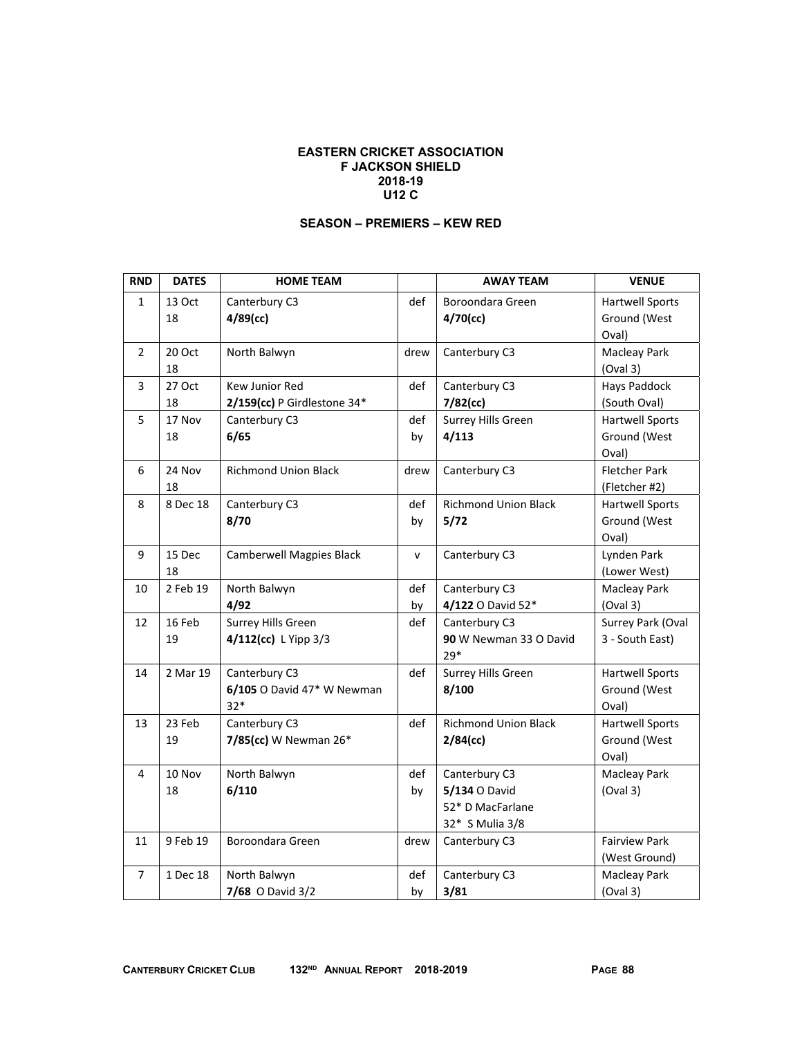**EASTERN CRICKET ASSOCIATION**
**F JACKSON SHIELD**
**2018-19**
**U12 C**

**SEASON – PREMIERS – KEW RED**

| RND | DATES | HOME TEAM | | AWAY TEAM | VENUE |
|---|---|---|---|---|---|
| 1 | 13 Oct 18 | Canterbury C3 **4/89(cc)** | def | Boroondara Green **4/70(cc)** | Hartwell Sports Ground (West Oval) |
| 2 | 20 Oct 18 | North Balwyn | drew | Canterbury C3 | Macleay Park (Oval 3) |
| 3 | 27 Oct 18 | Kew Junior Red **2/159(cc)** P Girdlestone 34* | def | Canterbury C3 **7/82(cc)** | Hays Paddock (South Oval) |
| 5 | 17 Nov 18 | Canterbury C3 **6/65** | def by | Surrey Hills Green **4/113** | Hartwell Sports Ground (West Oval) |
| 6 | 24 Nov 18 | Richmond Union Black | drew | Canterbury C3 | Fletcher Park (Fletcher #2) |
| 8 | 8 Dec 18 | Canterbury C3 **8/70** | def by | Richmond Union Black **5/72** | Hartwell Sports Ground (West Oval) |
| 9 | 15 Dec 18 | Camberwell Magpies Black | v | Canterbury C3 | Lynden Park (Lower West) |
| 10 | 2 Feb 19 | North Balwyn **4/92** | def by | Canterbury C3 **4/122** O David 52* | Macleay Park (Oval 3) |
| 12 | 16 Feb 19 | Surrey Hills Green **4/112(cc)** L Yipp 3/3 | def | Canterbury C3 **90** W Newman 33 O David 29* | Surrey Park (Oval 3 - South East) |
| 14 | 2 Mar 19 | Canterbury C3 **6/105** O David 47* W Newman 32* | def | Surrey Hills Green **8/100** | Hartwell Sports Ground (West Oval) |
| 13 | 23 Feb 19 | Canterbury C3 **7/85(cc)** W Newman 26* | def | Richmond Union Black **2/84(cc)** | Hartwell Sports Ground (West Oval) |
| 4 | 10 Nov 18 | North Balwyn **6/110** | def by | Canterbury C3 **5/134** O David 52* D MacFarlane 32* S Mulia 3/8 | Macleay Park (Oval 3) |
| 11 | 9 Feb 19 | Boroondara Green | drew | Canterbury C3 | Fairview Park (West Ground) |
| 7 | 1 Dec 18 | North Balwyn **7/68** O David 3/2 | def by | Canterbury C3 **3/81** | Macleay Park (Oval 3) |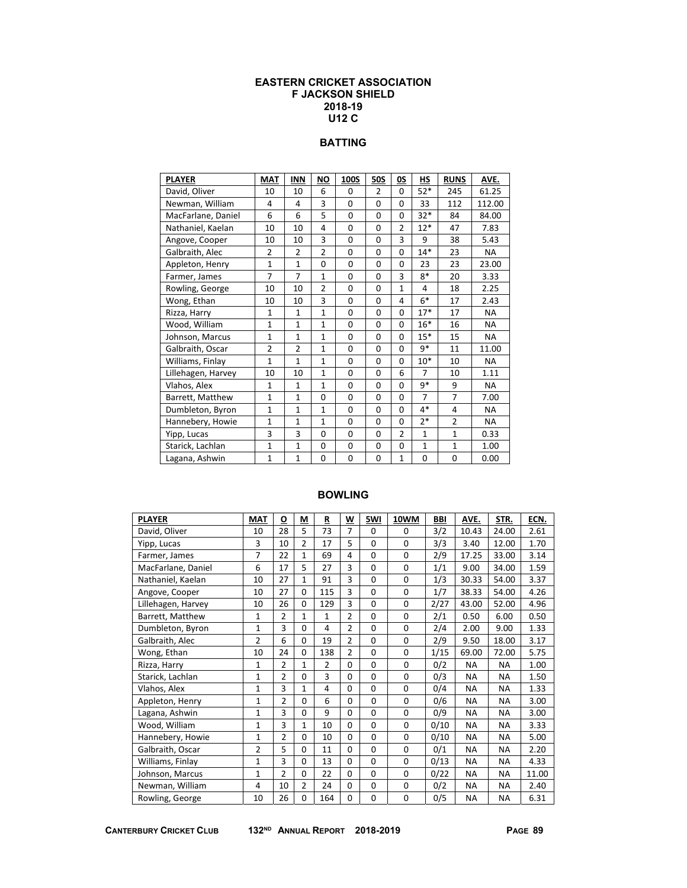# EASTERN CRICKET ASSOCIATION
# F JACKSON SHIELD
# 2018-19
# U12 C

## BATTING

| PLAYER | MAT | INN | NO | 100S | 50S | 0S | HS | RUNS | AVE. |
|---|---|---|---|---|---|---|---|---|---|
| David, Oliver | 10 | 10 | 6 | 0 | 2 | 0 | 52* | 245 | 61.25 |
| Newman, William | 4 | 4 | 3 | 0 | 0 | 0 | 33 | 112 | 112.00 |
| MacFarlane, Daniel | 6 | 6 | 5 | 0 | 0 | 0 | 32* | 84 | 84.00 |
| Nathaniel, Kaelan | 10 | 10 | 4 | 0 | 0 | 2 | 12* | 47 | 7.83 |
| Angove, Cooper | 10 | 10 | 3 | 0 | 0 | 3 | 9 | 38 | 5.43 |
| Galbraith, Alec | 2 | 2 | 2 | 0 | 0 | 0 | 14* | 23 | NA |
| Appleton, Henry | 1 | 1 | 0 | 0 | 0 | 0 | 23 | 23 | 23.00 |
| Farmer, James | 7 | 7 | 1 | 0 | 0 | 3 | 8* | 20 | 3.33 |
| Rowling, George | 10 | 10 | 2 | 0 | 0 | 1 | 4 | 18 | 2.25 |
| Wong, Ethan | 10 | 10 | 3 | 0 | 0 | 4 | 6* | 17 | 2.43 |
| Rizza, Harry | 1 | 1 | 1 | 0 | 0 | 0 | 17* | 17 | NA |
| Wood, William | 1 | 1 | 1 | 0 | 0 | 0 | 16* | 16 | NA |
| Johnson, Marcus | 1 | 1 | 1 | 0 | 0 | 0 | 15* | 15 | NA |
| Galbraith, Oscar | 2 | 2 | 1 | 0 | 0 | 0 | 9* | 11 | 11.00 |
| Williams, Finlay | 1 | 1 | 1 | 0 | 0 | 0 | 10* | 10 | NA |
| Lillehagen, Harvey | 10 | 10 | 1 | 0 | 0 | 6 | 7 | 10 | 1.11 |
| Vlahos, Alex | 1 | 1 | 1 | 0 | 0 | 0 | 9* | 9 | NA |
| Barrett, Matthew | 1 | 1 | 0 | 0 | 0 | 0 | 7 | 7 | 7.00 |
| Dumbleton, Byron | 1 | 1 | 1 | 0 | 0 | 0 | 4* | 4 | NA |
| Hannebery, Howie | 1 | 1 | 1 | 0 | 0 | 0 | 2* | 2 | NA |
| Yipp, Lucas | 3 | 3 | 0 | 0 | 0 | 2 | 1 | 1 | 0.33 |
| Starick, Lachlan | 1 | 1 | 0 | 0 | 0 | 0 | 1 | 1 | 1.00 |
| Lagana, Ashwin | 1 | 1 | 0 | 0 | 0 | 1 | 0 | 0 | 0.00 |

## BOWLING

| PLAYER | MAT | O | M | R | W | 5WI | 10WM | BBI | AVE. | STR. | ECN. |
|---|---|---|---|---|---|---|---|---|---|---|---|
| David, Oliver | 10 | 28 | 5 | 73 | 7 | 0 | 0 | 3/2 | 10.43 | 24.00 | 2.61 |
| Yipp, Lucas | 3 | 10 | 2 | 17 | 5 | 0 | 0 | 3/3 | 3.40 | 12.00 | 1.70 |
| Farmer, James | 7 | 22 | 1 | 69 | 4 | 0 | 0 | 2/9 | 17.25 | 33.00 | 3.14 |
| MacFarlane, Daniel | 6 | 17 | 5 | 27 | 3 | 0 | 0 | 1/1 | 9.00 | 34.00 | 1.59 |
| Nathaniel, Kaelan | 10 | 27 | 1 | 91 | 3 | 0 | 0 | 1/3 | 30.33 | 54.00 | 3.37 |
| Angove, Cooper | 10 | 27 | 0 | 115 | 3 | 0 | 0 | 1/7 | 38.33 | 54.00 | 4.26 |
| Lillehagen, Harvey | 10 | 26 | 0 | 129 | 3 | 0 | 0 | 2/27 | 43.00 | 52.00 | 4.96 |
| Barrett, Matthew | 1 | 2 | 1 | 1 | 2 | 0 | 0 | 2/1 | 0.50 | 6.00 | 0.50 |
| Dumbleton, Byron | 1 | 3 | 0 | 4 | 2 | 0 | 0 | 2/4 | 2.00 | 9.00 | 1.33 |
| Galbraith, Alec | 2 | 6 | 0 | 19 | 2 | 0 | 0 | 2/9 | 9.50 | 18.00 | 3.17 |
| Wong, Ethan | 10 | 24 | 0 | 138 | 2 | 0 | 0 | 1/15 | 69.00 | 72.00 | 5.75 |
| Rizza, Harry | 1 | 2 | 1 | 2 | 0 | 0 | 0 | 0/2 | NA | NA | 1.00 |
| Starick, Lachlan | 1 | 2 | 0 | 3 | 0 | 0 | 0 | 0/3 | NA | NA | 1.50 |
| Vlahos, Alex | 1 | 3 | 1 | 4 | 0 | 0 | 0 | 0/4 | NA | NA | 1.33 |
| Appleton, Henry | 1 | 2 | 0 | 6 | 0 | 0 | 0 | 0/6 | NA | NA | 3.00 |
| Lagana, Ashwin | 1 | 3 | 0 | 9 | 0 | 0 | 0 | 0/9 | NA | NA | 3.00 |
| Wood, William | 1 | 3 | 1 | 10 | 0 | 0 | 0 | 0/10 | NA | NA | 3.33 |
| Hannebery, Howie | 1 | 2 | 0 | 10 | 0 | 0 | 0 | 0/10 | NA | NA | 5.00 |
| Galbraith, Oscar | 2 | 5 | 0 | 11 | 0 | 0 | 0 | 0/1 | NA | NA | 2.20 |
| Williams, Finlay | 1 | 3 | 0 | 13 | 0 | 0 | 0 | 0/13 | NA | NA | 4.33 |
| Johnson, Marcus | 1 | 2 | 0 | 22 | 0 | 0 | 0 | 0/22 | NA | NA | 11.00 |
| Newman, William | 4 | 10 | 2 | 24 | 0 | 0 | 0 | 0/2 | NA | NA | 2.40 |
| Rowling, George | 10 | 26 | 0 | 164 | 0 | 0 | 0 | 0/5 | NA | NA | 6.31 |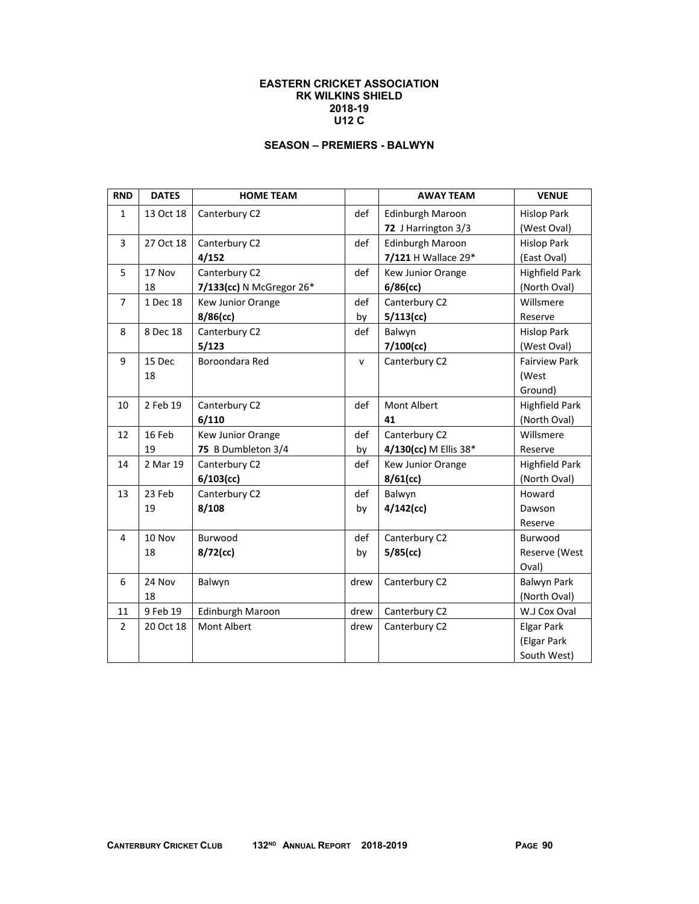**EASTERN CRICKET ASSOCIATION**
**RK WILKINS SHIELD**
**2018-19**
**U12 C**

**SEASON – PREMIERS - BALWYN**

| RND | DATES | HOME TEAM | | AWAY TEAM | VENUE |
|---|---|---|---|---|---|
| 1 | 13 Oct 18 | Canterbury C2 | def | Edinburgh Maroon **72** J Harrington 3/3 | Hislop Park (West Oval) |
| 3 | 27 Oct 18 | Canterbury C2 **4/152** | def | Edinburgh Maroon **7/121** H Wallace 29* | Hislop Park (East Oval) |
| 5 | 17 Nov 18 | Canterbury C2 **7/133(cc)** N McGregor 26* | def | Kew Junior Orange **6/86(cc)** | Highfield Park (North Oval) |
| 7 | 1 Dec 18 | Kew Junior Orange **8/86(cc)** | def by | Canterbury C2 **5/113(cc)** | Willsmere Reserve |
| 8 | 8 Dec 18 | Canterbury C2 **5/123** | def | Balwyn **7/100(cc)** | Hislop Park (West Oval) |
| 9 | 15 Dec 18 | Boroondara Red | v | Canterbury C2 | Fairview Park (West Ground) |
| 10 | 2 Feb 19 | Canterbury C2 **6/110** | def | Mont Albert **41** | Highfield Park (North Oval) |
| 12 | 16 Feb 19 | Kew Junior Orange **75** B Dumbleton 3/4 | def by | Canterbury C2 **4/130(cc)** M Ellis 38* | Willsmere Reserve |
| 14 | 2 Mar 19 | Canterbury C2 **6/103(cc)** | def | Kew Junior Orange **8/61(cc)** | Highfield Park (North Oval) |
| 13 | 23 Feb 19 | Canterbury C2 **8/108** | def by | Balwyn **4/142(cc)** | Howard Dawson Reserve |
| 4 | 10 Nov 18 | Burwood **8/72(cc)** | def by | Canterbury C2 **5/85(cc)** | Burwood Reserve (West Oval) |
| 6 | 24 Nov 18 | Balwyn | drew | Canterbury C2 | Balwyn Park (North Oval) |
| 11 | 9 Feb 19 | Edinburgh Maroon | drew | Canterbury C2 | W.J Cox Oval |
| 2 | 20 Oct 18 | Mont Albert | drew | Canterbury C2 | Elgar Park (Elgar Park South West) |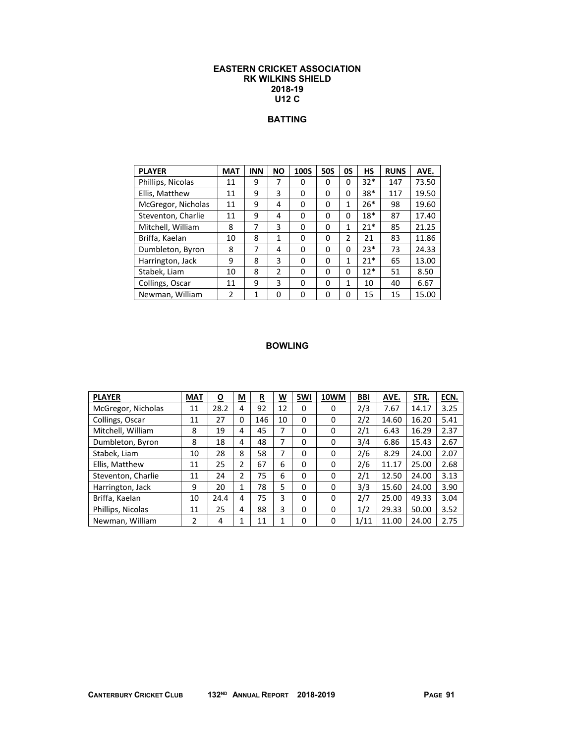# EASTERN CRICKET ASSOCIATION
## RK WILKINS SHIELD
## 2018-19
## U12 C

### BATTING

| PLAYER | MAT | INN | NO | 100S | 50S | 0S | HS | RUNS | AVE. |
|---|---|---|---|---|---|---|---|---|---|
| Phillips, Nicolas | 11 | 9 | 7 | 0 | 0 | 0 | 32* | 147 | 73.50 |
| Ellis, Matthew | 11 | 9 | 3 | 0 | 0 | 0 | 38* | 117 | 19.50 |
| McGregor, Nicholas | 11 | 9 | 4 | 0 | 0 | 1 | 26* | 98 | 19.60 |
| Steventon, Charlie | 11 | 9 | 4 | 0 | 0 | 0 | 18* | 87 | 17.40 |
| Mitchell, William | 8 | 7 | 3 | 0 | 0 | 1 | 21* | 85 | 21.25 |
| Briffa, Kaelan | 10 | 8 | 1 | 0 | 0 | 2 | 21 | 83 | 11.86 |
| Dumbleton, Byron | 8 | 7 | 4 | 0 | 0 | 0 | 23* | 73 | 24.33 |
| Harrington, Jack | 9 | 8 | 3 | 0 | 0 | 1 | 21* | 65 | 13.00 |
| Stabek, Liam | 10 | 8 | 2 | 0 | 0 | 0 | 12* | 51 | 8.50 |
| Collings, Oscar | 11 | 9 | 3 | 0 | 0 | 1 | 10 | 40 | 6.67 |
| Newman, William | 2 | 1 | 0 | 0 | 0 | 0 | 15 | 15 | 15.00 |

### BOWLING

| PLAYER | MAT | O | M | R | W | 5WI | 10WM | BBI | AVE. | STR. | ECN. |
|---|---|---|---|---|---|---|---|---|---|---|---|
| McGregor, Nicholas | 11 | 28.2 | 4 | 92 | 12 | 0 | 0 | 2/3 | 7.67 | 14.17 | 3.25 |
| Collings, Oscar | 11 | 27 | 0 | 146 | 10 | 0 | 0 | 2/2 | 14.60 | 16.20 | 5.41 |
| Mitchell, William | 8 | 19 | 4 | 45 | 7 | 0 | 0 | 2/1 | 6.43 | 16.29 | 2.37 |
| Dumbleton, Byron | 8 | 18 | 4 | 48 | 7 | 0 | 0 | 3/4 | 6.86 | 15.43 | 2.67 |
| Stabek, Liam | 10 | 28 | 8 | 58 | 7 | 0 | 0 | 2/6 | 8.29 | 24.00 | 2.07 |
| Ellis, Matthew | 11 | 25 | 2 | 67 | 6 | 0 | 0 | 2/6 | 11.17 | 25.00 | 2.68 |
| Steventon, Charlie | 11 | 24 | 2 | 75 | 6 | 0 | 0 | 2/1 | 12.50 | 24.00 | 3.13 |
| Harrington, Jack | 9 | 20 | 1 | 78 | 5 | 0 | 0 | 3/3 | 15.60 | 24.00 | 3.90 |
| Briffa, Kaelan | 10 | 24.4 | 4 | 75 | 3 | 0 | 0 | 2/7 | 25.00 | 49.33 | 3.04 |
| Phillips, Nicolas | 11 | 25 | 4 | 88 | 3 | 0 | 0 | 1/2 | 29.33 | 50.00 | 3.52 |
| Newman, William | 2 | 4 | 1 | 11 | 1 | 0 | 0 | 1/11 | 11.00 | 24.00 | 2.75 |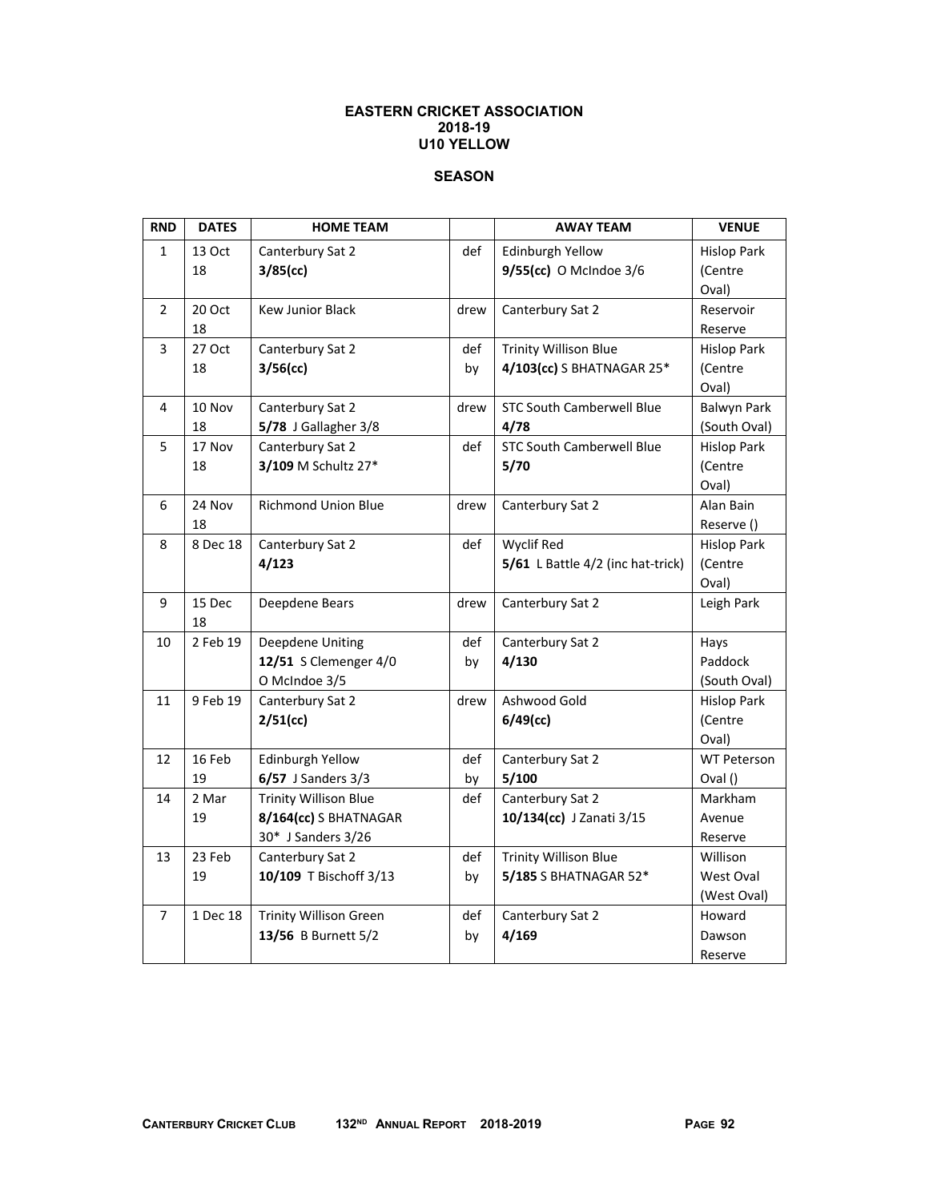**EASTERN CRICKET ASSOCIATION**
**2018-19**
**U10 YELLOW**

**SEASON**

| RND | DATES | HOME TEAM | | AWAY TEAM | VENUE |
|---|---|---|---|---|---|
| 1 | 13 Oct 18 | Canterbury Sat 2 **3/85(cc)** | def | Edinburgh Yellow **9/55(cc)** O McIndoe 3/6 | Hislop Park (Centre Oval) |
| 2 | 20 Oct 18 | Kew Junior Black | drew | Canterbury Sat 2 | Reservoir Reserve |
| 3 | 27 Oct 18 | Canterbury Sat 2 **3/56(cc)** | def by | Trinity Willison Blue **4/103(cc)** S BHATNAGAR 25* | Hislop Park (Centre Oval) |
| 4 | 10 Nov 18 | Canterbury Sat 2 **5/78** J Gallagher 3/8 | drew | STC South Camberwell Blue **4/78** | Balwyn Park (South Oval) |
| 5 | 17 Nov 18 | Canterbury Sat 2 **3/109** M Schultz 27* | def | STC South Camberwell Blue **5/70** | Hislop Park (Centre Oval) |
| 6 | 24 Nov 18 | Richmond Union Blue | drew | Canterbury Sat 2 | Alan Bain Reserve () |
| 8 | 8 Dec 18 | Canterbury Sat 2 **4/123** | def | Wyclif Red **5/61** L Battle 4/2 (inc hat-trick) | Hislop Park (Centre Oval) |
| 9 | 15 Dec 18 | Deepdene Bears | drew | Canterbury Sat 2 | Leigh Park |
| 10 | 2 Feb 19 | Deepdene Uniting **12/51** S Clemenger 4/0 O McIndoe 3/5 | def by | Canterbury Sat 2 **4/130** | Hays Paddock (South Oval) |
| 11 | 9 Feb 19 | Canterbury Sat 2 **2/51(cc)** | drew | Ashwood Gold **6/49(cc)** | Hislop Park (Centre Oval) |
| 12 | 16 Feb 19 | Edinburgh Yellow **6/57** J Sanders 3/3 | def by | Canterbury Sat 2 **5/100** | WT Peterson Oval () |
| 14 | 2 Mar 19 | Trinity Willison Blue **8/164(cc)** S BHATNAGAR 30* J Sanders 3/26 | def | Canterbury Sat 2 **10/134(cc)** J Zanati 3/15 | Markham Avenue Reserve |
| 13 | 23 Feb 19 | Canterbury Sat 2 **10/109** T Bischoff 3/13 | def by | Trinity Willison Blue **5/185** S BHATNAGAR 52* | Willison West Oval (West Oval) |
| 7 | 1 Dec 18 | Trinity Willison Green **13/56** B Burnett 5/2 | def by | Canterbury Sat 2 **4/169** | Howard Dawson Reserve |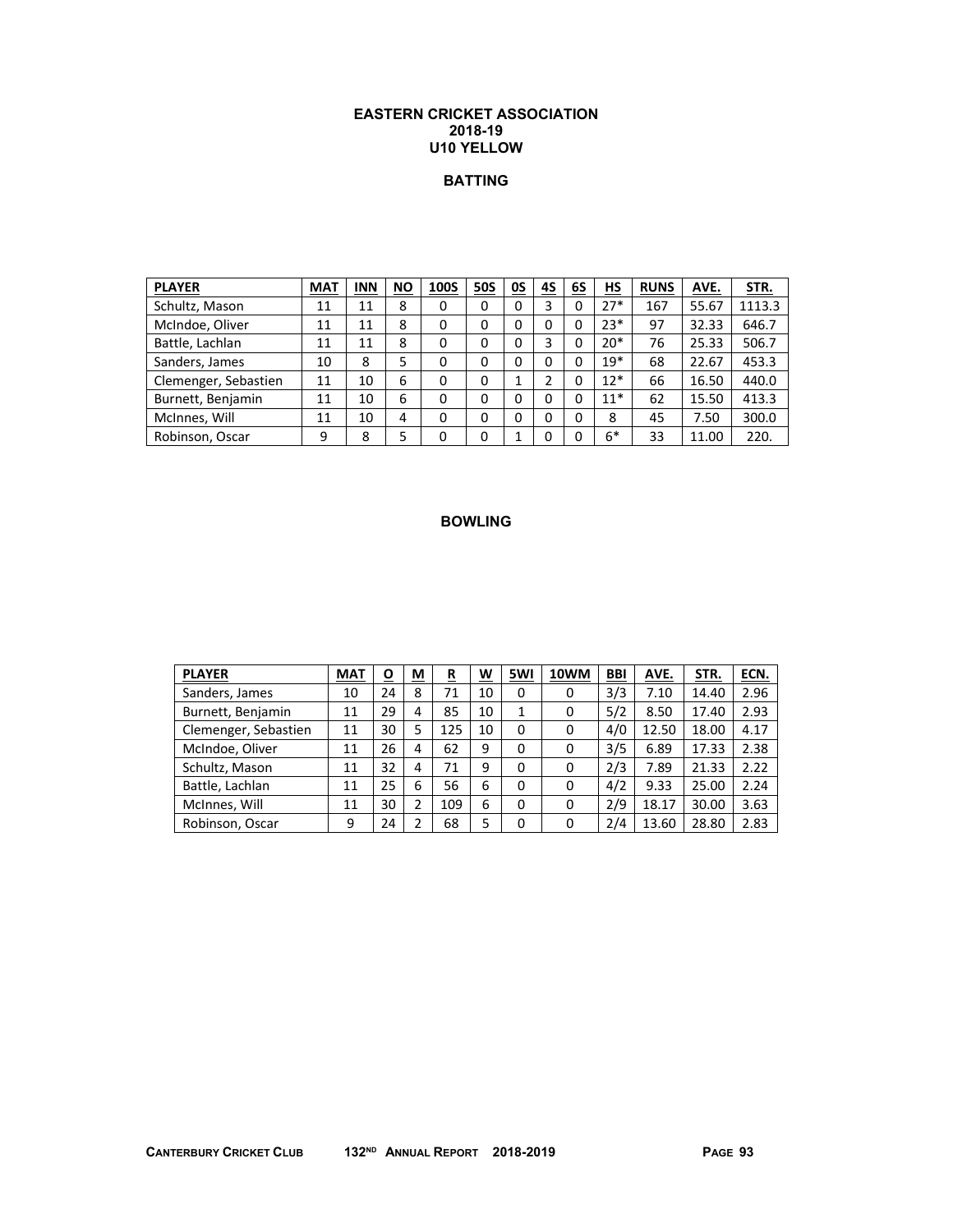# EASTERN CRICKET ASSOCIATION
## 2018-19
## U10 YELLOW

### BATTING

| PLAYER | MAT | INN | NO | 100S | 50S | 0S | 4S | 6S | HS | RUNS | AVE. | STR. |
|---|---|---|---|---|---|---|---|---|---|---|---|---|
| Schultz, Mason | 11 | 11 | 8 | 0 | 0 | 0 | 3 | 0 | 27* | 167 | 55.67 | 1113.3 |
| McIndoe, Oliver | 11 | 11 | 8 | 0 | 0 | 0 | 0 | 0 | 23* | 97 | 32.33 | 646.7 |
| Battle, Lachlan | 11 | 11 | 8 | 0 | 0 | 0 | 3 | 0 | 20* | 76 | 25.33 | 506.7 |
| Sanders, James | 10 | 8 | 5 | 0 | 0 | 0 | 0 | 0 | 19* | 68 | 22.67 | 453.3 |
| Clemenger, Sebastien | 11 | 10 | 6 | 0 | 0 | 1 | 2 | 0 | 12* | 66 | 16.50 | 440.0 |
| Burnett, Benjamin | 11 | 10 | 6 | 0 | 0 | 0 | 0 | 0 | 11* | 62 | 15.50 | 413.3 |
| McInnes, Will | 11 | 10 | 4 | 0 | 0 | 0 | 0 | 0 | 8 | 45 | 7.50 | 300.0 |
| Robinson, Oscar | 9 | 8 | 5 | 0 | 0 | 1 | 0 | 0 | 6* | 33 | 11.00 | 220. |

### BOWLING

| PLAYER | MAT | O | M | R | W | 5WI | 10WM | BBI | AVE. | STR. | ECN. |
|---|---|---|---|---|---|---|---|---|---|---|---|
| Sanders, James | 10 | 24 | 8 | 71 | 10 | 0 | 0 | 3/3 | 7.10 | 14.40 | 2.96 |
| Burnett, Benjamin | 11 | 29 | 4 | 85 | 10 | 1 | 0 | 5/2 | 8.50 | 17.40 | 2.93 |
| Clemenger, Sebastien | 11 | 30 | 5 | 125 | 10 | 0 | 0 | 4/0 | 12.50 | 18.00 | 4.17 |
| McIndoe, Oliver | 11 | 26 | 4 | 62 | 9 | 0 | 0 | 3/5 | 6.89 | 17.33 | 2.38 |
| Schultz, Mason | 11 | 32 | 4 | 71 | 9 | 0 | 0 | 2/3 | 7.89 | 21.33 | 2.22 |
| Battle, Lachlan | 11 | 25 | 6 | 56 | 6 | 0 | 0 | 4/2 | 9.33 | 25.00 | 2.24 |
| McInnes, Will | 11 | 30 | 2 | 109 | 6 | 0 | 0 | 2/9 | 18.17 | 30.00 | 3.63 |
| Robinson, Oscar | 9 | 24 | 2 | 68 | 5 | 0 | 0 | 2/4 | 13.60 | 28.80 | 2.83 |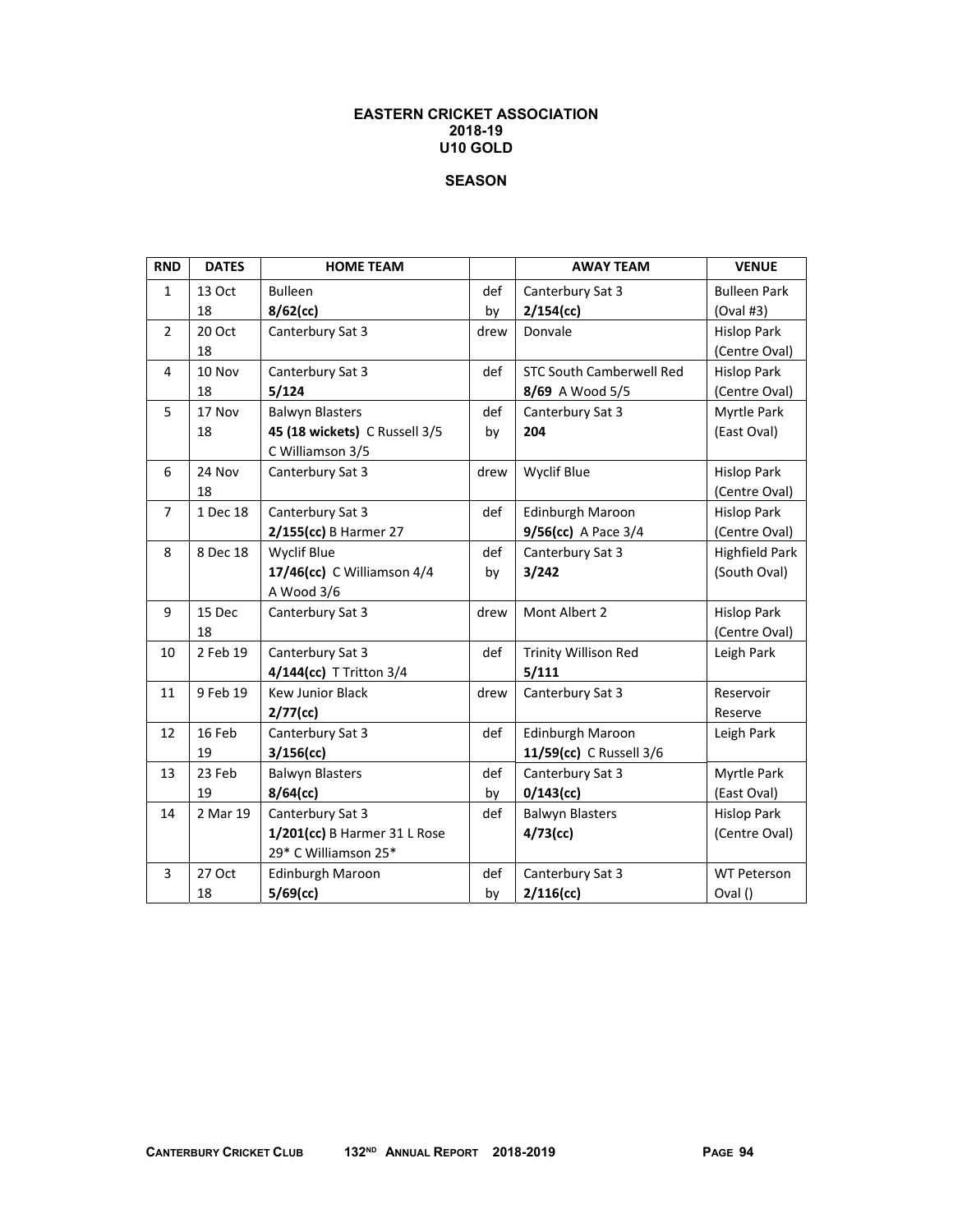# EASTERN CRICKET ASSOCIATION
## 2018-19
## U10 GOLD

### SEASON

| RND | DATES | HOME TEAM | | AWAY TEAM | VENUE |
|---|---|---|---|---|---|
| 1 | 13 Oct 18 | Bulleen **8/62(cc)** | def by | Canterbury Sat 3 **2/154(cc)** | Bulleen Park (Oval #3) |
| 2 | 20 Oct 18 | Canterbury Sat 3 | drew | Donvale | Hislop Park (Centre Oval) |
| 4 | 10 Nov 18 | Canterbury Sat 3 **5/124** | def | STC South Camberwell Red **8/69** A Wood 5/5 | Hislop Park (Centre Oval) |
| 5 | 17 Nov 18 | Balwyn Blasters **45 (18 wickets)** C Russell 3/5 C Williamson 3/5 | def by | Canterbury Sat 3 **204** | Myrtle Park (East Oval) |
| 6 | 24 Nov 18 | Canterbury Sat 3 | drew | Wyclif Blue | Hislop Park (Centre Oval) |
| 7 | 1 Dec 18 | Canterbury Sat 3 **2/155(cc)** B Harmer 27 | def | Edinburgh Maroon **9/56(cc)** A Pace 3/4 | Hislop Park (Centre Oval) |
| 8 | 8 Dec 18 | Wyclif Blue **17/46(cc)** C Williamson 4/4 A Wood 3/6 | def by | Canterbury Sat 3 **3/242** | Highfield Park (South Oval) |
| 9 | 15 Dec 18 | Canterbury Sat 3 | drew | Mont Albert 2 | Hislop Park (Centre Oval) |
| 10 | 2 Feb 19 | Canterbury Sat 3 **4/144(cc)** T Tritton 3/4 | def | Trinity Willison Red **5/111** | Leigh Park |
| 11 | 9 Feb 19 | Kew Junior Black **2/77(cc)** | drew | Canterbury Sat 3 | Reservoir Reserve |
| 12 | 16 Feb 19 | Canterbury Sat 3 **3/156(cc)** | def | Edinburgh Maroon **11/59(cc)** C Russell 3/6 | Leigh Park |
| 13 | 23 Feb 19 | Balwyn Blasters **8/64(cc)** | def by | Canterbury Sat 3 **0/143(cc)** | Myrtle Park (East Oval) |
| 14 | 2 Mar 19 | Canterbury Sat 3 **1/201(cc)** B Harmer 31 L Rose 29* C Williamson 25* | def | Balwyn Blasters **4/73(cc)** | Hislop Park (Centre Oval) |
| 3 | 27 Oct 18 | Edinburgh Maroon **5/69(cc)** | def by | Canterbury Sat 3 **2/116(cc)** | WT Peterson Oval () |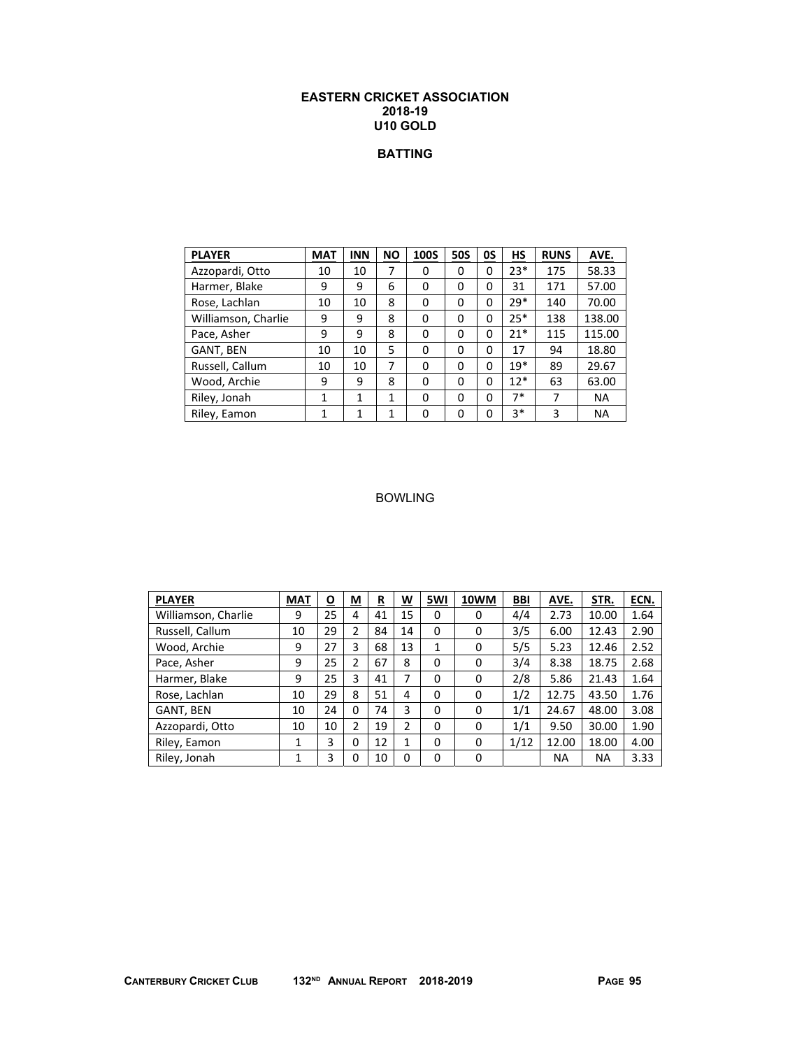**EASTERN CRICKET ASSOCIATION**
**2018-19**
**U10 GOLD**

## BATTING

| PLAYER | MAT | INN | NO | 100S | 50S | 0S | HS | RUNS | AVE. |
|---|---|---|---|---|---|---|---|---|---|
| Azzopardi, Otto | 10 | 10 | 7 | 0 | 0 | 0 | 23* | 175 | 58.33 |
| Harmer, Blake | 9 | 9 | 6 | 0 | 0 | 0 | 31 | 171 | 57.00 |
| Rose, Lachlan | 10 | 10 | 8 | 0 | 0 | 0 | 29* | 140 | 70.00 |
| Williamson, Charlie | 9 | 9 | 8 | 0 | 0 | 0 | 25* | 138 | 138.00 |
| Pace, Asher | 9 | 9 | 8 | 0 | 0 | 0 | 21* | 115 | 115.00 |
| GANT, BEN | 10 | 10 | 5 | 0 | 0 | 0 | 17 | 94 | 18.80 |
| Russell, Callum | 10 | 10 | 7 | 0 | 0 | 0 | 19* | 89 | 29.67 |
| Wood, Archie | 9 | 9 | 8 | 0 | 0 | 0 | 12* | 63 | 63.00 |
| Riley, Jonah | 1 | 1 | 1 | 0 | 0 | 0 | 7* | 7 | NA |
| Riley, Eamon | 1 | 1 | 1 | 0 | 0 | 0 | 3* | 3 | NA |

## BOWLING

| PLAYER | MAT | O | M | R | W | 5WI | 10WM | BBI | AVE. | STR. | ECN. |
|---|---|---|---|---|---|---|---|---|---|---|---|
| Williamson, Charlie | 9 | 25 | 4 | 41 | 15 | 0 | 0 | 4/4 | 2.73 | 10.00 | 1.64 |
| Russell, Callum | 10 | 29 | 2 | 84 | 14 | 0 | 0 | 3/5 | 6.00 | 12.43 | 2.90 |
| Wood, Archie | 9 | 27 | 3 | 68 | 13 | 1 | 0 | 5/5 | 5.23 | 12.46 | 2.52 |
| Pace, Asher | 9 | 25 | 2 | 67 | 8 | 0 | 0 | 3/4 | 8.38 | 18.75 | 2.68 |
| Harmer, Blake | 9 | 25 | 3 | 41 | 7 | 0 | 0 | 2/8 | 5.86 | 21.43 | 1.64 |
| Rose, Lachlan | 10 | 29 | 8 | 51 | 4 | 0 | 0 | 1/2 | 12.75 | 43.50 | 1.76 |
| GANT, BEN | 10 | 24 | 0 | 74 | 3 | 0 | 0 | 1/1 | 24.67 | 48.00 | 3.08 |
| Azzopardi, Otto | 10 | 10 | 2 | 19 | 2 | 0 | 0 | 1/1 | 9.50 | 30.00 | 1.90 |
| Riley, Eamon | 1 | 3 | 0 | 12 | 1 | 0 | 0 | 1/12 | 12.00 | 18.00 | 4.00 |
| Riley, Jonah | 1 | 3 | 0 | 10 | 0 | 0 | 0 | | NA | NA | 3.33 |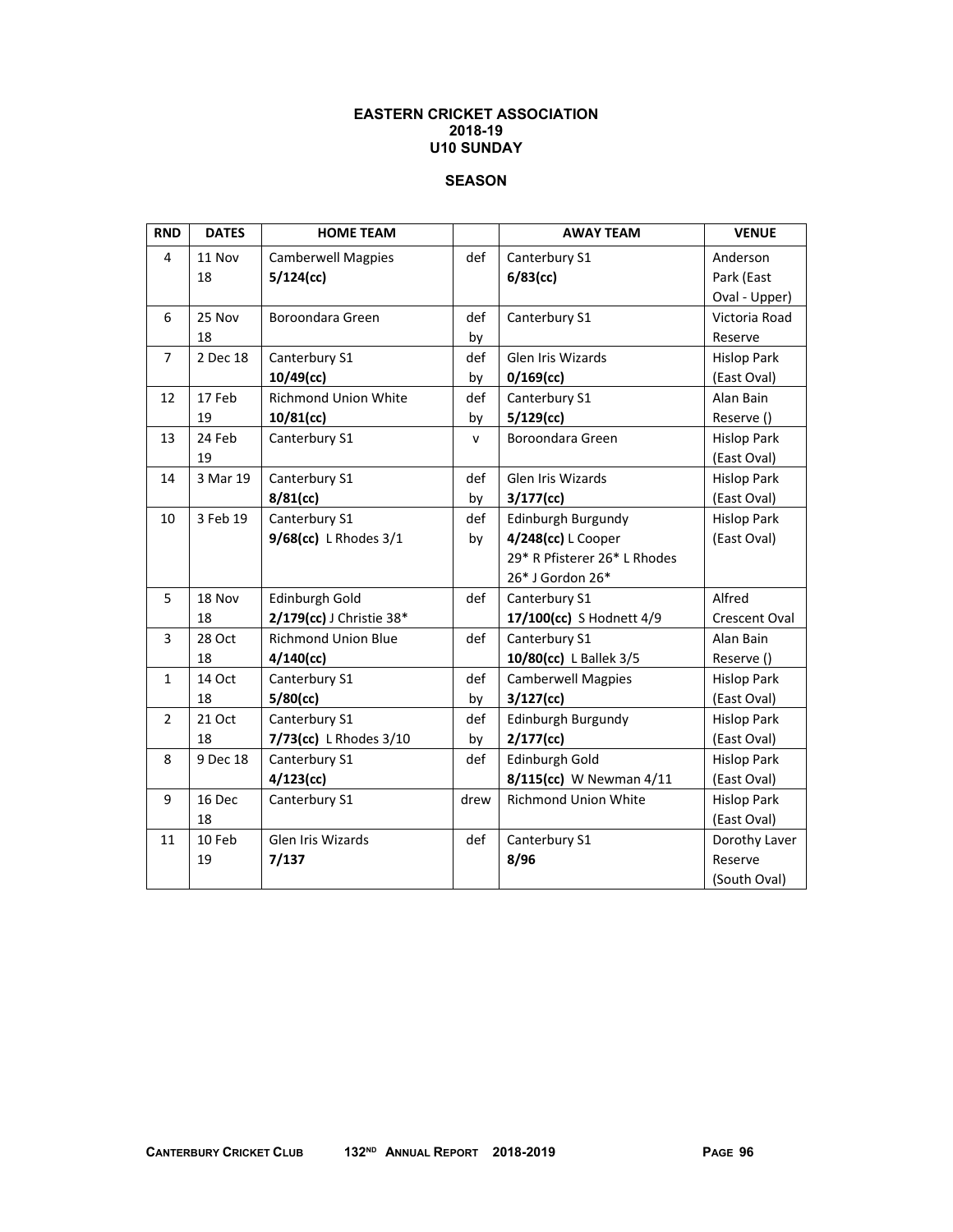# EASTERN CRICKET ASSOCIATION
## 2018-19
## U10 SUNDAY

### SEASON

| RND | DATES | HOME TEAM | | AWAY TEAM | VENUE |
|---|---|---|---|---|---|
| 4 | 11 Nov 18 | Camberwell Magpies **5/124(cc)** | def | Canterbury S1 **6/83(cc)** | Anderson Park (East Oval - Upper) |
| 6 | 25 Nov 18 | Boroondara Green | def by | Canterbury S1 | Victoria Road Reserve |
| 7 | 2 Dec 18 | Canterbury S1 **10/49(cc)** | def by | Glen Iris Wizards **0/169(cc)** | Hislop Park (East Oval) |
| 12 | 17 Feb 19 | Richmond Union White **10/81(cc)** | def by | Canterbury S1 **5/129(cc)** | Alan Bain Reserve () |
| 13 | 24 Feb 19 | Canterbury S1 | v | Boroondara Green | Hislop Park (East Oval) |
| 14 | 3 Mar 19 | Canterbury S1 **8/81(cc)** | def by | Glen Iris Wizards **3/177(cc)** | Hislop Park (East Oval) |
| 10 | 3 Feb 19 | Canterbury S1 **9/68(cc)** L Rhodes 3/1 | def by | Edinburgh Burgundy **4/248(cc)** L Cooper 29* R Pfisterer 26* L Rhodes 26* J Gordon 26* | Hislop Park (East Oval) |
| 5 | 18 Nov 18 | Edinburgh Gold **2/179(cc)** J Christie 38* | def | Canterbury S1 **17/100(cc)** S Hodnett 4/9 | Alfred Crescent Oval |
| 3 | 28 Oct 18 | Richmond Union Blue **4/140(cc)** | def | Canterbury S1 **10/80(cc)** L Ballek 3/5 | Alan Bain Reserve () |
| 1 | 14 Oct 18 | Canterbury S1 **5/80(cc)** | def by | Camberwell Magpies **3/127(cc)** | Hislop Park (East Oval) |
| 2 | 21 Oct 18 | Canterbury S1 **7/73(cc)** L Rhodes 3/10 | def by | Edinburgh Burgundy **2/177(cc)** | Hislop Park (East Oval) |
| 8 | 9 Dec 18 | Canterbury S1 **4/123(cc)** | def | Edinburgh Gold **8/115(cc)** W Newman 4/11 | Hislop Park (East Oval) |
| 9 | 16 Dec 18 | Canterbury S1 | drew | Richmond Union White | Hislop Park (East Oval) |
| 11 | 10 Feb 19 | Glen Iris Wizards **7/137** | def | Canterbury S1 **8/96** | Dorothy Laver Reserve (South Oval) |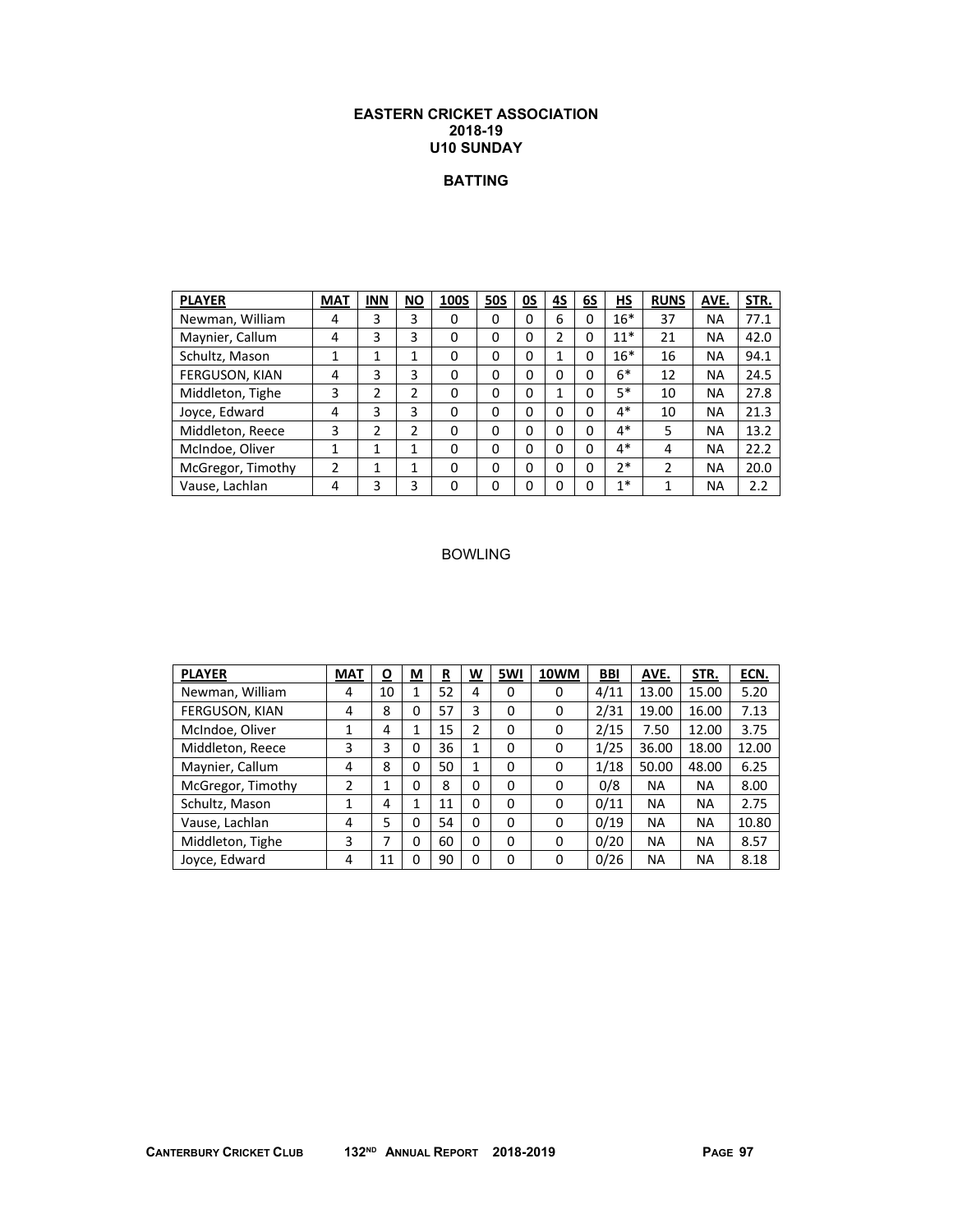# EASTERN CRICKET ASSOCIATION
## 2018-19
## U10 SUNDAY

### BATTING

| PLAYER | MAT | INN | NO | 100S | 50S | 0S | 4S | 6S | HS | RUNS | AVE. | STR. |
|---|---|---|---|---|---|---|---|---|---|---|---|---|
| Newman, William | 4 | 3 | 3 | 0 | 0 | 0 | 6 | 0 | 16* | 37 | NA | 77.1 |
| Maynier, Callum | 4 | 3 | 3 | 0 | 0 | 0 | 2 | 0 | 11* | 21 | NA | 42.0 |
| Schultz, Mason | 1 | 1 | 1 | 0 | 0 | 0 | 1 | 0 | 16* | 16 | NA | 94.1 |
| FERGUSON, KIAN | 4 | 3 | 3 | 0 | 0 | 0 | 0 | 0 | 6* | 12 | NA | 24.5 |
| Middleton, Tighe | 3 | 2 | 2 | 0 | 0 | 0 | 1 | 0 | 5* | 10 | NA | 27.8 |
| Joyce, Edward | 4 | 3 | 3 | 0 | 0 | 0 | 0 | 0 | 4* | 10 | NA | 21.3 |
| Middleton, Reece | 3 | 2 | 2 | 0 | 0 | 0 | 0 | 0 | 4* | 5 | NA | 13.2 |
| McIndoe, Oliver | 1 | 1 | 1 | 0 | 0 | 0 | 0 | 0 | 4* | 4 | NA | 22.2 |
| McGregor, Timothy | 2 | 1 | 1 | 0 | 0 | 0 | 0 | 0 | 2* | 2 | NA | 20.0 |
| Vause, Lachlan | 4 | 3 | 3 | 0 | 0 | 0 | 0 | 0 | 1* | 1 | NA | 2.2 |

### BOWLING

| PLAYER | MAT | O | M | R | W | 5WI | 10WM | BBI | AVE. | STR. | ECN. |
|---|---|---|---|---|---|---|---|---|---|---|---|
| Newman, William | 4 | 10 | 1 | 52 | 4 | 0 | 0 | 4/11 | 13.00 | 15.00 | 5.20 |
| FERGUSON, KIAN | 4 | 8 | 0 | 57 | 3 | 0 | 0 | 2/31 | 19.00 | 16.00 | 7.13 |
| McIndoe, Oliver | 1 | 4 | 1 | 15 | 2 | 0 | 0 | 2/15 | 7.50 | 12.00 | 3.75 |
| Middleton, Reece | 3 | 3 | 0 | 36 | 1 | 0 | 0 | 1/25 | 36.00 | 18.00 | 12.00 |
| Maynier, Callum | 4 | 8 | 0 | 50 | 1 | 0 | 0 | 1/18 | 50.00 | 48.00 | 6.25 |
| McGregor, Timothy | 2 | 1 | 0 | 8 | 0 | 0 | 0 | 0/8 | NA | NA | 8.00 |
| Schultz, Mason | 1 | 4 | 1 | 11 | 0 | 0 | 0 | 0/11 | NA | NA | 2.75 |
| Vause, Lachlan | 4 | 5 | 0 | 54 | 0 | 0 | 0 | 0/19 | NA | NA | 10.80 |
| Middleton, Tighe | 3 | 7 | 0 | 60 | 0 | 0 | 0 | 0/20 | NA | NA | 8.57 |
| Joyce, Edward | 4 | 11 | 0 | 90 | 0 | 0 | 0 | 0/26 | NA | NA | 8.18 |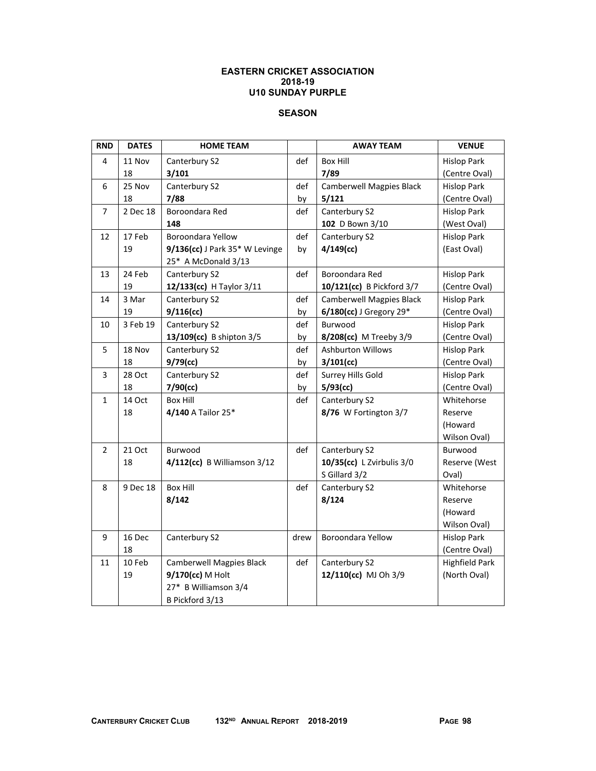**EASTERN CRICKET ASSOCIATION**
**2018-19**
**U10 SUNDAY PURPLE**

**SEASON**

| RND | DATES | HOME TEAM | | AWAY TEAM | VENUE |
|---|---|---|---|---|---|
| 4 | 11 Nov 18 | Canterbury S2 **3/101** | def | Box Hill **7/89** | Hislop Park (Centre Oval) |
| 6 | 25 Nov 18 | Canterbury S2 **7/88** | def by | Camberwell Magpies Black **5/121** | Hislop Park (Centre Oval) |
| 7 | 2 Dec 18 | Boroondara Red **148** | def | Canterbury S2 **102** D Bown 3/10 | Hislop Park (West Oval) |
| 12 | 17 Feb 19 | Boroondara Yellow **9/136(cc)** J Park 35* W Levinge 25* A McDonald 3/13 | def by | Canterbury S2 **4/149(cc)** | Hislop Park (East Oval) |
| 13 | 24 Feb 19 | Canterbury S2 **12/133(cc)** H Taylor 3/11 | def | Boroondara Red **10/121(cc)** B Pickford 3/7 | Hislop Park (Centre Oval) |
| 14 | 3 Mar 19 | Canterbury S2 **9/116(cc)** | def by | Camberwell Magpies Black **6/180(cc)** J Gregory 29* | Hislop Park (Centre Oval) |
| 10 | 3 Feb 19 | Canterbury S2 **13/109(cc)** B shipton 3/5 | def by | Burwood **8/208(cc)** M Treeby 3/9 | Hislop Park (Centre Oval) |
| 5 | 18 Nov 18 | Canterbury S2 **9/79(cc)** | def by | Ashburton Willows **3/101(cc)** | Hislop Park (Centre Oval) |
| 3 | 28 Oct 18 | Canterbury S2 **7/90(cc)** | def by | Surrey Hills Gold **5/93(cc)** | Hislop Park (Centre Oval) |
| 1 | 14 Oct 18 | Box Hill **4/140** A Tailor 25* | def | Canterbury S2 **8/76** W Fortington 3/7 | Whitehorse Reserve (Howard Wilson Oval) |
| 2 | 21 Oct 18 | Burwood **4/112(cc)** B Williamson 3/12 | def | Canterbury S2 **10/35(cc)** L Zvirbulis 3/0 S Gillard 3/2 | Burwood Reserve (West Oval) |
| 8 | 9 Dec 18 | Box Hill **8/142** | def | Canterbury S2 **8/124** | Whitehorse Reserve (Howard Wilson Oval) |
| 9 | 16 Dec 18 | Canterbury S2 | drew | Boroondara Yellow | Hislop Park (Centre Oval) |
| 11 | 10 Feb 19 | Camberwell Magpies Black **9/170(cc)** M Holt 27* B Williamson 3/4 B Pickford 3/13 | def | Canterbury S2 **12/110(cc)** MJ Oh 3/9 | Highfield Park (North Oval) |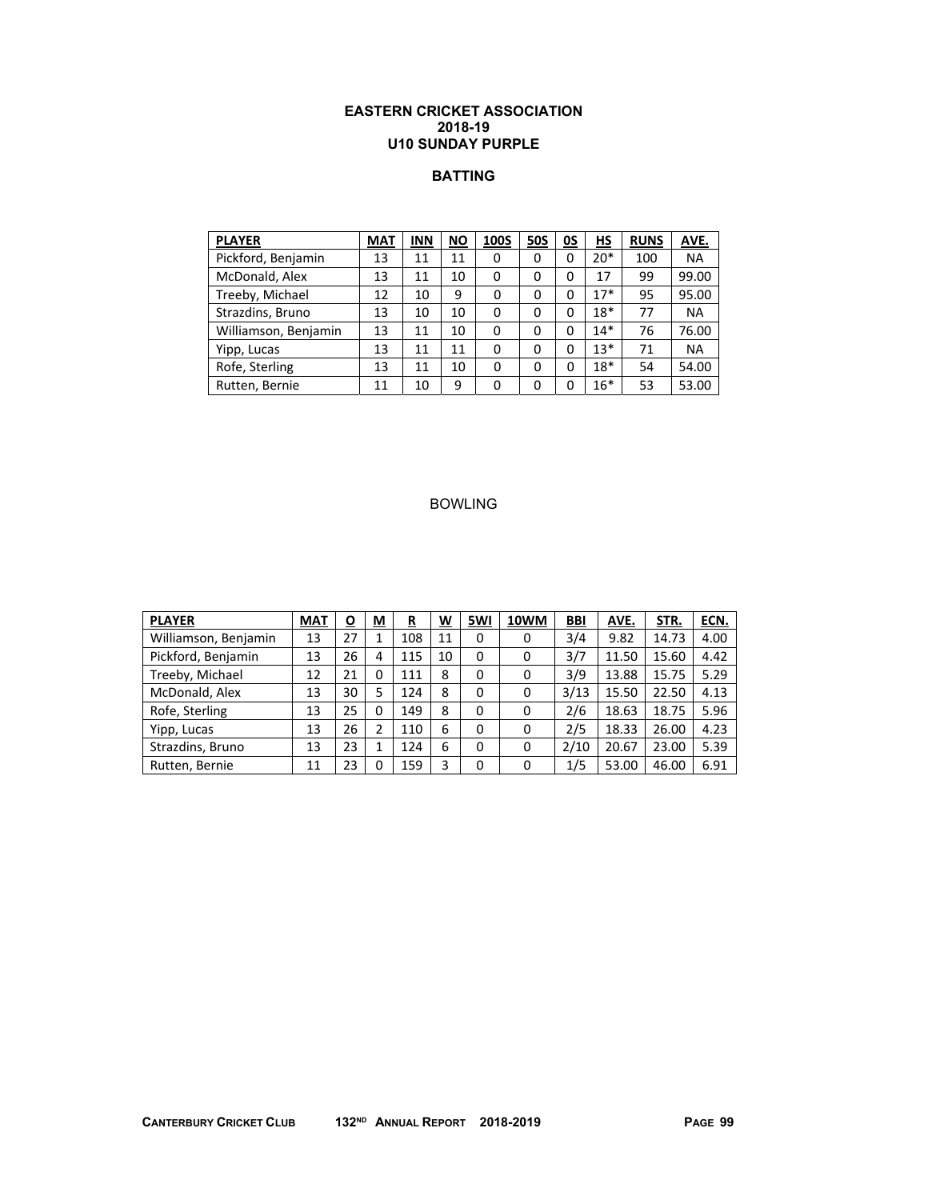# EASTERN CRICKET ASSOCIATION
## 2018-19
## U10 SUNDAY PURPLE

### BATTING

| PLAYER | MAT | INN | NO | 100S | 50S | 0S | HS | RUNS | AVE. |
|---|---|---|---|---|---|---|---|---|---|
| Pickford, Benjamin | 13 | 11 | 11 | 0 | 0 | 0 | 20* | 100 | NA |
| McDonald, Alex | 13 | 11 | 10 | 0 | 0 | 0 | 17 | 99 | 99.00 |
| Treeby, Michael | 12 | 10 | 9 | 0 | 0 | 0 | 17* | 95 | 95.00 |
| Strazdins, Bruno | 13 | 10 | 10 | 0 | 0 | 0 | 18* | 77 | NA |
| Williamson, Benjamin | 13 | 11 | 10 | 0 | 0 | 0 | 14* | 76 | 76.00 |
| Yipp, Lucas | 13 | 11 | 11 | 0 | 0 | 0 | 13* | 71 | NA |
| Rofe, Sterling | 13 | 11 | 10 | 0 | 0 | 0 | 18* | 54 | 54.00 |
| Rutten, Bernie | 11 | 10 | 9 | 0 | 0 | 0 | 16* | 53 | 53.00 |

### BOWLING

| PLAYER | MAT | O | M | R | W | 5WI | 10WM | BBI | AVE. | STR. | ECN. |
|---|---|---|---|---|---|---|---|---|---|---|---|
| Williamson, Benjamin | 13 | 27 | 1 | 108 | 11 | 0 | 0 | 3/4 | 9.82 | 14.73 | 4.00 |
| Pickford, Benjamin | 13 | 26 | 4 | 115 | 10 | 0 | 0 | 3/7 | 11.50 | 15.60 | 4.42 |
| Treeby, Michael | 12 | 21 | 0 | 111 | 8 | 0 | 0 | 3/9 | 13.88 | 15.75 | 5.29 |
| McDonald, Alex | 13 | 30 | 5 | 124 | 8 | 0 | 0 | 3/13 | 15.50 | 22.50 | 4.13 |
| Rofe, Sterling | 13 | 25 | 0 | 149 | 8 | 0 | 0 | 2/6 | 18.63 | 18.75 | 5.96 |
| Yipp, Lucas | 13 | 26 | 2 | 110 | 6 | 0 | 0 | 2/5 | 18.33 | 26.00 | 4.23 |
| Strazdins, Bruno | 13 | 23 | 1 | 124 | 6 | 0 | 0 | 2/10 | 20.67 | 23.00 | 5.39 |
| Rutten, Bernie | 11 | 23 | 0 | 159 | 3 | 0 | 0 | 1/5 | 53.00 | 46.00 | 6.91 |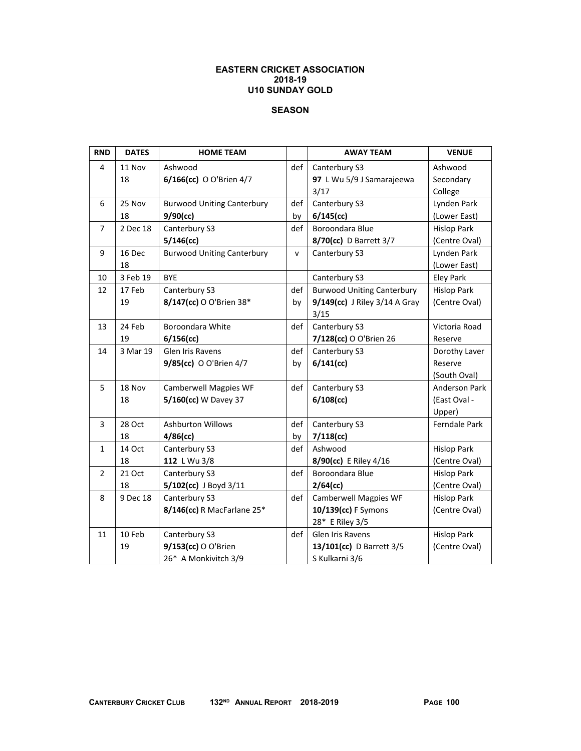**EASTERN CRICKET ASSOCIATION**
**2018-19**
**U10 SUNDAY GOLD**

**SEASON**

| RND | DATES | HOME TEAM | | AWAY TEAM | VENUE |
|---|---|---|---|---|---|
| 4 | 11 Nov 18 | Ashwood **6/166(cc)** O O'Brien 4/7 | def | Canterbury S3 **97** L Wu 5/9 J Samarajeewa 3/17 | Ashwood Secondary College |
| 6 | 25 Nov 18 | Burwood Uniting Canterbury **9/90(cc)** | def by | Canterbury S3 **6/145(cc)** | Lynden Park (Lower East) |
| 7 | 2 Dec 18 | Canterbury S3 **5/146(cc)** | def | Boroondara Blue **8/70(cc)** D Barrett 3/7 | Hislop Park (Centre Oval) |
| 9 | 16 Dec 18 | Burwood Uniting Canterbury | v | Canterbury S3 | Lynden Park (Lower East) |
| 10 | 3 Feb 19 | BYE | | Canterbury S3 | Eley Park |
| 12 | 17 Feb 19 | Canterbury S3 **8/147(cc)** O O'Brien 38* | def by | Burwood Uniting Canterbury **9/149(cc)** J Riley 3/14 A Gray 3/15 | Hislop Park (Centre Oval) |
| 13 | 24 Feb 19 | Boroondara White **6/156(cc)** | def | Canterbury S3 **7/128(cc)** O O'Brien 26 | Victoria Road Reserve |
| 14 | 3 Mar 19 | Glen Iris Ravens **9/85(cc)** O O'Brien 4/7 | def by | Canterbury S3 **6/141(cc)** | Dorothy Laver Reserve (South Oval) |
| 5 | 18 Nov 18 | Camberwell Magpies WF **5/160(cc)** W Davey 37 | def | Canterbury S3 **6/108(cc)** | Anderson Park (East Oval - Upper) |
| 3 | 28 Oct 18 | Ashburton Willows **4/86(cc)** | def by | Canterbury S3 **7/118(cc)** | Ferndale Park |
| 1 | 14 Oct 18 | Canterbury S3 **112** L Wu 3/8 | def | Ashwood **8/90(cc)** E Riley 4/16 | Hislop Park (Centre Oval) |
| 2 | 21 Oct 18 | Canterbury S3 **5/102(cc)** J Boyd 3/11 | def | Boroondara Blue **2/64(cc)** | Hislop Park (Centre Oval) |
| 8 | 9 Dec 18 | Canterbury S3 **8/146(cc)** R MacFarlane 25* | def | Camberwell Magpies WF **10/139(cc)** F Symons 28* E Riley 3/5 | Hislop Park (Centre Oval) |
| 11 | 10 Feb 19 | Canterbury S3 **9/153(cc)** O O'Brien 26* A Monkivitch 3/9 | def | Glen Iris Ravens **13/101(cc)** D Barrett 3/5 S Kulkarni 3/6 | Hislop Park (Centre Oval) |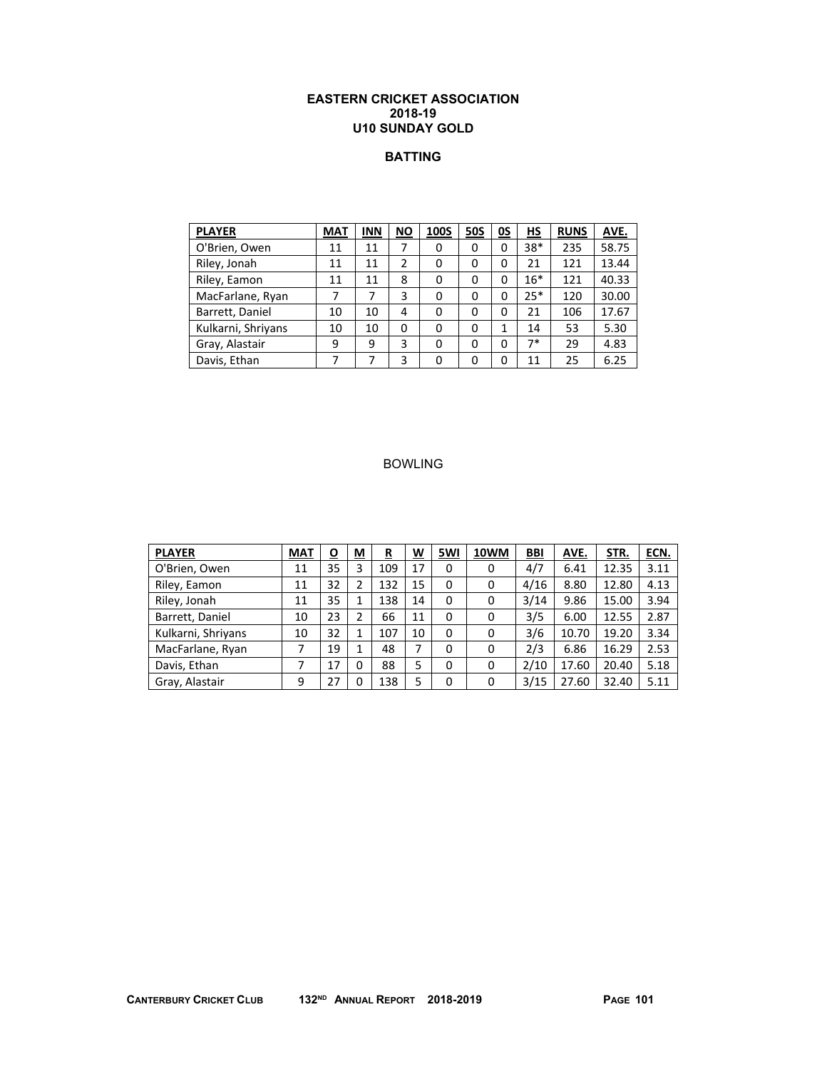# EASTERN CRICKET ASSOCIATION
## 2018-19
## U10 SUNDAY GOLD

### BATTING

| PLAYER | MAT | INN | NO | 100S | 50S | 0S | HS | RUNS | AVE. |
|---|---|---|---|---|---|---|---|---|---|
| O'Brien, Owen | 11 | 11 | 7 | 0 | 0 | 0 | 38* | 235 | 58.75 |
| Riley, Jonah | 11 | 11 | 2 | 0 | 0 | 0 | 21 | 121 | 13.44 |
| Riley, Eamon | 11 | 11 | 8 | 0 | 0 | 0 | 16* | 121 | 40.33 |
| MacFarlane, Ryan | 7 | 7 | 3 | 0 | 0 | 0 | 25* | 120 | 30.00 |
| Barrett, Daniel | 10 | 10 | 4 | 0 | 0 | 0 | 21 | 106 | 17.67 |
| Kulkarni, Shriyans | 10 | 10 | 0 | 0 | 0 | 1 | 14 | 53 | 5.30 |
| Gray, Alastair | 9 | 9 | 3 | 0 | 0 | 0 | 7* | 29 | 4.83 |
| Davis, Ethan | 7 | 7 | 3 | 0 | 0 | 0 | 11 | 25 | 6.25 |

### BOWLING

| PLAYER | MAT | O | M | R | W | 5WI | 10WM | BBI | AVE. | STR. | ECN. |
|---|---|---|---|---|---|---|---|---|---|---|---|
| O'Brien, Owen | 11 | 35 | 3 | 109 | 17 | 0 | 0 | 4/7 | 6.41 | 12.35 | 3.11 |
| Riley, Eamon | 11 | 32 | 2 | 132 | 15 | 0 | 0 | 4/16 | 8.80 | 12.80 | 4.13 |
| Riley, Jonah | 11 | 35 | 1 | 138 | 14 | 0 | 0 | 3/14 | 9.86 | 15.00 | 3.94 |
| Barrett, Daniel | 10 | 23 | 2 | 66 | 11 | 0 | 0 | 3/5 | 6.00 | 12.55 | 2.87 |
| Kulkarni, Shriyans | 10 | 32 | 1 | 107 | 10 | 0 | 0 | 3/6 | 10.70 | 19.20 | 3.34 |
| MacFarlane, Ryan | 7 | 19 | 1 | 48 | 7 | 0 | 0 | 2/3 | 6.86 | 16.29 | 2.53 |
| Davis, Ethan | 7 | 17 | 0 | 88 | 5 | 0 | 0 | 2/10 | 17.60 | 20.40 | 5.18 |
| Gray, Alastair | 9 | 27 | 0 | 138 | 5 | 0 | 0 | 3/15 | 27.60 | 32.40 | 5.11 |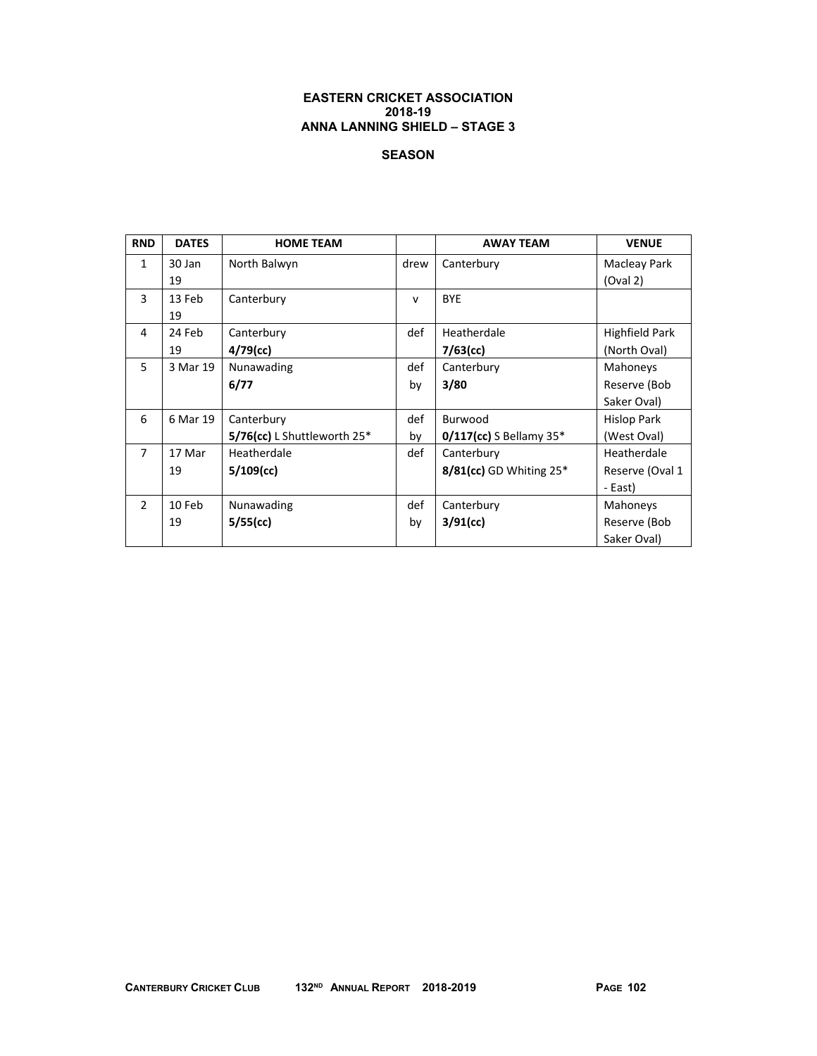**EASTERN CRICKET ASSOCIATION**
**2018-19**
**ANNA LANNING SHIELD – STAGE 3**

**SEASON**

| RND | DATES | HOME TEAM | | AWAY TEAM | VENUE |
|---|---|---|---|---|---|
| 1 | 30 Jan 19 | North Balwyn | drew | Canterbury | Macleay Park (Oval 2) |
| 3 | 13 Feb 19 | Canterbury | v | BYE | |
| 4 | 24 Feb 19 | Canterbury **4/79(cc)** | def | Heatherdale **7/63(cc)** | Highfield Park (North Oval) |
| 5 | 3 Mar 19 | Nunawading **6/77** | def by | Canterbury **3/80** | Mahoneys Reserve (Bob Saker Oval) |
| 6 | 6 Mar 19 | Canterbury **5/76(cc)** L Shuttleworth 25* | def by | Burwood **0/117(cc)** S Bellamy 35* | Hislop Park (West Oval) |
| 7 | 17 Mar 19 | Heatherdale **5/109(cc)** | def | Canterbury **8/81(cc)** GD Whiting 25* | Heatherdale Reserve (Oval 1 - East) |
| 2 | 10 Feb 19 | Nunawading **5/55(cc)** | def by | Canterbury **3/91(cc)** | Mahoneys Reserve (Bob Saker Oval) |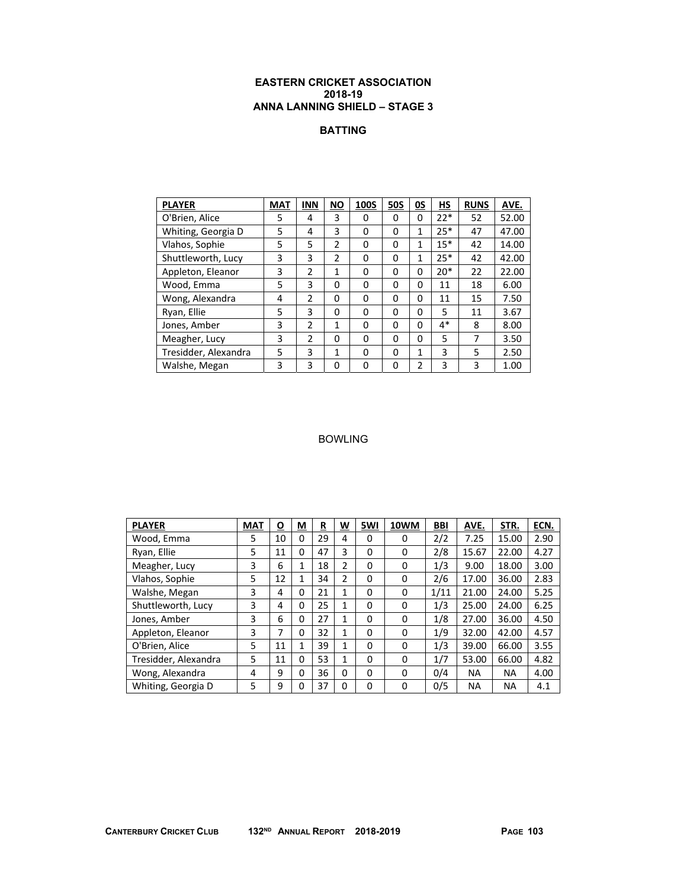# EASTERN CRICKET ASSOCIATION
## 2018-19
## ANNA LANNING SHIELD – STAGE 3

### BATTING

| PLAYER | MAT | INN | NO | 100S | 50S | 0S | HS | RUNS | AVE. |
|---|---|---|---|---|---|---|---|---|---|
| O'Brien, Alice | 5 | 4 | 3 | 0 | 0 | 0 | 22* | 52 | 52.00 |
| Whiting, Georgia D | 5 | 4 | 3 | 0 | 0 | 1 | 25* | 47 | 47.00 |
| Vlahos, Sophie | 5 | 5 | 2 | 0 | 0 | 1 | 15* | 42 | 14.00 |
| Shuttleworth, Lucy | 3 | 3 | 2 | 0 | 0 | 1 | 25* | 42 | 42.00 |
| Appleton, Eleanor | 3 | 2 | 1 | 0 | 0 | 0 | 20* | 22 | 22.00 |
| Wood, Emma | 5 | 3 | 0 | 0 | 0 | 0 | 11 | 18 | 6.00 |
| Wong, Alexandra | 4 | 2 | 0 | 0 | 0 | 0 | 11 | 15 | 7.50 |
| Ryan, Ellie | 5 | 3 | 0 | 0 | 0 | 0 | 5 | 11 | 3.67 |
| Jones, Amber | 3 | 2 | 1 | 0 | 0 | 0 | 4* | 8 | 8.00 |
| Meagher, Lucy | 3 | 2 | 0 | 0 | 0 | 0 | 5 | 7 | 3.50 |
| Tresidder, Alexandra | 5 | 3 | 1 | 0 | 0 | 1 | 3 | 5 | 2.50 |
| Walshe, Megan | 3 | 3 | 0 | 0 | 0 | 2 | 3 | 3 | 1.00 |

### BOWLING

| PLAYER | MAT | O | M | R | W | 5WI | 10WM | BBI | AVE. | STR. | ECN. |
|---|---|---|---|---|---|---|---|---|---|---|---|
| Wood, Emma | 5 | 10 | 0 | 29 | 4 | 0 | 0 | 2/2 | 7.25 | 15.00 | 2.90 |
| Ryan, Ellie | 5 | 11 | 0 | 47 | 3 | 0 | 0 | 2/8 | 15.67 | 22.00 | 4.27 |
| Meagher, Lucy | 3 | 6 | 1 | 18 | 2 | 0 | 0 | 1/3 | 9.00 | 18.00 | 3.00 |
| Vlahos, Sophie | 5 | 12 | 1 | 34 | 2 | 0 | 0 | 2/6 | 17.00 | 36.00 | 2.83 |
| Walshe, Megan | 3 | 4 | 0 | 21 | 1 | 0 | 0 | 1/11 | 21.00 | 24.00 | 5.25 |
| Shuttleworth, Lucy | 3 | 4 | 0 | 25 | 1 | 0 | 0 | 1/3 | 25.00 | 24.00 | 6.25 |
| Jones, Amber | 3 | 6 | 0 | 27 | 1 | 0 | 0 | 1/8 | 27.00 | 36.00 | 4.50 |
| Appleton, Eleanor | 3 | 7 | 0 | 32 | 1 | 0 | 0 | 1/9 | 32.00 | 42.00 | 4.57 |
| O'Brien, Alice | 5 | 11 | 1 | 39 | 1 | 0 | 0 | 1/3 | 39.00 | 66.00 | 3.55 |
| Tresidder, Alexandra | 5 | 11 | 0 | 53 | 1 | 0 | 0 | 1/7 | 53.00 | 66.00 | 4.82 |
| Wong, Alexandra | 4 | 9 | 0 | 36 | 0 | 0 | 0 | 0/4 | NA | NA | 4.00 |
| Whiting, Georgia D | 5 | 9 | 0 | 37 | 0 | 0 | 0 | 0/5 | NA | NA | 4.1 |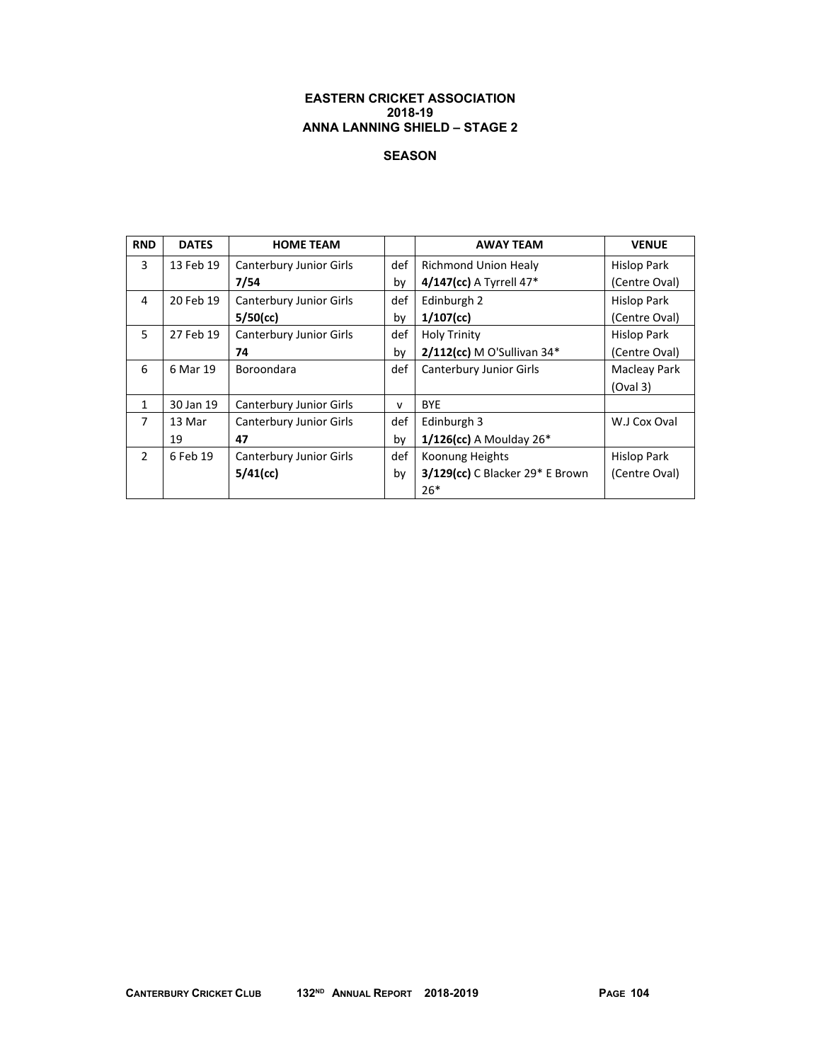**EASTERN CRICKET ASSOCIATION**
**2018-19**
**ANNA LANNING SHIELD – STAGE 2**

**SEASON**

| RND | DATES | HOME TEAM | | AWAY TEAM | VENUE |
|---|---|---|---|---|---|
| 3 | 13 Feb 19 | Canterbury Junior Girls **7/54** | def by | Richmond Union Healy **4/147(cc)** A Tyrrell 47* | Hislop Park (Centre Oval) |
| 4 | 20 Feb 19 | Canterbury Junior Girls **5/50(cc)** | def by | Edinburgh 2 **1/107(cc)** | Hislop Park (Centre Oval) |
| 5 | 27 Feb 19 | Canterbury Junior Girls **74** | def by | Holy Trinity **2/112(cc)** M O'Sullivan 34* | Hislop Park (Centre Oval) |
| 6 | 6 Mar 19 | Boroondara | def | Canterbury Junior Girls | Macleay Park (Oval 3) |
| 1 | 30 Jan 19 | Canterbury Junior Girls | v | BYE | |
| 7 | 13 Mar 19 | Canterbury Junior Girls **47** | def by | Edinburgh 3 **1/126(cc)** A Moulday 26* | W.J Cox Oval |
| 2 | 6 Feb 19 | Canterbury Junior Girls **5/41(cc)** | def by | Koonung Heights **3/129(cc)** C Blacker 29* E Brown 26* | Hislop Park (Centre Oval) |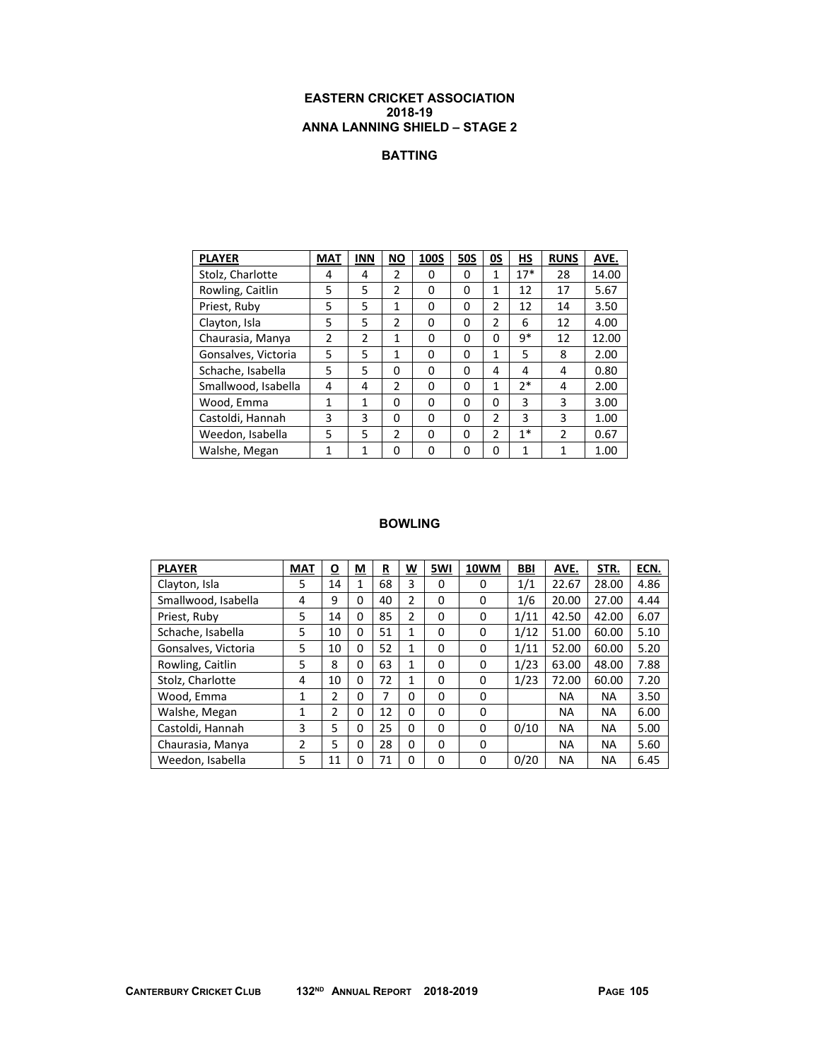**EASTERN CRICKET ASSOCIATION**
**2018-19**
**ANNA LANNING SHIELD – STAGE 2**

## BATTING

| PLAYER | MAT | INN | NO | 100S | 50S | 0S | HS | RUNS | AVE. |
|---|---|---|---|---|---|---|---|---|---|
| Stolz, Charlotte | 4 | 4 | 2 | 0 | 0 | 1 | 17* | 28 | 14.00 |
| Rowling, Caitlin | 5 | 5 | 2 | 0 | 0 | 1 | 12 | 17 | 5.67 |
| Priest, Ruby | 5 | 5 | 1 | 0 | 0 | 2 | 12 | 14 | 3.50 |
| Clayton, Isla | 5 | 5 | 2 | 0 | 0 | 2 | 6 | 12 | 4.00 |
| Chaurasia, Manya | 2 | 2 | 1 | 0 | 0 | 0 | 9* | 12 | 12.00 |
| Gonsalves, Victoria | 5 | 5 | 1 | 0 | 0 | 1 | 5 | 8 | 2.00 |
| Schache, Isabella | 5 | 5 | 0 | 0 | 0 | 4 | 4 | 4 | 0.80 |
| Smallwood, Isabella | 4 | 4 | 2 | 0 | 0 | 1 | 2* | 4 | 2.00 |
| Wood, Emma | 1 | 1 | 0 | 0 | 0 | 0 | 3 | 3 | 3.00 |
| Castoldi, Hannah | 3 | 3 | 0 | 0 | 0 | 2 | 3 | 3 | 1.00 |
| Weedon, Isabella | 5 | 5 | 2 | 0 | 0 | 2 | 1* | 2 | 0.67 |
| Walshe, Megan | 1 | 1 | 0 | 0 | 0 | 0 | 1 | 1 | 1.00 |

## BOWLING

| PLAYER | MAT | O | M | R | W | 5WI | 10WM | BBI | AVE. | STR. | ECN. |
|---|---|---|---|---|---|---|---|---|---|---|---|
| Clayton, Isla | 5 | 14 | 1 | 68 | 3 | 0 | 0 | 1/1 | 22.67 | 28.00 | 4.86 |
| Smallwood, Isabella | 4 | 9 | 0 | 40 | 2 | 0 | 0 | 1/6 | 20.00 | 27.00 | 4.44 |
| Priest, Ruby | 5 | 14 | 0 | 85 | 2 | 0 | 0 | 1/11 | 42.50 | 42.00 | 6.07 |
| Schache, Isabella | 5 | 10 | 0 | 51 | 1 | 0 | 0 | 1/12 | 51.00 | 60.00 | 5.10 |
| Gonsalves, Victoria | 5 | 10 | 0 | 52 | 1 | 0 | 0 | 1/11 | 52.00 | 60.00 | 5.20 |
| Rowling, Caitlin | 5 | 8 | 0 | 63 | 1 | 0 | 0 | 1/23 | 63.00 | 48.00 | 7.88 |
| Stolz, Charlotte | 4 | 10 | 0 | 72 | 1 | 0 | 0 | 1/23 | 72.00 | 60.00 | 7.20 |
| Wood, Emma | 1 | 2 | 0 | 7 | 0 | 0 | 0 | | NA | NA | 3.50 |
| Walshe, Megan | 1 | 2 | 0 | 12 | 0 | 0 | 0 | | NA | NA | 6.00 |
| Castoldi, Hannah | 3 | 5 | 0 | 25 | 0 | 0 | 0 | 0/10 | NA | NA | 5.00 |
| Chaurasia, Manya | 2 | 5 | 0 | 28 | 0 | 0 | 0 | | NA | NA | 5.60 |
| Weedon, Isabella | 5 | 11 | 0 | 71 | 0 | 0 | 0 | 0/20 | NA | NA | 6.45 |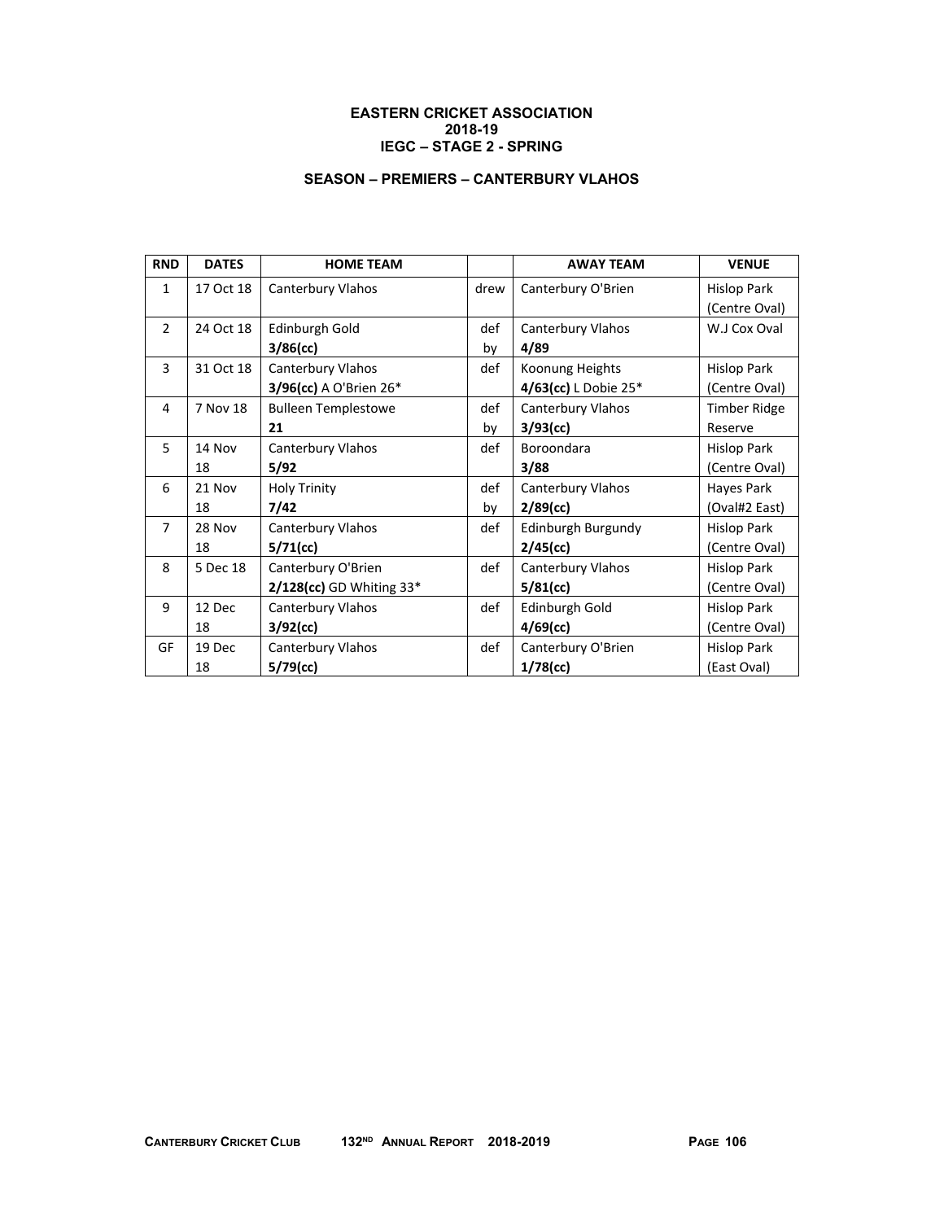**EASTERN CRICKET ASSOCIATION**
**2018-19**
**IEGC – STAGE 2 - SPRING**

**SEASON – PREMIERS – CANTERBURY VLAHOS**

| RND | DATES | HOME TEAM | | AWAY TEAM | VENUE |
|---|---|---|---|---|---|
| 1 | 17 Oct 18 | Canterbury Vlahos | drew | Canterbury O'Brien | Hislop Park (Centre Oval) |
| 2 | 24 Oct 18 | Edinburgh Gold **3/86(cc)** | def by | Canterbury Vlahos **4/89** | W.J Cox Oval |
| 3 | 31 Oct 18 | Canterbury Vlahos **3/96(cc)** A O'Brien 26* | def | Koonung Heights **4/63(cc)** L Dobie 25* | Hislop Park (Centre Oval) |
| 4 | 7 Nov 18 | Bulleen Templestowe **21** | def by | Canterbury Vlahos **3/93(cc)** | Timber Ridge Reserve |
| 5 | 14 Nov 18 | Canterbury Vlahos **5/92** | def | Boroondara **3/88** | Hislop Park (Centre Oval) |
| 6 | 21 Nov 18 | Holy Trinity **7/42** | def by | Canterbury Vlahos **2/89(cc)** | Hayes Park (Oval#2 East) |
| 7 | 28 Nov 18 | Canterbury Vlahos **5/71(cc)** | def | Edinburgh Burgundy **2/45(cc)** | Hislop Park (Centre Oval) |
| 8 | 5 Dec 18 | Canterbury O'Brien **2/128(cc)** GD Whiting 33* | def | Canterbury Vlahos **5/81(cc)** | Hislop Park (Centre Oval) |
| 9 | 12 Dec 18 | Canterbury Vlahos **3/92(cc)** | def | Edinburgh Gold **4/69(cc)** | Hislop Park (Centre Oval) |
| GF | 19 Dec 18 | Canterbury Vlahos **5/79(cc)** | def | Canterbury O'Brien **1/78(cc)** | Hislop Park (East Oval) |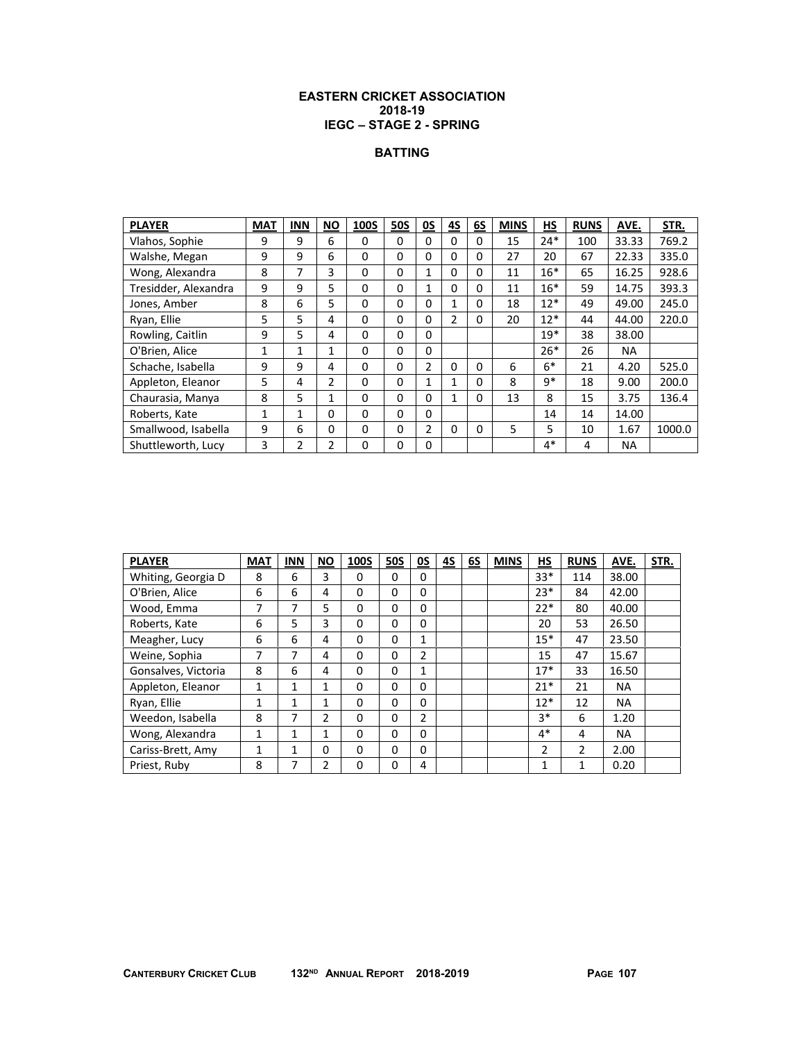**EASTERN CRICKET ASSOCIATION**
**2018-19**
**IEGC – STAGE 2 - SPRING**

**BATTING**

| PLAYER | MAT | INN | NO | 100S | 50S | 0S | 4S | 6S | MINS | HS | RUNS | AVE. | STR. |
|---|---|---|---|---|---|---|---|---|---|---|---|---|---|
| Vlahos, Sophie | 9 | 9 | 6 | 0 | 0 | 0 | 0 | 0 | 15 | 24* | 100 | 33.33 | 769.2 |
| Walshe, Megan | 9 | 9 | 6 | 0 | 0 | 0 | 0 | 0 | 27 | 20 | 67 | 22.33 | 335.0 |
| Wong, Alexandra | 8 | 7 | 3 | 0 | 0 | 1 | 0 | 0 | 11 | 16* | 65 | 16.25 | 928.6 |
| Tresidder, Alexandra | 9 | 9 | 5 | 0 | 0 | 1 | 0 | 0 | 11 | 16* | 59 | 14.75 | 393.3 |
| Jones, Amber | 8 | 6 | 5 | 0 | 0 | 0 | 1 | 0 | 18 | 12* | 49 | 49.00 | 245.0 |
| Ryan, Ellie | 5 | 5 | 4 | 0 | 0 | 0 | 2 | 0 | 20 | 12* | 44 | 44.00 | 220.0 |
| Rowling, Caitlin | 9 | 5 | 4 | 0 | 0 | 0 | | | | 19* | 38 | 38.00 | |
| O'Brien, Alice | 1 | 1 | 1 | 0 | 0 | 0 | | | | 26* | 26 | NA | |
| Schache, Isabella | 9 | 9 | 4 | 0 | 0 | 2 | 0 | 0 | 6 | 6* | 21 | 4.20 | 525.0 |
| Appleton, Eleanor | 5 | 4 | 2 | 0 | 0 | 1 | 1 | 0 | 8 | 9* | 18 | 9.00 | 200.0 |
| Chaurasia, Manya | 8 | 5 | 1 | 0 | 0 | 0 | 1 | 0 | 13 | 8 | 15 | 3.75 | 136.4 |
| Roberts, Kate | 1 | 1 | 0 | 0 | 0 | 0 | | | | 14 | 14 | 14.00 | |
| Smallwood, Isabella | 9 | 6 | 0 | 0 | 0 | 2 | 0 | 0 | 5 | 5 | 10 | 1.67 | 1000.0 |
| Shuttleworth, Lucy | 3 | 2 | 2 | 0 | 0 | 0 | | | | 4* | 4 | NA | |

| PLAYER | MAT | INN | NO | 100S | 50S | 0S | 4S | 6S | MINS | HS | RUNS | AVE. | STR. |
|---|---|---|---|---|---|---|---|---|---|---|---|---|---|
| Whiting, Georgia D | 8 | 6 | 3 | 0 | 0 | 0 | | | | 33* | 114 | 38.00 | |
| O'Brien, Alice | 6 | 6 | 4 | 0 | 0 | 0 | | | | 23* | 84 | 42.00 | |
| Wood, Emma | 7 | 7 | 5 | 0 | 0 | 0 | | | | 22* | 80 | 40.00 | |
| Roberts, Kate | 6 | 5 | 3 | 0 | 0 | 0 | | | | 20 | 53 | 26.50 | |
| Meagher, Lucy | 6 | 6 | 4 | 0 | 0 | 1 | | | | 15* | 47 | 23.50 | |
| Weine, Sophia | 7 | 7 | 4 | 0 | 0 | 2 | | | | 15 | 47 | 15.67 | |
| Gonsalves, Victoria | 8 | 6 | 4 | 0 | 0 | 1 | | | | 17* | 33 | 16.50 | |
| Appleton, Eleanor | 1 | 1 | 1 | 0 | 0 | 0 | | | | 21* | 21 | NA | |
| Ryan, Ellie | 1 | 1 | 1 | 0 | 0 | 0 | | | | 12* | 12 | NA | |
| Weedon, Isabella | 8 | 7 | 2 | 0 | 0 | 2 | | | | 3* | 6 | 1.20 | |
| Wong, Alexandra | 1 | 1 | 1 | 0 | 0 | 0 | | | | 4* | 4 | NA | |
| Cariss-Brett, Amy | 1 | 1 | 0 | 0 | 0 | 0 | | | | 2 | 2 | 2.00 | |
| Priest, Ruby | 8 | 7 | 2 | 0 | 0 | 4 | | | | 1 | 1 | 0.20 | |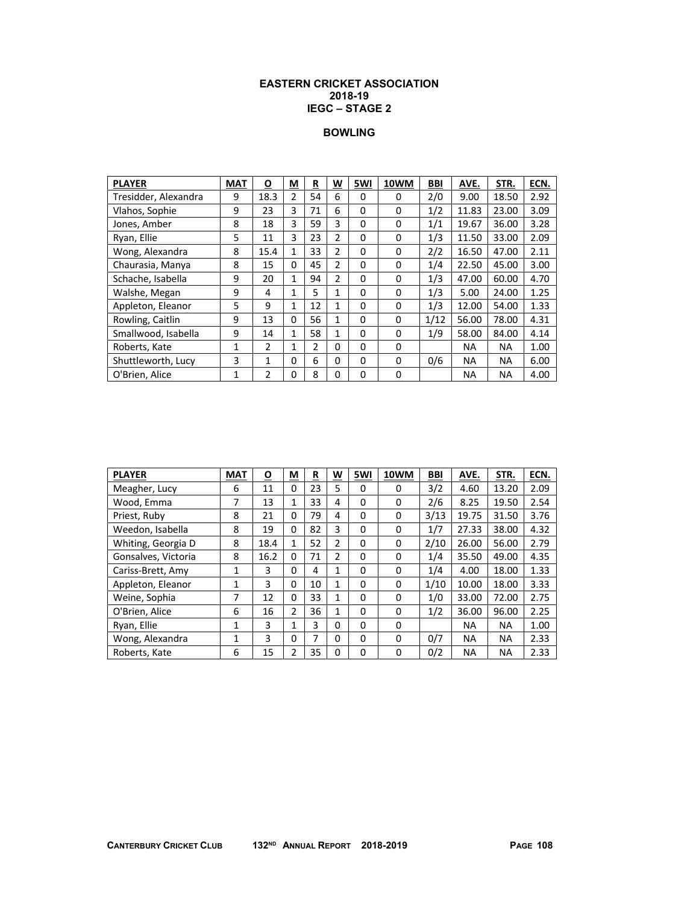# EASTERN CRICKET ASSOCIATION
## 2018-19
## IEGC – STAGE 2

### BOWLING

| PLAYER | MAT | O | M | R | W | 5WI | 10WM | BBI | AVE. | STR. | ECN. |
|---|---|---|---|---|---|---|---|---|---|---|---|
| Tresidder, Alexandra | 9 | 18.3 | 2 | 54 | 6 | 0 | 0 | 2/0 | 9.00 | 18.50 | 2.92 |
| Vlahos, Sophie | 9 | 23 | 3 | 71 | 6 | 0 | 0 | 1/2 | 11.83 | 23.00 | 3.09 |
| Jones, Amber | 8 | 18 | 3 | 59 | 3 | 0 | 0 | 1/1 | 19.67 | 36.00 | 3.28 |
| Ryan, Ellie | 5 | 11 | 3 | 23 | 2 | 0 | 0 | 1/3 | 11.50 | 33.00 | 2.09 |
| Wong, Alexandra | 8 | 15.4 | 1 | 33 | 2 | 0 | 0 | 2/2 | 16.50 | 47.00 | 2.11 |
| Chaurasia, Manya | 8 | 15 | 0 | 45 | 2 | 0 | 0 | 1/4 | 22.50 | 45.00 | 3.00 |
| Schache, Isabella | 9 | 20 | 1 | 94 | 2 | 0 | 0 | 1/3 | 47.00 | 60.00 | 4.70 |
| Walshe, Megan | 9 | 4 | 1 | 5 | 1 | 0 | 0 | 1/3 | 5.00 | 24.00 | 1.25 |
| Appleton, Eleanor | 5 | 9 | 1 | 12 | 1 | 0 | 0 | 1/3 | 12.00 | 54.00 | 1.33 |
| Rowling, Caitlin | 9 | 13 | 0 | 56 | 1 | 0 | 0 | 1/12 | 56.00 | 78.00 | 4.31 |
| Smallwood, Isabella | 9 | 14 | 1 | 58 | 1 | 0 | 0 | 1/9 | 58.00 | 84.00 | 4.14 |
| Roberts, Kate | 1 | 2 | 1 | 2 | 0 | 0 | 0 | | NA | NA | 1.00 |
| Shuttleworth, Lucy | 3 | 1 | 0 | 6 | 0 | 0 | 0 | 0/6 | NA | NA | 6.00 |
| O'Brien, Alice | 1 | 2 | 0 | 8 | 0 | 0 | 0 | | NA | NA | 4.00 |

| PLAYER | MAT | O | M | R | W | 5WI | 10WM | BBI | AVE. | STR. | ECN. |
|---|---|---|---|---|---|---|---|---|---|---|---|
| Meagher, Lucy | 6 | 11 | 0 | 23 | 5 | 0 | 0 | 3/2 | 4.60 | 13.20 | 2.09 |
| Wood, Emma | 7 | 13 | 1 | 33 | 4 | 0 | 0 | 2/6 | 8.25 | 19.50 | 2.54 |
| Priest, Ruby | 8 | 21 | 0 | 79 | 4 | 0 | 0 | 3/13 | 19.75 | 31.50 | 3.76 |
| Weedon, Isabella | 8 | 19 | 0 | 82 | 3 | 0 | 0 | 1/7 | 27.33 | 38.00 | 4.32 |
| Whiting, Georgia D | 8 | 18.4 | 1 | 52 | 2 | 0 | 0 | 2/10 | 26.00 | 56.00 | 2.79 |
| Gonsalves, Victoria | 8 | 16.2 | 0 | 71 | 2 | 0 | 0 | 1/4 | 35.50 | 49.00 | 4.35 |
| Cariss-Brett, Amy | 1 | 3 | 0 | 4 | 1 | 0 | 0 | 1/4 | 4.00 | 18.00 | 1.33 |
| Appleton, Eleanor | 1 | 3 | 0 | 10 | 1 | 0 | 0 | 1/10 | 10.00 | 18.00 | 3.33 |
| Weine, Sophia | 7 | 12 | 0 | 33 | 1 | 0 | 0 | 1/0 | 33.00 | 72.00 | 2.75 |
| O'Brien, Alice | 6 | 16 | 2 | 36 | 1 | 0 | 0 | 1/2 | 36.00 | 96.00 | 2.25 |
| Ryan, Ellie | 1 | 3 | 1 | 3 | 0 | 0 | 0 | | NA | NA | 1.00 |
| Wong, Alexandra | 1 | 3 | 0 | 7 | 0 | 0 | 0 | 0/7 | NA | NA | 2.33 |
| Roberts, Kate | 6 | 15 | 2 | 35 | 0 | 0 | 0 | 0/2 | NA | NA | 2.33 |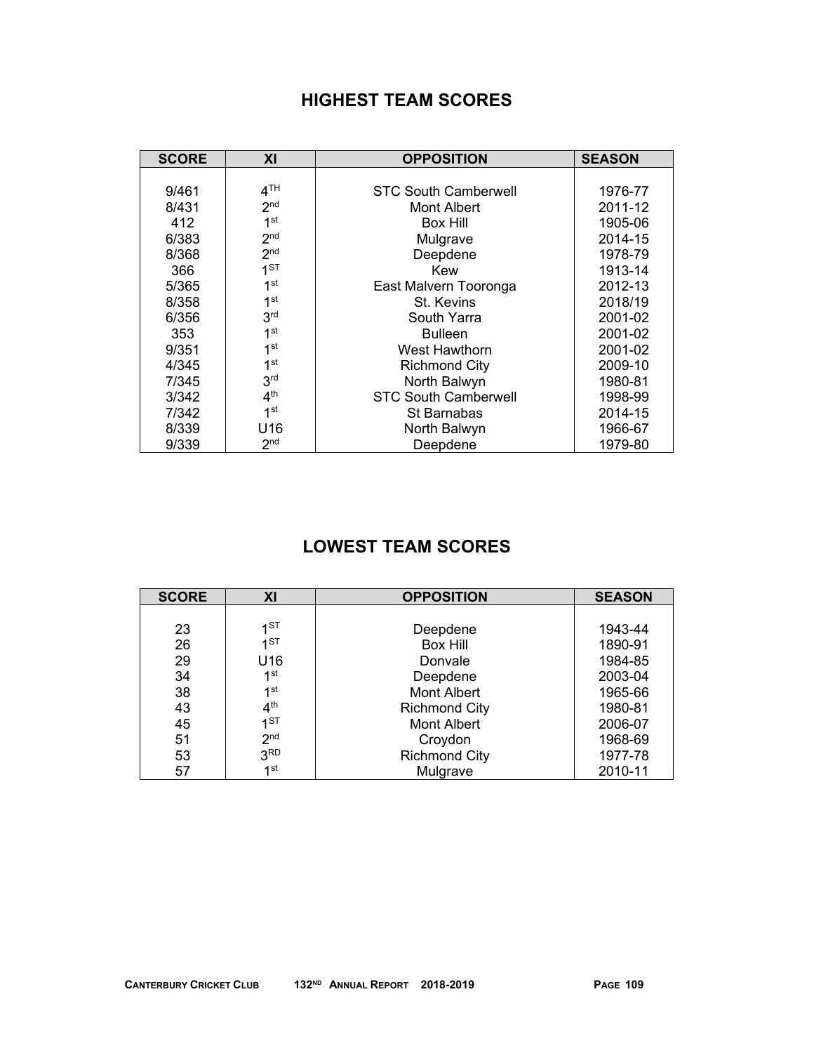## HIGHEST TEAM SCORES

| SCORE | XI | OPPOSITION | SEASON |
|---|---|---|---|
| 9/461 | 4TH | STC South Camberwell | 1976-77 |
| 8/431 | 2nd | Mont Albert | 2011-12 |
| 412 | 1st | Box Hill | 1905-06 |
| 6/383 | 2nd | Mulgrave | 2014-15 |
| 8/368 | 2nd | Deepdene | 1978-79 |
| 366 | 1ST | Kew | 1913-14 |
| 5/365 | 1st | East Malvern Tooronga | 2012-13 |
| 8/358 | 1st | St. Kevins | 2018/19 |
| 6/356 | 3rd | South Yarra | 2001-02 |
| 353 | 1st | Bulleen | 2001-02 |
| 9/351 | 1st | West Hawthorn | 2001-02 |
| 4/345 | 1st | Richmond City | 2009-10 |
| 7/345 | 3rd | North Balwyn | 1980-81 |
| 3/342 | 4th | STC South Camberwell | 1998-99 |
| 7/342 | 1st | St Barnabas | 2014-15 |
| 8/339 | U16 | North Balwyn | 1966-67 |
| 9/339 | 2nd | Deepdene | 1979-80 |

## LOWEST TEAM SCORES

| SCORE | XI | OPPOSITION | SEASON |
|---|---|---|---|
| 23 | 1ST | Deepdene | 1943-44 |
| 26 | 1ST | Box Hill | 1890-91 |
| 29 | U16 | Donvale | 1984-85 |
| 34 | 1st | Deepdene | 2003-04 |
| 38 | 1st | Mont Albert | 1965-66 |
| 43 | 4th | Richmond City | 1980-81 |
| 45 | 1ST | Mont Albert | 2006-07 |
| 51 | 2nd | Croydon | 1968-69 |
| 53 | 3RD | Richmond City | 1977-78 |
| 57 | 1st | Mulgrave | 2010-11 |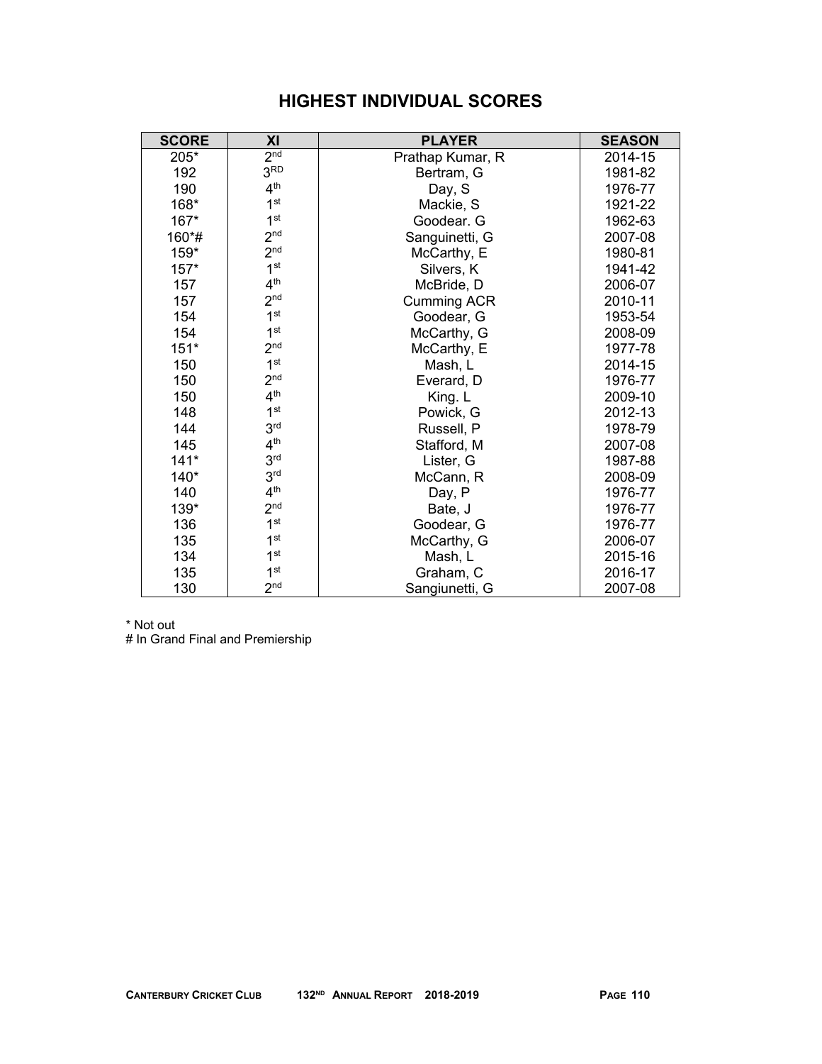# HIGHEST INDIVIDUAL SCORES

| SCORE | XI | PLAYER | SEASON |
|---|---|---|---|
| 205* | 2nd | Prathap Kumar, R | 2014-15 |
| 192 | 3RD | Bertram, G | 1981-82 |
| 190 | 4th | Day, S | 1976-77 |
| 168* | 1st | Mackie, S | 1921-22 |
| 167* | 1st | Goodear. G | 1962-63 |
| 160*# | 2nd | Sanguinetti, G | 2007-08 |
| 159* | 2nd | McCarthy, E | 1980-81 |
| 157* | 1st | Silvers, K | 1941-42 |
| 157 | 4th | McBride, D | 2006-07 |
| 157 | 2nd | Cumming ACR | 2010-11 |
| 154 | 1st | Goodear, G | 1953-54 |
| 154 | 1st | McCarthy, G | 2008-09 |
| 151* | 2nd | McCarthy, E | 1977-78 |
| 150 | 1st | Mash, L | 2014-15 |
| 150 | 2nd | Everard, D | 1976-77 |
| 150 | 4th | King. L | 2009-10 |
| 148 | 1st | Powick, G | 2012-13 |
| 144 | 3rd | Russell, P | 1978-79 |
| 145 | 4th | Stafford, M | 2007-08 |
| 141* | 3rd | Lister, G | 1987-88 |
| 140* | 3rd | McCann, R | 2008-09 |
| 140 | 4th | Day, P | 1976-77 |
| 139* | 2nd | Bate, J | 1976-77 |
| 136 | 1st | Goodear, G | 1976-77 |
| 135 | 1st | McCarthy, G | 2006-07 |
| 134 | 1st | Mash, L | 2015-16 |
| 135 | 1st | Graham, C | 2016-17 |
| 130 | 2nd | Sangiunetti, G | 2007-08 |

* Not out

# In Grand Final and Premiership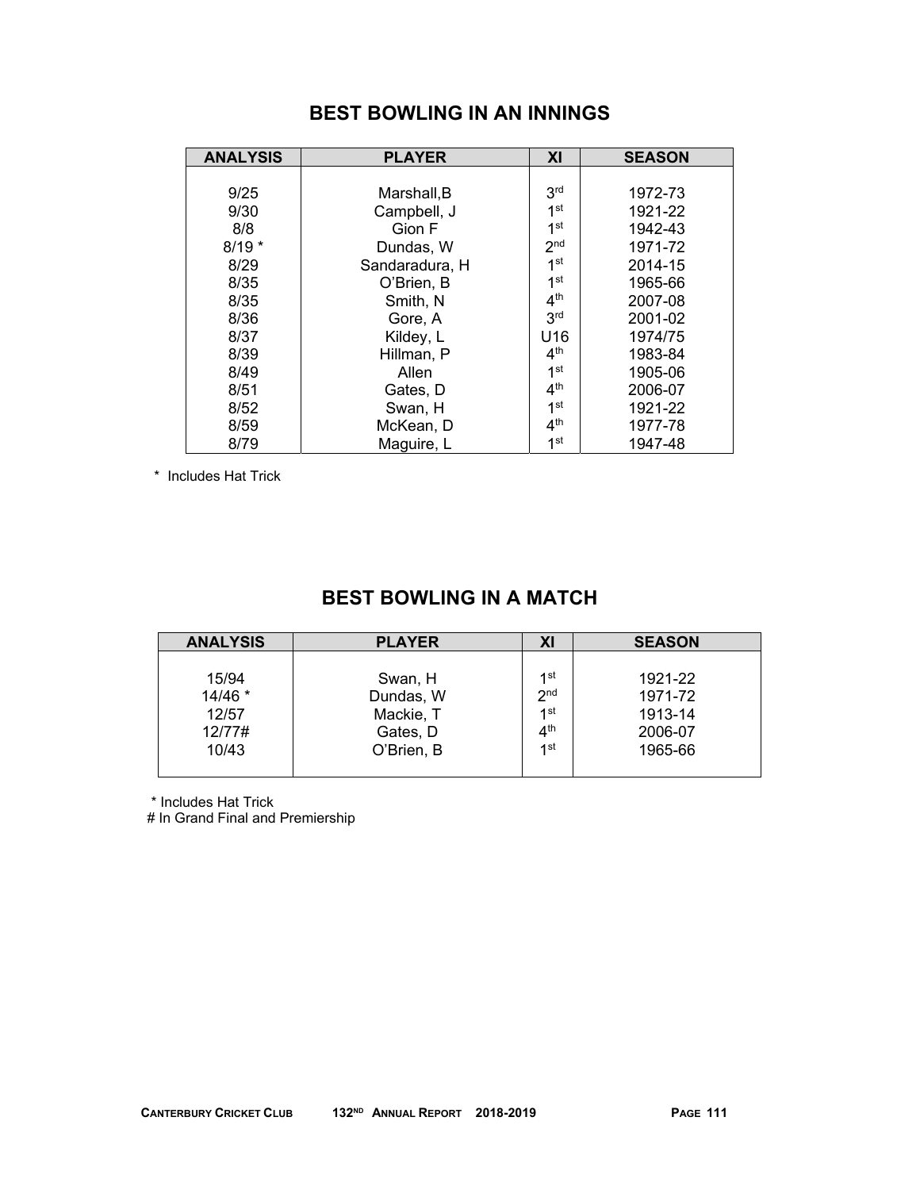## BEST BOWLING IN AN INNINGS

| ANALYSIS | PLAYER | XI | SEASON |
|---|---|---|---|
| 9/25 | Marshall,B | 3rd | 1972-73 |
| 9/30 | Campbell, J | 1st | 1921-22 |
| 8/8 | Gion F | 1st | 1942-43 |
| 8/19 * | Dundas, W | 2nd | 1971-72 |
| 8/29 | Sandaradura, H | 1st | 2014-15 |
| 8/35 | O'Brien, B | 1st | 1965-66 |
| 8/35 | Smith, N | 4th | 2007-08 |
| 8/36 | Gore, A | 3rd | 2001-02 |
| 8/37 | Kildey, L | U16 | 1974/75 |
| 8/39 | Hillman, P | 4th | 1983-84 |
| 8/49 | Allen | 1st | 1905-06 |
| 8/51 | Gates, D | 4th | 2006-07 |
| 8/52 | Swan, H | 1st | 1921-22 |
| 8/59 | McKean, D | 4th | 1977-78 |
| 8/79 | Maguire, L | 1st | 1947-48 |

\* Includes Hat Trick

## BEST BOWLING IN A MATCH

| ANALYSIS | PLAYER | XI | SEASON |
|---|---|---|---|
| 15/94 | Swan, H | 1st | 1921-22 |
| 14/46 * | Dundas, W | 2nd | 1971-72 |
| 12/57 | Mackie, T | 1st | 1913-14 |
| 12/77# | Gates, D | 4th | 2006-07 |
| 10/43 | O'Brien, B | 1st | 1965-66 |

\* Includes Hat Trick

# In Grand Final and Premiership